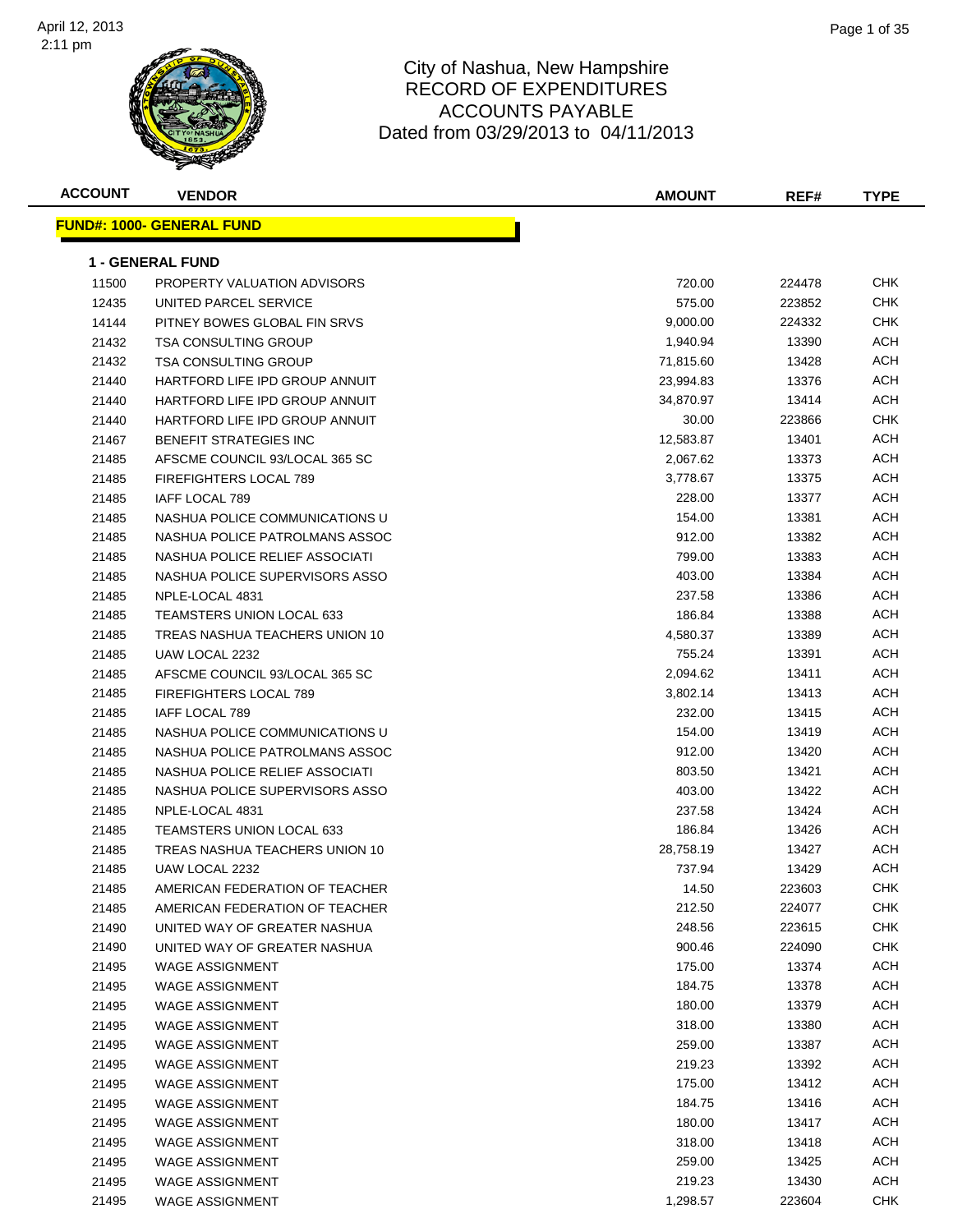# City of Nashua, New Hampshire
## RECORD OF EXPENDITURES
## ACCOUNTS PAYABLE
## Dated from 03/29/2013 to 04/11/2013

| ACCOUNT | VENDOR | AMOUNT | REF# | TYPE |
|---|---|---|---|---|
| **FUND#: 1000- GENERAL FUND** | | | | |
| **1 - GENERAL FUND** | | | | |
| 11500 | PROPERTY VALUATION ADVISORS | 720.00 | 224478 | CHK |
| 12435 | UNITED PARCEL SERVICE | 575.00 | 223852 | CHK |
| 14144 | PITNEY BOWES GLOBAL FIN SRVS | 9,000.00 | 224332 | CHK |
| 21432 | TSA CONSULTING GROUP | 1,940.94 | 13390 | ACH |
| 21432 | TSA CONSULTING GROUP | 71,815.60 | 13428 | ACH |
| 21440 | HARTFORD LIFE IPD GROUP ANNUIT | 23,994.83 | 13376 | ACH |
| 21440 | HARTFORD LIFE IPD GROUP ANNUIT | 34,870.97 | 13414 | ACH |
| 21440 | HARTFORD LIFE IPD GROUP ANNUIT | 30.00 | 223866 | CHK |
| 21467 | BENEFIT STRATEGIES INC | 12,583.87 | 13401 | ACH |
| 21485 | AFSCME COUNCIL 93/LOCAL 365 SC | 2,067.62 | 13373 | ACH |
| 21485 | FIREFIGHTERS LOCAL 789 | 3,778.67 | 13375 | ACH |
| 21485 | IAFF LOCAL 789 | 228.00 | 13377 | ACH |
| 21485 | NASHUA POLICE COMMUNICATIONS U | 154.00 | 13381 | ACH |
| 21485 | NASHUA POLICE PATROLMANS ASSOC | 912.00 | 13382 | ACH |
| 21485 | NASHUA POLICE RELIEF ASSOCIATI | 799.00 | 13383 | ACH |
| 21485 | NASHUA POLICE SUPERVISORS ASSO | 403.00 | 13384 | ACH |
| 21485 | NPLE-LOCAL 4831 | 237.58 | 13386 | ACH |
| 21485 | TEAMSTERS UNION LOCAL 633 | 186.84 | 13388 | ACH |
| 21485 | TREAS NASHUA TEACHERS UNION 10 | 4,580.37 | 13389 | ACH |
| 21485 | UAW LOCAL 2232 | 755.24 | 13391 | ACH |
| 21485 | AFSCME COUNCIL 93/LOCAL 365 SC | 2,094.62 | 13411 | ACH |
| 21485 | FIREFIGHTERS LOCAL 789 | 3,802.14 | 13413 | ACH |
| 21485 | IAFF LOCAL 789 | 232.00 | 13415 | ACH |
| 21485 | NASHUA POLICE COMMUNICATIONS U | 154.00 | 13419 | ACH |
| 21485 | NASHUA POLICE PATROLMANS ASSOC | 912.00 | 13420 | ACH |
| 21485 | NASHUA POLICE RELIEF ASSOCIATI | 803.50 | 13421 | ACH |
| 21485 | NASHUA POLICE SUPERVISORS ASSO | 403.00 | 13422 | ACH |
| 21485 | NPLE-LOCAL 4831 | 237.58 | 13424 | ACH |
| 21485 | TEAMSTERS UNION LOCAL 633 | 186.84 | 13426 | ACH |
| 21485 | TREAS NASHUA TEACHERS UNION 10 | 28,758.19 | 13427 | ACH |
| 21485 | UAW LOCAL 2232 | 737.94 | 13429 | ACH |
| 21485 | AMERICAN FEDERATION OF TEACHER | 14.50 | 223603 | CHK |
| 21485 | AMERICAN FEDERATION OF TEACHER | 212.50 | 224077 | CHK |
| 21490 | UNITED WAY OF GREATER NASHUA | 248.56 | 223615 | CHK |
| 21490 | UNITED WAY OF GREATER NASHUA | 900.46 | 224090 | CHK |
| 21495 | WAGE ASSIGNMENT | 175.00 | 13374 | ACH |
| 21495 | WAGE ASSIGNMENT | 184.75 | 13378 | ACH |
| 21495 | WAGE ASSIGNMENT | 180.00 | 13379 | ACH |
| 21495 | WAGE ASSIGNMENT | 318.00 | 13380 | ACH |
| 21495 | WAGE ASSIGNMENT | 259.00 | 13387 | ACH |
| 21495 | WAGE ASSIGNMENT | 219.23 | 13392 | ACH |
| 21495 | WAGE ASSIGNMENT | 175.00 | 13412 | ACH |
| 21495 | WAGE ASSIGNMENT | 184.75 | 13416 | ACH |
| 21495 | WAGE ASSIGNMENT | 180.00 | 13417 | ACH |
| 21495 | WAGE ASSIGNMENT | 318.00 | 13418 | ACH |
| 21495 | WAGE ASSIGNMENT | 259.00 | 13425 | ACH |
| 21495 | WAGE ASSIGNMENT | 219.23 | 13430 | ACH |
| 21495 | WAGE ASSIGNMENT | 1,298.57 | 223604 | CHK |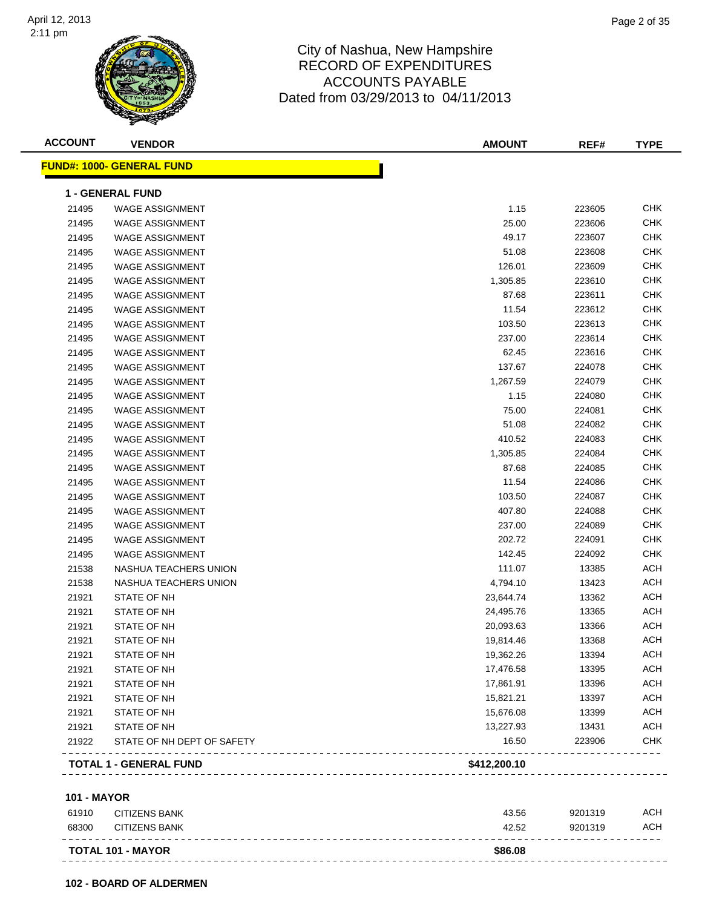# City of Nashua, New Hampshire
## RECORD OF EXPENDITURES
## ACCOUNTS PAYABLE
## Dated from 03/29/2013 to 04/11/2013

April 12, 2013
2:11 pm

**FUND#: 1000- GENERAL FUND**

### 1 - GENERAL FUND

| ACCOUNT | VENDOR | AMOUNT | REF# | TYPE |
|---|---|---|---|---|
| 21495 | WAGE ASSIGNMENT | 1.15 | 223605 | CHK |
| 21495 | WAGE ASSIGNMENT | 25.00 | 223606 | CHK |
| 21495 | WAGE ASSIGNMENT | 49.17 | 223607 | CHK |
| 21495 | WAGE ASSIGNMENT | 51.08 | 223608 | CHK |
| 21495 | WAGE ASSIGNMENT | 126.01 | 223609 | CHK |
| 21495 | WAGE ASSIGNMENT | 1,305.85 | 223610 | CHK |
| 21495 | WAGE ASSIGNMENT | 87.68 | 223611 | CHK |
| 21495 | WAGE ASSIGNMENT | 11.54 | 223612 | CHK |
| 21495 | WAGE ASSIGNMENT | 103.50 | 223613 | CHK |
| 21495 | WAGE ASSIGNMENT | 237.00 | 223614 | CHK |
| 21495 | WAGE ASSIGNMENT | 62.45 | 223616 | CHK |
| 21495 | WAGE ASSIGNMENT | 137.67 | 224078 | CHK |
| 21495 | WAGE ASSIGNMENT | 1,267.59 | 224079 | CHK |
| 21495 | WAGE ASSIGNMENT | 1.15 | 224080 | CHK |
| 21495 | WAGE ASSIGNMENT | 75.00 | 224081 | CHK |
| 21495 | WAGE ASSIGNMENT | 51.08 | 224082 | CHK |
| 21495 | WAGE ASSIGNMENT | 410.52 | 224083 | CHK |
| 21495 | WAGE ASSIGNMENT | 1,305.85 | 224084 | CHK |
| 21495 | WAGE ASSIGNMENT | 87.68 | 224085 | CHK |
| 21495 | WAGE ASSIGNMENT | 11.54 | 224086 | CHK |
| 21495 | WAGE ASSIGNMENT | 103.50 | 224087 | CHK |
| 21495 | WAGE ASSIGNMENT | 407.80 | 224088 | CHK |
| 21495 | WAGE ASSIGNMENT | 237.00 | 224089 | CHK |
| 21495 | WAGE ASSIGNMENT | 202.72 | 224091 | CHK |
| 21495 | WAGE ASSIGNMENT | 142.45 | 224092 | CHK |
| 21538 | NASHUA TEACHERS UNION | 111.07 | 13385 | ACH |
| 21538 | NASHUA TEACHERS UNION | 4,794.10 | 13423 | ACH |
| 21921 | STATE OF NH | 23,644.74 | 13362 | ACH |
| 21921 | STATE OF NH | 24,495.76 | 13365 | ACH |
| 21921 | STATE OF NH | 20,093.63 | 13366 | ACH |
| 21921 | STATE OF NH | 19,814.46 | 13368 | ACH |
| 21921 | STATE OF NH | 19,362.26 | 13394 | ACH |
| 21921 | STATE OF NH | 17,476.58 | 13395 | ACH |
| 21921 | STATE OF NH | 17,861.91 | 13396 | ACH |
| 21921 | STATE OF NH | 15,821.21 | 13397 | ACH |
| 21921 | STATE OF NH | 15,676.08 | 13399 | ACH |
| 21921 | STATE OF NH | 13,227.93 | 13431 | ACH |
| 21922 | STATE OF NH DEPT OF SAFETY | 16.50 | 223906 | CHK |
| | **TOTAL 1 - GENERAL FUND** | **$412,200.10** | | |

### 101 - MAYOR

| ACCOUNT | VENDOR | AMOUNT | REF# | TYPE |
|---|---|---|---|---|
| 61910 | CITIZENS BANK | 43.56 | 9201319 | ACH |
| 68300 | CITIZENS BANK | 42.52 | 9201319 | ACH |
| | **TOTAL 101 - MAYOR** | **$86.08** | | |

### 102 - BOARD OF ALDERMEN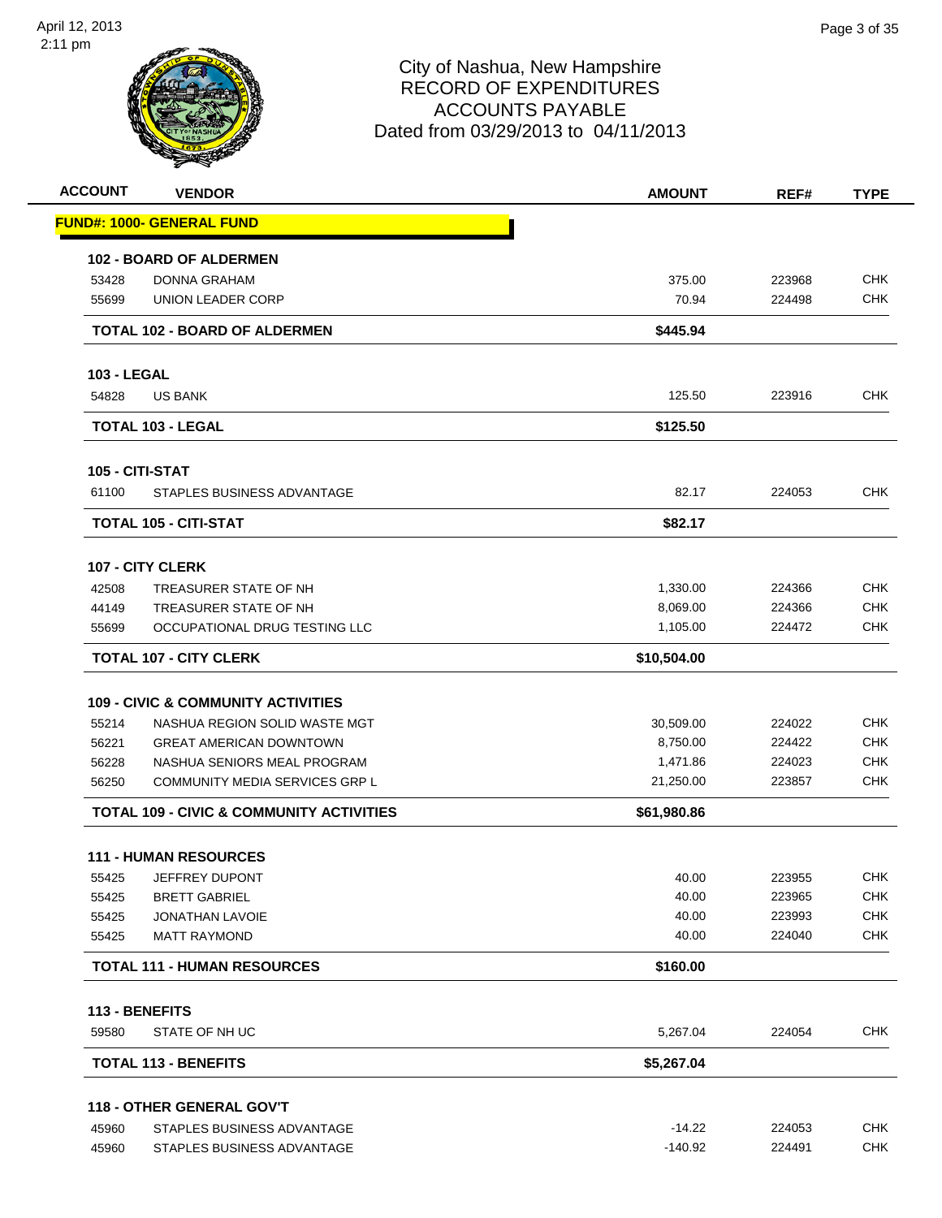# City of Nashua, New Hampshire
## RECORD OF EXPENDITURES
## ACCOUNTS PAYABLE
## Dated from 03/29/2013 to 04/11/2013

April 12, 2013
2:11 pm

| ACCOUNT | VENDOR | AMOUNT | REF# | TYPE |
|---|---|---|---|---|
| **FUND#: 1000- GENERAL FUND** | | | | |
| **102 - BOARD OF ALDERMEN** | | | | |
| 53428 | DONNA GRAHAM | 375.00 | 223968 | CHK |
| 55699 | UNION LEADER CORP | 70.94 | 224498 | CHK |
| | **TOTAL 102 - BOARD OF ALDERMEN** | **$445.94** | | |
| **103 - LEGAL** | | | | |
| 54828 | US BANK | 125.50 | 223916 | CHK |
| | **TOTAL 103 - LEGAL** | **$125.50** | | |
| **105 - CITI-STAT** | | | | |
| 61100 | STAPLES BUSINESS ADVANTAGE | 82.17 | 224053 | CHK |
| | **TOTAL 105 - CITI-STAT** | **$82.17** | | |
| **107 - CITY CLERK** | | | | |
| 42508 | TREASURER STATE OF NH | 1,330.00 | 224366 | CHK |
| 44149 | TREASURER STATE OF NH | 8,069.00 | 224366 | CHK |
| 55699 | OCCUPATIONAL DRUG TESTING LLC | 1,105.00 | 224472 | CHK |
| | **TOTAL 107 - CITY CLERK** | **$10,504.00** | | |
| **109 - CIVIC & COMMUNITY ACTIVITIES** | | | | |
| 55214 | NASHUA REGION SOLID WASTE MGT | 30,509.00 | 224022 | CHK |
| 56221 | GREAT AMERICAN DOWNTOWN | 8,750.00 | 224422 | CHK |
| 56228 | NASHUA SENIORS MEAL PROGRAM | 1,471.86 | 224023 | CHK |
| 56250 | COMMUNITY MEDIA SERVICES GRP L | 21,250.00 | 223857 | CHK |
| | **TOTAL 109 - CIVIC & COMMUNITY ACTIVITIES** | **$61,980.86** | | |
| **111 - HUMAN RESOURCES** | | | | |
| 55425 | JEFFREY DUPONT | 40.00 | 223955 | CHK |
| 55425 | BRETT GABRIEL | 40.00 | 223965 | CHK |
| 55425 | JONATHAN LAVOIE | 40.00 | 223993 | CHK |
| 55425 | MATT RAYMOND | 40.00 | 224040 | CHK |
| | **TOTAL 111 - HUMAN RESOURCES** | **$160.00** | | |
| **113 - BENEFITS** | | | | |
| 59580 | STATE OF NH UC | 5,267.04 | 224054 | CHK |
| | **TOTAL 113 - BENEFITS** | **$5,267.04** | | |
| **118 - OTHER GENERAL GOV'T** | | | | |
| 45960 | STAPLES BUSINESS ADVANTAGE | -14.22 | 224053 | CHK |
| 45960 | STAPLES BUSINESS ADVANTAGE | -140.92 | 224491 | CHK |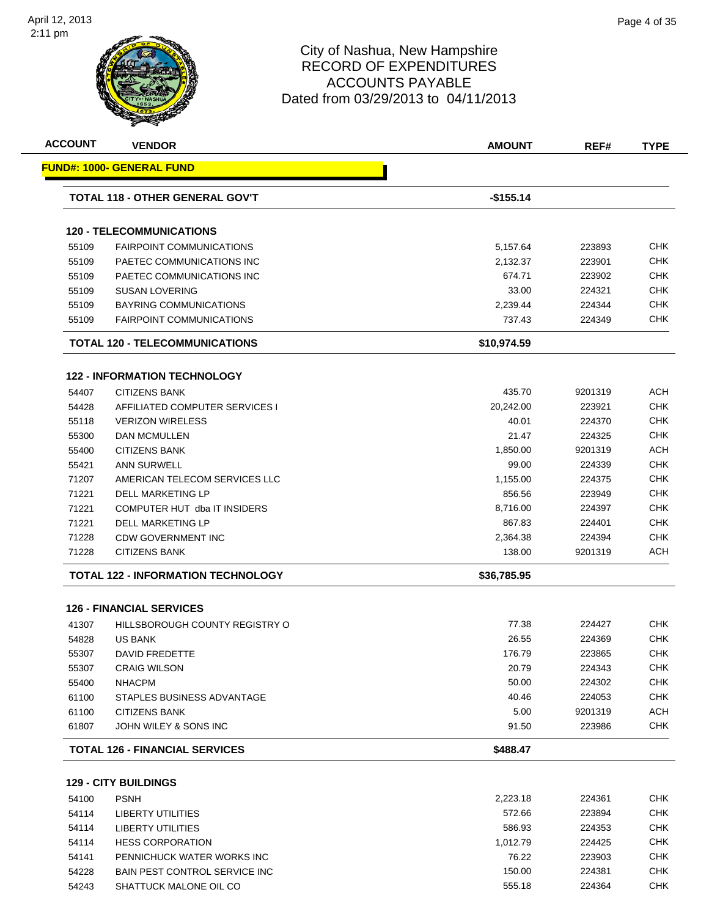# City of Nashua, New Hampshire
## RECORD OF EXPENDITURES
## ACCOUNTS PAYABLE
## Dated from 03/29/2013 to 04/11/2013

| ACCOUNT | VENDOR | AMOUNT | REF# | TYPE |
|---|---|---|---|---|
| | **FUND#: 1000- GENERAL FUND** | | | |
| | **TOTAL 118 - OTHER GENERAL GOV'T** | **-$155.14** | | |
| | **120 - TELECOMMUNICATIONS** | | | |
| 55109 | FAIRPOINT COMMUNICATIONS | 5,157.64 | 223893 | CHK |
| 55109 | PAETEC COMMUNICATIONS INC | 2,132.37 | 223901 | CHK |
| 55109 | PAETEC COMMUNICATIONS INC | 674.71 | 223902 | CHK |
| 55109 | SUSAN LOVERING | 33.00 | 224321 | CHK |
| 55109 | BAYRING COMMUNICATIONS | 2,239.44 | 224344 | CHK |
| 55109 | FAIRPOINT COMMUNICATIONS | 737.43 | 224349 | CHK |
| | **TOTAL 120 - TELECOMMUNICATIONS** | **$10,974.59** | | |
| | **122 - INFORMATION TECHNOLOGY** | | | |
| 54407 | CITIZENS BANK | 435.70 | 9201319 | ACH |
| 54428 | AFFILIATED COMPUTER SERVICES I | 20,242.00 | 223921 | CHK |
| 55118 | VERIZON WIRELESS | 40.01 | 224370 | CHK |
| 55300 | DAN MCMULLEN | 21.47 | 224325 | CHK |
| 55400 | CITIZENS BANK | 1,850.00 | 9201319 | ACH |
| 55421 | ANN SURWELL | 99.00 | 224339 | CHK |
| 71207 | AMERICAN TELECOM SERVICES LLC | 1,155.00 | 224375 | CHK |
| 71221 | DELL MARKETING LP | 856.56 | 223949 | CHK |
| 71221 | COMPUTER HUT dba IT INSIDERS | 8,716.00 | 224397 | CHK |
| 71221 | DELL MARKETING LP | 867.83 | 224401 | CHK |
| 71228 | CDW GOVERNMENT INC | 2,364.38 | 224394 | CHK |
| 71228 | CITIZENS BANK | 138.00 | 9201319 | ACH |
| | **TOTAL 122 - INFORMATION TECHNOLOGY** | **$36,785.95** | | |
| | **126 - FINANCIAL SERVICES** | | | |
| 41307 | HILLSBOROUGH COUNTY REGISTRY O | 77.38 | 224427 | CHK |
| 54828 | US BANK | 26.55 | 224369 | CHK |
| 55307 | DAVID FREDETTE | 176.79 | 223865 | CHK |
| 55307 | CRAIG WILSON | 20.79 | 224343 | CHK |
| 55400 | NHACPM | 50.00 | 224302 | CHK |
| 61100 | STAPLES BUSINESS ADVANTAGE | 40.46 | 224053 | CHK |
| 61100 | CITIZENS BANK | 5.00 | 9201319 | ACH |
| 61807 | JOHN WILEY & SONS INC | 91.50 | 223986 | CHK |
| | **TOTAL 126 - FINANCIAL SERVICES** | **$488.47** | | |
| | **129 - CITY BUILDINGS** | | | |
| 54100 | PSNH | 2,223.18 | 224361 | CHK |
| 54114 | LIBERTY UTILITIES | 572.66 | 223894 | CHK |
| 54114 | LIBERTY UTILITIES | 586.93 | 224353 | CHK |
| 54114 | HESS CORPORATION | 1,012.79 | 224425 | CHK |
| 54141 | PENNICHUCK WATER WORKS INC | 76.22 | 223903 | CHK |
| 54228 | BAIN PEST CONTROL SERVICE INC | 150.00 | 224381 | CHK |
| 54243 | SHATTUCK MALONE OIL CO | 555.18 | 224364 | CHK |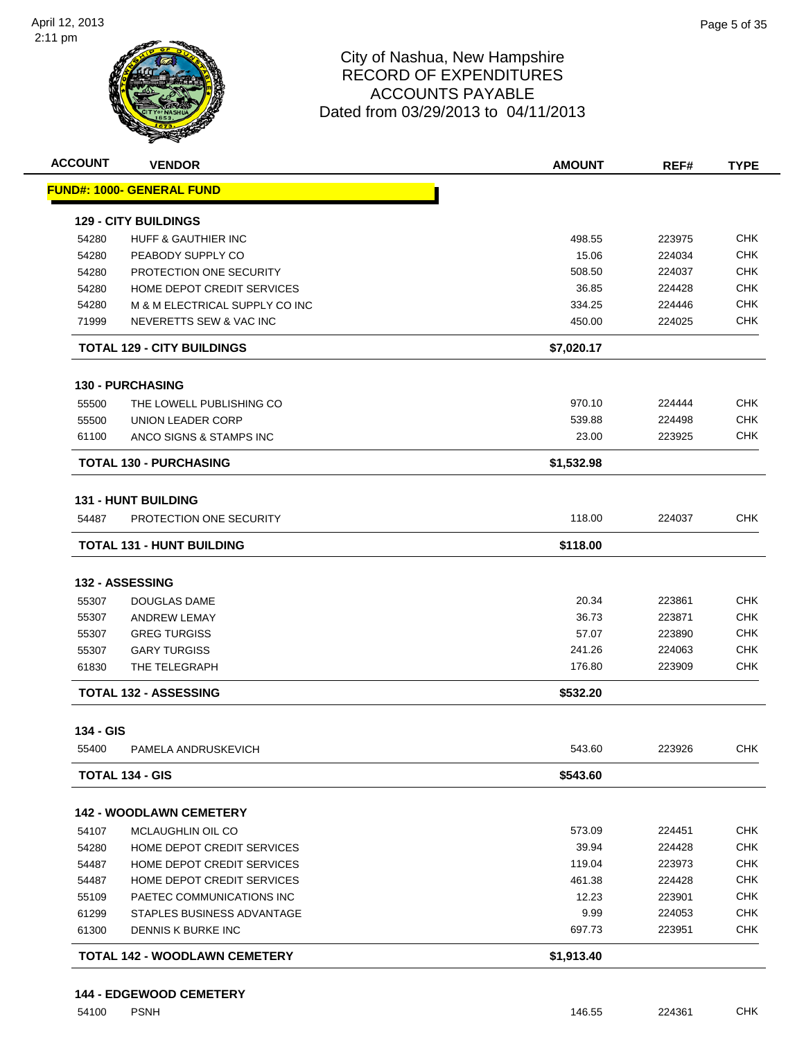# City of Nashua, New Hampshire
## RECORD OF EXPENDITURES
## ACCOUNTS PAYABLE
## Dated from 03/29/2013 to 04/11/2013

| ACCOUNT | VENDOR | AMOUNT | REF# | TYPE |
|---|---|---|---|---|
| | **FUND#: 1000- GENERAL FUND** | | | |
| | **129 - CITY BUILDINGS** | | | |
| 54280 | HUFF & GAUTHIER INC | 498.55 | 223975 | CHK |
| 54280 | PEABODY SUPPLY CO | 15.06 | 224034 | CHK |
| 54280 | PROTECTION ONE SECURITY | 508.50 | 224037 | CHK |
| 54280 | HOME DEPOT CREDIT SERVICES | 36.85 | 224428 | CHK |
| 54280 | M & M ELECTRICAL SUPPLY CO INC | 334.25 | 224446 | CHK |
| 71999 | NEVERETTS SEW & VAC INC | 450.00 | 224025 | CHK |
| | **TOTAL 129 - CITY BUILDINGS** | **$7,020.17** | | |
| | **130 - PURCHASING** | | | |
| 55500 | THE LOWELL PUBLISHING CO | 970.10 | 224444 | CHK |
| 55500 | UNION LEADER CORP | 539.88 | 224498 | CHK |
| 61100 | ANCO SIGNS & STAMPS INC | 23.00 | 223925 | CHK |
| | **TOTAL 130 - PURCHASING** | **$1,532.98** | | |
| | **131 - HUNT BUILDING** | | | |
| 54487 | PROTECTION ONE SECURITY | 118.00 | 224037 | CHK |
| | **TOTAL 131 - HUNT BUILDING** | **$118.00** | | |
| | **132 - ASSESSING** | | | |
| 55307 | DOUGLAS DAME | 20.34 | 223861 | CHK |
| 55307 | ANDREW LEMAY | 36.73 | 223871 | CHK |
| 55307 | GREG TURGISS | 57.07 | 223890 | CHK |
| 55307 | GARY TURGISS | 241.26 | 224063 | CHK |
| 61830 | THE TELEGRAPH | 176.80 | 223909 | CHK |
| | **TOTAL 132 - ASSESSING** | **$532.20** | | |
| | **134 - GIS** | | | |
| 55400 | PAMELA ANDRUSKEVICH | 543.60 | 223926 | CHK |
| | **TOTAL 134 - GIS** | **$543.60** | | |
| | **142 - WOODLAWN CEMETERY** | | | |
| 54107 | MCLAUGHLIN OIL CO | 573.09 | 224451 | CHK |
| 54280 | HOME DEPOT CREDIT SERVICES | 39.94 | 224428 | CHK |
| 54487 | HOME DEPOT CREDIT SERVICES | 119.04 | 223973 | CHK |
| 54487 | HOME DEPOT CREDIT SERVICES | 461.38 | 224428 | CHK |
| 55109 | PAETEC COMMUNICATIONS INC | 12.23 | 223901 | CHK |
| 61299 | STAPLES BUSINESS ADVANTAGE | 9.99 | 224053 | CHK |
| 61300 | DENNIS K BURKE INC | 697.73 | 223951 | CHK |
| | **TOTAL 142 - WOODLAWN CEMETERY** | **$1,913.40** | | |
| | **144 - EDGEWOOD CEMETERY** | | | |
| 54100 | PSNH | 146.55 | 224361 | CHK |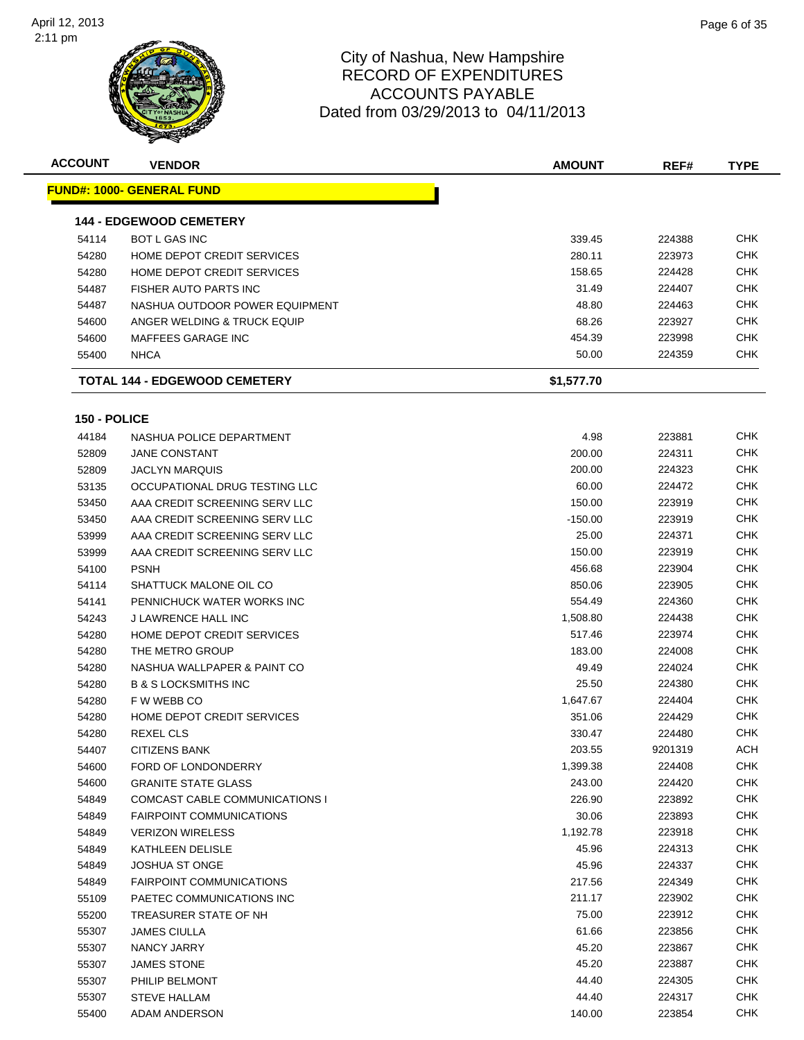City of Nashua, New Hampshire
RECORD OF EXPENDITURES
ACCOUNTS PAYABLE
Dated from 03/29/2013 to 04/11/2013

| ACCOUNT | VENDOR | AMOUNT | REF# | TYPE |
|---|---|---|---|---|
| **FUND#: 1000- GENERAL FUND** | | | | |
| **144 - EDGEWOOD CEMETERY** | | | | |
| 54114 | BOT L GAS INC | 339.45 | 224388 | CHK |
| 54280 | HOME DEPOT CREDIT SERVICES | 280.11 | 223973 | CHK |
| 54280 | HOME DEPOT CREDIT SERVICES | 158.65 | 224428 | CHK |
| 54487 | FISHER AUTO PARTS INC | 31.49 | 224407 | CHK |
| 54487 | NASHUA OUTDOOR POWER EQUIPMENT | 48.80 | 224463 | CHK |
| 54600 | ANGER WELDING & TRUCK EQUIP | 68.26 | 223927 | CHK |
| 54600 | MAFFEES GARAGE INC | 454.39 | 223998 | CHK |
| 55400 | NHCA | 50.00 | 224359 | CHK |
| **TOTAL 144 - EDGEWOOD CEMETERY** | | **$1,577.70** | | |
| **150 - POLICE** | | | | |
| 44184 | NASHUA POLICE DEPARTMENT | 4.98 | 223881 | CHK |
| 52809 | JANE CONSTANT | 200.00 | 224311 | CHK |
| 52809 | JACLYN MARQUIS | 200.00 | 224323 | CHK |
| 53135 | OCCUPATIONAL DRUG TESTING LLC | 60.00 | 224472 | CHK |
| 53450 | AAA CREDIT SCREENING SERV LLC | 150.00 | 223919 | CHK |
| 53450 | AAA CREDIT SCREENING SERV LLC | -150.00 | 223919 | CHK |
| 53999 | AAA CREDIT SCREENING SERV LLC | 25.00 | 224371 | CHK |
| 53999 | AAA CREDIT SCREENING SERV LLC | 150.00 | 223919 | CHK |
| 54100 | PSNH | 456.68 | 223904 | CHK |
| 54114 | SHATTUCK MALONE OIL CO | 850.06 | 223905 | CHK |
| 54141 | PENNICHUCK WATER WORKS INC | 554.49 | 224360 | CHK |
| 54243 | J LAWRENCE HALL INC | 1,508.80 | 224438 | CHK |
| 54280 | HOME DEPOT CREDIT SERVICES | 517.46 | 223974 | CHK |
| 54280 | THE METRO GROUP | 183.00 | 224008 | CHK |
| 54280 | NASHUA WALLPAPER & PAINT CO | 49.49 | 224024 | CHK |
| 54280 | B & S LOCKSMITHS INC | 25.50 | 224380 | CHK |
| 54280 | F W WEBB CO | 1,647.67 | 224404 | CHK |
| 54280 | HOME DEPOT CREDIT SERVICES | 351.06 | 224429 | CHK |
| 54280 | REXEL CLS | 330.47 | 224480 | CHK |
| 54407 | CITIZENS BANK | 203.55 | 9201319 | ACH |
| 54600 | FORD OF LONDONDERRY | 1,399.38 | 224408 | CHK |
| 54600 | GRANITE STATE GLASS | 243.00 | 224420 | CHK |
| 54849 | COMCAST CABLE COMMUNICATIONS I | 226.90 | 223892 | CHK |
| 54849 | FAIRPOINT COMMUNICATIONS | 30.06 | 223893 | CHK |
| 54849 | VERIZON WIRELESS | 1,192.78 | 223918 | CHK |
| 54849 | KATHLEEN DELISLE | 45.96 | 224313 | CHK |
| 54849 | JOSHUA ST ONGE | 45.96 | 224337 | CHK |
| 54849 | FAIRPOINT COMMUNICATIONS | 217.56 | 224349 | CHK |
| 55109 | PAETEC COMMUNICATIONS INC | 211.17 | 223902 | CHK |
| 55200 | TREASURER STATE OF NH | 75.00 | 223912 | CHK |
| 55307 | JAMES CIULLA | 61.66 | 223856 | CHK |
| 55307 | NANCY JARRY | 45.20 | 223867 | CHK |
| 55307 | JAMES STONE | 45.20 | 223887 | CHK |
| 55307 | PHILIP BELMONT | 44.40 | 224305 | CHK |
| 55307 | STEVE HALLAM | 44.40 | 224317 | CHK |
| 55400 | ADAM ANDERSON | 140.00 | 223854 | CHK |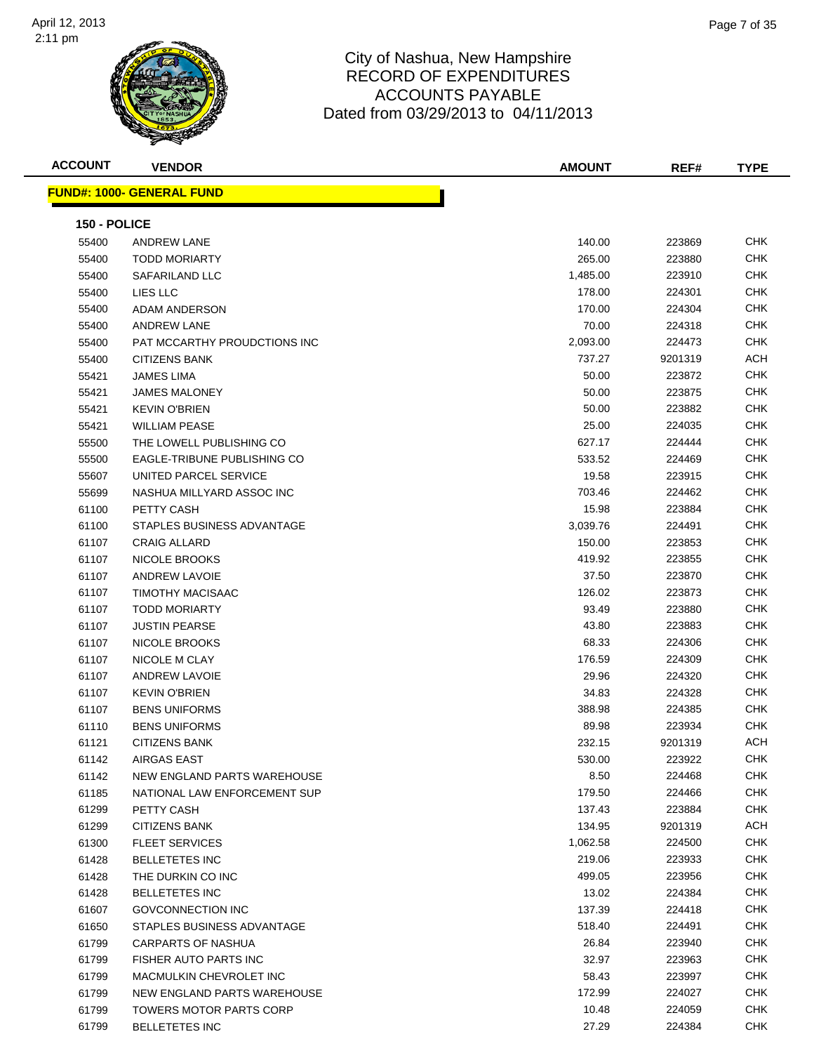# City of Nashua, New Hampshire
## RECORD OF EXPENDITURES
## ACCOUNTS PAYABLE
## Dated from 03/29/2013 to 04/11/2013

**FUND#: 1000- GENERAL FUND**

**150 - POLICE**

| ACCOUNT | VENDOR | AMOUNT | REF# | TYPE |
|---|---|---|---|---|
| 55400 | ANDREW LANE | 140.00 | 223869 | CHK |
| 55400 | TODD MORIARTY | 265.00 | 223880 | CHK |
| 55400 | SAFARILAND LLC | 1,485.00 | 223910 | CHK |
| 55400 | LIES LLC | 178.00 | 224301 | CHK |
| 55400 | ADAM ANDERSON | 170.00 | 224304 | CHK |
| 55400 | ANDREW LANE | 70.00 | 224318 | CHK |
| 55400 | PAT MCCARTHY PROUDCTIONS INC | 2,093.00 | 224473 | CHK |
| 55400 | CITIZENS BANK | 737.27 | 9201319 | ACH |
| 55421 | JAMES LIMA | 50.00 | 223872 | CHK |
| 55421 | JAMES MALONEY | 50.00 | 223875 | CHK |
| 55421 | KEVIN O'BRIEN | 50.00 | 223882 | CHK |
| 55421 | WILLIAM PEASE | 25.00 | 224035 | CHK |
| 55500 | THE LOWELL PUBLISHING CO | 627.17 | 224444 | CHK |
| 55500 | EAGLE-TRIBUNE PUBLISHING CO | 533.52 | 224469 | CHK |
| 55607 | UNITED PARCEL SERVICE | 19.58 | 223915 | CHK |
| 55699 | NASHUA MILLYARD ASSOC INC | 703.46 | 224462 | CHK |
| 61100 | PETTY CASH | 15.98 | 223884 | CHK |
| 61100 | STAPLES BUSINESS ADVANTAGE | 3,039.76 | 224491 | CHK |
| 61107 | CRAIG ALLARD | 150.00 | 223853 | CHK |
| 61107 | NICOLE BROOKS | 419.92 | 223855 | CHK |
| 61107 | ANDREW LAVOIE | 37.50 | 223870 | CHK |
| 61107 | TIMOTHY MACISAAC | 126.02 | 223873 | CHK |
| 61107 | TODD MORIARTY | 93.49 | 223880 | CHK |
| 61107 | JUSTIN PEARSE | 43.80 | 223883 | CHK |
| 61107 | NICOLE BROOKS | 68.33 | 224306 | CHK |
| 61107 | NICOLE M CLAY | 176.59 | 224309 | CHK |
| 61107 | ANDREW LAVOIE | 29.96 | 224320 | CHK |
| 61107 | KEVIN O'BRIEN | 34.83 | 224328 | CHK |
| 61107 | BENS UNIFORMS | 388.98 | 224385 | CHK |
| 61110 | BENS UNIFORMS | 89.98 | 223934 | CHK |
| 61121 | CITIZENS BANK | 232.15 | 9201319 | ACH |
| 61142 | AIRGAS EAST | 530.00 | 223922 | CHK |
| 61142 | NEW ENGLAND PARTS WAREHOUSE | 8.50 | 224468 | CHK |
| 61185 | NATIONAL LAW ENFORCEMENT SUP | 179.50 | 224466 | CHK |
| 61299 | PETTY CASH | 137.43 | 223884 | CHK |
| 61299 | CITIZENS BANK | 134.95 | 9201319 | ACH |
| 61300 | FLEET SERVICES | 1,062.58 | 224500 | CHK |
| 61428 | BELLETETES INC | 219.06 | 223933 | CHK |
| 61428 | THE DURKIN CO INC | 499.05 | 223956 | CHK |
| 61428 | BELLETETES INC | 13.02 | 224384 | CHK |
| 61607 | GOVCONNECTION INC | 137.39 | 224418 | CHK |
| 61650 | STAPLES BUSINESS ADVANTAGE | 518.40 | 224491 | CHK |
| 61799 | CARPARTS OF NASHUA | 26.84 | 223940 | CHK |
| 61799 | FISHER AUTO PARTS INC | 32.97 | 223963 | CHK |
| 61799 | MACMULKIN CHEVROLET INC | 58.43 | 223997 | CHK |
| 61799 | NEW ENGLAND PARTS WAREHOUSE | 172.99 | 224027 | CHK |
| 61799 | TOWERS MOTOR PARTS CORP | 10.48 | 224059 | CHK |
| 61799 | BELLETETES INC | 27.29 | 224384 | CHK |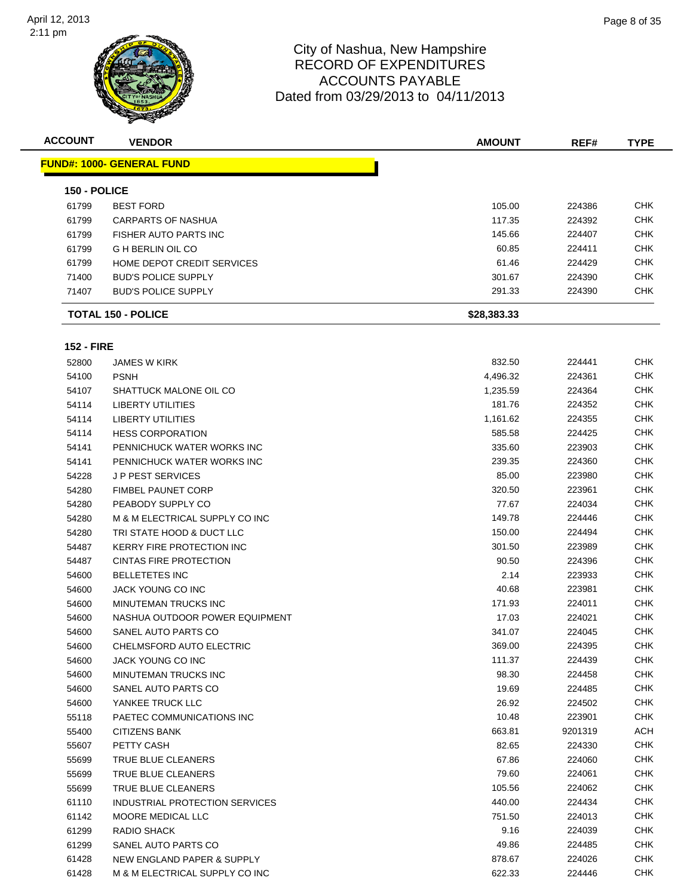# City of Nashua, New Hampshire
## RECORD OF EXPENDITURES
## ACCOUNTS PAYABLE
## Dated from 03/29/2013 to 04/11/2013

| ACCOUNT | VENDOR | AMOUNT | REF# | TYPE |
|---|---|---|---|---|
| **FUND#: 1000- GENERAL FUND** | | | | |
| **150 - POLICE** | | | | |
| 61799 | BEST FORD | 105.00 | 224386 | CHK |
| 61799 | CARPARTS OF NASHUA | 117.35 | 224392 | CHK |
| 61799 | FISHER AUTO PARTS INC | 145.66 | 224407 | CHK |
| 61799 | G H BERLIN OIL CO | 60.85 | 224411 | CHK |
| 61799 | HOME DEPOT CREDIT SERVICES | 61.46 | 224429 | CHK |
| 71400 | BUD'S POLICE SUPPLY | 301.67 | 224390 | CHK |
| 71407 | BUD'S POLICE SUPPLY | 291.33 | 224390 | CHK |
| **TOTAL 150 - POLICE** | | **$28,383.33** | | |
| **152 - FIRE** | | | | |
| 52800 | JAMES W KIRK | 832.50 | 224441 | CHK |
| 54100 | PSNH | 4,496.32 | 224361 | CHK |
| 54107 | SHATTUCK MALONE OIL CO | 1,235.59 | 224364 | CHK |
| 54114 | LIBERTY UTILITIES | 181.76 | 224352 | CHK |
| 54114 | LIBERTY UTILITIES | 1,161.62 | 224355 | CHK |
| 54114 | HESS CORPORATION | 585.58 | 224425 | CHK |
| 54141 | PENNICHUCK WATER WORKS INC | 335.60 | 223903 | CHK |
| 54141 | PENNICHUCK WATER WORKS INC | 239.35 | 224360 | CHK |
| 54228 | J P PEST SERVICES | 85.00 | 223980 | CHK |
| 54280 | FIMBEL PAUNET CORP | 320.50 | 223961 | CHK |
| 54280 | PEABODY SUPPLY CO | 77.67 | 224034 | CHK |
| 54280 | M & M ELECTRICAL SUPPLY CO INC | 149.78 | 224446 | CHK |
| 54280 | TRI STATE HOOD & DUCT LLC | 150.00 | 224494 | CHK |
| 54487 | KERRY FIRE PROTECTION INC | 301.50 | 223989 | CHK |
| 54487 | CINTAS FIRE PROTECTION | 90.50 | 224396 | CHK |
| 54600 | BELLETETES INC | 2.14 | 223933 | CHK |
| 54600 | JACK YOUNG CO INC | 40.68 | 223981 | CHK |
| 54600 | MINUTEMAN TRUCKS INC | 171.93 | 224011 | CHK |
| 54600 | NASHUA OUTDOOR POWER EQUIPMENT | 17.03 | 224021 | CHK |
| 54600 | SANEL AUTO PARTS CO | 341.07 | 224045 | CHK |
| 54600 | CHELMSFORD AUTO ELECTRIC | 369.00 | 224395 | CHK |
| 54600 | JACK YOUNG CO INC | 111.37 | 224439 | CHK |
| 54600 | MINUTEMAN TRUCKS INC | 98.30 | 224458 | CHK |
| 54600 | SANEL AUTO PARTS CO | 19.69 | 224485 | CHK |
| 54600 | YANKEE TRUCK LLC | 26.92 | 224502 | CHK |
| 55118 | PAETEC COMMUNICATIONS INC | 10.48 | 223901 | CHK |
| 55400 | CITIZENS BANK | 663.81 | 9201319 | ACH |
| 55607 | PETTY CASH | 82.65 | 224330 | CHK |
| 55699 | TRUE BLUE CLEANERS | 67.86 | 224060 | CHK |
| 55699 | TRUE BLUE CLEANERS | 79.60 | 224061 | CHK |
| 55699 | TRUE BLUE CLEANERS | 105.56 | 224062 | CHK |
| 61110 | INDUSTRIAL PROTECTION SERVICES | 440.00 | 224434 | CHK |
| 61142 | MOORE MEDICAL LLC | 751.50 | 224013 | CHK |
| 61299 | RADIO SHACK | 9.16 | 224039 | CHK |
| 61299 | SANEL AUTO PARTS CO | 49.86 | 224485 | CHK |
| 61428 | NEW ENGLAND PAPER & SUPPLY | 878.67 | 224026 | CHK |
| 61428 | M & M ELECTRICAL SUPPLY CO INC | 622.33 | 224446 | CHK |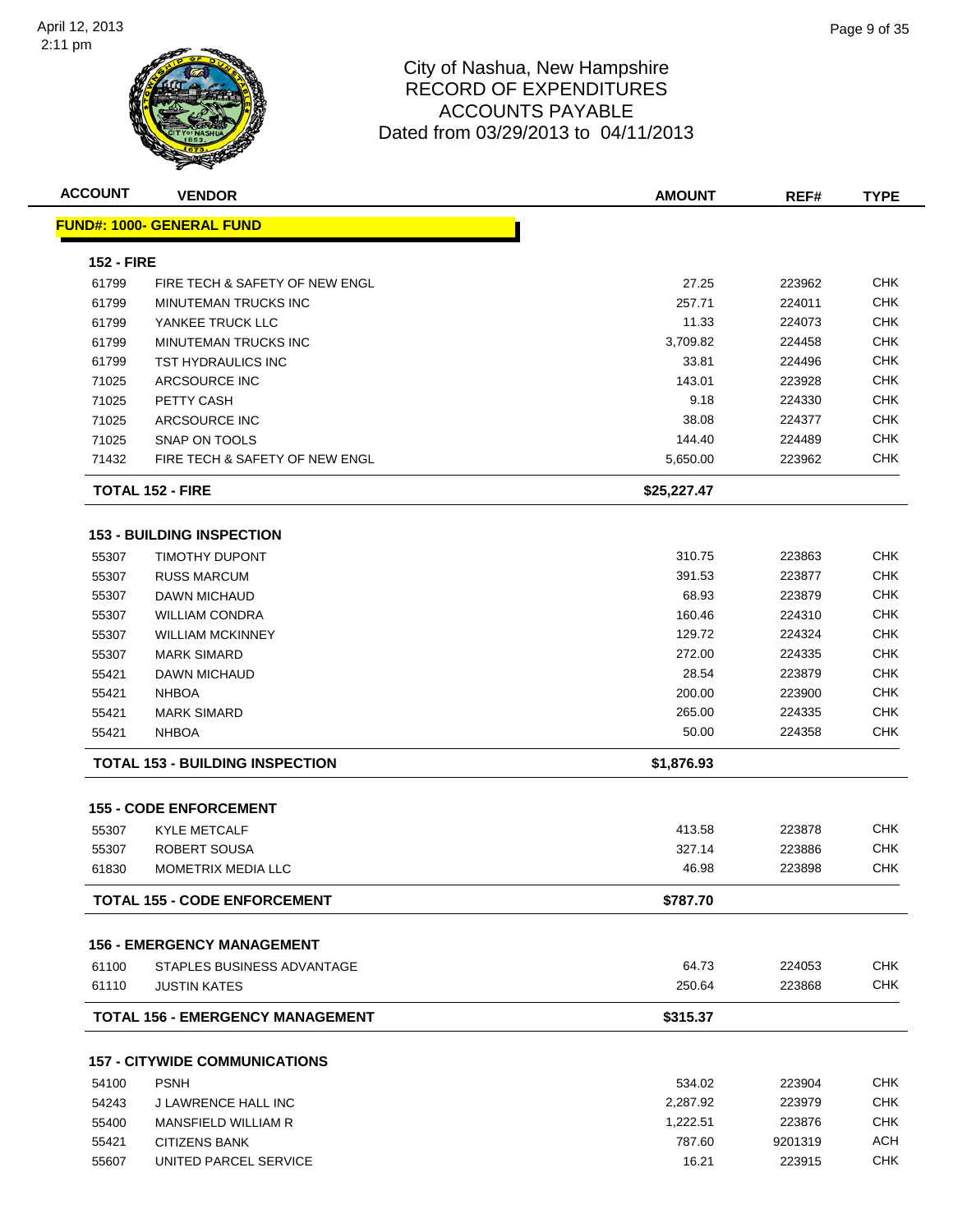# City of Nashua, New Hampshire
## RECORD OF EXPENDITURES
## ACCOUNTS PAYABLE
## Dated from 03/29/2013 to 04/11/2013

| ACCOUNT | VENDOR | AMOUNT | REF# | TYPE |
|---|---|---|---|---|
| **FUND#: 1000- GENERAL FUND** | | | | |
| **152 - FIRE** | | | | |
| 61799 | FIRE TECH & SAFETY OF NEW ENGL | 27.25 | 223962 | CHK |
| 61799 | MINUTEMAN TRUCKS INC | 257.71 | 224011 | CHK |
| 61799 | YANKEE TRUCK LLC | 11.33 | 224073 | CHK |
| 61799 | MINUTEMAN TRUCKS INC | 3,709.82 | 224458 | CHK |
| 61799 | TST HYDRAULICS INC | 33.81 | 224496 | CHK |
| 71025 | ARCSOURCE INC | 143.01 | 223928 | CHK |
| 71025 | PETTY CASH | 9.18 | 224330 | CHK |
| 71025 | ARCSOURCE INC | 38.08 | 224377 | CHK |
| 71025 | SNAP ON TOOLS | 144.40 | 224489 | CHK |
| 71432 | FIRE TECH & SAFETY OF NEW ENGL | 5,650.00 | 223962 | CHK |
| | **TOTAL 152 - FIRE** | **$25,227.47** | | |
| **153 - BUILDING INSPECTION** | | | | |
| 55307 | TIMOTHY DUPONT | 310.75 | 223863 | CHK |
| 55307 | RUSS MARCUM | 391.53 | 223877 | CHK |
| 55307 | DAWN MICHAUD | 68.93 | 223879 | CHK |
| 55307 | WILLIAM CONDRA | 160.46 | 224310 | CHK |
| 55307 | WILLIAM MCKINNEY | 129.72 | 224324 | CHK |
| 55307 | MARK SIMARD | 272.00 | 224335 | CHK |
| 55421 | DAWN MICHAUD | 28.54 | 223879 | CHK |
| 55421 | NHBOA | 200.00 | 223900 | CHK |
| 55421 | MARK SIMARD | 265.00 | 224335 | CHK |
| 55421 | NHBOA | 50.00 | 224358 | CHK |
| | **TOTAL 153 - BUILDING INSPECTION** | **$1,876.93** | | |
| **155 - CODE ENFORCEMENT** | | | | |
| 55307 | KYLE METCALF | 413.58 | 223878 | CHK |
| 55307 | ROBERT SOUSA | 327.14 | 223886 | CHK |
| 61830 | MOMETRIX MEDIA LLC | 46.98 | 223898 | CHK |
| | **TOTAL 155 - CODE ENFORCEMENT** | **$787.70** | | |
| **156 - EMERGENCY MANAGEMENT** | | | | |
| 61100 | STAPLES BUSINESS ADVANTAGE | 64.73 | 224053 | CHK |
| 61110 | JUSTIN KATES | 250.64 | 223868 | CHK |
| | **TOTAL 156 - EMERGENCY MANAGEMENT** | **$315.37** | | |
| **157 - CITYWIDE COMMUNICATIONS** | | | | |
| 54100 | PSNH | 534.02 | 223904 | CHK |
| 54243 | J LAWRENCE HALL INC | 2,287.92 | 223979 | CHK |
| 55400 | MANSFIELD WILLIAM R | 1,222.51 | 223876 | CHK |
| 55421 | CITIZENS BANK | 787.60 | 9201319 | ACH |
| 55607 | UNITED PARCEL SERVICE | 16.21 | 223915 | CHK |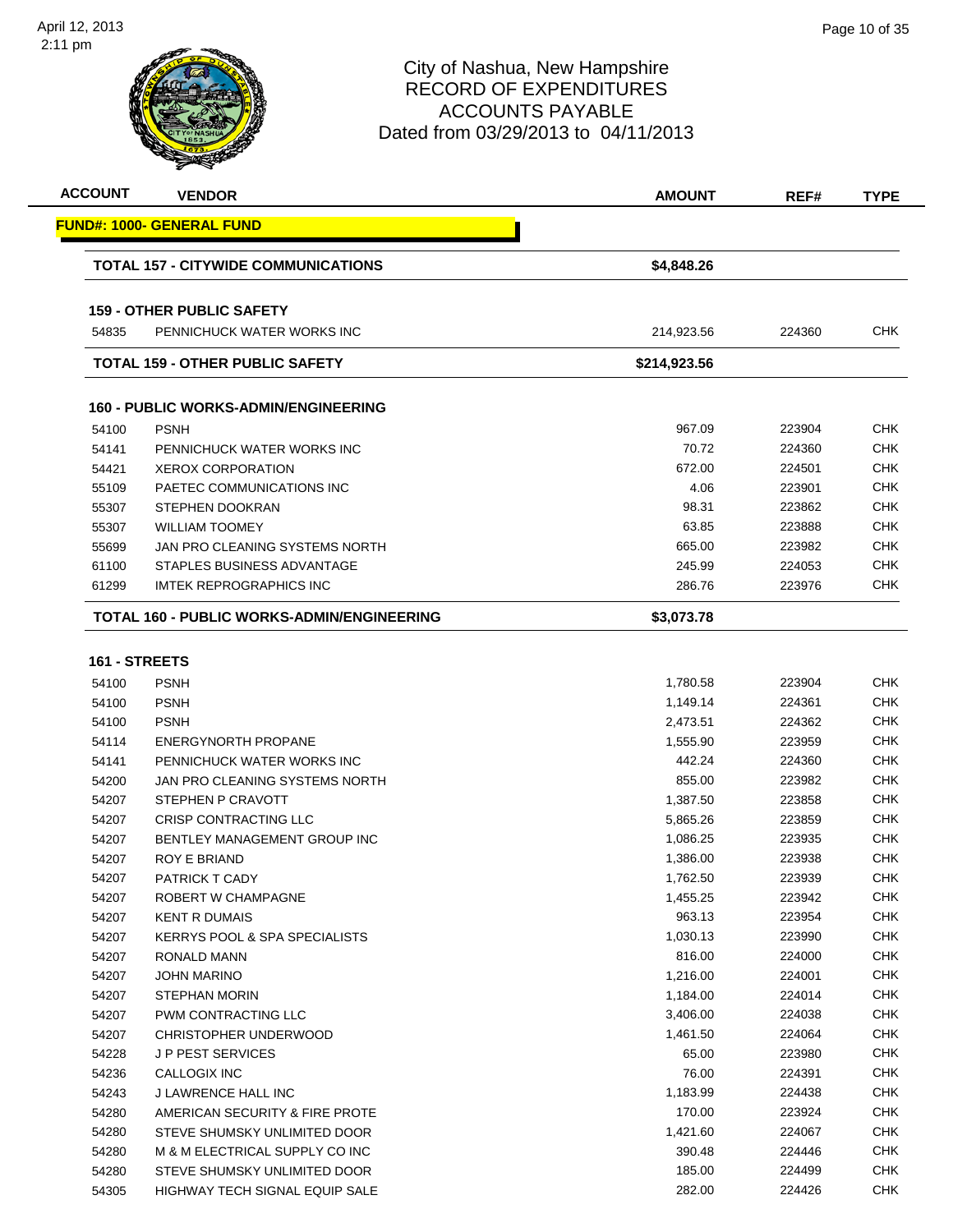# City of Nashua, New Hampshire
## RECORD OF EXPENDITURES
## ACCOUNTS PAYABLE
## Dated from 03/29/2013 to 04/11/2013

| ACCOUNT | VENDOR | AMOUNT | REF# | TYPE |
|---|---|---|---|---|
| **FUND#: 1000- GENERAL FUND** | | | | |
| | **TOTAL 157 - CITYWIDE COMMUNICATIONS** | **$4,848.26** | | |
| **159 - OTHER PUBLIC SAFETY** | | | | |
| 54835 | PENNICHUCK WATER WORKS INC | 214,923.56 | 224360 | CHK |
| | **TOTAL 159 - OTHER PUBLIC SAFETY** | **$214,923.56** | | |
| **160 - PUBLIC WORKS-ADMIN/ENGINEERING** | | | | |
| 54100 | PSNH | 967.09 | 223904 | CHK |
| 54141 | PENNICHUCK WATER WORKS INC | 70.72 | 224360 | CHK |
| 54421 | XEROX CORPORATION | 672.00 | 224501 | CHK |
| 55109 | PAETEC COMMUNICATIONS INC | 4.06 | 223901 | CHK |
| 55307 | STEPHEN DOOKRAN | 98.31 | 223862 | CHK |
| 55307 | WILLIAM TOOMEY | 63.85 | 223888 | CHK |
| 55699 | JAN PRO CLEANING SYSTEMS NORTH | 665.00 | 223982 | CHK |
| 61100 | STAPLES BUSINESS ADVANTAGE | 245.99 | 224053 | CHK |
| 61299 | IMTEK REPROGRAPHICS INC | 286.76 | 223976 | CHK |
| | **TOTAL 160 - PUBLIC WORKS-ADMIN/ENGINEERING** | **$3,073.78** | | |
| **161 - STREETS** | | | | |
| 54100 | PSNH | 1,780.58 | 223904 | CHK |
| 54100 | PSNH | 1,149.14 | 224361 | CHK |
| 54100 | PSNH | 2,473.51 | 224362 | CHK |
| 54114 | ENERGYNORTH PROPANE | 1,555.90 | 223959 | CHK |
| 54141 | PENNICHUCK WATER WORKS INC | 442.24 | 224360 | CHK |
| 54200 | JAN PRO CLEANING SYSTEMS NORTH | 855.00 | 223982 | CHK |
| 54207 | STEPHEN P CRAVOTT | 1,387.50 | 223858 | CHK |
| 54207 | CRISP CONTRACTING LLC | 5,865.26 | 223859 | CHK |
| 54207 | BENTLEY MANAGEMENT GROUP INC | 1,086.25 | 223935 | CHK |
| 54207 | ROY E BRIAND | 1,386.00 | 223938 | CHK |
| 54207 | PATRICK T CADY | 1,762.50 | 223939 | CHK |
| 54207 | ROBERT W CHAMPAGNE | 1,455.25 | 223942 | CHK |
| 54207 | KENT R DUMAIS | 963.13 | 223954 | CHK |
| 54207 | KERRYS POOL & SPA SPECIALISTS | 1,030.13 | 223990 | CHK |
| 54207 | RONALD MANN | 816.00 | 224000 | CHK |
| 54207 | JOHN MARINO | 1,216.00 | 224001 | CHK |
| 54207 | STEPHAN MORIN | 1,184.00 | 224014 | CHK |
| 54207 | PWM CONTRACTING LLC | 3,406.00 | 224038 | CHK |
| 54207 | CHRISTOPHER UNDERWOOD | 1,461.50 | 224064 | CHK |
| 54228 | J P PEST SERVICES | 65.00 | 223980 | CHK |
| 54236 | CALLOGIX INC | 76.00 | 224391 | CHK |
| 54243 | J LAWRENCE HALL INC | 1,183.99 | 224438 | CHK |
| 54280 | AMERICAN SECURITY & FIRE PROTE | 170.00 | 223924 | CHK |
| 54280 | STEVE SHUMSKY UNLIMITED DOOR | 1,421.60 | 224067 | CHK |
| 54280 | M & M ELECTRICAL SUPPLY CO INC | 390.48 | 224446 | CHK |
| 54280 | STEVE SHUMSKY UNLIMITED DOOR | 185.00 | 224499 | CHK |
| 54305 | HIGHWAY TECH SIGNAL EQUIP SALE | 282.00 | 224426 | CHK |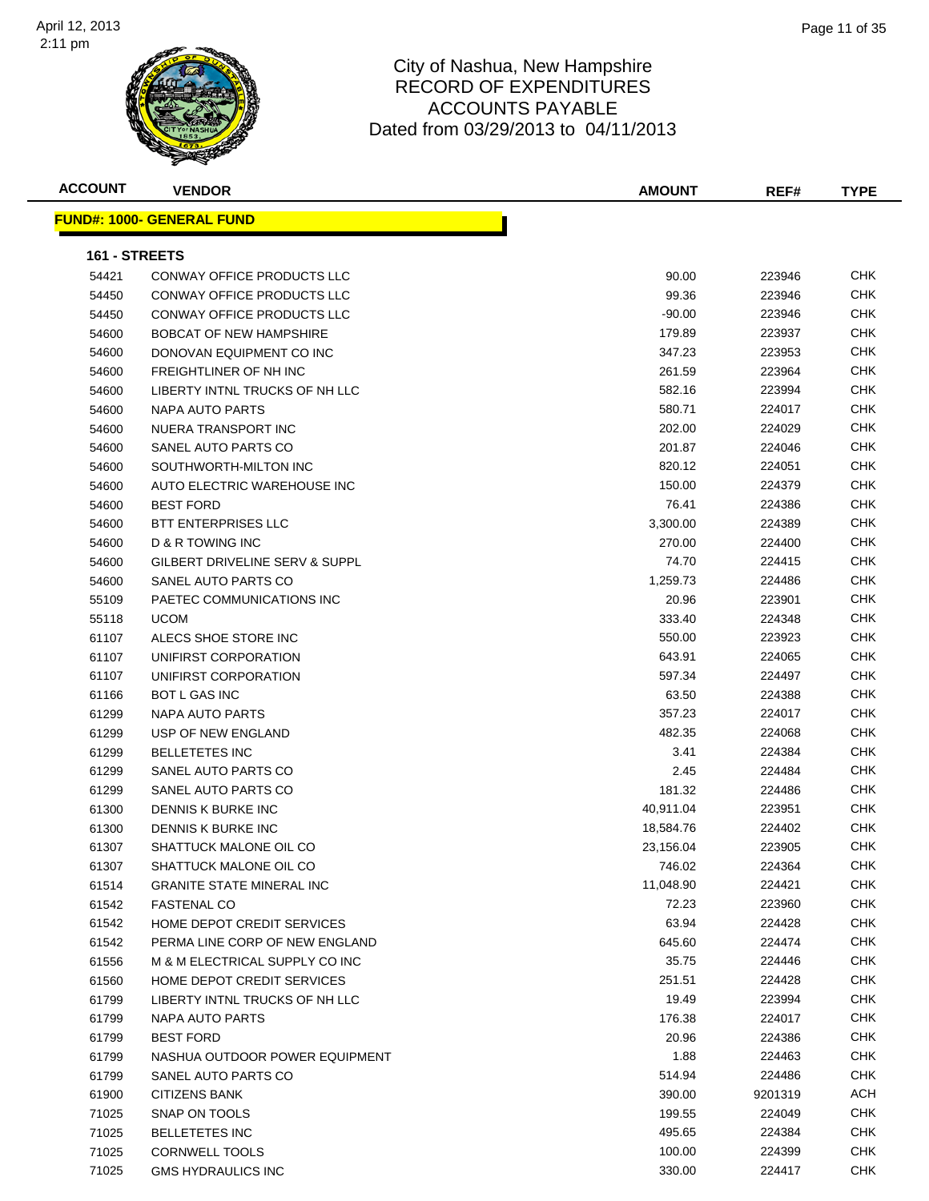# City of Nashua, New Hampshire
## RECORD OF EXPENDITURES
## ACCOUNTS PAYABLE
## Dated from 03/29/2013 to 04/11/2013

**FUND#: 1000- GENERAL FUND**

**161 - STREETS**

| ACCOUNT | VENDOR | AMOUNT | REF# | TYPE |
|---|---|---|---|---|
| 54421 | CONWAY OFFICE PRODUCTS LLC | 90.00 | 223946 | CHK |
| 54450 | CONWAY OFFICE PRODUCTS LLC | 99.36 | 223946 | CHK |
| 54450 | CONWAY OFFICE PRODUCTS LLC | -90.00 | 223946 | CHK |
| 54600 | BOBCAT OF NEW HAMPSHIRE | 179.89 | 223937 | CHK |
| 54600 | DONOVAN EQUIPMENT CO INC | 347.23 | 223953 | CHK |
| 54600 | FREIGHTLINER OF NH INC | 261.59 | 223964 | CHK |
| 54600 | LIBERTY INTNL TRUCKS OF NH LLC | 582.16 | 223994 | CHK |
| 54600 | NAPA AUTO PARTS | 580.71 | 224017 | CHK |
| 54600 | NUERA TRANSPORT INC | 202.00 | 224029 | CHK |
| 54600 | SANEL AUTO PARTS CO | 201.87 | 224046 | CHK |
| 54600 | SOUTHWORTH-MILTON INC | 820.12 | 224051 | CHK |
| 54600 | AUTO ELECTRIC WAREHOUSE INC | 150.00 | 224379 | CHK |
| 54600 | BEST FORD | 76.41 | 224386 | CHK |
| 54600 | BTT ENTERPRISES LLC | 3,300.00 | 224389 | CHK |
| 54600 | D & R TOWING INC | 270.00 | 224400 | CHK |
| 54600 | GILBERT DRIVELINE SERV & SUPPL | 74.70 | 224415 | CHK |
| 54600 | SANEL AUTO PARTS CO | 1,259.73 | 224486 | CHK |
| 55109 | PAETEC COMMUNICATIONS INC | 20.96 | 223901 | CHK |
| 55118 | UCOM | 333.40 | 224348 | CHK |
| 61107 | ALECS SHOE STORE INC | 550.00 | 223923 | CHK |
| 61107 | UNIFIRST CORPORATION | 643.91 | 224065 | CHK |
| 61107 | UNIFIRST CORPORATION | 597.34 | 224497 | CHK |
| 61166 | BOT L GAS INC | 63.50 | 224388 | CHK |
| 61299 | NAPA AUTO PARTS | 357.23 | 224017 | CHK |
| 61299 | USP OF NEW ENGLAND | 482.35 | 224068 | CHK |
| 61299 | BELLETETES INC | 3.41 | 224384 | CHK |
| 61299 | SANEL AUTO PARTS CO | 2.45 | 224484 | CHK |
| 61299 | SANEL AUTO PARTS CO | 181.32 | 224486 | CHK |
| 61300 | DENNIS K BURKE INC | 40,911.04 | 223951 | CHK |
| 61300 | DENNIS K BURKE INC | 18,584.76 | 224402 | CHK |
| 61307 | SHATTUCK MALONE OIL CO | 23,156.04 | 223905 | CHK |
| 61307 | SHATTUCK MALONE OIL CO | 746.02 | 224364 | CHK |
| 61514 | GRANITE STATE MINERAL INC | 11,048.90 | 224421 | CHK |
| 61542 | FASTENAL CO | 72.23 | 223960 | CHK |
| 61542 | HOME DEPOT CREDIT SERVICES | 63.94 | 224428 | CHK |
| 61542 | PERMA LINE CORP OF NEW ENGLAND | 645.60 | 224474 | CHK |
| 61556 | M & M ELECTRICAL SUPPLY CO INC | 35.75 | 224446 | CHK |
| 61560 | HOME DEPOT CREDIT SERVICES | 251.51 | 224428 | CHK |
| 61799 | LIBERTY INTNL TRUCKS OF NH LLC | 19.49 | 223994 | CHK |
| 61799 | NAPA AUTO PARTS | 176.38 | 224017 | CHK |
| 61799 | BEST FORD | 20.96 | 224386 | CHK |
| 61799 | NASHUA OUTDOOR POWER EQUIPMENT | 1.88 | 224463 | CHK |
| 61799 | SANEL AUTO PARTS CO | 514.94 | 224486 | CHK |
| 61900 | CITIZENS BANK | 390.00 | 9201319 | ACH |
| 71025 | SNAP ON TOOLS | 199.55 | 224049 | CHK |
| 71025 | BELLETETES INC | 495.65 | 224384 | CHK |
| 71025 | CORNWELL TOOLS | 100.00 | 224399 | CHK |
| 71025 | GMS HYDRAULICS INC | 330.00 | 224417 | CHK |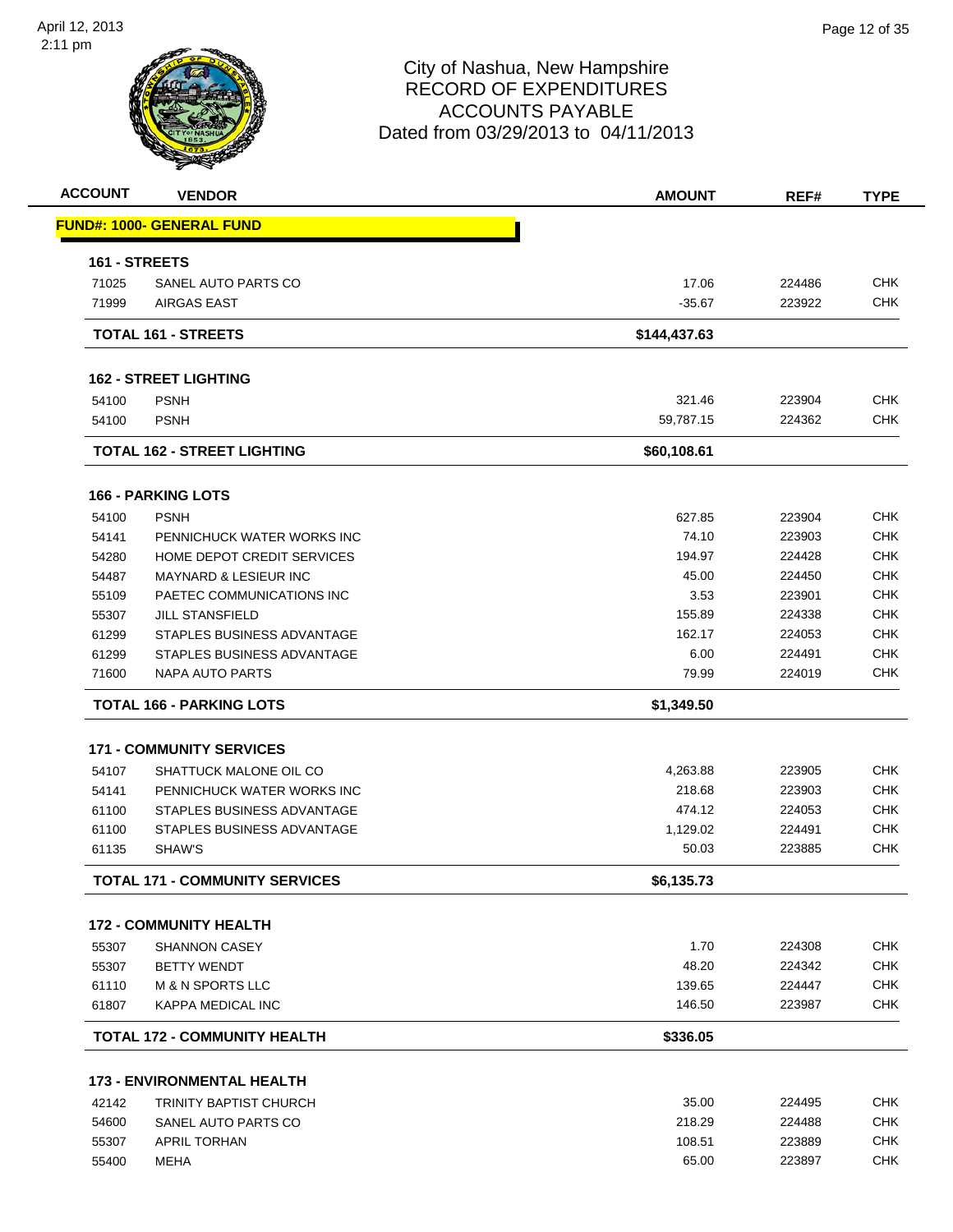# City of Nashua, New Hampshire
## RECORD OF EXPENDITURES
## ACCOUNTS PAYABLE
## Dated from 03/29/2013 to 04/11/2013

| ACCOUNT | VENDOR | AMOUNT | REF# | TYPE |
|---|---|---|---|---|
| **FUND#: 1000- GENERAL FUND** | | | | |
| **161 - STREETS** | | | | |
| 71025 | SANEL AUTO PARTS CO | 17.06 | 224486 | CHK |
| 71999 | AIRGAS EAST | -35.67 | 223922 | CHK |
| **TOTAL 161 - STREETS** | | **$144,437.63** | | |
| **162 - STREET LIGHTING** | | | | |
| 54100 | PSNH | 321.46 | 223904 | CHK |
| 54100 | PSNH | 59,787.15 | 224362 | CHK |
| **TOTAL 162 - STREET LIGHTING** | | **$60,108.61** | | |
| **166 - PARKING LOTS** | | | | |
| 54100 | PSNH | 627.85 | 223904 | CHK |
| 54141 | PENNICHUCK WATER WORKS INC | 74.10 | 223903 | CHK |
| 54280 | HOME DEPOT CREDIT SERVICES | 194.97 | 224428 | CHK |
| 54487 | MAYNARD & LESIEUR INC | 45.00 | 224450 | CHK |
| 55109 | PAETEC COMMUNICATIONS INC | 3.53 | 223901 | CHK |
| 55307 | JILL STANSFIELD | 155.89 | 224338 | CHK |
| 61299 | STAPLES BUSINESS ADVANTAGE | 162.17 | 224053 | CHK |
| 61299 | STAPLES BUSINESS ADVANTAGE | 6.00 | 224491 | CHK |
| 71600 | NAPA AUTO PARTS | 79.99 | 224019 | CHK |
| **TOTAL 166 - PARKING LOTS** | | **$1,349.50** | | |
| **171 - COMMUNITY SERVICES** | | | | |
| 54107 | SHATTUCK MALONE OIL CO | 4,263.88 | 223905 | CHK |
| 54141 | PENNICHUCK WATER WORKS INC | 218.68 | 223903 | CHK |
| 61100 | STAPLES BUSINESS ADVANTAGE | 474.12 | 224053 | CHK |
| 61100 | STAPLES BUSINESS ADVANTAGE | 1,129.02 | 224491 | CHK |
| 61135 | SHAW'S | 50.03 | 223885 | CHK |
| **TOTAL 171 - COMMUNITY SERVICES** | | **$6,135.73** | | |
| **172 - COMMUNITY HEALTH** | | | | |
| 55307 | SHANNON CASEY | 1.70 | 224308 | CHK |
| 55307 | BETTY WENDT | 48.20 | 224342 | CHK |
| 61110 | M & N SPORTS LLC | 139.65 | 224447 | CHK |
| 61807 | KAPPA MEDICAL INC | 146.50 | 223987 | CHK |
| **TOTAL 172 - COMMUNITY HEALTH** | | **$336.05** | | |
| **173 - ENVIRONMENTAL HEALTH** | | | | |
| 42142 | TRINITY BAPTIST CHURCH | 35.00 | 224495 | CHK |
| 54600 | SANEL AUTO PARTS CO | 218.29 | 224488 | CHK |
| 55307 | APRIL TORHAN | 108.51 | 223889 | CHK |
| 55400 | MEHA | 65.00 | 223897 | CHK |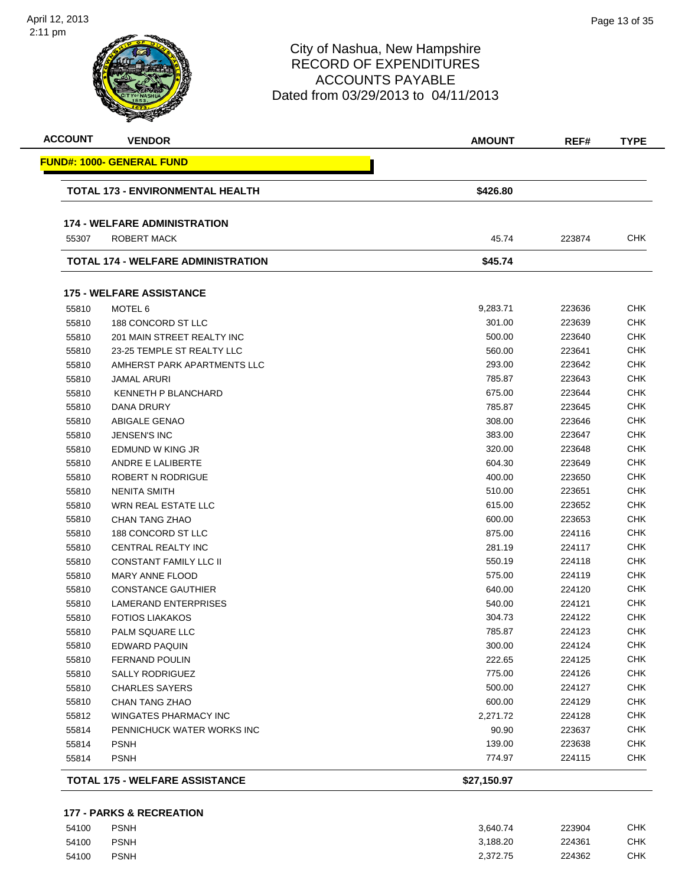# City of Nashua, New Hampshire
## RECORD OF EXPENDITURES
## ACCOUNTS PAYABLE
## Dated from 03/29/2013 to 04/11/2013

| ACCOUNT | VENDOR | AMOUNT | REF# | TYPE |
|---|---|---|---|---|
| **FUND#: 1000- GENERAL FUND** | | | | |
| | **TOTAL 173 - ENVIRONMENTAL HEALTH** | **$426.80** | | |
| | **174 - WELFARE ADMINISTRATION** | | | |
| 55307 | ROBERT MACK | 45.74 | 223874 | CHK |
| | **TOTAL 174 - WELFARE ADMINISTRATION** | **$45.74** | | |
| | **175 - WELFARE ASSISTANCE** | | | |
| 55810 | MOTEL 6 | 9,283.71 | 223636 | CHK |
| 55810 | 188 CONCORD ST LLC | 301.00 | 223639 | CHK |
| 55810 | 201 MAIN STREET REALTY INC | 500.00 | 223640 | CHK |
| 55810 | 23-25 TEMPLE ST REALTY LLC | 560.00 | 223641 | CHK |
| 55810 | AMHERST PARK APARTMENTS LLC | 293.00 | 223642 | CHK |
| 55810 | JAMAL ARURI | 785.87 | 223643 | CHK |
| 55810 | KENNETH P BLANCHARD | 675.00 | 223644 | CHK |
| 55810 | DANA DRURY | 785.87 | 223645 | CHK |
| 55810 | ABIGALE GENAO | 308.00 | 223646 | CHK |
| 55810 | JENSEN'S INC | 383.00 | 223647 | CHK |
| 55810 | EDMUND W KING JR | 320.00 | 223648 | CHK |
| 55810 | ANDRE E LALIBERTE | 604.30 | 223649 | CHK |
| 55810 | ROBERT N RODRIGUE | 400.00 | 223650 | CHK |
| 55810 | NENITA SMITH | 510.00 | 223651 | CHK |
| 55810 | WRN REAL ESTATE LLC | 615.00 | 223652 | CHK |
| 55810 | CHAN TANG ZHAO | 600.00 | 223653 | CHK |
| 55810 | 188 CONCORD ST LLC | 875.00 | 224116 | CHK |
| 55810 | CENTRAL REALTY INC | 281.19 | 224117 | CHK |
| 55810 | CONSTANT FAMILY LLC II | 550.19 | 224118 | CHK |
| 55810 | MARY ANNE FLOOD | 575.00 | 224119 | CHK |
| 55810 | CONSTANCE GAUTHIER | 640.00 | 224120 | CHK |
| 55810 | LAMERAND ENTERPRISES | 540.00 | 224121 | CHK |
| 55810 | FOTIOS LIAKAKOS | 304.73 | 224122 | CHK |
| 55810 | PALM SQUARE LLC | 785.87 | 224123 | CHK |
| 55810 | EDWARD PAQUIN | 300.00 | 224124 | CHK |
| 55810 | FERNAND POULIN | 222.65 | 224125 | CHK |
| 55810 | SALLY RODRIGUEZ | 775.00 | 224126 | CHK |
| 55810 | CHARLES SAYERS | 500.00 | 224127 | CHK |
| 55810 | CHAN TANG ZHAO | 600.00 | 224129 | CHK |
| 55812 | WINGATES PHARMACY INC | 2,271.72 | 224128 | CHK |
| 55814 | PENNICHUCK WATER WORKS INC | 90.90 | 223637 | CHK |
| 55814 | PSNH | 139.00 | 223638 | CHK |
| 55814 | PSNH | 774.97 | 224115 | CHK |
| | **TOTAL 175 - WELFARE ASSISTANCE** | **$27,150.97** | | |
| | **177 - PARKS & RECREATION** | | | |
| 54100 | PSNH | 3,640.74 | 223904 | CHK |
| 54100 | PSNH | 3,188.20 | 224361 | CHK |
| 54100 | PSNH | 2,372.75 | 224362 | CHK |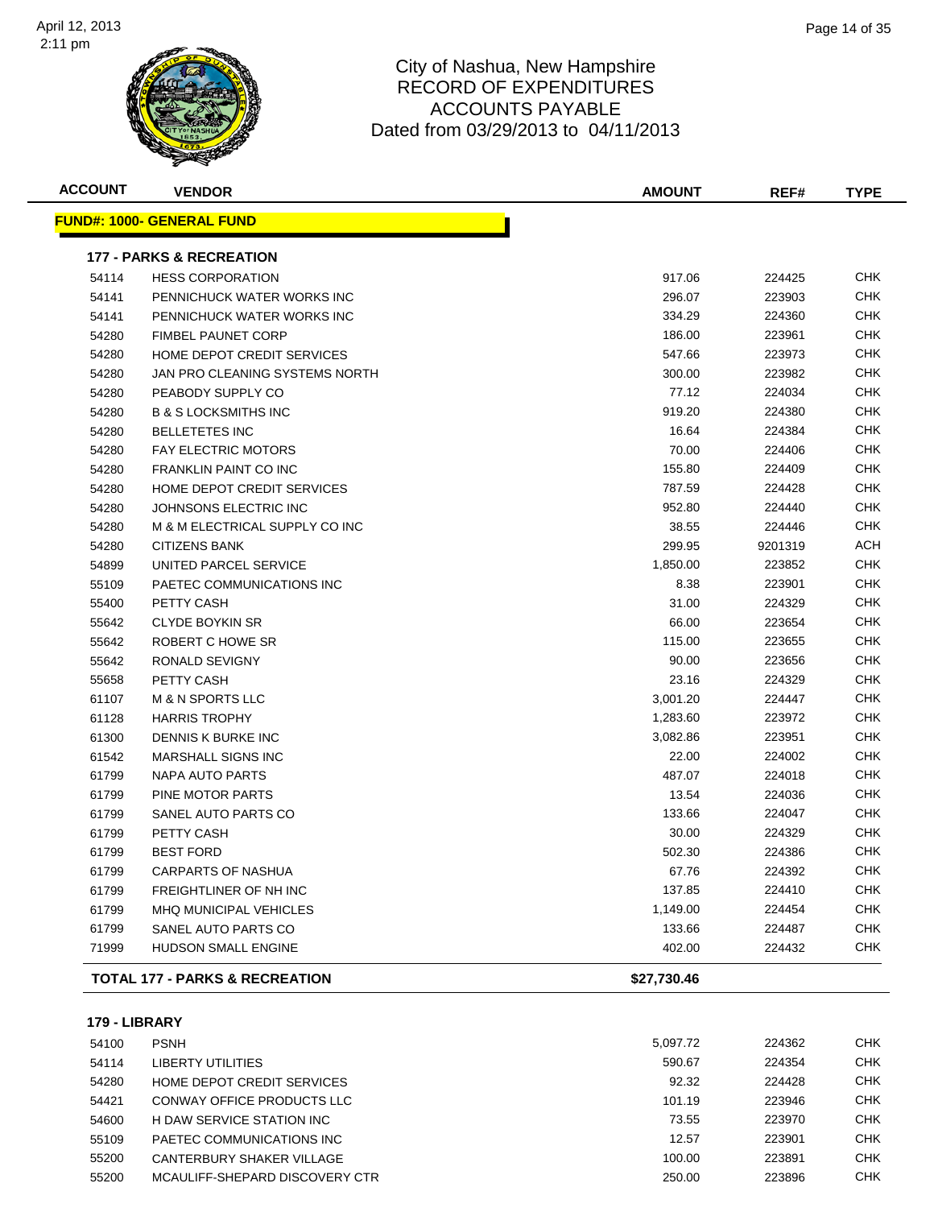# City of Nashua, New Hampshire
## RECORD OF EXPENDITURES
## ACCOUNTS PAYABLE
## Dated from 03/29/2013 to 04/11/2013

| ACCOUNT | VENDOR | AMOUNT | REF# | TYPE |
|---|---|---|---|---|
| **FUND#: 1000- GENERAL FUND** | | | | |
| **177 - PARKS & RECREATION** | | | | |
| 54114 | HESS CORPORATION | 917.06 | 224425 | CHK |
| 54141 | PENNICHUCK WATER WORKS INC | 296.07 | 223903 | CHK |
| 54141 | PENNICHUCK WATER WORKS INC | 334.29 | 224360 | CHK |
| 54280 | FIMBEL PAUNET CORP | 186.00 | 223961 | CHK |
| 54280 | HOME DEPOT CREDIT SERVICES | 547.66 | 223973 | CHK |
| 54280 | JAN PRO CLEANING SYSTEMS NORTH | 300.00 | 223982 | CHK |
| 54280 | PEABODY SUPPLY CO | 77.12 | 224034 | CHK |
| 54280 | B & S LOCKSMITHS INC | 919.20 | 224380 | CHK |
| 54280 | BELLETETES INC | 16.64 | 224384 | CHK |
| 54280 | FAY ELECTRIC MOTORS | 70.00 | 224406 | CHK |
| 54280 | FRANKLIN PAINT CO INC | 155.80 | 224409 | CHK |
| 54280 | HOME DEPOT CREDIT SERVICES | 787.59 | 224428 | CHK |
| 54280 | JOHNSONS ELECTRIC INC | 952.80 | 224440 | CHK |
| 54280 | M & M ELECTRICAL SUPPLY CO INC | 38.55 | 224446 | CHK |
| 54280 | CITIZENS BANK | 299.95 | 9201319 | ACH |
| 54899 | UNITED PARCEL SERVICE | 1,850.00 | 223852 | CHK |
| 55109 | PAETEC COMMUNICATIONS INC | 8.38 | 223901 | CHK |
| 55400 | PETTY CASH | 31.00 | 224329 | CHK |
| 55642 | CLYDE BOYKIN SR | 66.00 | 223654 | CHK |
| 55642 | ROBERT C HOWE SR | 115.00 | 223655 | CHK |
| 55642 | RONALD SEVIGNY | 90.00 | 223656 | CHK |
| 55658 | PETTY CASH | 23.16 | 224329 | CHK |
| 61107 | M & N SPORTS LLC | 3,001.20 | 224447 | CHK |
| 61128 | HARRIS TROPHY | 1,283.60 | 223972 | CHK |
| 61300 | DENNIS K BURKE INC | 3,082.86 | 223951 | CHK |
| 61542 | MARSHALL SIGNS INC | 22.00 | 224002 | CHK |
| 61799 | NAPA AUTO PARTS | 487.07 | 224018 | CHK |
| 61799 | PINE MOTOR PARTS | 13.54 | 224036 | CHK |
| 61799 | SANEL AUTO PARTS CO | 133.66 | 224047 | CHK |
| 61799 | PETTY CASH | 30.00 | 224329 | CHK |
| 61799 | BEST FORD | 502.30 | 224386 | CHK |
| 61799 | CARPARTS OF NASHUA | 67.76 | 224392 | CHK |
| 61799 | FREIGHTLINER OF NH INC | 137.85 | 224410 | CHK |
| 61799 | MHQ MUNICIPAL VEHICLES | 1,149.00 | 224454 | CHK |
| 61799 | SANEL AUTO PARTS CO | 133.66 | 224487 | CHK |
| 71999 | HUDSON SMALL ENGINE | 402.00 | 224432 | CHK |
| **TOTAL 177 - PARKS & RECREATION** | | **$27,730.46** | | |
| **179 - LIBRARY** | | | | |
| 54100 | PSNH | 5,097.72 | 224362 | CHK |
| 54114 | LIBERTY UTILITIES | 590.67 | 224354 | CHK |
| 54280 | HOME DEPOT CREDIT SERVICES | 92.32 | 224428 | CHK |
| 54421 | CONWAY OFFICE PRODUCTS LLC | 101.19 | 223946 | CHK |
| 54600 | H DAW SERVICE STATION INC | 73.55 | 223970 | CHK |
| 55109 | PAETEC COMMUNICATIONS INC | 12.57 | 223901 | CHK |
| 55200 | CANTERBURY SHAKER VILLAGE | 100.00 | 223891 | CHK |
| 55200 | MCAULIFF-SHEPARD DISCOVERY CTR | 250.00 | 223896 | CHK |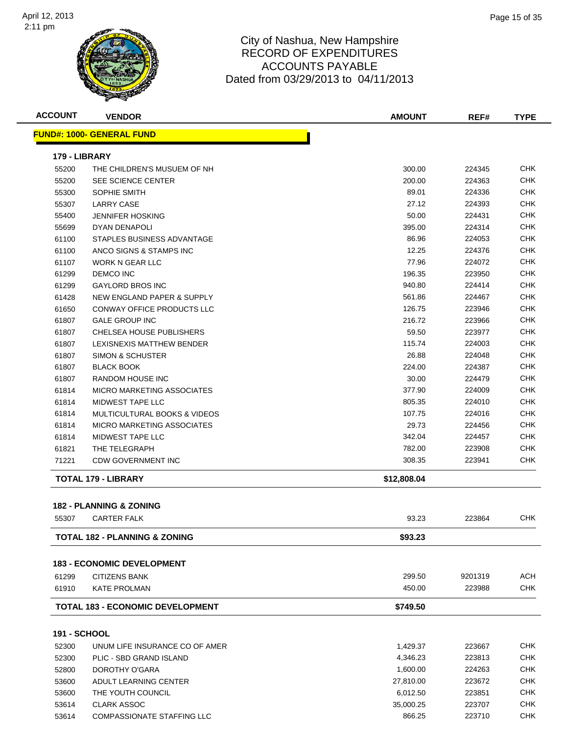# City of Nashua, New Hampshire
## RECORD OF EXPENDITURES
## ACCOUNTS PAYABLE
## Dated from 03/29/2013 to 04/11/2013

| ACCOUNT | VENDOR | AMOUNT | REF# | TYPE |
|---|---|---|---|---|
| **FUND#: 1000- GENERAL FUND** | | | | |
| **179 - LIBRARY** | | | | |
| 55200 | THE CHILDREN'S MUSEUM OF NH | 300.00 | 224345 | CHK |
| 55200 | SEE SCIENCE CENTER | 200.00 | 224363 | CHK |
| 55300 | SOPHIE SMITH | 89.01 | 224336 | CHK |
| 55307 | LARRY CASE | 27.12 | 224393 | CHK |
| 55400 | JENNIFER HOSKING | 50.00 | 224431 | CHK |
| 55699 | DYAN DENAPOLI | 395.00 | 224314 | CHK |
| 61100 | STAPLES BUSINESS ADVANTAGE | 86.96 | 224053 | CHK |
| 61100 | ANCO SIGNS & STAMPS INC | 12.25 | 224376 | CHK |
| 61107 | WORK N GEAR LLC | 77.96 | 224072 | CHK |
| 61299 | DEMCO INC | 196.35 | 223950 | CHK |
| 61299 | GAYLORD BROS INC | 940.80 | 224414 | CHK |
| 61428 | NEW ENGLAND PAPER & SUPPLY | 561.86 | 224467 | CHK |
| 61650 | CONWAY OFFICE PRODUCTS LLC | 126.75 | 223946 | CHK |
| 61807 | GALE GROUP INC | 216.72 | 223966 | CHK |
| 61807 | CHELSEA HOUSE PUBLISHERS | 59.50 | 223977 | CHK |
| 61807 | LEXISNEXIS MATTHEW BENDER | 115.74 | 224003 | CHK |
| 61807 | SIMON & SCHUSTER | 26.88 | 224048 | CHK |
| 61807 | BLACK BOOK | 224.00 | 224387 | CHK |
| 61807 | RANDOM HOUSE INC | 30.00 | 224479 | CHK |
| 61814 | MICRO MARKETING ASSOCIATES | 377.90 | 224009 | CHK |
| 61814 | MIDWEST TAPE LLC | 805.35 | 224010 | CHK |
| 61814 | MULTICULTURAL BOOKS & VIDEOS | 107.75 | 224016 | CHK |
| 61814 | MICRO MARKETING ASSOCIATES | 29.73 | 224456 | CHK |
| 61814 | MIDWEST TAPE LLC | 342.04 | 224457 | CHK |
| 61821 | THE TELEGRAPH | 782.00 | 223908 | CHK |
| 71221 | CDW GOVERNMENT INC | 308.35 | 223941 | CHK |
| **TOTAL 179 - LIBRARY** | | **$12,808.04** | | |
| **182 - PLANNING & ZONING** | | | | |
| 55307 | CARTER FALK | 93.23 | 223864 | CHK |
| **TOTAL 182 - PLANNING & ZONING** | | **$93.23** | | |
| **183 - ECONOMIC DEVELOPMENT** | | | | |
| 61299 | CITIZENS BANK | 299.50 | 9201319 | ACH |
| 61910 | KATE PROLMAN | 450.00 | 223988 | CHK |
| **TOTAL 183 - ECONOMIC DEVELOPMENT** | | **$749.50** | | |
| **191 - SCHOOL** | | | | |
| 52300 | UNUM LIFE INSURANCE CO OF AMER | 1,429.37 | 223667 | CHK |
| 52300 | PLIC - SBD GRAND ISLAND | 4,346.23 | 223813 | CHK |
| 52800 | DOROTHY O'GARA | 1,600.00 | 224263 | CHK |
| 53600 | ADULT LEARNING CENTER | 27,810.00 | 223672 | CHK |
| 53600 | THE YOUTH COUNCIL | 6,012.50 | 223851 | CHK |
| 53614 | CLARK ASSOC | 35,000.25 | 223707 | CHK |
| 53614 | COMPASSIONATE STAFFING LLC | 866.25 | 223710 | CHK |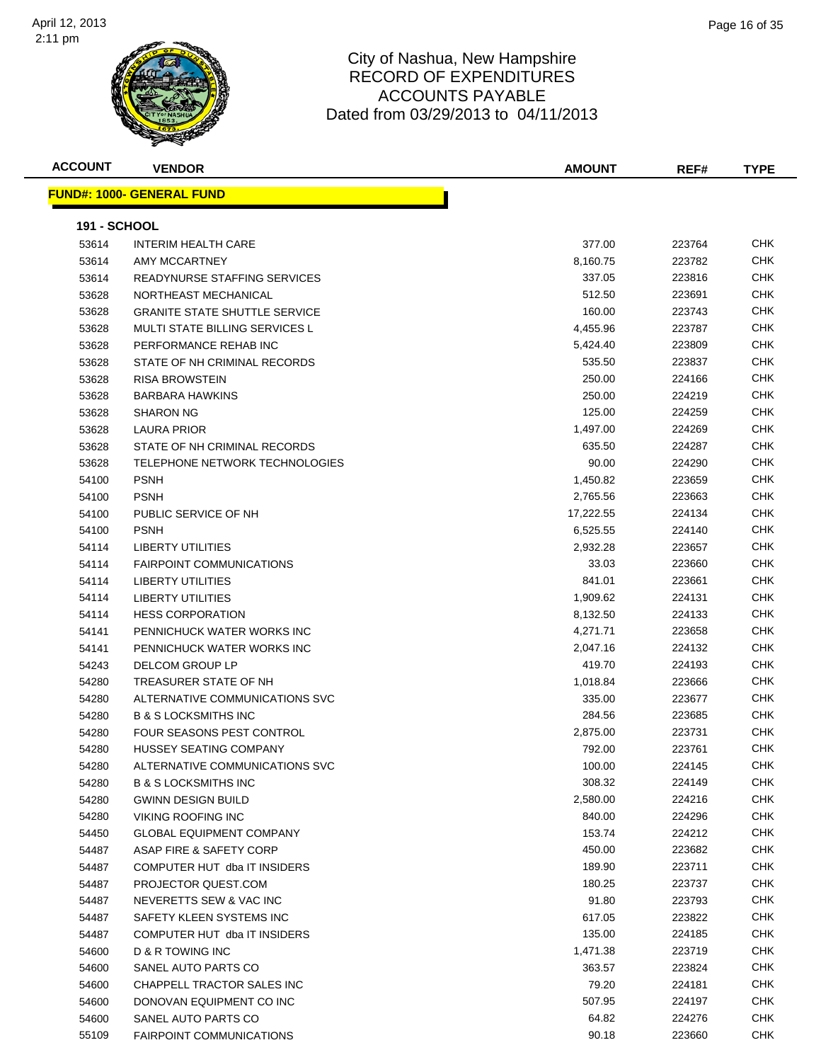# City of Nashua, New Hampshire
## RECORD OF EXPENDITURES
## ACCOUNTS PAYABLE
## Dated from 03/29/2013 to 04/11/2013

| ACCOUNT | VENDOR | AMOUNT | REF# | TYPE |
|---|---|---|---|---|
| **FUND#: 1000- GENERAL FUND** | | | | |
| **191 - SCHOOL** | | | | |
| 53614 | INTERIM HEALTH CARE | 377.00 | 223764 | CHK |
| 53614 | AMY MCCARTNEY | 8,160.75 | 223782 | CHK |
| 53614 | READYNURSE STAFFING SERVICES | 337.05 | 223816 | CHK |
| 53628 | NORTHEAST MECHANICAL | 512.50 | 223691 | CHK |
| 53628 | GRANITE STATE SHUTTLE SERVICE | 160.00 | 223743 | CHK |
| 53628 | MULTI STATE BILLING SERVICES L | 4,455.96 | 223787 | CHK |
| 53628 | PERFORMANCE REHAB INC | 5,424.40 | 223809 | CHK |
| 53628 | STATE OF NH CRIMINAL RECORDS | 535.50 | 223837 | CHK |
| 53628 | RISA BROWSTEIN | 250.00 | 224166 | CHK |
| 53628 | BARBARA HAWKINS | 250.00 | 224219 | CHK |
| 53628 | SHARON NG | 125.00 | 224259 | CHK |
| 53628 | LAURA PRIOR | 1,497.00 | 224269 | CHK |
| 53628 | STATE OF NH CRIMINAL RECORDS | 635.50 | 224287 | CHK |
| 53628 | TELEPHONE NETWORK TECHNOLOGIES | 90.00 | 224290 | CHK |
| 54100 | PSNH | 1,450.82 | 223659 | CHK |
| 54100 | PSNH | 2,765.56 | 223663 | CHK |
| 54100 | PUBLIC SERVICE OF NH | 17,222.55 | 224134 | CHK |
| 54100 | PSNH | 6,525.55 | 224140 | CHK |
| 54114 | LIBERTY UTILITIES | 2,932.28 | 223657 | CHK |
| 54114 | FAIRPOINT COMMUNICATIONS | 33.03 | 223660 | CHK |
| 54114 | LIBERTY UTILITIES | 841.01 | 223661 | CHK |
| 54114 | LIBERTY UTILITIES | 1,909.62 | 224131 | CHK |
| 54114 | HESS CORPORATION | 8,132.50 | 224133 | CHK |
| 54141 | PENNICHUCK WATER WORKS INC | 4,271.71 | 223658 | CHK |
| 54141 | PENNICHUCK WATER WORKS INC | 2,047.16 | 224132 | CHK |
| 54243 | DELCOM GROUP LP | 419.70 | 224193 | CHK |
| 54280 | TREASURER STATE OF NH | 1,018.84 | 223666 | CHK |
| 54280 | ALTERNATIVE COMMUNICATIONS SVC | 335.00 | 223677 | CHK |
| 54280 | B & S LOCKSMITHS INC | 284.56 | 223685 | CHK |
| 54280 | FOUR SEASONS PEST CONTROL | 2,875.00 | 223731 | CHK |
| 54280 | HUSSEY SEATING COMPANY | 792.00 | 223761 | CHK |
| 54280 | ALTERNATIVE COMMUNICATIONS SVC | 100.00 | 224145 | CHK |
| 54280 | B & S LOCKSMITHS INC | 308.32 | 224149 | CHK |
| 54280 | GWINN DESIGN BUILD | 2,580.00 | 224216 | CHK |
| 54280 | VIKING ROOFING INC | 840.00 | 224296 | CHK |
| 54450 | GLOBAL EQUIPMENT COMPANY | 153.74 | 224212 | CHK |
| 54487 | ASAP FIRE & SAFETY CORP | 450.00 | 223682 | CHK |
| 54487 | COMPUTER HUT dba IT INSIDERS | 189.90 | 223711 | CHK |
| 54487 | PROJECTOR QUEST.COM | 180.25 | 223737 | CHK |
| 54487 | NEVERETTS SEW & VAC INC | 91.80 | 223793 | CHK |
| 54487 | SAFETY KLEEN SYSTEMS INC | 617.05 | 223822 | CHK |
| 54487 | COMPUTER HUT dba IT INSIDERS | 135.00 | 224185 | CHK |
| 54600 | D & R TOWING INC | 1,471.38 | 223719 | CHK |
| 54600 | SANEL AUTO PARTS CO | 363.57 | 223824 | CHK |
| 54600 | CHAPPELL TRACTOR SALES INC | 79.20 | 224181 | CHK |
| 54600 | DONOVAN EQUIPMENT CO INC | 507.95 | 224197 | CHK |
| 54600 | SANEL AUTO PARTS CO | 64.82 | 224276 | CHK |
| 55109 | FAIRPOINT COMMUNICATIONS | 90.18 | 223660 | CHK |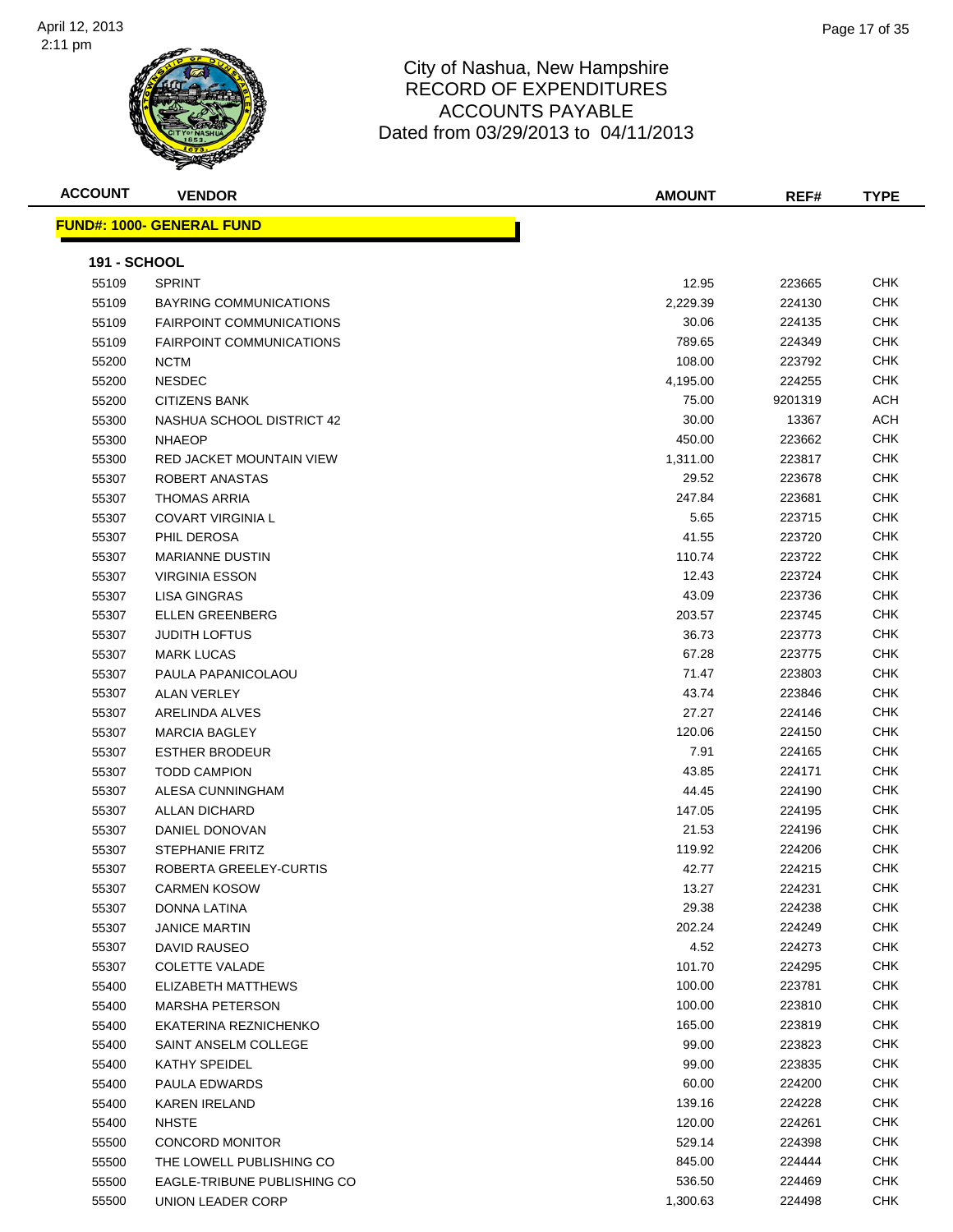# City of Nashua, New Hampshire
## RECORD OF EXPENDITURES
## ACCOUNTS PAYABLE
## Dated from 03/29/2013 to 04/11/2013

| ACCOUNT | VENDOR | AMOUNT | REF# | TYPE |
|---|---|---|---|---|
| **FUND#: 1000- GENERAL FUND** | | | | |
| **191 - SCHOOL** | | | | |
| 55109 | SPRINT | 12.95 | 223665 | CHK |
| 55109 | BAYRING COMMUNICATIONS | 2,229.39 | 224130 | CHK |
| 55109 | FAIRPOINT COMMUNICATIONS | 30.06 | 224135 | CHK |
| 55109 | FAIRPOINT COMMUNICATIONS | 789.65 | 224349 | CHK |
| 55200 | NCTM | 108.00 | 223792 | CHK |
| 55200 | NESDEC | 4,195.00 | 224255 | CHK |
| 55200 | CITIZENS BANK | 75.00 | 9201319 | ACH |
| 55300 | NASHUA SCHOOL DISTRICT 42 | 30.00 | 13367 | ACH |
| 55300 | NHAEOP | 450.00 | 223662 | CHK |
| 55300 | RED JACKET MOUNTAIN VIEW | 1,311.00 | 223817 | CHK |
| 55307 | ROBERT ANASTAS | 29.52 | 223678 | CHK |
| 55307 | THOMAS ARRIA | 247.84 | 223681 | CHK |
| 55307 | COVART VIRGINIA L | 5.65 | 223715 | CHK |
| 55307 | PHIL DEROSA | 41.55 | 223720 | CHK |
| 55307 | MARIANNE DUSTIN | 110.74 | 223722 | CHK |
| 55307 | VIRGINIA ESSON | 12.43 | 223724 | CHK |
| 55307 | LISA GINGRAS | 43.09 | 223736 | CHK |
| 55307 | ELLEN GREENBERG | 203.57 | 223745 | CHK |
| 55307 | JUDITH LOFTUS | 36.73 | 223773 | CHK |
| 55307 | MARK LUCAS | 67.28 | 223775 | CHK |
| 55307 | PAULA PAPANICOLAOU | 71.47 | 223803 | CHK |
| 55307 | ALAN VERLEY | 43.74 | 223846 | CHK |
| 55307 | ARELINDA ALVES | 27.27 | 224146 | CHK |
| 55307 | MARCIA BAGLEY | 120.06 | 224150 | CHK |
| 55307 | ESTHER BRODEUR | 7.91 | 224165 | CHK |
| 55307 | TODD CAMPION | 43.85 | 224171 | CHK |
| 55307 | ALESA CUNNINGHAM | 44.45 | 224190 | CHK |
| 55307 | ALLAN DICHARD | 147.05 | 224195 | CHK |
| 55307 | DANIEL DONOVAN | 21.53 | 224196 | CHK |
| 55307 | STEPHANIE FRITZ | 119.92 | 224206 | CHK |
| 55307 | ROBERTA GREELEY-CURTIS | 42.77 | 224215 | CHK |
| 55307 | CARMEN KOSOW | 13.27 | 224231 | CHK |
| 55307 | DONNA LATINA | 29.38 | 224238 | CHK |
| 55307 | JANICE MARTIN | 202.24 | 224249 | CHK |
| 55307 | DAVID RAUSEO | 4.52 | 224273 | CHK |
| 55307 | COLETTE VALADE | 101.70 | 224295 | CHK |
| 55400 | ELIZABETH MATTHEWS | 100.00 | 223781 | CHK |
| 55400 | MARSHA PETERSON | 100.00 | 223810 | CHK |
| 55400 | EKATERINA REZNICHENKO | 165.00 | 223819 | CHK |
| 55400 | SAINT ANSELM COLLEGE | 99.00 | 223823 | CHK |
| 55400 | KATHY SPEIDEL | 99.00 | 223835 | CHK |
| 55400 | PAULA EDWARDS | 60.00 | 224200 | CHK |
| 55400 | KAREN IRELAND | 139.16 | 224228 | CHK |
| 55400 | NHSTE | 120.00 | 224261 | CHK |
| 55500 | CONCORD MONITOR | 529.14 | 224398 | CHK |
| 55500 | THE LOWELL PUBLISHING CO | 845.00 | 224444 | CHK |
| 55500 | EAGLE-TRIBUNE PUBLISHING CO | 536.50 | 224469 | CHK |
| 55500 | UNION LEADER CORP | 1,300.63 | 224498 | CHK |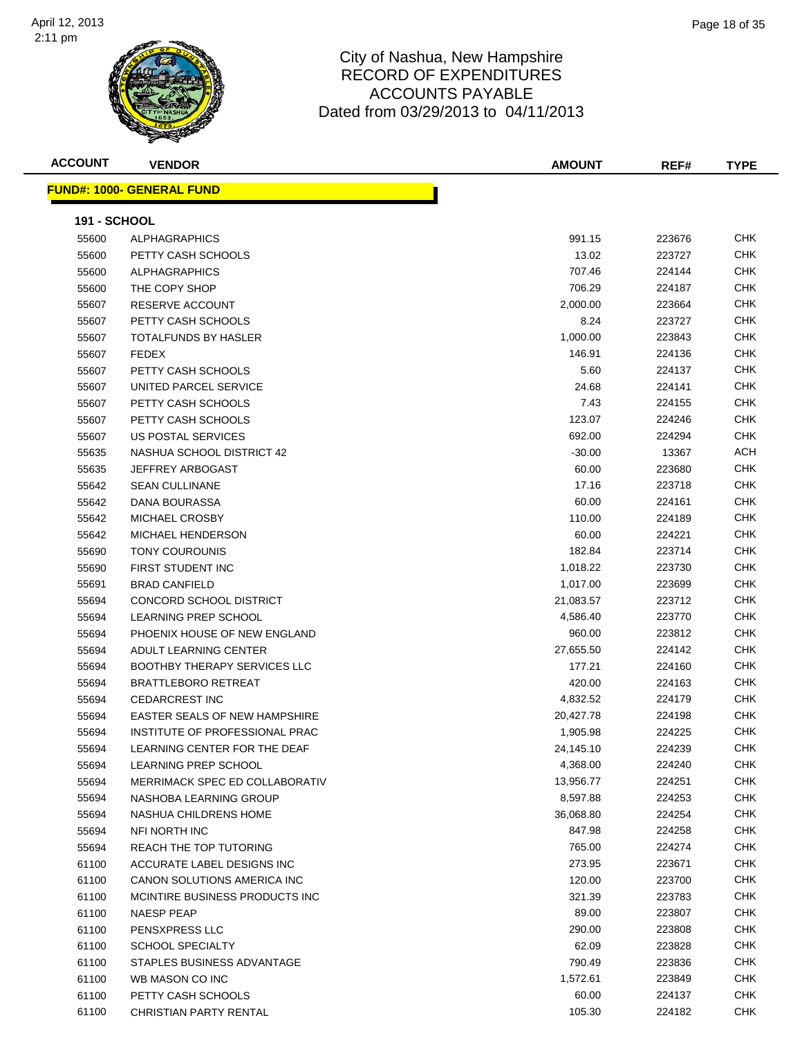# City of Nashua, New Hampshire
## RECORD OF EXPENDITURES
## ACCOUNTS PAYABLE
## Dated from 03/29/2013 to 04/11/2013

| ACCOUNT | VENDOR | AMOUNT | REF# | TYPE |
|---|---|---|---|---|
| **FUND#: 1000- GENERAL FUND** | | | | |
| **191 - SCHOOL** | | | | |
| 55600 | ALPHAGRAPHICS | 991.15 | 223676 | CHK |
| 55600 | PETTY CASH SCHOOLS | 13.02 | 223727 | CHK |
| 55600 | ALPHAGRAPHICS | 707.46 | 224144 | CHK |
| 55600 | THE COPY SHOP | 706.29 | 224187 | CHK |
| 55607 | RESERVE ACCOUNT | 2,000.00 | 223664 | CHK |
| 55607 | PETTY CASH SCHOOLS | 8.24 | 223727 | CHK |
| 55607 | TOTALFUNDS BY HASLER | 1,000.00 | 223843 | CHK |
| 55607 | FEDEX | 146.91 | 224136 | CHK |
| 55607 | PETTY CASH SCHOOLS | 5.60 | 224137 | CHK |
| 55607 | UNITED PARCEL SERVICE | 24.68 | 224141 | CHK |
| 55607 | PETTY CASH SCHOOLS | 7.43 | 224155 | CHK |
| 55607 | PETTY CASH SCHOOLS | 123.07 | 224246 | CHK |
| 55607 | US POSTAL SERVICES | 692.00 | 224294 | CHK |
| 55635 | NASHUA SCHOOL DISTRICT 42 | -30.00 | 13367 | ACH |
| 55635 | JEFFREY ARBOGAST | 60.00 | 223680 | CHK |
| 55642 | SEAN CULLINANE | 17.16 | 223718 | CHK |
| 55642 | DANA BOURASSA | 60.00 | 224161 | CHK |
| 55642 | MICHAEL CROSBY | 110.00 | 224189 | CHK |
| 55642 | MICHAEL HENDERSON | 60.00 | 224221 | CHK |
| 55690 | TONY COUROUNIS | 182.84 | 223714 | CHK |
| 55690 | FIRST STUDENT INC | 1,018.22 | 223730 | CHK |
| 55691 | BRAD CANFIELD | 1,017.00 | 223699 | CHK |
| 55694 | CONCORD SCHOOL DISTRICT | 21,083.57 | 223712 | CHK |
| 55694 | LEARNING PREP SCHOOL | 4,586.40 | 223770 | CHK |
| 55694 | PHOENIX HOUSE OF NEW ENGLAND | 960.00 | 223812 | CHK |
| 55694 | ADULT LEARNING CENTER | 27,655.50 | 224142 | CHK |
| 55694 | BOOTHBY THERAPY SERVICES LLC | 177.21 | 224160 | CHK |
| 55694 | BRATTLEBORO RETREAT | 420.00 | 224163 | CHK |
| 55694 | CEDARCREST INC | 4,832.52 | 224179 | CHK |
| 55694 | EASTER SEALS OF NEW HAMPSHIRE | 20,427.78 | 224198 | CHK |
| 55694 | INSTITUTE OF PROFESSIONAL PRAC | 1,905.98 | 224225 | CHK |
| 55694 | LEARNING CENTER FOR THE DEAF | 24,145.10 | 224239 | CHK |
| 55694 | LEARNING PREP SCHOOL | 4,368.00 | 224240 | CHK |
| 55694 | MERRIMACK SPEC ED COLLABORATIV | 13,956.77 | 224251 | CHK |
| 55694 | NASHOBA LEARNING GROUP | 8,597.88 | 224253 | CHK |
| 55694 | NASHUA CHILDRENS HOME | 36,068.80 | 224254 | CHK |
| 55694 | NFI NORTH INC | 847.98 | 224258 | CHK |
| 55694 | REACH THE TOP TUTORING | 765.00 | 224274 | CHK |
| 61100 | ACCURATE LABEL DESIGNS INC | 273.95 | 223671 | CHK |
| 61100 | CANON SOLUTIONS AMERICA INC | 120.00 | 223700 | CHK |
| 61100 | MCINTIRE BUSINESS PRODUCTS INC | 321.39 | 223783 | CHK |
| 61100 | NAESP PEAP | 89.00 | 223807 | CHK |
| 61100 | PENSXPRESS LLC | 290.00 | 223808 | CHK |
| 61100 | SCHOOL SPECIALTY | 62.09 | 223828 | CHK |
| 61100 | STAPLES BUSINESS ADVANTAGE | 790.49 | 223836 | CHK |
| 61100 | WB MASON CO INC | 1,572.61 | 223849 | CHK |
| 61100 | PETTY CASH SCHOOLS | 60.00 | 224137 | CHK |
| 61100 | CHRISTIAN PARTY RENTAL | 105.30 | 224182 | CHK |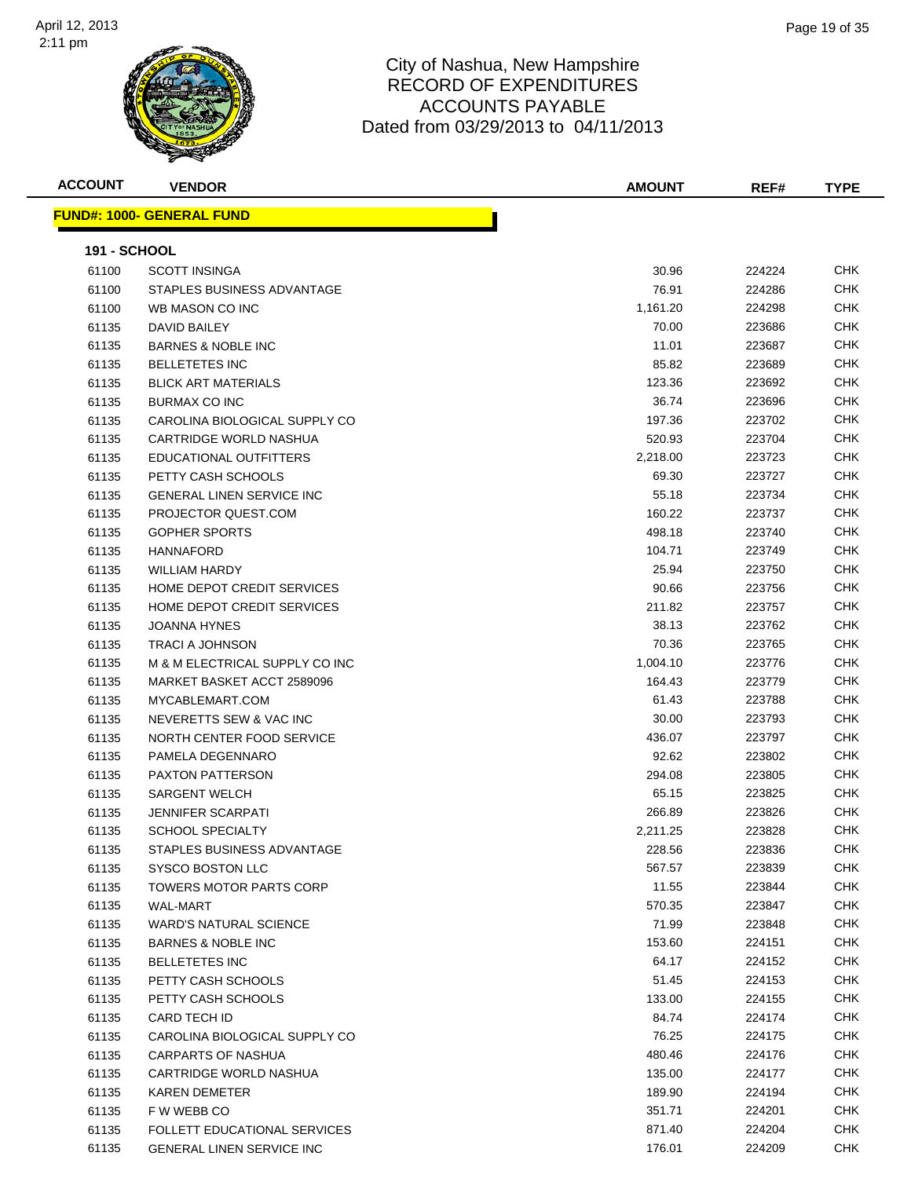# City of Nashua, New Hampshire
## RECORD OF EXPENDITURES
## ACCOUNTS PAYABLE
## Dated from 03/29/2013 to 04/11/2013

| ACCOUNT | VENDOR | AMOUNT | REF# | TYPE |
|---|---|---|---|---|
| **FUND#: 1000- GENERAL FUND** | | | | |
| **191 - SCHOOL** | | | | |
| 61100 | SCOTT INSINGA | 30.96 | 224224 | CHK |
| 61100 | STAPLES BUSINESS ADVANTAGE | 76.91 | 224286 | CHK |
| 61100 | WB MASON CO INC | 1,161.20 | 224298 | CHK |
| 61135 | DAVID BAILEY | 70.00 | 223686 | CHK |
| 61135 | BARNES & NOBLE INC | 11.01 | 223687 | CHK |
| 61135 | BELLETETES INC | 85.82 | 223689 | CHK |
| 61135 | BLICK ART MATERIALS | 123.36 | 223692 | CHK |
| 61135 | BURMAX CO INC | 36.74 | 223696 | CHK |
| 61135 | CAROLINA BIOLOGICAL SUPPLY CO | 197.36 | 223702 | CHK |
| 61135 | CARTRIDGE WORLD NASHUA | 520.93 | 223704 | CHK |
| 61135 | EDUCATIONAL OUTFITTERS | 2,218.00 | 223723 | CHK |
| 61135 | PETTY CASH SCHOOLS | 69.30 | 223727 | CHK |
| 61135 | GENERAL LINEN SERVICE INC | 55.18 | 223734 | CHK |
| 61135 | PROJECTOR QUEST.COM | 160.22 | 223737 | CHK |
| 61135 | GOPHER SPORTS | 498.18 | 223740 | CHK |
| 61135 | HANNAFORD | 104.71 | 223749 | CHK |
| 61135 | WILLIAM HARDY | 25.94 | 223750 | CHK |
| 61135 | HOME DEPOT CREDIT SERVICES | 90.66 | 223756 | CHK |
| 61135 | HOME DEPOT CREDIT SERVICES | 211.82 | 223757 | CHK |
| 61135 | JOANNA HYNES | 38.13 | 223762 | CHK |
| 61135 | TRACI A JOHNSON | 70.36 | 223765 | CHK |
| 61135 | M & M ELECTRICAL SUPPLY CO INC | 1,004.10 | 223776 | CHK |
| 61135 | MARKET BASKET ACCT 2589096 | 164.43 | 223779 | CHK |
| 61135 | MYCABLEMART.COM | 61.43 | 223788 | CHK |
| 61135 | NEVERETTS SEW & VAC INC | 30.00 | 223793 | CHK |
| 61135 | NORTH CENTER FOOD SERVICE | 436.07 | 223797 | CHK |
| 61135 | PAMELA DEGENNARO | 92.62 | 223802 | CHK |
| 61135 | PAXTON PATTERSON | 294.08 | 223805 | CHK |
| 61135 | SARGENT WELCH | 65.15 | 223825 | CHK |
| 61135 | JENNIFER SCARPATI | 266.89 | 223826 | CHK |
| 61135 | SCHOOL SPECIALTY | 2,211.25 | 223828 | CHK |
| 61135 | STAPLES BUSINESS ADVANTAGE | 228.56 | 223836 | CHK |
| 61135 | SYSCO BOSTON LLC | 567.57 | 223839 | CHK |
| 61135 | TOWERS MOTOR PARTS CORP | 11.55 | 223844 | CHK |
| 61135 | WAL-MART | 570.35 | 223847 | CHK |
| 61135 | WARD'S NATURAL SCIENCE | 71.99 | 223848 | CHK |
| 61135 | BARNES & NOBLE INC | 153.60 | 224151 | CHK |
| 61135 | BELLETETES INC | 64.17 | 224152 | CHK |
| 61135 | PETTY CASH SCHOOLS | 51.45 | 224153 | CHK |
| 61135 | PETTY CASH SCHOOLS | 133.00 | 224155 | CHK |
| 61135 | CARD TECH ID | 84.74 | 224174 | CHK |
| 61135 | CAROLINA BIOLOGICAL SUPPLY CO | 76.25 | 224175 | CHK |
| 61135 | CARPARTS OF NASHUA | 480.46 | 224176 | CHK |
| 61135 | CARTRIDGE WORLD NASHUA | 135.00 | 224177 | CHK |
| 61135 | KAREN DEMETER | 189.90 | 224194 | CHK |
| 61135 | F W WEBB CO | 351.71 | 224201 | CHK |
| 61135 | FOLLETT EDUCATIONAL SERVICES | 871.40 | 224204 | CHK |
| 61135 | GENERAL LINEN SERVICE INC | 176.01 | 224209 | CHK |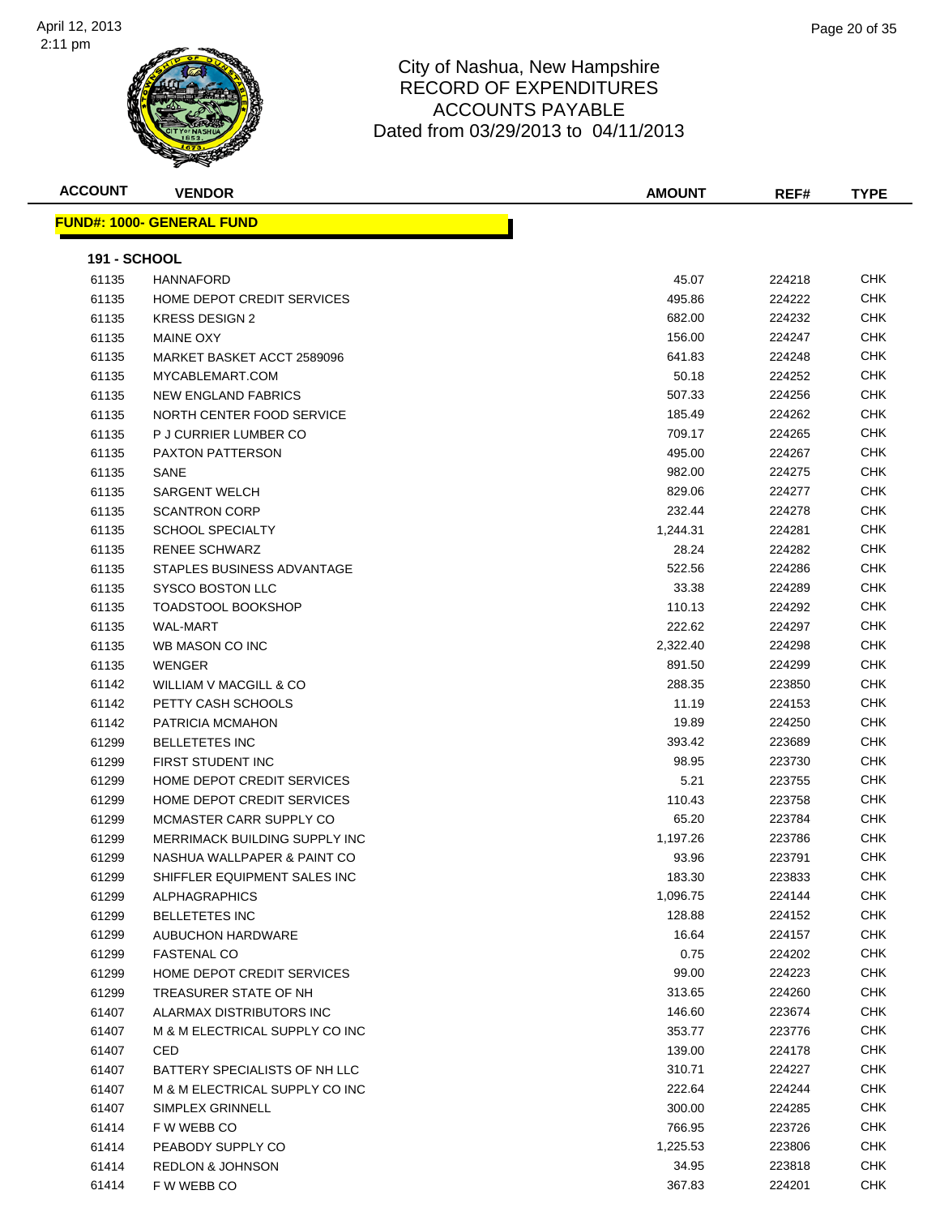# City of Nashua, New Hampshire
# RECORD OF EXPENDITURES
# ACCOUNTS PAYABLE
# Dated from 03/29/2013 to 04/11/2013

**FUND#: 1000- GENERAL FUND**

**191 - SCHOOL**

| ACCOUNT | VENDOR | AMOUNT | REF# | TYPE |
|---|---|---|---|---|
| 61135 | HANNAFORD | 45.07 | 224218 | CHK |
| 61135 | HOME DEPOT CREDIT SERVICES | 495.86 | 224222 | CHK |
| 61135 | KRESS DESIGN 2 | 682.00 | 224232 | CHK |
| 61135 | MAINE OXY | 156.00 | 224247 | CHK |
| 61135 | MARKET BASKET ACCT 2589096 | 641.83 | 224248 | CHK |
| 61135 | MYCABLEMART.COM | 50.18 | 224252 | CHK |
| 61135 | NEW ENGLAND FABRICS | 507.33 | 224256 | CHK |
| 61135 | NORTH CENTER FOOD SERVICE | 185.49 | 224262 | CHK |
| 61135 | P J CURRIER LUMBER CO | 709.17 | 224265 | CHK |
| 61135 | PAXTON PATTERSON | 495.00 | 224267 | CHK |
| 61135 | SANE | 982.00 | 224275 | CHK |
| 61135 | SARGENT WELCH | 829.06 | 224277 | CHK |
| 61135 | SCANTRON CORP | 232.44 | 224278 | CHK |
| 61135 | SCHOOL SPECIALTY | 1,244.31 | 224281 | CHK |
| 61135 | RENEE SCHWARZ | 28.24 | 224282 | CHK |
| 61135 | STAPLES BUSINESS ADVANTAGE | 522.56 | 224286 | CHK |
| 61135 | SYSCO BOSTON LLC | 33.38 | 224289 | CHK |
| 61135 | TOADSTOOL BOOKSHOP | 110.13 | 224292 | CHK |
| 61135 | WAL-MART | 222.62 | 224297 | CHK |
| 61135 | WB MASON CO INC | 2,322.40 | 224298 | CHK |
| 61135 | WENGER | 891.50 | 224299 | CHK |
| 61142 | WILLIAM V MACGILL & CO | 288.35 | 223850 | CHK |
| 61142 | PETTY CASH SCHOOLS | 11.19 | 224153 | CHK |
| 61142 | PATRICIA MCMAHON | 19.89 | 224250 | CHK |
| 61299 | BELLETETES INC | 393.42 | 223689 | CHK |
| 61299 | FIRST STUDENT INC | 98.95 | 223730 | CHK |
| 61299 | HOME DEPOT CREDIT SERVICES | 5.21 | 223755 | CHK |
| 61299 | HOME DEPOT CREDIT SERVICES | 110.43 | 223758 | CHK |
| 61299 | MCMASTER CARR SUPPLY CO | 65.20 | 223784 | CHK |
| 61299 | MERRIMACK BUILDING SUPPLY INC | 1,197.26 | 223786 | CHK |
| 61299 | NASHUA WALLPAPER & PAINT CO | 93.96 | 223791 | CHK |
| 61299 | SHIFFLER EQUIPMENT SALES INC | 183.30 | 223833 | CHK |
| 61299 | ALPHAGRAPHICS | 1,096.75 | 224144 | CHK |
| 61299 | BELLETETES INC | 128.88 | 224152 | CHK |
| 61299 | AUBUCHON HARDWARE | 16.64 | 224157 | CHK |
| 61299 | FASTENAL CO | 0.75 | 224202 | CHK |
| 61299 | HOME DEPOT CREDIT SERVICES | 99.00 | 224223 | CHK |
| 61299 | TREASURER STATE OF NH | 313.65 | 224260 | CHK |
| 61407 | ALARMAX DISTRIBUTORS INC | 146.60 | 223674 | CHK |
| 61407 | M & M ELECTRICAL SUPPLY CO INC | 353.77 | 223776 | CHK |
| 61407 | CED | 139.00 | 224178 | CHK |
| 61407 | BATTERY SPECIALISTS OF NH LLC | 310.71 | 224227 | CHK |
| 61407 | M & M ELECTRICAL SUPPLY CO INC | 222.64 | 224244 | CHK |
| 61407 | SIMPLEX GRINNELL | 300.00 | 224285 | CHK |
| 61414 | F W WEBB CO | 766.95 | 223726 | CHK |
| 61414 | PEABODY SUPPLY CO | 1,225.53 | 223806 | CHK |
| 61414 | REDLON & JOHNSON | 34.95 | 223818 | CHK |
| 61414 | F W WEBB CO | 367.83 | 224201 | CHK |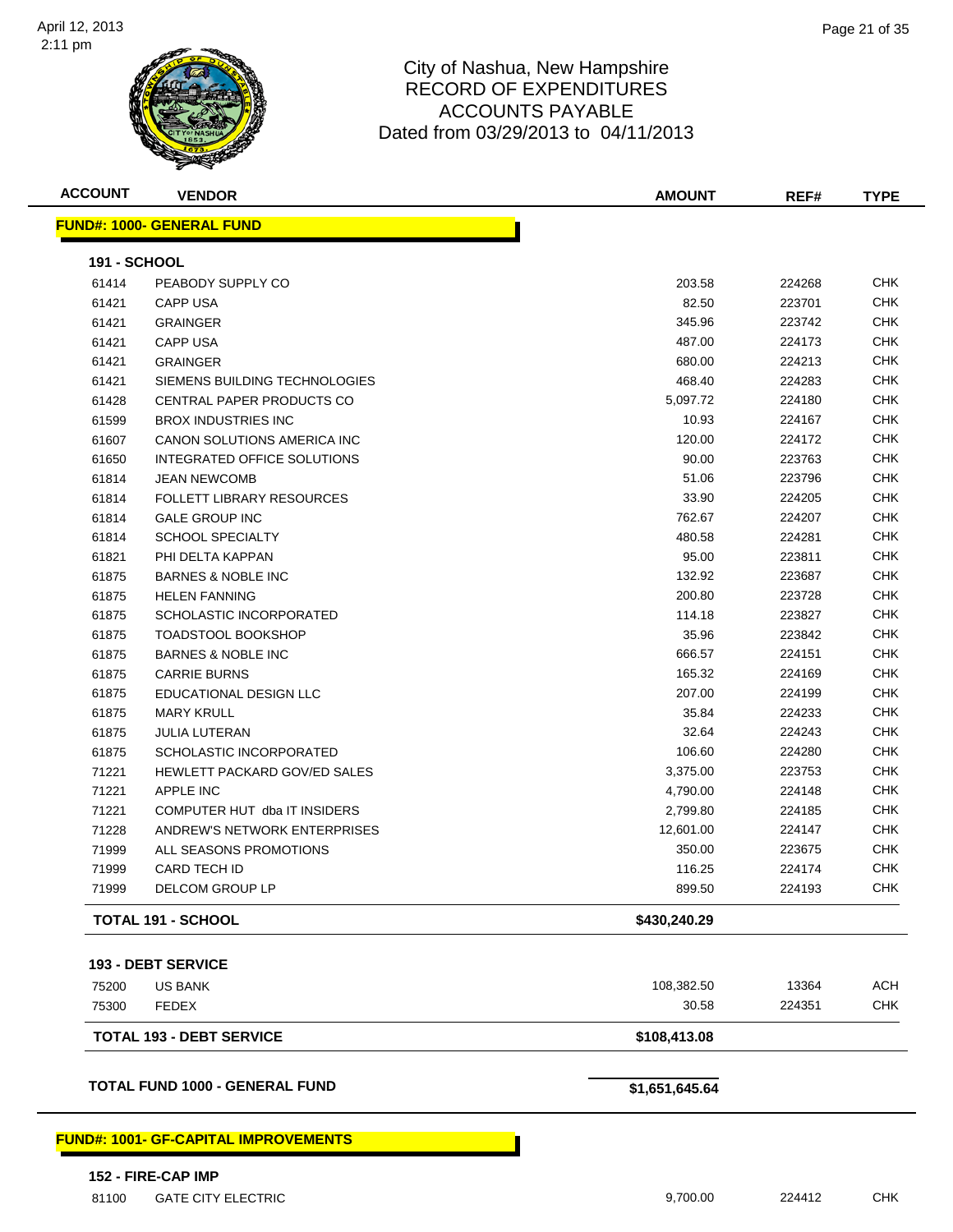City of Nashua, New Hampshire
RECORD OF EXPENDITURES
ACCOUNTS PAYABLE
Dated from 03/29/2013 to 04/11/2013

| ACCOUNT | VENDOR | AMOUNT | REF# | TYPE |
|---|---|---|---|---|
| **FUND#: 1000- GENERAL FUND** | | | | |
| **191 - SCHOOL** | | | | |
| 61414 | PEABODY SUPPLY CO | 203.58 | 224268 | CHK |
| 61421 | CAPP USA | 82.50 | 223701 | CHK |
| 61421 | GRAINGER | 345.96 | 223742 | CHK |
| 61421 | CAPP USA | 487.00 | 224173 | CHK |
| 61421 | GRAINGER | 680.00 | 224213 | CHK |
| 61421 | SIEMENS BUILDING TECHNOLOGIES | 468.40 | 224283 | CHK |
| 61428 | CENTRAL PAPER PRODUCTS CO | 5,097.72 | 224180 | CHK |
| 61599 | BROX INDUSTRIES INC | 10.93 | 224167 | CHK |
| 61607 | CANON SOLUTIONS AMERICA INC | 120.00 | 224172 | CHK |
| 61650 | INTEGRATED OFFICE SOLUTIONS | 90.00 | 223763 | CHK |
| 61814 | JEAN NEWCOMB | 51.06 | 223796 | CHK |
| 61814 | FOLLETT LIBRARY RESOURCES | 33.90 | 224205 | CHK |
| 61814 | GALE GROUP INC | 762.67 | 224207 | CHK |
| 61814 | SCHOOL SPECIALTY | 480.58 | 224281 | CHK |
| 61821 | PHI DELTA KAPPAN | 95.00 | 223811 | CHK |
| 61875 | BARNES & NOBLE INC | 132.92 | 223687 | CHK |
| 61875 | HELEN FANNING | 200.80 | 223728 | CHK |
| 61875 | SCHOLASTIC INCORPORATED | 114.18 | 223827 | CHK |
| 61875 | TOADSTOOL BOOKSHOP | 35.96 | 223842 | CHK |
| 61875 | BARNES & NOBLE INC | 666.57 | 224151 | CHK |
| 61875 | CARRIE BURNS | 165.32 | 224169 | CHK |
| 61875 | EDUCATIONAL DESIGN LLC | 207.00 | 224199 | CHK |
| 61875 | MARY KRULL | 35.84 | 224233 | CHK |
| 61875 | JULIA LUTERAN | 32.64 | 224243 | CHK |
| 61875 | SCHOLASTIC INCORPORATED | 106.60 | 224280 | CHK |
| 71221 | HEWLETT PACKARD GOV/ED SALES | 3,375.00 | 223753 | CHK |
| 71221 | APPLE INC | 4,790.00 | 224148 | CHK |
| 71221 | COMPUTER HUT dba IT INSIDERS | 2,799.80 | 224185 | CHK |
| 71228 | ANDREW'S NETWORK ENTERPRISES | 12,601.00 | 224147 | CHK |
| 71999 | ALL SEASONS PROMOTIONS | 350.00 | 223675 | CHK |
| 71999 | CARD TECH ID | 116.25 | 224174 | CHK |
| 71999 | DELCOM GROUP LP | 899.50 | 224193 | CHK |
| **TOTAL 191 - SCHOOL** | | **$430,240.29** | | |
| **193 - DEBT SERVICE** | | | | |
| 75200 | US BANK | 108,382.50 | 13364 | ACH |
| 75300 | FEDEX | 30.58 | 224351 | CHK |
| **TOTAL 193 - DEBT SERVICE** | | **$108,413.08** | | |
| **TOTAL FUND 1000 - GENERAL FUND** | | **$1,651,645.64** | | |
| **FUND#: 1001- GF-CAPITAL IMPROVEMENTS** | | | | |
| **152 - FIRE-CAP IMP** | | | | |
| 81100 | GATE CITY ELECTRIC | 9,700.00 | 224412 | CHK |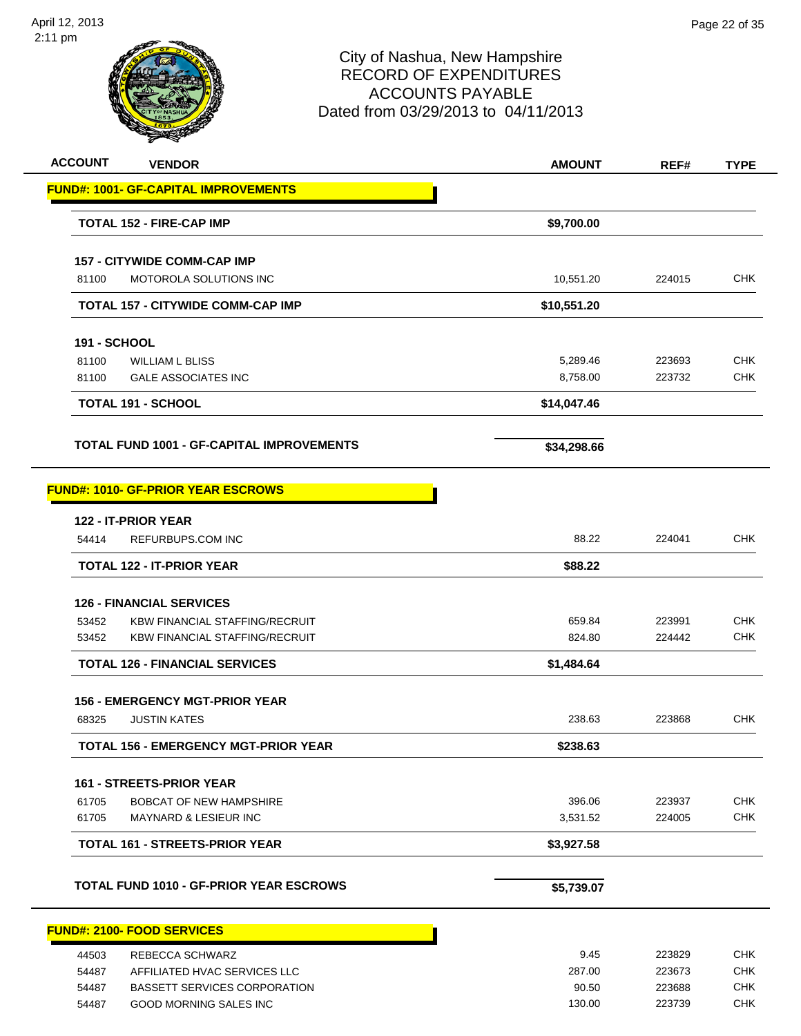City of Nashua, New Hampshire
RECORD OF EXPENDITURES
ACCOUNTS PAYABLE
Dated from 03/29/2013 to 04/11/2013

| ACCOUNT | VENDOR | AMOUNT | REF# | TYPE |
|---|---|---|---|---|
| **FUND#: 1001- GF-CAPITAL IMPROVEMENTS** | | | | |
| | **TOTAL 152 - FIRE-CAP IMP** | **$9,700.00** | | |
| | **157 - CITYWIDE COMM-CAP IMP** | | | |
| 81100 | MOTOROLA SOLUTIONS INC | 10,551.20 | 224015 | CHK |
| | **TOTAL 157 - CITYWIDE COMM-CAP IMP** | **$10,551.20** | | |
| | **191 - SCHOOL** | | | |
| 81100 | WILLIAM L BLISS | 5,289.46 | 223693 | CHK |
| 81100 | GALE ASSOCIATES INC | 8,758.00 | 223732 | CHK |
| | **TOTAL 191 - SCHOOL** | **$14,047.46** | | |
| | **TOTAL FUND 1001 - GF-CAPITAL IMPROVEMENTS** | **$34,298.66** | | |
| **FUND#: 1010- GF-PRIOR YEAR ESCROWS** | | | | |
| | **122 - IT-PRIOR YEAR** | | | |
| 54414 | REFURBUPS.COM INC | 88.22 | 224041 | CHK |
| | **TOTAL 122 - IT-PRIOR YEAR** | **$88.22** | | |
| | **126 - FINANCIAL SERVICES** | | | |
| 53452 | KBW FINANCIAL STAFFING/RECRUIT | 659.84 | 223991 | CHK |
| 53452 | KBW FINANCIAL STAFFING/RECRUIT | 824.80 | 224442 | CHK |
| | **TOTAL 126 - FINANCIAL SERVICES** | **$1,484.64** | | |
| | **156 - EMERGENCY MGT-PRIOR YEAR** | | | |
| 68325 | JUSTIN KATES | 238.63 | 223868 | CHK |
| | **TOTAL 156 - EMERGENCY MGT-PRIOR YEAR** | **$238.63** | | |
| | **161 - STREETS-PRIOR YEAR** | | | |
| 61705 | BOBCAT OF NEW HAMPSHIRE | 396.06 | 223937 | CHK |
| 61705 | MAYNARD & LESIEUR INC | 3,531.52 | 224005 | CHK |
| | **TOTAL 161 - STREETS-PRIOR YEAR** | **$3,927.58** | | |
| | **TOTAL FUND 1010 - GF-PRIOR YEAR ESCROWS** | **$5,739.07** | | |
| **FUND#: 2100- FOOD SERVICES** | | | | |
| 44503 | REBECCA SCHWARZ | 9.45 | 223829 | CHK |
| 54487 | AFFILIATED HVAC SERVICES LLC | 287.00 | 223673 | CHK |
| 54487 | BASSETT SERVICES CORPORATION | 90.50 | 223688 | CHK |
| 54487 | GOOD MORNING SALES INC | 130.00 | 223739 | CHK |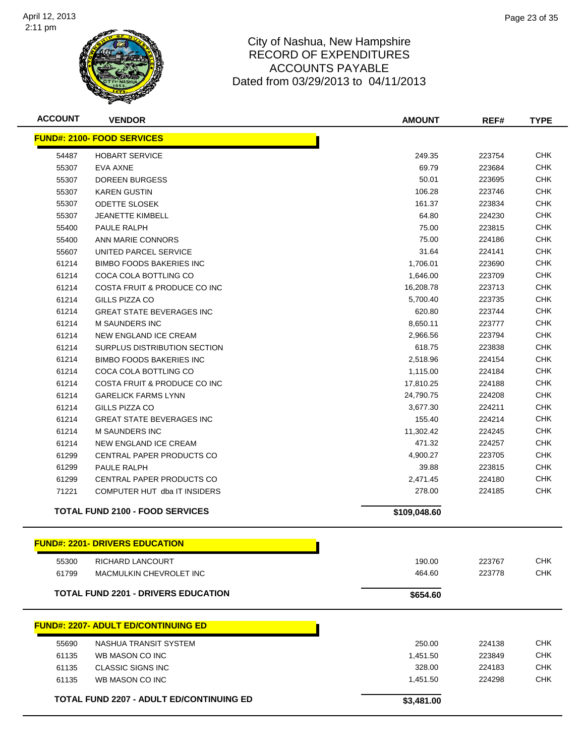# City of Nashua, New Hampshire
## RECORD OF EXPENDITURES
## ACCOUNTS PAYABLE
## Dated from 03/29/2013 to 04/11/2013

| ACCOUNT | VENDOR | AMOUNT | REF# | TYPE |
|---|---|---|---|---|
| | **FUND#: 2100- FOOD SERVICES** | | | |
| 54487 | HOBART SERVICE | 249.35 | 223754 | CHK |
| 55307 | EVA AXNE | 69.79 | 223684 | CHK |
| 55307 | DOREEN BURGESS | 50.01 | 223695 | CHK |
| 55307 | KAREN GUSTIN | 106.28 | 223746 | CHK |
| 55307 | ODETTE SLOSEK | 161.37 | 223834 | CHK |
| 55307 | JEANETTE KIMBELL | 64.80 | 224230 | CHK |
| 55400 | PAULE RALPH | 75.00 | 223815 | CHK |
| 55400 | ANN MARIE CONNORS | 75.00 | 224186 | CHK |
| 55607 | UNITED PARCEL SERVICE | 31.64 | 224141 | CHK |
| 61214 | BIMBO FOODS BAKERIES INC | 1,706.01 | 223690 | CHK |
| 61214 | COCA COLA BOTTLING CO | 1,646.00 | 223709 | CHK |
| 61214 | COSTA FRUIT & PRODUCE CO INC | 16,208.78 | 223713 | CHK |
| 61214 | GILLS PIZZA CO | 5,700.40 | 223735 | CHK |
| 61214 | GREAT STATE BEVERAGES INC | 620.80 | 223744 | CHK |
| 61214 | M SAUNDERS INC | 8,650.11 | 223777 | CHK |
| 61214 | NEW ENGLAND ICE CREAM | 2,966.56 | 223794 | CHK |
| 61214 | SURPLUS DISTRIBUTION SECTION | 618.75 | 223838 | CHK |
| 61214 | BIMBO FOODS BAKERIES INC | 2,518.96 | 224154 | CHK |
| 61214 | COCA COLA BOTTLING CO | 1,115.00 | 224184 | CHK |
| 61214 | COSTA FRUIT & PRODUCE CO INC | 17,810.25 | 224188 | CHK |
| 61214 | GARELICK FARMS LYNN | 24,790.75 | 224208 | CHK |
| 61214 | GILLS PIZZA CO | 3,677.30 | 224211 | CHK |
| 61214 | GREAT STATE BEVERAGES INC | 155.40 | 224214 | CHK |
| 61214 | M SAUNDERS INC | 11,302.42 | 224245 | CHK |
| 61214 | NEW ENGLAND ICE CREAM | 471.32 | 224257 | CHK |
| 61299 | CENTRAL PAPER PRODUCTS CO | 4,900.27 | 223705 | CHK |
| 61299 | PAULE RALPH | 39.88 | 223815 | CHK |
| 61299 | CENTRAL PAPER PRODUCTS CO | 2,471.45 | 224180 | CHK |
| 71221 | COMPUTER HUT dba IT INSIDERS | 278.00 | 224185 | CHK |
| | **TOTAL FUND 2100 - FOOD SERVICES** | **$109,048.60** | | |
| | **FUND#: 2201- DRIVERS EDUCATION** | | | |
| 55300 | RICHARD LANCOURT | 190.00 | 223767 | CHK |
| 61799 | MACMULKIN CHEVROLET INC | 464.60 | 223778 | CHK |
| | **TOTAL FUND 2201 - DRIVERS EDUCATION** | **$654.60** | | |
| | **FUND#: 2207- ADULT ED/CONTINUING ED** | | | |
| 55690 | NASHUA TRANSIT SYSTEM | 250.00 | 224138 | CHK |
| 61135 | WB MASON CO INC | 1,451.50 | 223849 | CHK |
| 61135 | CLASSIC SIGNS INC | 328.00 | 224183 | CHK |
| 61135 | WB MASON CO INC | 1,451.50 | 224298 | CHK |
| | **TOTAL FUND 2207 - ADULT ED/CONTINUING ED** | **$3,481.00** | | |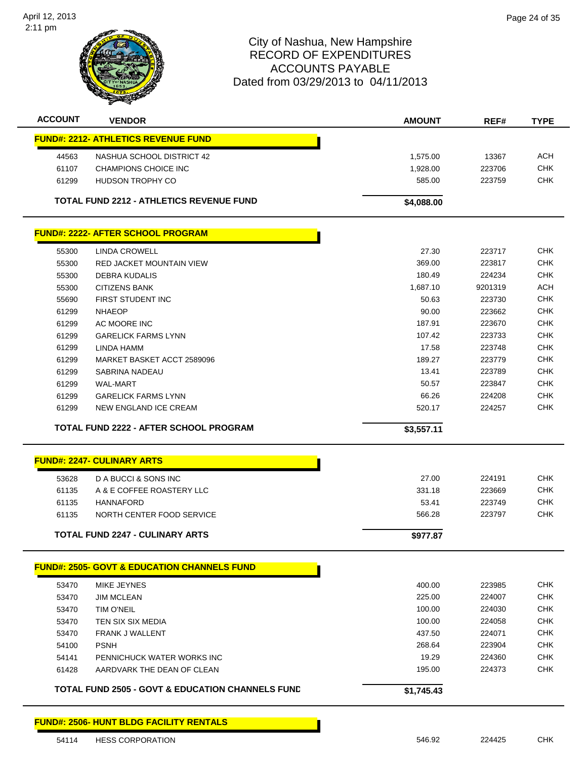# City of Nashua, New Hampshire
## RECORD OF EXPENDITURES
## ACCOUNTS PAYABLE
## Dated from 03/29/2013 to 04/11/2013

| ACCOUNT | VENDOR | AMOUNT | REF# | TYPE |
|---|---|---|---|---|
| **FUND#: 2212- ATHLETICS REVENUE FUND** | | | | |
| 44563 | NASHUA SCHOOL DISTRICT 42 | 1,575.00 | 13367 | ACH |
| 61107 | CHAMPIONS CHOICE INC | 1,928.00 | 223706 | CHK |
| 61299 | HUDSON TROPHY CO | 585.00 | 223759 | CHK |
| | **TOTAL FUND 2212 - ATHLETICS REVENUE FUND** | **$4,088.00** | | |
| **FUND#: 2222- AFTER SCHOOL PROGRAM** | | | | |
| 55300 | LINDA CROWELL | 27.30 | 223717 | CHK |
| 55300 | RED JACKET MOUNTAIN VIEW | 369.00 | 223817 | CHK |
| 55300 | DEBRA KUDALIS | 180.49 | 224234 | CHK |
| 55300 | CITIZENS BANK | 1,687.10 | 9201319 | ACH |
| 55690 | FIRST STUDENT INC | 50.63 | 223730 | CHK |
| 61299 | NHAEOP | 90.00 | 223662 | CHK |
| 61299 | AC MOORE INC | 187.91 | 223670 | CHK |
| 61299 | GARELICK FARMS LYNN | 107.42 | 223733 | CHK |
| 61299 | LINDA HAMM | 17.58 | 223748 | CHK |
| 61299 | MARKET BASKET ACCT 2589096 | 189.27 | 223779 | CHK |
| 61299 | SABRINA NADEAU | 13.41 | 223789 | CHK |
| 61299 | WAL-MART | 50.57 | 223847 | CHK |
| 61299 | GARELICK FARMS LYNN | 66.26 | 224208 | CHK |
| 61299 | NEW ENGLAND ICE CREAM | 520.17 | 224257 | CHK |
| | **TOTAL FUND 2222 - AFTER SCHOOL PROGRAM** | **$3,557.11** | | |
| **FUND#: 2247- CULINARY ARTS** | | | | |
| 53628 | D A BUCCI & SONS INC | 27.00 | 224191 | CHK |
| 61135 | A & E COFFEE ROASTERY LLC | 331.18 | 223669 | CHK |
| 61135 | HANNAFORD | 53.41 | 223749 | CHK |
| 61135 | NORTH CENTER FOOD SERVICE | 566.28 | 223797 | CHK |
| | **TOTAL FUND 2247 - CULINARY ARTS** | **$977.87** | | |
| **FUND#: 2505- GOVT & EDUCATION CHANNELS FUND** | | | | |
| 53470 | MIKE JEYNES | 400.00 | 223985 | CHK |
| 53470 | JIM MCLEAN | 225.00 | 224007 | CHK |
| 53470 | TIM O'NEIL | 100.00 | 224030 | CHK |
| 53470 | TEN SIX SIX MEDIA | 100.00 | 224058 | CHK |
| 53470 | FRANK J WALLENT | 437.50 | 224071 | CHK |
| 54100 | PSNH | 268.64 | 223904 | CHK |
| 54141 | PENNICHUCK WATER WORKS INC | 19.29 | 224360 | CHK |
| 61428 | AARDVARK THE DEAN OF CLEAN | 195.00 | 224373 | CHK |
| | **TOTAL FUND 2505 - GOVT & EDUCATION CHANNELS FUND** | **$1,745.43** | | |
| **FUND#: 2506- HUNT BLDG FACILITY RENTALS** | | | | |
| 54114 | HESS CORPORATION | 546.92 | 224425 | CHK |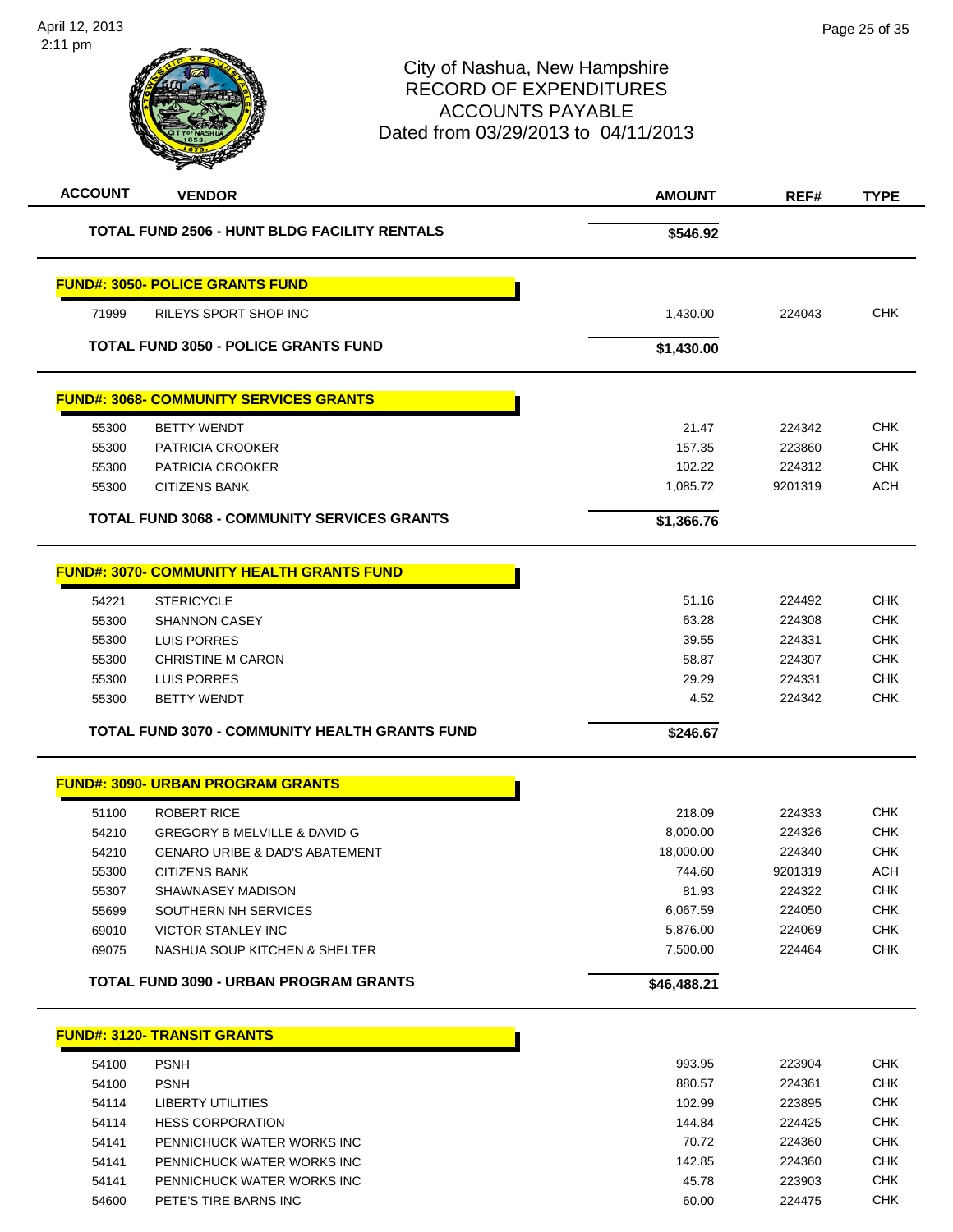# City of Nashua, New Hampshire
# RECORD OF EXPENDITURES
# ACCOUNTS PAYABLE
# Dated from 03/29/2013 to 04/11/2013

| ACCOUNT | VENDOR | AMOUNT | REF# | TYPE |
|---|---|---|---|---|
| | **TOTAL FUND 2506 - HUNT BLDG FACILITY RENTALS** | **$546.92** | | |
| | **FUND#: 3050- POLICE GRANTS FUND** | | | |
| 71999 | RILEYS SPORT SHOP INC | 1,430.00 | 224043 | CHK |
| | **TOTAL FUND 3050 - POLICE GRANTS FUND** | **$1,430.00** | | |
| | **FUND#: 3068- COMMUNITY SERVICES GRANTS** | | | |
| 55300 | BETTY WENDT | 21.47 | 224342 | CHK |
| 55300 | PATRICIA CROOKER | 157.35 | 223860 | CHK |
| 55300 | PATRICIA CROOKER | 102.22 | 224312 | CHK |
| 55300 | CITIZENS BANK | 1,085.72 | 9201319 | ACH |
| | **TOTAL FUND 3068 - COMMUNITY SERVICES GRANTS** | **$1,366.76** | | |
| | **FUND#: 3070- COMMUNITY HEALTH GRANTS FUND** | | | |
| 54221 | STERICYCLE | 51.16 | 224492 | CHK |
| 55300 | SHANNON CASEY | 63.28 | 224308 | CHK |
| 55300 | LUIS PORRES | 39.55 | 224331 | CHK |
| 55300 | CHRISTINE M CARON | 58.87 | 224307 | CHK |
| 55300 | LUIS PORRES | 29.29 | 224331 | CHK |
| 55300 | BETTY WENDT | 4.52 | 224342 | CHK |
| | **TOTAL FUND 3070 - COMMUNITY HEALTH GRANTS FUND** | **$246.67** | | |
| | **FUND#: 3090- URBAN PROGRAM GRANTS** | | | |
| 51100 | ROBERT RICE | 218.09 | 224333 | CHK |
| 54210 | GREGORY B MELVILLE & DAVID G | 8,000.00 | 224326 | CHK |
| 54210 | GENARO URIBE & DAD'S ABATEMENT | 18,000.00 | 224340 | CHK |
| 55300 | CITIZENS BANK | 744.60 | 9201319 | ACH |
| 55307 | SHAWNASEY MADISON | 81.93 | 224322 | CHK |
| 55699 | SOUTHERN NH SERVICES | 6,067.59 | 224050 | CHK |
| 69010 | VICTOR STANLEY INC | 5,876.00 | 224069 | CHK |
| 69075 | NASHUA SOUP KITCHEN & SHELTER | 7,500.00 | 224464 | CHK |
| | **TOTAL FUND 3090 - URBAN PROGRAM GRANTS** | **$46,488.21** | | |
| | **FUND#: 3120- TRANSIT GRANTS** | | | |
| 54100 | PSNH | 993.95 | 223904 | CHK |
| 54100 | PSNH | 880.57 | 224361 | CHK |
| 54114 | LIBERTY UTILITIES | 102.99 | 223895 | CHK |
| 54114 | HESS CORPORATION | 144.84 | 224425 | CHK |
| 54141 | PENNICHUCK WATER WORKS INC | 70.72 | 224360 | CHK |
| 54141 | PENNICHUCK WATER WORKS INC | 142.85 | 224360 | CHK |
| 54141 | PENNICHUCK WATER WORKS INC | 45.78 | 223903 | CHK |
| 54600 | PETE'S TIRE BARNS INC | 60.00 | 224475 | CHK |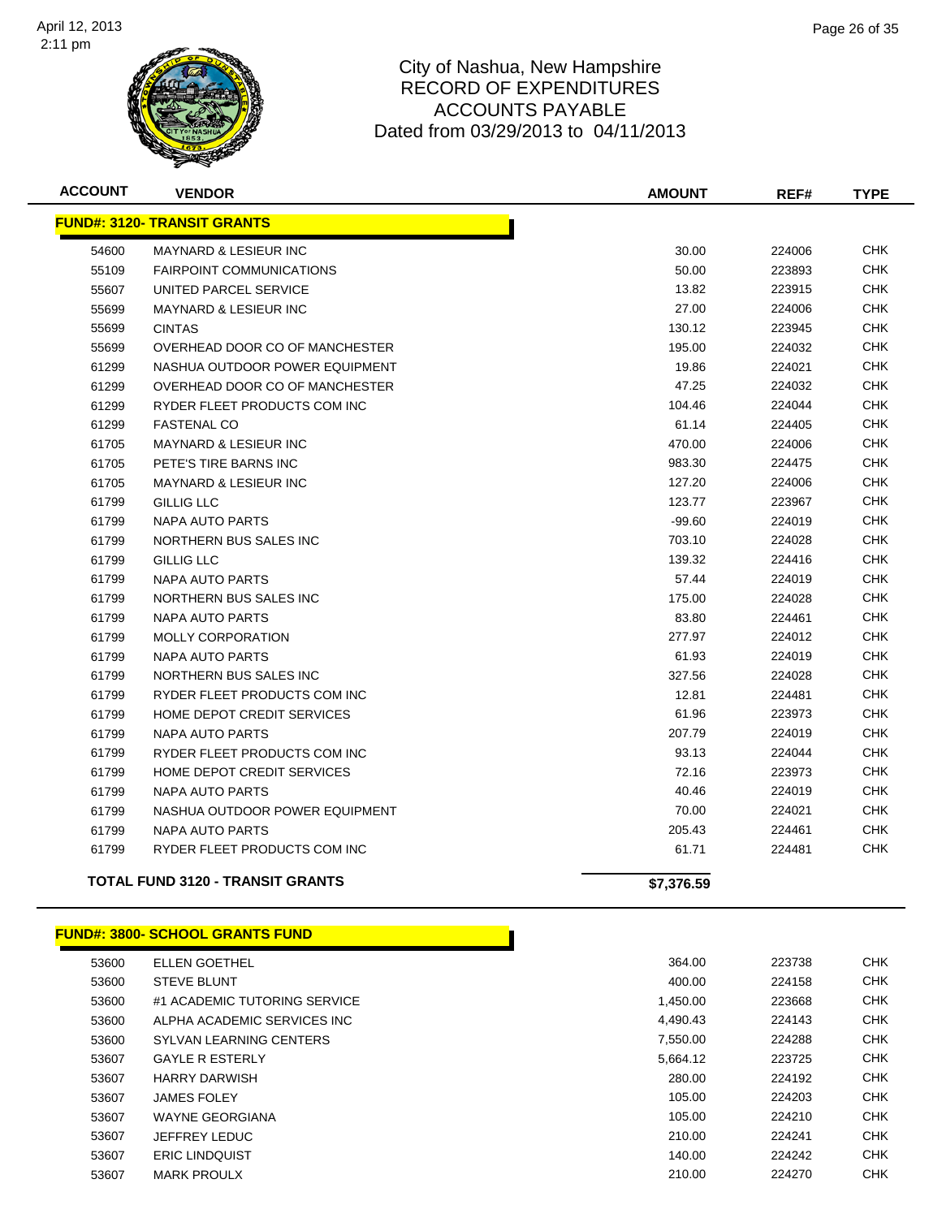# City of Nashua, New Hampshire
## RECORD OF EXPENDITURES
## ACCOUNTS PAYABLE
## Dated from 03/29/2013 to 04/11/2013

| ACCOUNT | VENDOR | AMOUNT | REF# | TYPE |
|---|---|---|---|---|
| **FUND#: 3120- TRANSIT GRANTS** | | | | |
| 54600 | MAYNARD & LESIEUR INC | 30.00 | 224006 | CHK |
| 55109 | FAIRPOINT COMMUNICATIONS | 50.00 | 223893 | CHK |
| 55607 | UNITED PARCEL SERVICE | 13.82 | 223915 | CHK |
| 55699 | MAYNARD & LESIEUR INC | 27.00 | 224006 | CHK |
| 55699 | CINTAS | 130.12 | 223945 | CHK |
| 55699 | OVERHEAD DOOR CO OF MANCHESTER | 195.00 | 224032 | CHK |
| 61299 | NASHUA OUTDOOR POWER EQUIPMENT | 19.86 | 224021 | CHK |
| 61299 | OVERHEAD DOOR CO OF MANCHESTER | 47.25 | 224032 | CHK |
| 61299 | RYDER FLEET PRODUCTS COM INC | 104.46 | 224044 | CHK |
| 61299 | FASTENAL CO | 61.14 | 224405 | CHK |
| 61705 | MAYNARD & LESIEUR INC | 470.00 | 224006 | CHK |
| 61705 | PETE'S TIRE BARNS INC | 983.30 | 224475 | CHK |
| 61705 | MAYNARD & LESIEUR INC | 127.20 | 224006 | CHK |
| 61799 | GILLIG LLC | 123.77 | 223967 | CHK |
| 61799 | NAPA AUTO PARTS | -99.60 | 224019 | CHK |
| 61799 | NORTHERN BUS SALES INC | 703.10 | 224028 | CHK |
| 61799 | GILLIG LLC | 139.32 | 224416 | CHK |
| 61799 | NAPA AUTO PARTS | 57.44 | 224019 | CHK |
| 61799 | NORTHERN BUS SALES INC | 175.00 | 224028 | CHK |
| 61799 | NAPA AUTO PARTS | 83.80 | 224461 | CHK |
| 61799 | MOLLY CORPORATION | 277.97 | 224012 | CHK |
| 61799 | NAPA AUTO PARTS | 61.93 | 224019 | CHK |
| 61799 | NORTHERN BUS SALES INC | 327.56 | 224028 | CHK |
| 61799 | RYDER FLEET PRODUCTS COM INC | 12.81 | 224481 | CHK |
| 61799 | HOME DEPOT CREDIT SERVICES | 61.96 | 223973 | CHK |
| 61799 | NAPA AUTO PARTS | 207.79 | 224019 | CHK |
| 61799 | RYDER FLEET PRODUCTS COM INC | 93.13 | 224044 | CHK |
| 61799 | HOME DEPOT CREDIT SERVICES | 72.16 | 223973 | CHK |
| 61799 | NAPA AUTO PARTS | 40.46 | 224019 | CHK |
| 61799 | NASHUA OUTDOOR POWER EQUIPMENT | 70.00 | 224021 | CHK |
| 61799 | NAPA AUTO PARTS | 205.43 | 224461 | CHK |
| 61799 | RYDER FLEET PRODUCTS COM INC | 61.71 | 224481 | CHK |
| **TOTAL FUND 3120 - TRANSIT GRANTS** | | **$7,376.59** | | |

| ACCOUNT | VENDOR | AMOUNT | REF# | TYPE |
|---|---|---|---|---|
| **FUND#: 3800- SCHOOL GRANTS FUND** | | | | |
| 53600 | ELLEN GOETHEL | 364.00 | 223738 | CHK |
| 53600 | STEVE BLUNT | 400.00 | 224158 | CHK |
| 53600 | #1 ACADEMIC TUTORING SERVICE | 1,450.00 | 223668 | CHK |
| 53600 | ALPHA ACADEMIC SERVICES INC | 4,490.43 | 224143 | CHK |
| 53600 | SYLVAN LEARNING CENTERS | 7,550.00 | 224288 | CHK |
| 53607 | GAYLE R ESTERLY | 5,664.12 | 223725 | CHK |
| 53607 | HARRY DARWISH | 280.00 | 224192 | CHK |
| 53607 | JAMES FOLEY | 105.00 | 224203 | CHK |
| 53607 | WAYNE GEORGIANA | 105.00 | 224210 | CHK |
| 53607 | JEFFREY LEDUC | 210.00 | 224241 | CHK |
| 53607 | ERIC LINDQUIST | 140.00 | 224242 | CHK |
| 53607 | MARK PROULX | 210.00 | 224270 | CHK |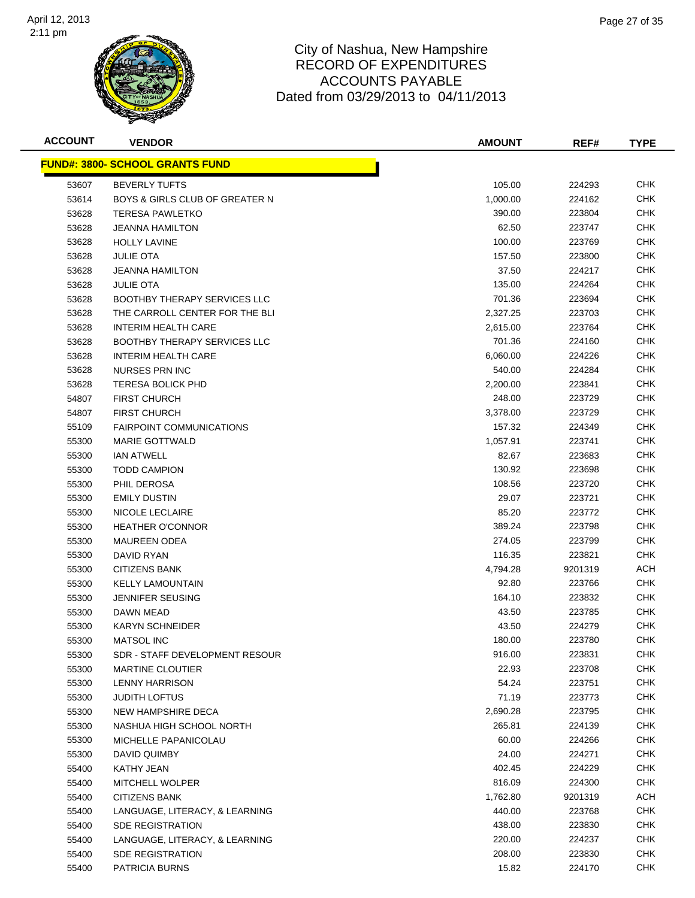# City of Nashua, New Hampshire
## RECORD OF EXPENDITURES
## ACCOUNTS PAYABLE
## Dated from 03/29/2013 to 04/11/2013

| ACCOUNT | VENDOR | AMOUNT | REF# | TYPE |
|---|---|---|---|---|
| | **FUND#: 3800- SCHOOL GRANTS FUND** | | | |
| 53607 | BEVERLY TUFTS | 105.00 | 224293 | CHK |
| 53614 | BOYS & GIRLS CLUB OF GREATER N | 1,000.00 | 224162 | CHK |
| 53628 | TERESA PAWLETKO | 390.00 | 223804 | CHK |
| 53628 | JEANNA HAMILTON | 62.50 | 223747 | CHK |
| 53628 | HOLLY LAVINE | 100.00 | 223769 | CHK |
| 53628 | JULIE OTA | 157.50 | 223800 | CHK |
| 53628 | JEANNA HAMILTON | 37.50 | 224217 | CHK |
| 53628 | JULIE OTA | 135.00 | 224264 | CHK |
| 53628 | BOOTHBY THERAPY SERVICES LLC | 701.36 | 223694 | CHK |
| 53628 | THE CARROLL CENTER FOR THE BLI | 2,327.25 | 223703 | CHK |
| 53628 | INTERIM HEALTH CARE | 2,615.00 | 223764 | CHK |
| 53628 | BOOTHBY THERAPY SERVICES LLC | 701.36 | 224160 | CHK |
| 53628 | INTERIM HEALTH CARE | 6,060.00 | 224226 | CHK |
| 53628 | NURSES PRN INC | 540.00 | 224284 | CHK |
| 53628 | TERESA BOLICK PHD | 2,200.00 | 223841 | CHK |
| 54807 | FIRST CHURCH | 248.00 | 223729 | CHK |
| 54807 | FIRST CHURCH | 3,378.00 | 223729 | CHK |
| 55109 | FAIRPOINT COMMUNICATIONS | 157.32 | 224349 | CHK |
| 55300 | MARIE GOTTWALD | 1,057.91 | 223741 | CHK |
| 55300 | IAN ATWELL | 82.67 | 223683 | CHK |
| 55300 | TODD CAMPION | 130.92 | 223698 | CHK |
| 55300 | PHIL DEROSA | 108.56 | 223720 | CHK |
| 55300 | EMILY DUSTIN | 29.07 | 223721 | CHK |
| 55300 | NICOLE LECLAIRE | 85.20 | 223772 | CHK |
| 55300 | HEATHER O'CONNOR | 389.24 | 223798 | CHK |
| 55300 | MAUREEN ODEA | 274.05 | 223799 | CHK |
| 55300 | DAVID RYAN | 116.35 | 223821 | CHK |
| 55300 | CITIZENS BANK | 4,794.28 | 9201319 | ACH |
| 55300 | KELLY LAMOUNTAIN | 92.80 | 223766 | CHK |
| 55300 | JENNIFER SEUSING | 164.10 | 223832 | CHK |
| 55300 | DAWN MEAD | 43.50 | 223785 | CHK |
| 55300 | KARYN SCHNEIDER | 43.50 | 224279 | CHK |
| 55300 | MATSOL INC | 180.00 | 223780 | CHK |
| 55300 | SDR - STAFF DEVELOPMENT RESOUR | 916.00 | 223831 | CHK |
| 55300 | MARTINE CLOUTIER | 22.93 | 223708 | CHK |
| 55300 | LENNY HARRISON | 54.24 | 223751 | CHK |
| 55300 | JUDITH LOFTUS | 71.19 | 223773 | CHK |
| 55300 | NEW HAMPSHIRE DECA | 2,690.28 | 223795 | CHK |
| 55300 | NASHUA HIGH SCHOOL NORTH | 265.81 | 224139 | CHK |
| 55300 | MICHELLE PAPANICOLAU | 60.00 | 224266 | CHK |
| 55300 | DAVID QUIMBY | 24.00 | 224271 | CHK |
| 55400 | KATHY JEAN | 402.45 | 224229 | CHK |
| 55400 | MITCHELL WOLPER | 816.09 | 224300 | CHK |
| 55400 | CITIZENS BANK | 1,762.80 | 9201319 | ACH |
| 55400 | LANGUAGE, LITERACY, & LEARNING | 440.00 | 223768 | CHK |
| 55400 | SDE REGISTRATION | 438.00 | 223830 | CHK |
| 55400 | LANGUAGE, LITERACY, & LEARNING | 220.00 | 224237 | CHK |
| 55400 | SDE REGISTRATION | 208.00 | 223830 | CHK |
| 55400 | PATRICIA BURNS | 15.82 | 224170 | CHK |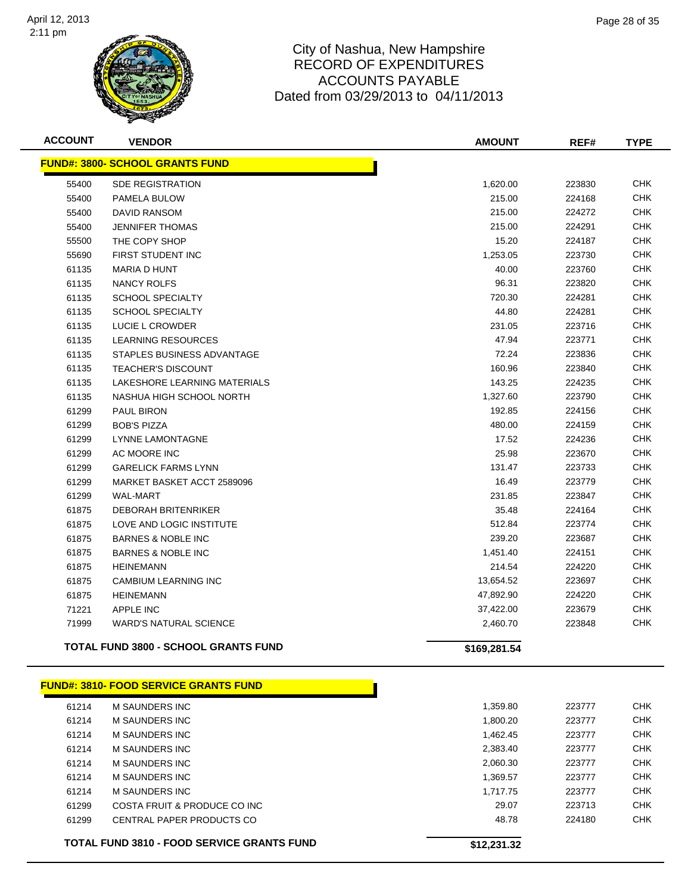# City of Nashua, New Hampshire
## RECORD OF EXPENDITURES
## ACCOUNTS PAYABLE
## Dated from 03/29/2013 to 04/11/2013

| ACCOUNT | VENDOR | AMOUNT | REF# | TYPE |
|---|---|---|---|---|
| **FUND#: 3800- SCHOOL GRANTS FUND** | | | | |
| 55400 | SDE REGISTRATION | 1,620.00 | 223830 | CHK |
| 55400 | PAMELA BULOW | 215.00 | 224168 | CHK |
| 55400 | DAVID RANSOM | 215.00 | 224272 | CHK |
| 55400 | JENNIFER THOMAS | 215.00 | 224291 | CHK |
| 55500 | THE COPY SHOP | 15.20 | 224187 | CHK |
| 55690 | FIRST STUDENT INC | 1,253.05 | 223730 | CHK |
| 61135 | MARIA D HUNT | 40.00 | 223760 | CHK |
| 61135 | NANCY ROLFS | 96.31 | 223820 | CHK |
| 61135 | SCHOOL SPECIALTY | 720.30 | 224281 | CHK |
| 61135 | SCHOOL SPECIALTY | 44.80 | 224281 | CHK |
| 61135 | LUCIE L CROWDER | 231.05 | 223716 | CHK |
| 61135 | LEARNING RESOURCES | 47.94 | 223771 | CHK |
| 61135 | STAPLES BUSINESS ADVANTAGE | 72.24 | 223836 | CHK |
| 61135 | TEACHER'S DISCOUNT | 160.96 | 223840 | CHK |
| 61135 | LAKESHORE LEARNING MATERIALS | 143.25 | 224235 | CHK |
| 61135 | NASHUA HIGH SCHOOL NORTH | 1,327.60 | 223790 | CHK |
| 61299 | PAUL BIRON | 192.85 | 224156 | CHK |
| 61299 | BOB'S PIZZA | 480.00 | 224159 | CHK |
| 61299 | LYNNE LAMONTAGNE | 17.52 | 224236 | CHK |
| 61299 | AC MOORE INC | 25.98 | 223670 | CHK |
| 61299 | GARELICK FARMS LYNN | 131.47 | 223733 | CHK |
| 61299 | MARKET BASKET ACCT 2589096 | 16.49 | 223779 | CHK |
| 61299 | WAL-MART | 231.85 | 223847 | CHK |
| 61875 | DEBORAH BRITENRIKER | 35.48 | 224164 | CHK |
| 61875 | LOVE AND LOGIC INSTITUTE | 512.84 | 223774 | CHK |
| 61875 | BARNES & NOBLE INC | 239.20 | 223687 | CHK |
| 61875 | BARNES & NOBLE INC | 1,451.40 | 224151 | CHK |
| 61875 | HEINEMANN | 214.54 | 224220 | CHK |
| 61875 | CAMBIUM LEARNING INC | 13,654.52 | 223697 | CHK |
| 61875 | HEINEMANN | 47,892.90 | 224220 | CHK |
| 71221 | APPLE INC | 37,422.00 | 223679 | CHK |
| 71999 | WARD'S NATURAL SCIENCE | 2,460.70 | 223848 | CHK |
| **TOTAL FUND 3800 - SCHOOL GRANTS FUND** | | **$169,281.54** | | |

| ACCOUNT | VENDOR | AMOUNT | REF# | TYPE |
|---|---|---|---|---|
| **FUND#: 3810- FOOD SERVICE GRANTS FUND** | | | | |
| 61214 | M SAUNDERS INC | 1,359.80 | 223777 | CHK |
| 61214 | M SAUNDERS INC | 1,800.20 | 223777 | CHK |
| 61214 | M SAUNDERS INC | 1,462.45 | 223777 | CHK |
| 61214 | M SAUNDERS INC | 2,383.40 | 223777 | CHK |
| 61214 | M SAUNDERS INC | 2,060.30 | 223777 | CHK |
| 61214 | M SAUNDERS INC | 1,369.57 | 223777 | CHK |
| 61214 | M SAUNDERS INC | 1,717.75 | 223777 | CHK |
| 61299 | COSTA FRUIT & PRODUCE CO INC | 29.07 | 223713 | CHK |
| 61299 | CENTRAL PAPER PRODUCTS CO | 48.78 | 224180 | CHK |
| **TOTAL FUND 3810 - FOOD SERVICE GRANTS FUND** | | **$12,231.32** | | |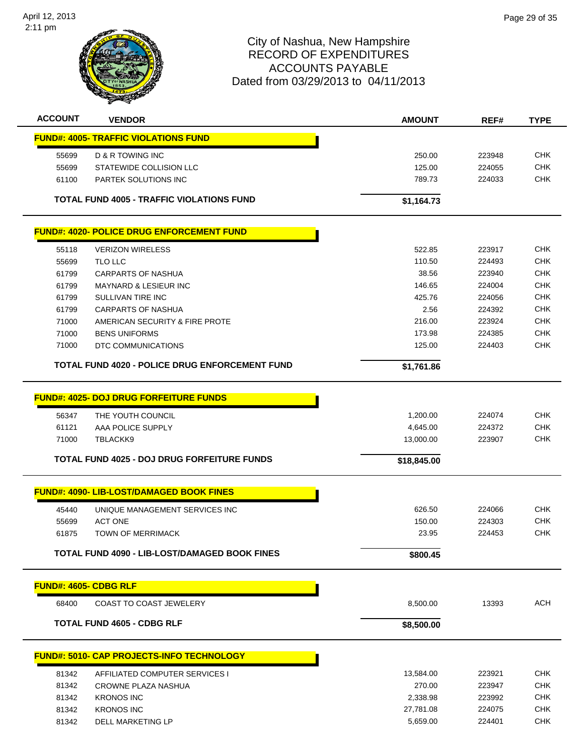City of Nashua, New Hampshire
RECORD OF EXPENDITURES
ACCOUNTS PAYABLE
Dated from 03/29/2013 to 04/11/2013

| ACCOUNT | VENDOR | AMOUNT | REF# | TYPE |
|---|---|---|---|---|
| **FUND#: 4005- TRAFFIC VIOLATIONS FUND** | | | | |
| 55699 | D & R TOWING INC | 250.00 | 223948 | CHK |
| 55699 | STATEWIDE COLLISION LLC | 125.00 | 224055 | CHK |
| 61100 | PARTEK SOLUTIONS INC | 789.73 | 224033 | CHK |
| | **TOTAL FUND 4005 - TRAFFIC VIOLATIONS FUND** | **$1,164.73** | | |
| **FUND#: 4020- POLICE DRUG ENFORCEMENT FUND** | | | | |
| 55118 | VERIZON WIRELESS | 522.85 | 223917 | CHK |
| 55699 | TLO LLC | 110.50 | 224493 | CHK |
| 61799 | CARPARTS OF NASHUA | 38.56 | 223940 | CHK |
| 61799 | MAYNARD & LESIEUR INC | 146.65 | 224004 | CHK |
| 61799 | SULLIVAN TIRE INC | 425.76 | 224056 | CHK |
| 61799 | CARPARTS OF NASHUA | 2.56 | 224392 | CHK |
| 71000 | AMERICAN SECURITY & FIRE PROTE | 216.00 | 223924 | CHK |
| 71000 | BENS UNIFORMS | 173.98 | 224385 | CHK |
| 71000 | DTC COMMUNICATIONS | 125.00 | 224403 | CHK |
| | **TOTAL FUND 4020 - POLICE DRUG ENFORCEMENT FUND** | **$1,761.86** | | |
| **FUND#: 4025- DOJ DRUG FORFEITURE FUNDS** | | | | |
| 56347 | THE YOUTH COUNCIL | 1,200.00 | 224074 | CHK |
| 61121 | AAA POLICE SUPPLY | 4,645.00 | 224372 | CHK |
| 71000 | TBLACKK9 | 13,000.00 | 223907 | CHK |
| | **TOTAL FUND 4025 - DOJ DRUG FORFEITURE FUNDS** | **$18,845.00** | | |
| **FUND#: 4090- LIB-LOST/DAMAGED BOOK FINES** | | | | |
| 45440 | UNIQUE MANAGEMENT SERVICES INC | 626.50 | 224066 | CHK |
| 55699 | ACT ONE | 150.00 | 224303 | CHK |
| 61875 | TOWN OF MERRIMACK | 23.95 | 224453 | CHK |
| | **TOTAL FUND 4090 - LIB-LOST/DAMAGED BOOK FINES** | **$800.45** | | |
| **FUND#: 4605- CDBG RLF** | | | | |
| 68400 | COAST TO COAST JEWELERY | 8,500.00 | 13393 | ACH |
| | **TOTAL FUND 4605 - CDBG RLF** | **$8,500.00** | | |
| **FUND#: 5010- CAP PROJECTS-INFO TECHNOLOGY** | | | | |
| 81342 | AFFILIATED COMPUTER SERVICES I | 13,584.00 | 223921 | CHK |
| 81342 | CROWNE PLAZA NASHUA | 270.00 | 223947 | CHK |
| 81342 | KRONOS INC | 2,338.98 | 223992 | CHK |
| 81342 | KRONOS INC | 27,781.08 | 224075 | CHK |
| 81342 | DELL MARKETING LP | 5,659.00 | 224401 | CHK |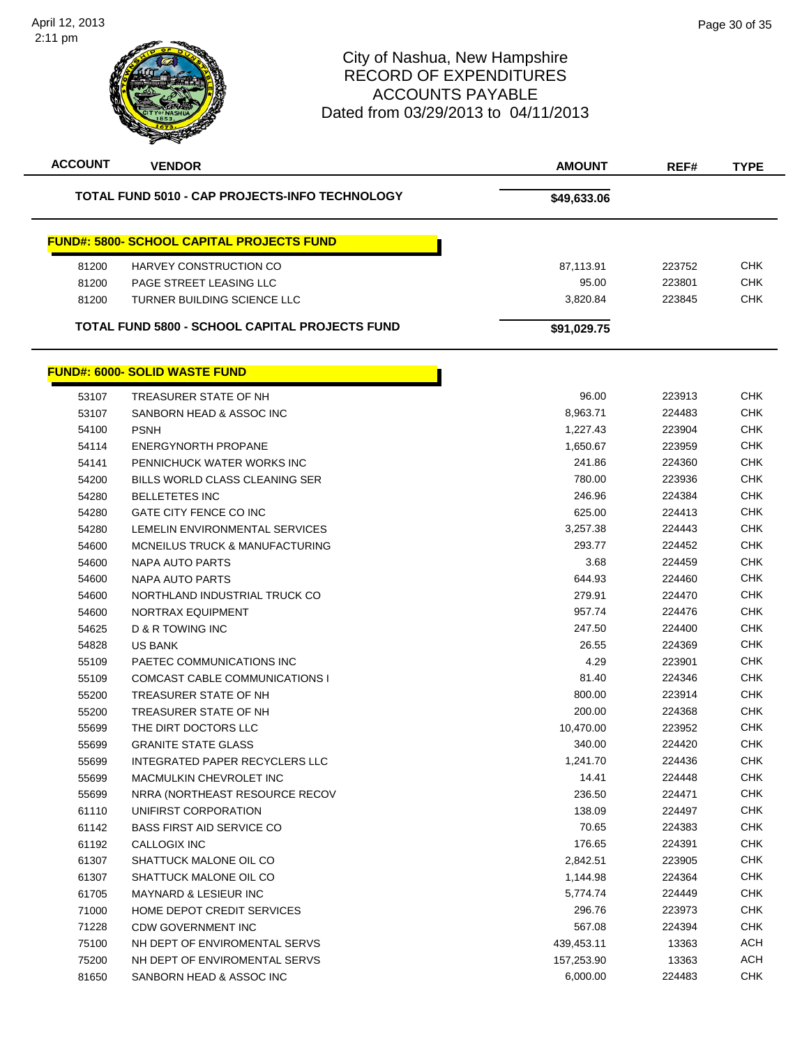# City of Nashua, New Hampshire
## RECORD OF EXPENDITURES
## ACCOUNTS PAYABLE
## Dated from 03/29/2013 to 04/11/2013

| ACCOUNT | VENDOR | AMOUNT | REF# | TYPE |
|---|---|---|---|---|
| | **TOTAL FUND 5010 - CAP PROJECTS-INFO TECHNOLOGY** | **\$49,633.06** | | |
| | **FUND#: 5800- SCHOOL CAPITAL PROJECTS FUND** | | | |
| 81200 | HARVEY CONSTRUCTION CO | 87,113.91 | 223752 | CHK |
| 81200 | PAGE STREET LEASING LLC | 95.00 | 223801 | CHK |
| 81200 | TURNER BUILDING SCIENCE LLC | 3,820.84 | 223845 | CHK |
| | **TOTAL FUND 5800 - SCHOOL CAPITAL PROJECTS FUND** | **\$91,029.75** | | |
| | **FUND#: 6000- SOLID WASTE FUND** | | | |
| 53107 | TREASURER STATE OF NH | 96.00 | 223913 | CHK |
| 53107 | SANBORN HEAD & ASSOC INC | 8,963.71 | 224483 | CHK |
| 54100 | PSNH | 1,227.43 | 223904 | CHK |
| 54114 | ENERGYNORTH PROPANE | 1,650.67 | 223959 | CHK |
| 54141 | PENNICHUCK WATER WORKS INC | 241.86 | 224360 | CHK |
| 54200 | BILLS WORLD CLASS CLEANING SER | 780.00 | 223936 | CHK |
| 54280 | BELLETETES INC | 246.96 | 224384 | CHK |
| 54280 | GATE CITY FENCE CO INC | 625.00 | 224413 | CHK |
| 54280 | LEMELIN ENVIRONMENTAL SERVICES | 3,257.38 | 224443 | CHK |
| 54600 | MCNEILUS TRUCK & MANUFACTURING | 293.77 | 224452 | CHK |
| 54600 | NAPA AUTO PARTS | 3.68 | 224459 | CHK |
| 54600 | NAPA AUTO PARTS | 644.93 | 224460 | CHK |
| 54600 | NORTHLAND INDUSTRIAL TRUCK CO | 279.91 | 224470 | CHK |
| 54600 | NORTRAX EQUIPMENT | 957.74 | 224476 | CHK |
| 54625 | D & R TOWING INC | 247.50 | 224400 | CHK |
| 54828 | US BANK | 26.55 | 224369 | CHK |
| 55109 | PAETEC COMMUNICATIONS INC | 4.29 | 223901 | CHK |
| 55109 | COMCAST CABLE COMMUNICATIONS I | 81.40 | 224346 | CHK |
| 55200 | TREASURER STATE OF NH | 800.00 | 223914 | CHK |
| 55200 | TREASURER STATE OF NH | 200.00 | 224368 | CHK |
| 55699 | THE DIRT DOCTORS LLC | 10,470.00 | 223952 | CHK |
| 55699 | GRANITE STATE GLASS | 340.00 | 224420 | CHK |
| 55699 | INTEGRATED PAPER RECYCLERS LLC | 1,241.70 | 224436 | CHK |
| 55699 | MACMULKIN CHEVROLET INC | 14.41 | 224448 | CHK |
| 55699 | NRRA (NORTHEAST RESOURCE RECOV | 236.50 | 224471 | CHK |
| 61110 | UNIFIRST CORPORATION | 138.09 | 224497 | CHK |
| 61142 | BASS FIRST AID SERVICE CO | 70.65 | 224383 | CHK |
| 61192 | CALLOGIX INC | 176.65 | 224391 | CHK |
| 61307 | SHATTUCK MALONE OIL CO | 2,842.51 | 223905 | CHK |
| 61307 | SHATTUCK MALONE OIL CO | 1,144.98 | 224364 | CHK |
| 61705 | MAYNARD & LESIEUR INC | 5,774.74 | 224449 | CHK |
| 71000 | HOME DEPOT CREDIT SERVICES | 296.76 | 223973 | CHK |
| 71228 | CDW GOVERNMENT INC | 567.08 | 224394 | CHK |
| 75100 | NH DEPT OF ENVIROMENTAL SERVS | 439,453.11 | 13363 | ACH |
| 75200 | NH DEPT OF ENVIROMENTAL SERVS | 157,253.90 | 13363 | ACH |
| 81650 | SANBORN HEAD & ASSOC INC | 6,000.00 | 224483 | CHK |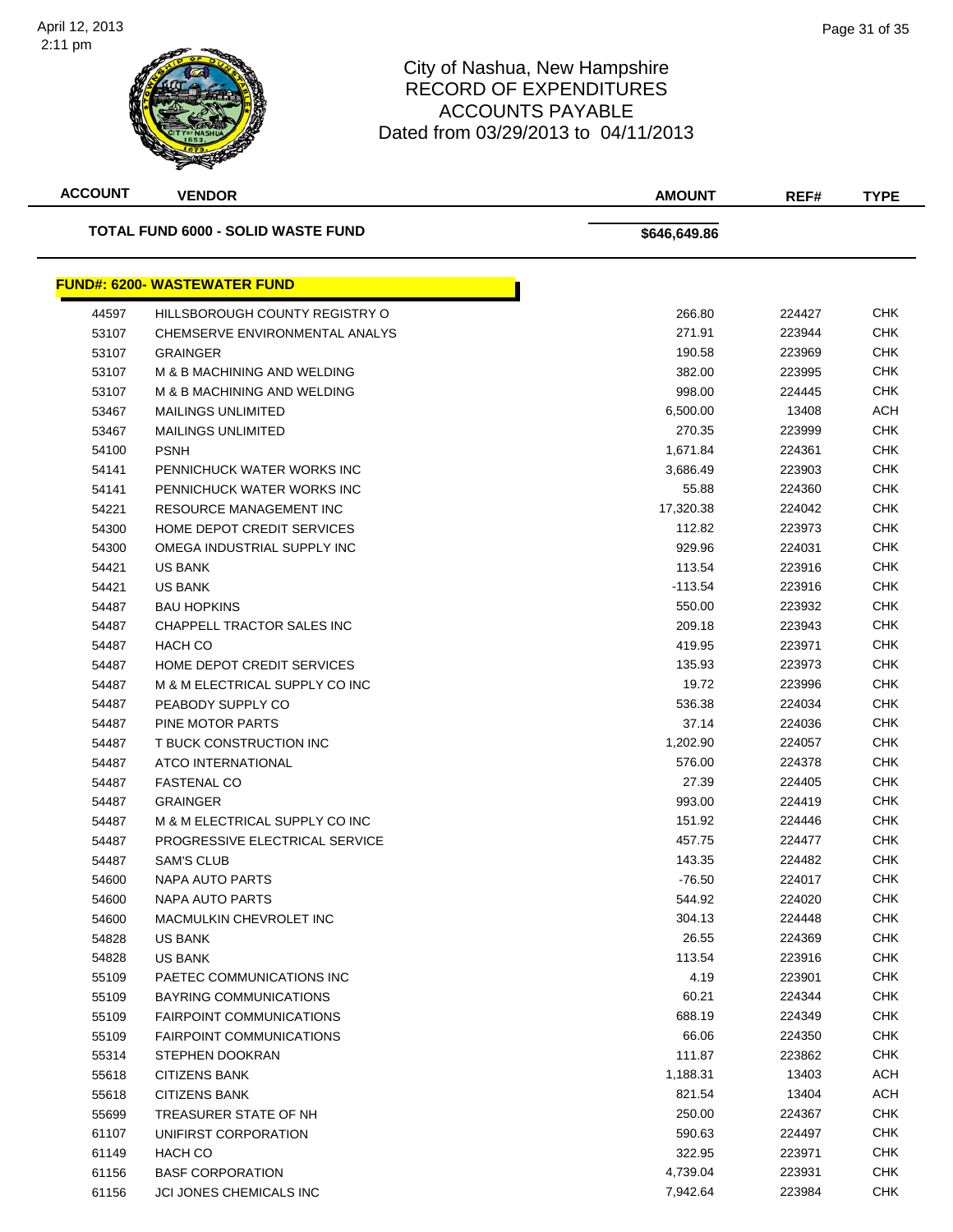April 12, 2013
2:11 pm

# City of Nashua, New Hampshire
## RECORD OF EXPENDITURES
## ACCOUNTS PAYABLE
## Dated from 03/29/2013 to 04/11/2013

| ACCOUNT | VENDOR | AMOUNT | REF# | TYPE |
|---|---|---|---|---|
| | **TOTAL FUND 6000 - SOLID WASTE FUND** | **$646,649.86** | | |

**FUND#: 6200- WASTEWATER FUND**

| ACCOUNT | VENDOR | AMOUNT | REF# | TYPE |
|---|---|---|---|---|
| 44597 | HILLSBOROUGH COUNTY REGISTRY O | 266.80 | 224427 | CHK |
| 53107 | CHEMSERVE ENVIRONMENTAL ANALYS | 271.91 | 223944 | CHK |
| 53107 | GRAINGER | 190.58 | 223969 | CHK |
| 53107 | M & B MACHINING AND WELDING | 382.00 | 223995 | CHK |
| 53107 | M & B MACHINING AND WELDING | 998.00 | 224445 | CHK |
| 53467 | MAILINGS UNLIMITED | 6,500.00 | 13408 | ACH |
| 53467 | MAILINGS UNLIMITED | 270.35 | 223999 | CHK |
| 54100 | PSNH | 1,671.84 | 224361 | CHK |
| 54141 | PENNICHUCK WATER WORKS INC | 3,686.49 | 223903 | CHK |
| 54141 | PENNICHUCK WATER WORKS INC | 55.88 | 224360 | CHK |
| 54221 | RESOURCE MANAGEMENT INC | 17,320.38 | 224042 | CHK |
| 54300 | HOME DEPOT CREDIT SERVICES | 112.82 | 223973 | CHK |
| 54300 | OMEGA INDUSTRIAL SUPPLY INC | 929.96 | 224031 | CHK |
| 54421 | US BANK | 113.54 | 223916 | CHK |
| 54421 | US BANK | -113.54 | 223916 | CHK |
| 54487 | BAU HOPKINS | 550.00 | 223932 | CHK |
| 54487 | CHAPPELL TRACTOR SALES INC | 209.18 | 223943 | CHK |
| 54487 | HACH CO | 419.95 | 223971 | CHK |
| 54487 | HOME DEPOT CREDIT SERVICES | 135.93 | 223973 | CHK |
| 54487 | M & M ELECTRICAL SUPPLY CO INC | 19.72 | 223996 | CHK |
| 54487 | PEABODY SUPPLY CO | 536.38 | 224034 | CHK |
| 54487 | PINE MOTOR PARTS | 37.14 | 224036 | CHK |
| 54487 | T BUCK CONSTRUCTION INC | 1,202.90 | 224057 | CHK |
| 54487 | ATCO INTERNATIONAL | 576.00 | 224378 | CHK |
| 54487 | FASTENAL CO | 27.39 | 224405 | CHK |
| 54487 | GRAINGER | 993.00 | 224419 | CHK |
| 54487 | M & M ELECTRICAL SUPPLY CO INC | 151.92 | 224446 | CHK |
| 54487 | PROGRESSIVE ELECTRICAL SERVICE | 457.75 | 224477 | CHK |
| 54487 | SAM'S CLUB | 143.35 | 224482 | CHK |
| 54600 | NAPA AUTO PARTS | -76.50 | 224017 | CHK |
| 54600 | NAPA AUTO PARTS | 544.92 | 224020 | CHK |
| 54600 | MACMULKIN CHEVROLET INC | 304.13 | 224448 | CHK |
| 54828 | US BANK | 26.55 | 224369 | CHK |
| 54828 | US BANK | 113.54 | 223916 | CHK |
| 55109 | PAETEC COMMUNICATIONS INC | 4.19 | 223901 | CHK |
| 55109 | BAYRING COMMUNICATIONS | 60.21 | 224344 | CHK |
| 55109 | FAIRPOINT COMMUNICATIONS | 688.19 | 224349 | CHK |
| 55109 | FAIRPOINT COMMUNICATIONS | 66.06 | 224350 | CHK |
| 55314 | STEPHEN DOOKRAN | 111.87 | 223862 | CHK |
| 55618 | CITIZENS BANK | 1,188.31 | 13403 | ACH |
| 55618 | CITIZENS BANK | 821.54 | 13404 | ACH |
| 55699 | TREASURER STATE OF NH | 250.00 | 224367 | CHK |
| 61107 | UNIFIRST CORPORATION | 590.63 | 224497 | CHK |
| 61149 | HACH CO | 322.95 | 223971 | CHK |
| 61156 | BASF CORPORATION | 4,739.04 | 223931 | CHK |
| 61156 | JCI JONES CHEMICALS INC | 7,942.64 | 223984 | CHK |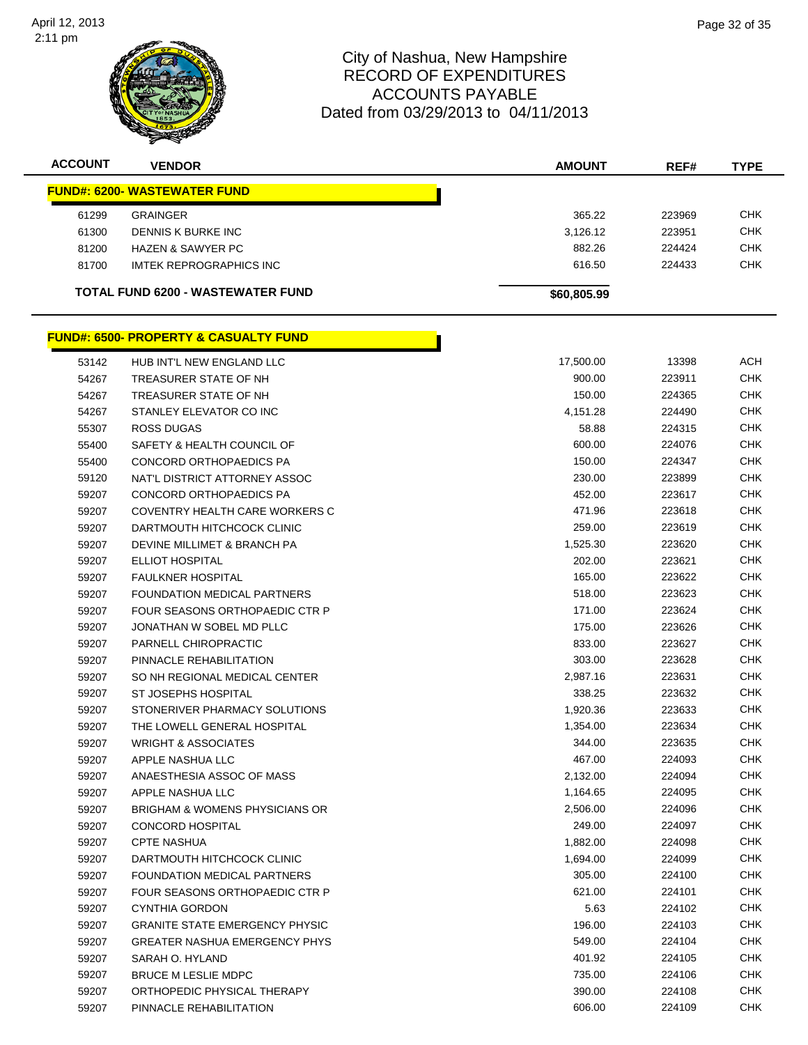# City of Nashua, New Hampshire
## RECORD OF EXPENDITURES
## ACCOUNTS PAYABLE
## Dated from 03/29/2013 to 04/11/2013

| ACCOUNT | VENDOR | AMOUNT | REF# | TYPE |
|---|---|---|---|---|
| **FUND#: 6200- WASTEWATER FUND** | | | | |
| 61299 | GRAINGER | 365.22 | 223969 | CHK |
| 61300 | DENNIS K BURKE INC | 3,126.12 | 223951 | CHK |
| 81200 | HAZEN & SAWYER PC | 882.26 | 224424 | CHK |
| 81700 | IMTEK REPROGRAPHICS INC | 616.50 | 224433 | CHK |
| **TOTAL FUND 6200 - WASTEWATER FUND** | | **$60,805.99** | | |
| **FUND#: 6500- PROPERTY & CASUALTY FUND** | | | | |
| 53142 | HUB INT'L NEW ENGLAND LLC | 17,500.00 | 13398 | ACH |
| 54267 | TREASURER STATE OF NH | 900.00 | 223911 | CHK |
| 54267 | TREASURER STATE OF NH | 150.00 | 224365 | CHK |
| 54267 | STANLEY ELEVATOR CO INC | 4,151.28 | 224490 | CHK |
| 55307 | ROSS DUGAS | 58.88 | 224315 | CHK |
| 55400 | SAFETY & HEALTH COUNCIL OF | 600.00 | 224076 | CHK |
| 55400 | CONCORD ORTHOPAEDICS PA | 150.00 | 224347 | CHK |
| 59120 | NAT'L DISTRICT ATTORNEY ASSOC | 230.00 | 223899 | CHK |
| 59207 | CONCORD ORTHOPAEDICS PA | 452.00 | 223617 | CHK |
| 59207 | COVENTRY HEALTH CARE WORKERS C | 471.96 | 223618 | CHK |
| 59207 | DARTMOUTH HITCHCOCK CLINIC | 259.00 | 223619 | CHK |
| 59207 | DEVINE MILLIMET & BRANCH PA | 1,525.30 | 223620 | CHK |
| 59207 | ELLIOT HOSPITAL | 202.00 | 223621 | CHK |
| 59207 | FAULKNER HOSPITAL | 165.00 | 223622 | CHK |
| 59207 | FOUNDATION MEDICAL PARTNERS | 518.00 | 223623 | CHK |
| 59207 | FOUR SEASONS ORTHOPAEDIC CTR P | 171.00 | 223624 | CHK |
| 59207 | JONATHAN W SOBEL MD PLLC | 175.00 | 223626 | CHK |
| 59207 | PARNELL CHIROPRACTIC | 833.00 | 223627 | CHK |
| 59207 | PINNACLE REHABILITATION | 303.00 | 223628 | CHK |
| 59207 | SO NH REGIONAL MEDICAL CENTER | 2,987.16 | 223631 | CHK |
| 59207 | ST JOSEPHS HOSPITAL | 338.25 | 223632 | CHK |
| 59207 | STONERIVER PHARMACY SOLUTIONS | 1,920.36 | 223633 | CHK |
| 59207 | THE LOWELL GENERAL HOSPITAL | 1,354.00 | 223634 | CHK |
| 59207 | WRIGHT & ASSOCIATES | 344.00 | 223635 | CHK |
| 59207 | APPLE NASHUA LLC | 467.00 | 224093 | CHK |
| 59207 | ANAESTHESIA ASSOC OF MASS | 2,132.00 | 224094 | CHK |
| 59207 | APPLE NASHUA LLC | 1,164.65 | 224095 | CHK |
| 59207 | BRIGHAM & WOMENS PHYSICIANS OR | 2,506.00 | 224096 | CHK |
| 59207 | CONCORD HOSPITAL | 249.00 | 224097 | CHK |
| 59207 | CPTE NASHUA | 1,882.00 | 224098 | CHK |
| 59207 | DARTMOUTH HITCHCOCK CLINIC | 1,694.00 | 224099 | CHK |
| 59207 | FOUNDATION MEDICAL PARTNERS | 305.00 | 224100 | CHK |
| 59207 | FOUR SEASONS ORTHOPAEDIC CTR P | 621.00 | 224101 | CHK |
| 59207 | CYNTHIA GORDON | 5.63 | 224102 | CHK |
| 59207 | GRANITE STATE EMERGENCY PHYSIC | 196.00 | 224103 | CHK |
| 59207 | GREATER NASHUA EMERGENCY PHYS | 549.00 | 224104 | CHK |
| 59207 | SARAH O. HYLAND | 401.92 | 224105 | CHK |
| 59207 | BRUCE M LESLIE MDPC | 735.00 | 224106 | CHK |
| 59207 | ORTHOPEDIC PHYSICAL THERAPY | 390.00 | 224108 | CHK |
| 59207 | PINNACLE REHABILITATION | 606.00 | 224109 | CHK |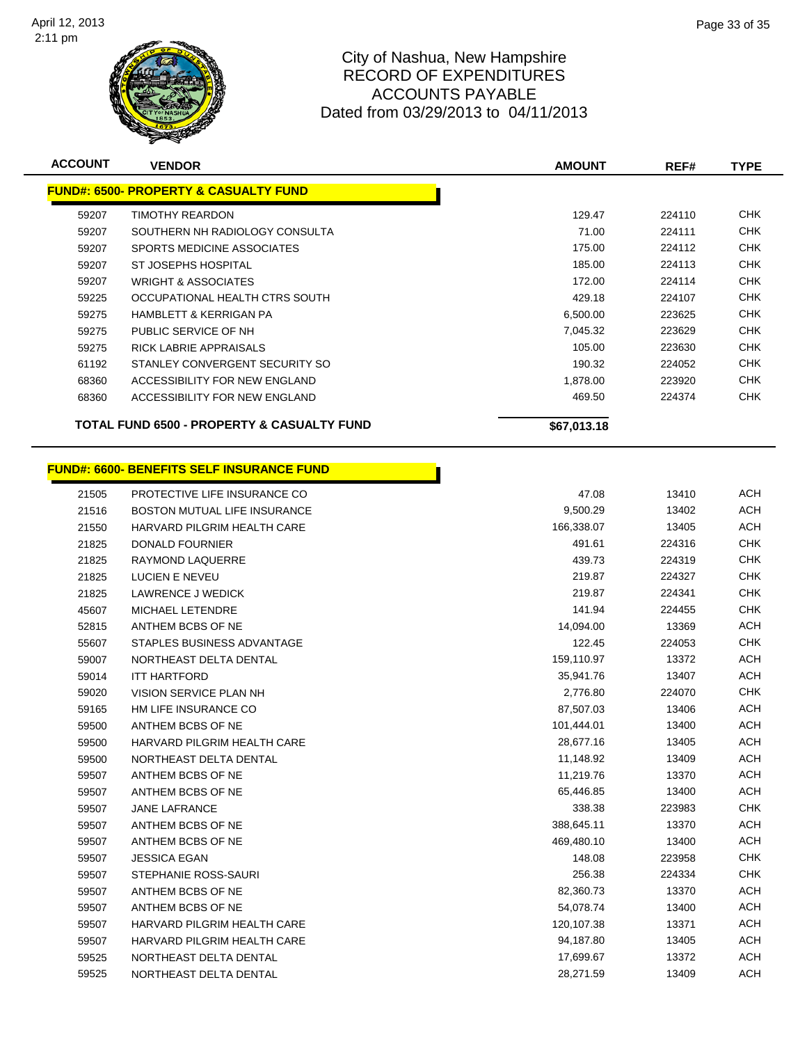# City of Nashua, New Hampshire
## RECORD OF EXPENDITURES
## ACCOUNTS PAYABLE
## Dated from 03/29/2013 to 04/11/2013

| ACCOUNT | VENDOR | AMOUNT | REF# | TYPE |
|---|---|---|---|---|
| **FUND#: 6500- PROPERTY & CASUALTY FUND** | | | | |
| 59207 | TIMOTHY REARDON | 129.47 | 224110 | CHK |
| 59207 | SOUTHERN NH RADIOLOGY CONSULTA | 71.00 | 224111 | CHK |
| 59207 | SPORTS MEDICINE ASSOCIATES | 175.00 | 224112 | CHK |
| 59207 | ST JOSEPHS HOSPITAL | 185.00 | 224113 | CHK |
| 59207 | WRIGHT & ASSOCIATES | 172.00 | 224114 | CHK |
| 59225 | OCCUPATIONAL HEALTH CTRS SOUTH | 429.18 | 224107 | CHK |
| 59275 | HAMBLETT & KERRIGAN PA | 6,500.00 | 223625 | CHK |
| 59275 | PUBLIC SERVICE OF NH | 7,045.32 | 223629 | CHK |
| 59275 | RICK LABRIE APPRAISALS | 105.00 | 223630 | CHK |
| 61192 | STANLEY CONVERGENT SECURITY SO | 190.32 | 224052 | CHK |
| 68360 | ACCESSIBILITY FOR NEW ENGLAND | 1,878.00 | 223920 | CHK |
| 68360 | ACCESSIBILITY FOR NEW ENGLAND | 469.50 | 224374 | CHK |
| **TOTAL FUND 6500 - PROPERTY & CASUALTY FUND** | | **$67,013.18** | | |

| ACCOUNT | VENDOR | AMOUNT | REF# | TYPE |
|---|---|---|---|---|
| **FUND#: 6600- BENEFITS SELF INSURANCE FUND** | | | | |
| 21505 | PROTECTIVE LIFE INSURANCE CO | 47.08 | 13410 | ACH |
| 21516 | BOSTON MUTUAL LIFE INSURANCE | 9,500.29 | 13402 | ACH |
| 21550 | HARVARD PILGRIM HEALTH CARE | 166,338.07 | 13405 | ACH |
| 21825 | DONALD FOURNIER | 491.61 | 224316 | CHK |
| 21825 | RAYMOND LAQUERRE | 439.73 | 224319 | CHK |
| 21825 | LUCIEN E NEVEU | 219.87 | 224327 | CHK |
| 21825 | LAWRENCE J WEDICK | 219.87 | 224341 | CHK |
| 45607 | MICHAEL LETENDRE | 141.94 | 224455 | CHK |
| 52815 | ANTHEM BCBS OF NE | 14,094.00 | 13369 | ACH |
| 55607 | STAPLES BUSINESS ADVANTAGE | 122.45 | 224053 | CHK |
| 59007 | NORTHEAST DELTA DENTAL | 159,110.97 | 13372 | ACH |
| 59014 | ITT HARTFORD | 35,941.76 | 13407 | ACH |
| 59020 | VISION SERVICE PLAN NH | 2,776.80 | 224070 | CHK |
| 59165 | HM LIFE INSURANCE CO | 87,507.03 | 13406 | ACH |
| 59500 | ANTHEM BCBS OF NE | 101,444.01 | 13400 | ACH |
| 59500 | HARVARD PILGRIM HEALTH CARE | 28,677.16 | 13405 | ACH |
| 59500 | NORTHEAST DELTA DENTAL | 11,148.92 | 13409 | ACH |
| 59507 | ANTHEM BCBS OF NE | 11,219.76 | 13370 | ACH |
| 59507 | ANTHEM BCBS OF NE | 65,446.85 | 13400 | ACH |
| 59507 | JANE LAFRANCE | 338.38 | 223983 | CHK |
| 59507 | ANTHEM BCBS OF NE | 388,645.11 | 13370 | ACH |
| 59507 | ANTHEM BCBS OF NE | 469,480.10 | 13400 | ACH |
| 59507 | JESSICA EGAN | 148.08 | 223958 | CHK |
| 59507 | STEPHANIE ROSS-SAURI | 256.38 | 224334 | CHK |
| 59507 | ANTHEM BCBS OF NE | 82,360.73 | 13370 | ACH |
| 59507 | ANTHEM BCBS OF NE | 54,078.74 | 13400 | ACH |
| 59507 | HARVARD PILGRIM HEALTH CARE | 120,107.38 | 13371 | ACH |
| 59507 | HARVARD PILGRIM HEALTH CARE | 94,187.80 | 13405 | ACH |
| 59525 | NORTHEAST DELTA DENTAL | 17,699.67 | 13372 | ACH |
| 59525 | NORTHEAST DELTA DENTAL | 28,271.59 | 13409 | ACH |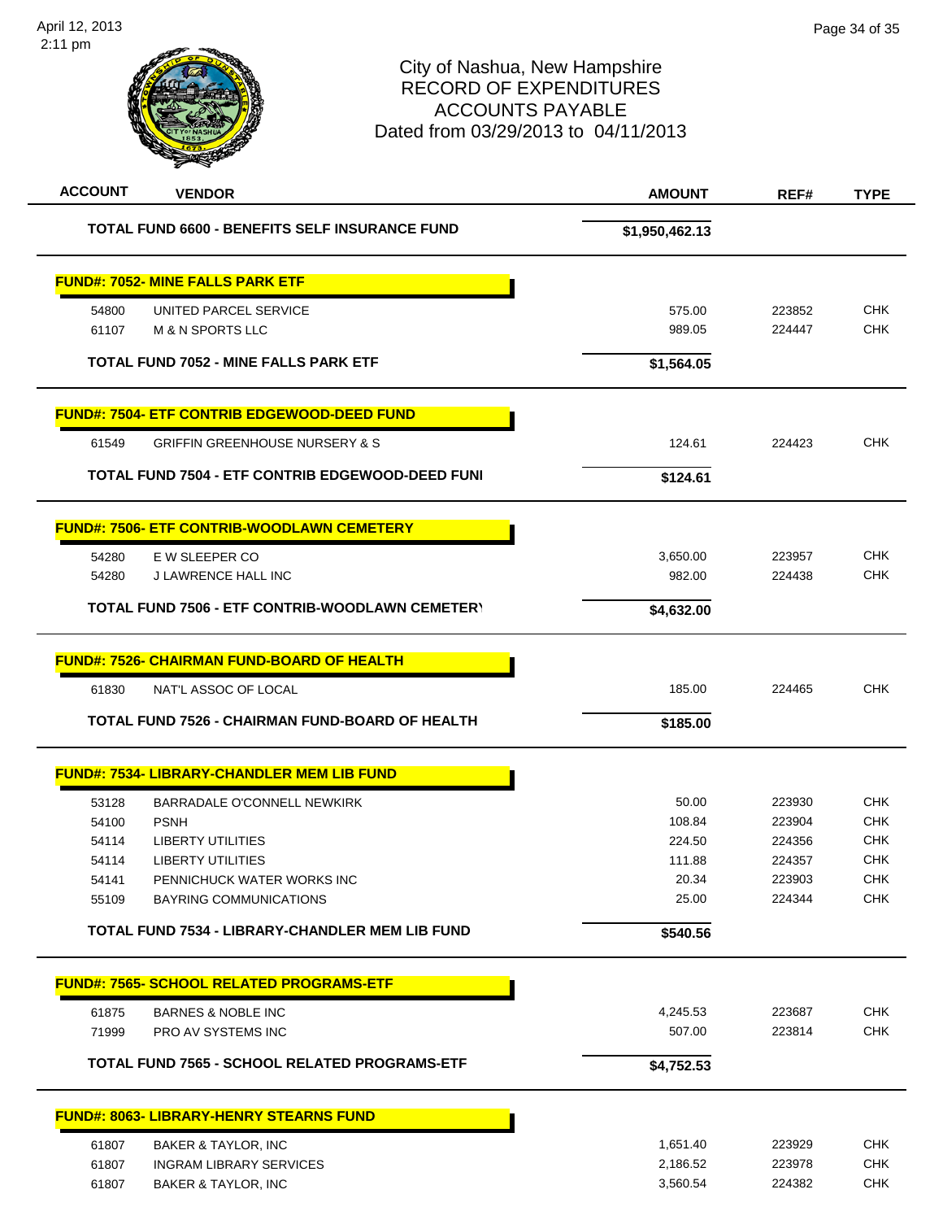City of Nashua, New Hampshire
RECORD OF EXPENDITURES
ACCOUNTS PAYABLE
Dated from 03/29/2013 to 04/11/2013

| ACCOUNT | VENDOR | AMOUNT | REF# | TYPE |
|---|---|---|---|---|
| | **TOTAL FUND 6600 - BENEFITS SELF INSURANCE FUND** | **$1,950,462.13** | | |
| | **FUND#: 7052- MINE FALLS PARK ETF** | | | |
| 54800 | UNITED PARCEL SERVICE | 575.00 | 223852 | CHK |
| 61107 | M & N SPORTS LLC | 989.05 | 224447 | CHK |
| | **TOTAL FUND 7052 - MINE FALLS PARK ETF** | **$1,564.05** | | |
| | **FUND#: 7504- ETF CONTRIB EDGEWOOD-DEED FUND** | | | |
| 61549 | GRIFFIN GREENHOUSE NURSERY & S | 124.61 | 224423 | CHK |
| | **TOTAL FUND 7504 - ETF CONTRIB EDGEWOOD-DEED FUNI** | **$124.61** | | |
| | **FUND#: 7506- ETF CONTRIB-WOODLAWN CEMETERY** | | | |
| 54280 | E W SLEEPER CO | 3,650.00 | 223957 | CHK |
| 54280 | J LAWRENCE HALL INC | 982.00 | 224438 | CHK |
| | **TOTAL FUND 7506 - ETF CONTRIB-WOODLAWN CEMETERY** | **$4,632.00** | | |
| | **FUND#: 7526- CHAIRMAN FUND-BOARD OF HEALTH** | | | |
| 61830 | NAT'L ASSOC OF LOCAL | 185.00 | 224465 | CHK |
| | **TOTAL FUND 7526 - CHAIRMAN FUND-BOARD OF HEALTH** | **$185.00** | | |
| | **FUND#: 7534- LIBRARY-CHANDLER MEM LIB FUND** | | | |
| 53128 | BARRADALE O'CONNELL NEWKIRK | 50.00 | 223930 | CHK |
| 54100 | PSNH | 108.84 | 223904 | CHK |
| 54114 | LIBERTY UTILITIES | 224.50 | 224356 | CHK |
| 54114 | LIBERTY UTILITIES | 111.88 | 224357 | CHK |
| 54141 | PENNICHUCK WATER WORKS INC | 20.34 | 223903 | CHK |
| 55109 | BAYRING COMMUNICATIONS | 25.00 | 224344 | CHK |
| | **TOTAL FUND 7534 - LIBRARY-CHANDLER MEM LIB FUND** | **$540.56** | | |
| | **FUND#: 7565- SCHOOL RELATED PROGRAMS-ETF** | | | |
| 61875 | BARNES & NOBLE INC | 4,245.53 | 223687 | CHK |
| 71999 | PRO AV SYSTEMS INC | 507.00 | 223814 | CHK |
| | **TOTAL FUND 7565 - SCHOOL RELATED PROGRAMS-ETF** | **$4,752.53** | | |
| | **FUND#: 8063- LIBRARY-HENRY STEARNS FUND** | | | |
| 61807 | BAKER & TAYLOR, INC | 1,651.40 | 223929 | CHK |
| 61807 | INGRAM LIBRARY SERVICES | 2,186.52 | 223978 | CHK |
| 61807 | BAKER & TAYLOR, INC | 3,560.54 | 224382 | CHK |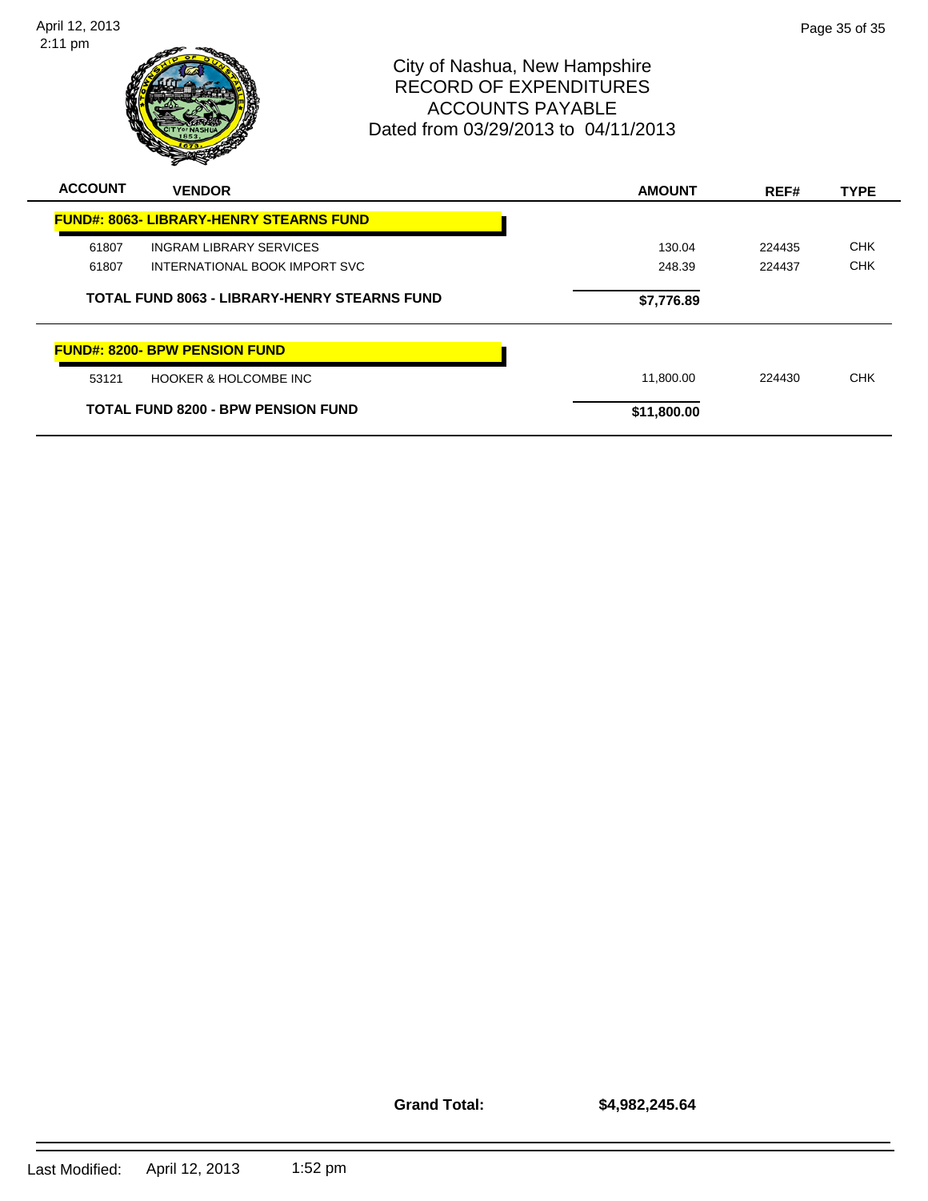# City of Nashua, New Hampshire
## RECORD OF EXPENDITURES
## ACCOUNTS PAYABLE
### Dated from 03/29/2013 to 04/11/2013

| ACCOUNT | VENDOR | AMOUNT | REF# | TYPE |
|---|---|---|---|---|
| **FUND#: 8063- LIBRARY-HENRY STEARNS FUND** | | | | |
| 61807 | INGRAM LIBRARY SERVICES | 130.04 | 224435 | CHK |
| 61807 | INTERNATIONAL BOOK IMPORT SVC | 248.39 | 224437 | CHK |
| **TOTAL FUND 8063 - LIBRARY-HENRY STEARNS FUND** | | **$7,776.89** | | |
| **FUND#: 8200- BPW PENSION FUND** | | | | |
| 53121 | HOOKER & HOLCOMBE INC | 11,800.00 | 224430 | CHK |
| **TOTAL FUND 8200 - BPW PENSION FUND** | | **$11,800.00** | | |

**Grand Total:** **$4,982,245.64**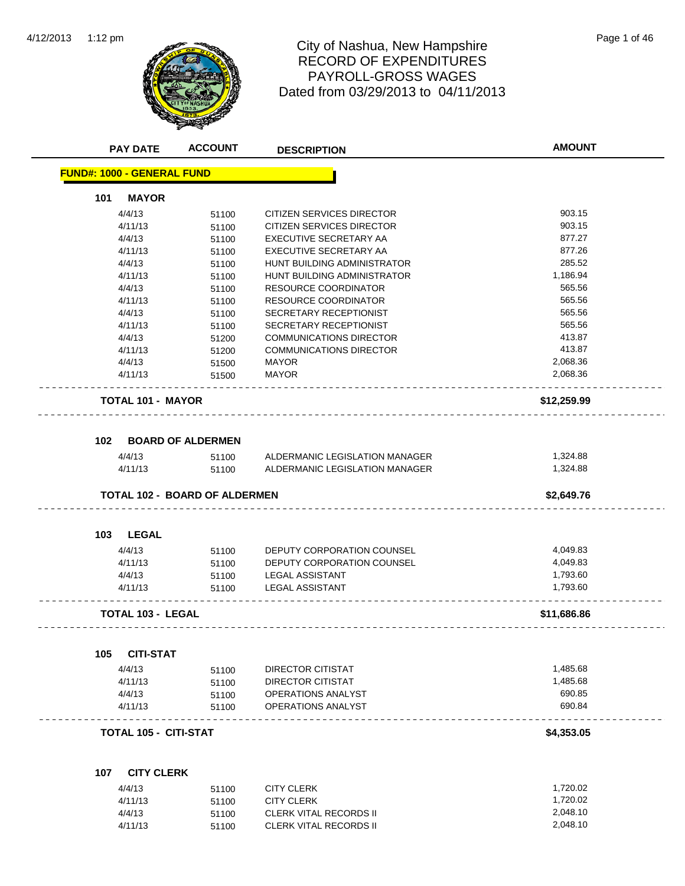# City of Nashua, New Hampshire
## RECORD OF EXPENDITURES
## PAYROLL-GROSS WAGES
## Dated from 03/29/2013 to 04/11/2013

4/12/2013 1:12 pm

| PAY DATE | ACCOUNT | DESCRIPTION | AMOUNT |
|---|---|---|---|

**FUND#: 1000 - GENERAL FUND**

### 101 MAYOR

| PAY DATE | ACCOUNT | DESCRIPTION | AMOUNT |
|---|---|---|---|
| 4/4/13 | 51100 | CITIZEN SERVICES DIRECTOR | 903.15 |
| 4/11/13 | 51100 | CITIZEN SERVICES DIRECTOR | 903.15 |
| 4/4/13 | 51100 | EXECUTIVE SECRETARY AA | 877.27 |
| 4/11/13 | 51100 | EXECUTIVE SECRETARY AA | 877.26 |
| 4/4/13 | 51100 | HUNT BUILDING ADMINISTRATOR | 285.52 |
| 4/11/13 | 51100 | HUNT BUILDING ADMINISTRATOR | 1,186.94 |
| 4/4/13 | 51100 | RESOURCE COORDINATOR | 565.56 |
| 4/11/13 | 51100 | RESOURCE COORDINATOR | 565.56 |
| 4/4/13 | 51100 | SECRETARY RECEPTIONIST | 565.56 |
| 4/11/13 | 51100 | SECRETARY RECEPTIONIST | 565.56 |
| 4/4/13 | 51200 | COMMUNICATIONS DIRECTOR | 413.87 |
| 4/11/13 | 51200 | COMMUNICATIONS DIRECTOR | 413.87 |
| 4/4/13 | 51500 | MAYOR | 2,068.36 |
| 4/11/13 | 51500 | MAYOR | 2,068.36 |

**TOTAL 101 - MAYOR** **$12,259.99**

### 102 BOARD OF ALDERMEN

| PAY DATE | ACCOUNT | DESCRIPTION | AMOUNT |
|---|---|---|---|
| 4/4/13 | 51100 | ALDERMANIC LEGISLATION MANAGER | 1,324.88 |
| 4/11/13 | 51100 | ALDERMANIC LEGISLATION MANAGER | 1,324.88 |

**TOTAL 102 - BOARD OF ALDERMEN** **$2,649.76**

### 103 LEGAL

| PAY DATE | ACCOUNT | DESCRIPTION | AMOUNT |
|---|---|---|---|
| 4/4/13 | 51100 | DEPUTY CORPORATION COUNSEL | 4,049.83 |
| 4/11/13 | 51100 | DEPUTY CORPORATION COUNSEL | 4,049.83 |
| 4/4/13 | 51100 | LEGAL ASSISTANT | 1,793.60 |
| 4/11/13 | 51100 | LEGAL ASSISTANT | 1,793.60 |

**TOTAL 103 - LEGAL** **$11,686.86**

### 105 CITI-STAT

| PAY DATE | ACCOUNT | DESCRIPTION | AMOUNT |
|---|---|---|---|
| 4/4/13 | 51100 | DIRECTOR CITISTAT | 1,485.68 |
| 4/11/13 | 51100 | DIRECTOR CITISTAT | 1,485.68 |
| 4/4/13 | 51100 | OPERATIONS ANALYST | 690.85 |
| 4/11/13 | 51100 | OPERATIONS ANALYST | 690.84 |

**TOTAL 105 - CITI-STAT** **$4,353.05**

### 107 CITY CLERK

| PAY DATE | ACCOUNT | DESCRIPTION | AMOUNT |
|---|---|---|---|
| 4/4/13 | 51100 | CITY CLERK | 1,720.02 |
| 4/11/13 | 51100 | CITY CLERK | 1,720.02 |
| 4/4/13 | 51100 | CLERK VITAL RECORDS II | 2,048.10 |
| 4/11/13 | 51100 | CLERK VITAL RECORDS II | 2,048.10 |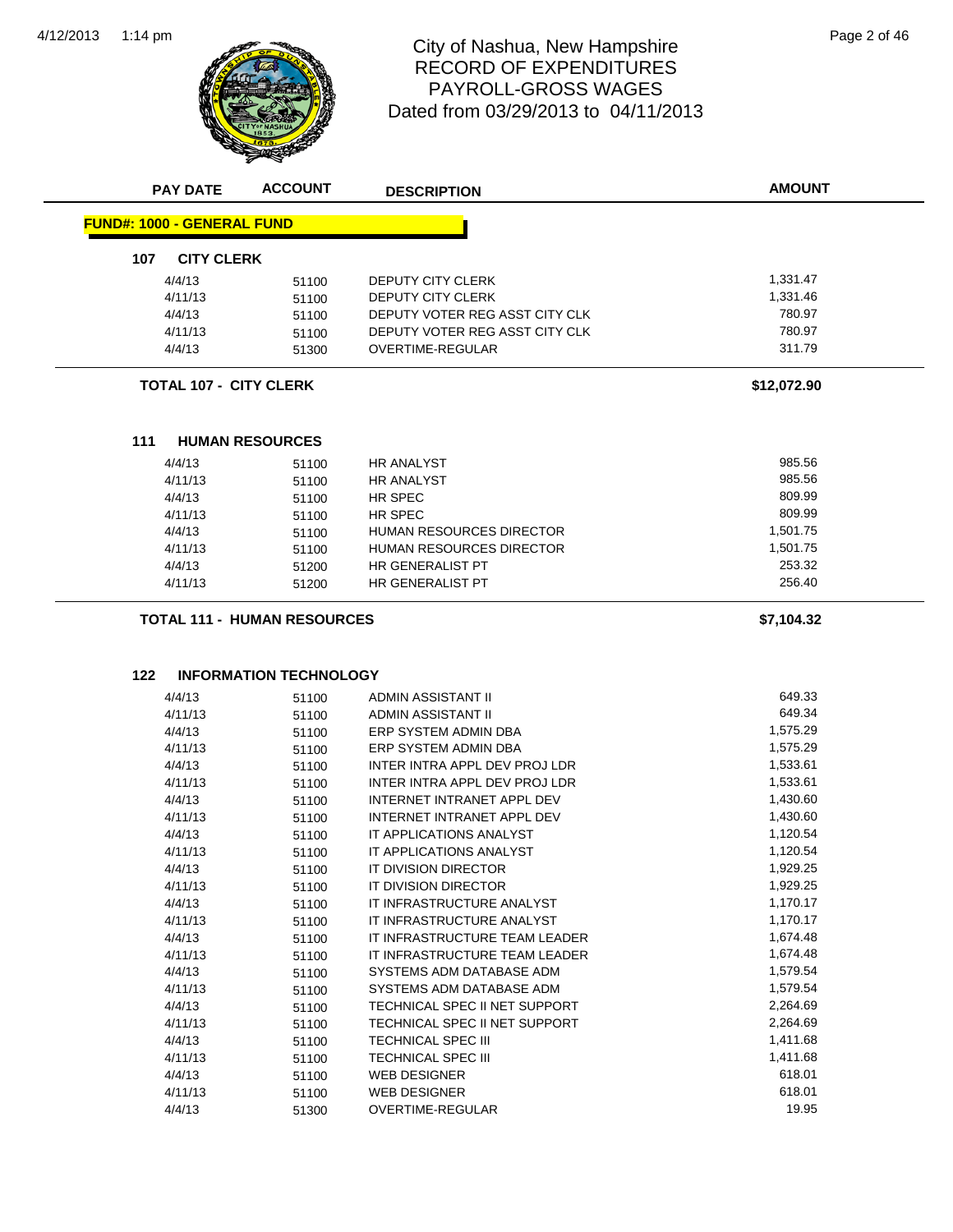# City of Nashua, New Hampshire
# RECORD OF EXPENDITURES
# PAYROLL-GROSS WAGES
# Dated from 03/29/2013 to 04/11/2013

| PAY DATE | ACCOUNT | DESCRIPTION | AMOUNT |
|---|---|---|---|

## FUND#: 1000 - GENERAL FUND

### 107 CITY CLERK

| PAY DATE | ACCOUNT | DESCRIPTION | AMOUNT |
|---|---|---|---|
| 4/4/13 | 51100 | DEPUTY CITY CLERK | 1,331.47 |
| 4/11/13 | 51100 | DEPUTY CITY CLERK | 1,331.46 |
| 4/4/13 | 51100 | DEPUTY VOTER REG ASST CITY CLK | 780.97 |
| 4/11/13 | 51100 | DEPUTY VOTER REG ASST CITY CLK | 780.97 |
| 4/4/13 | 51300 | OVERTIME-REGULAR | 311.79 |

**TOTAL 107 - CITY CLERK** **$12,072.90**

### 111 HUMAN RESOURCES

| PAY DATE | ACCOUNT | DESCRIPTION | AMOUNT |
|---|---|---|---|
| 4/4/13 | 51100 | HR ANALYST | 985.56 |
| 4/11/13 | 51100 | HR ANALYST | 985.56 |
| 4/4/13 | 51100 | HR SPEC | 809.99 |
| 4/11/13 | 51100 | HR SPEC | 809.99 |
| 4/4/13 | 51100 | HUMAN RESOURCES DIRECTOR | 1,501.75 |
| 4/11/13 | 51100 | HUMAN RESOURCES DIRECTOR | 1,501.75 |
| 4/4/13 | 51200 | HR GENERALIST PT | 253.32 |
| 4/11/13 | 51200 | HR GENERALIST PT | 256.40 |

**TOTAL 111 - HUMAN RESOURCES** **$7,104.32**

### 122 INFORMATION TECHNOLOGY

| PAY DATE | ACCOUNT | DESCRIPTION | AMOUNT |
|---|---|---|---|
| 4/4/13 | 51100 | ADMIN ASSISTANT II | 649.33 |
| 4/11/13 | 51100 | ADMIN ASSISTANT II | 649.34 |
| 4/4/13 | 51100 | ERP SYSTEM ADMIN DBA | 1,575.29 |
| 4/11/13 | 51100 | ERP SYSTEM ADMIN DBA | 1,575.29 |
| 4/4/13 | 51100 | INTER INTRA APPL DEV PROJ LDR | 1,533.61 |
| 4/11/13 | 51100 | INTER INTRA APPL DEV PROJ LDR | 1,533.61 |
| 4/4/13 | 51100 | INTERNET INTRANET APPL DEV | 1,430.60 |
| 4/11/13 | 51100 | INTERNET INTRANET APPL DEV | 1,430.60 |
| 4/4/13 | 51100 | IT APPLICATIONS ANALYST | 1,120.54 |
| 4/11/13 | 51100 | IT APPLICATIONS ANALYST | 1,120.54 |
| 4/4/13 | 51100 | IT DIVISION DIRECTOR | 1,929.25 |
| 4/11/13 | 51100 | IT DIVISION DIRECTOR | 1,929.25 |
| 4/4/13 | 51100 | IT INFRASTRUCTURE ANALYST | 1,170.17 |
| 4/11/13 | 51100 | IT INFRASTRUCTURE ANALYST | 1,170.17 |
| 4/4/13 | 51100 | IT INFRASTRUCTURE TEAM LEADER | 1,674.48 |
| 4/11/13 | 51100 | IT INFRASTRUCTURE TEAM LEADER | 1,674.48 |
| 4/4/13 | 51100 | SYSTEMS ADM DATABASE ADM | 1,579.54 |
| 4/11/13 | 51100 | SYSTEMS ADM DATABASE ADM | 1,579.54 |
| 4/4/13 | 51100 | TECHNICAL SPEC II NET SUPPORT | 2,264.69 |
| 4/11/13 | 51100 | TECHNICAL SPEC II NET SUPPORT | 2,264.69 |
| 4/4/13 | 51100 | TECHNICAL SPEC III | 1,411.68 |
| 4/11/13 | 51100 | TECHNICAL SPEC III | 1,411.68 |
| 4/4/13 | 51100 | WEB DESIGNER | 618.01 |
| 4/11/13 | 51100 | WEB DESIGNER | 618.01 |
| 4/4/13 | 51300 | OVERTIME-REGULAR | 19.95 |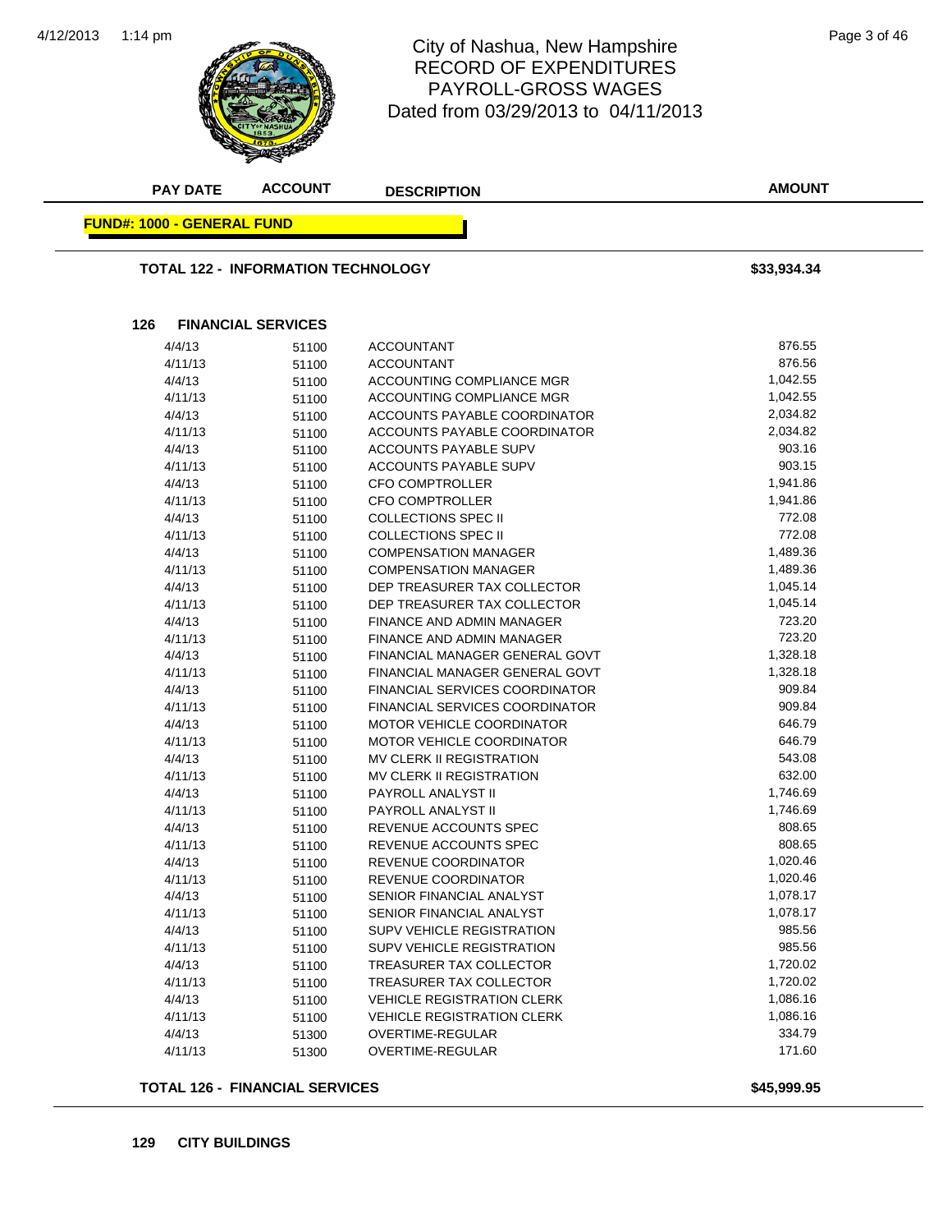# City of Nashua, New Hampshire
## RECORD OF EXPENDITURES
## PAYROLL-GROSS WAGES
Dated from 03/29/2013 to 04/11/2013

| PAY DATE | ACCOUNT | DESCRIPTION | AMOUNT |
|---|---|---|---|
| **FUND#: 1000 - GENERAL FUND** | | | |
| **TOTAL 122 - INFORMATION TECHNOLOGY** | | | **$33,934.34** |
| **126 FINANCIAL SERVICES** | | | |
| 4/4/13 | 51100 | ACCOUNTANT | 876.55 |
| 4/11/13 | 51100 | ACCOUNTANT | 876.56 |
| 4/4/13 | 51100 | ACCOUNTING COMPLIANCE MGR | 1,042.55 |
| 4/11/13 | 51100 | ACCOUNTING COMPLIANCE MGR | 1,042.55 |
| 4/4/13 | 51100 | ACCOUNTS PAYABLE COORDINATOR | 2,034.82 |
| 4/11/13 | 51100 | ACCOUNTS PAYABLE COORDINATOR | 2,034.82 |
| 4/4/13 | 51100 | ACCOUNTS PAYABLE SUPV | 903.16 |
| 4/11/13 | 51100 | ACCOUNTS PAYABLE SUPV | 903.15 |
| 4/4/13 | 51100 | CFO COMPTROLLER | 1,941.86 |
| 4/11/13 | 51100 | CFO COMPTROLLER | 1,941.86 |
| 4/4/13 | 51100 | COLLECTIONS SPEC II | 772.08 |
| 4/11/13 | 51100 | COLLECTIONS SPEC II | 772.08 |
| 4/4/13 | 51100 | COMPENSATION MANAGER | 1,489.36 |
| 4/11/13 | 51100 | COMPENSATION MANAGER | 1,489.36 |
| 4/4/13 | 51100 | DEP TREASURER TAX COLLECTOR | 1,045.14 |
| 4/11/13 | 51100 | DEP TREASURER TAX COLLECTOR | 1,045.14 |
| 4/4/13 | 51100 | FINANCE AND ADMIN MANAGER | 723.20 |
| 4/11/13 | 51100 | FINANCE AND ADMIN MANAGER | 723.20 |
| 4/4/13 | 51100 | FINANCIAL MANAGER GENERAL GOVT | 1,328.18 |
| 4/11/13 | 51100 | FINANCIAL MANAGER GENERAL GOVT | 1,328.18 |
| 4/4/13 | 51100 | FINANCIAL SERVICES COORDINATOR | 909.84 |
| 4/11/13 | 51100 | FINANCIAL SERVICES COORDINATOR | 909.84 |
| 4/4/13 | 51100 | MOTOR VEHICLE COORDINATOR | 646.79 |
| 4/11/13 | 51100 | MOTOR VEHICLE COORDINATOR | 646.79 |
| 4/4/13 | 51100 | MV CLERK II REGISTRATION | 543.08 |
| 4/11/13 | 51100 | MV CLERK II REGISTRATION | 632.00 |
| 4/4/13 | 51100 | PAYROLL ANALYST II | 1,746.69 |
| 4/11/13 | 51100 | PAYROLL ANALYST II | 1,746.69 |
| 4/4/13 | 51100 | REVENUE ACCOUNTS SPEC | 808.65 |
| 4/11/13 | 51100 | REVENUE ACCOUNTS SPEC | 808.65 |
| 4/4/13 | 51100 | REVENUE COORDINATOR | 1,020.46 |
| 4/11/13 | 51100 | REVENUE COORDINATOR | 1,020.46 |
| 4/4/13 | 51100 | SENIOR FINANCIAL ANALYST | 1,078.17 |
| 4/11/13 | 51100 | SENIOR FINANCIAL ANALYST | 1,078.17 |
| 4/4/13 | 51100 | SUPV VEHICLE REGISTRATION | 985.56 |
| 4/11/13 | 51100 | SUPV VEHICLE REGISTRATION | 985.56 |
| 4/4/13 | 51100 | TREASURER TAX COLLECTOR | 1,720.02 |
| 4/11/13 | 51100 | TREASURER TAX COLLECTOR | 1,720.02 |
| 4/4/13 | 51100 | VEHICLE REGISTRATION CLERK | 1,086.16 |
| 4/11/13 | 51100 | VEHICLE REGISTRATION CLERK | 1,086.16 |
| 4/4/13 | 51300 | OVERTIME-REGULAR | 334.79 |
| 4/11/13 | 51300 | OVERTIME-REGULAR | 171.60 |
| **TOTAL 126 - FINANCIAL SERVICES** | | | **$45,999.95** |

**129 CITY BUILDINGS**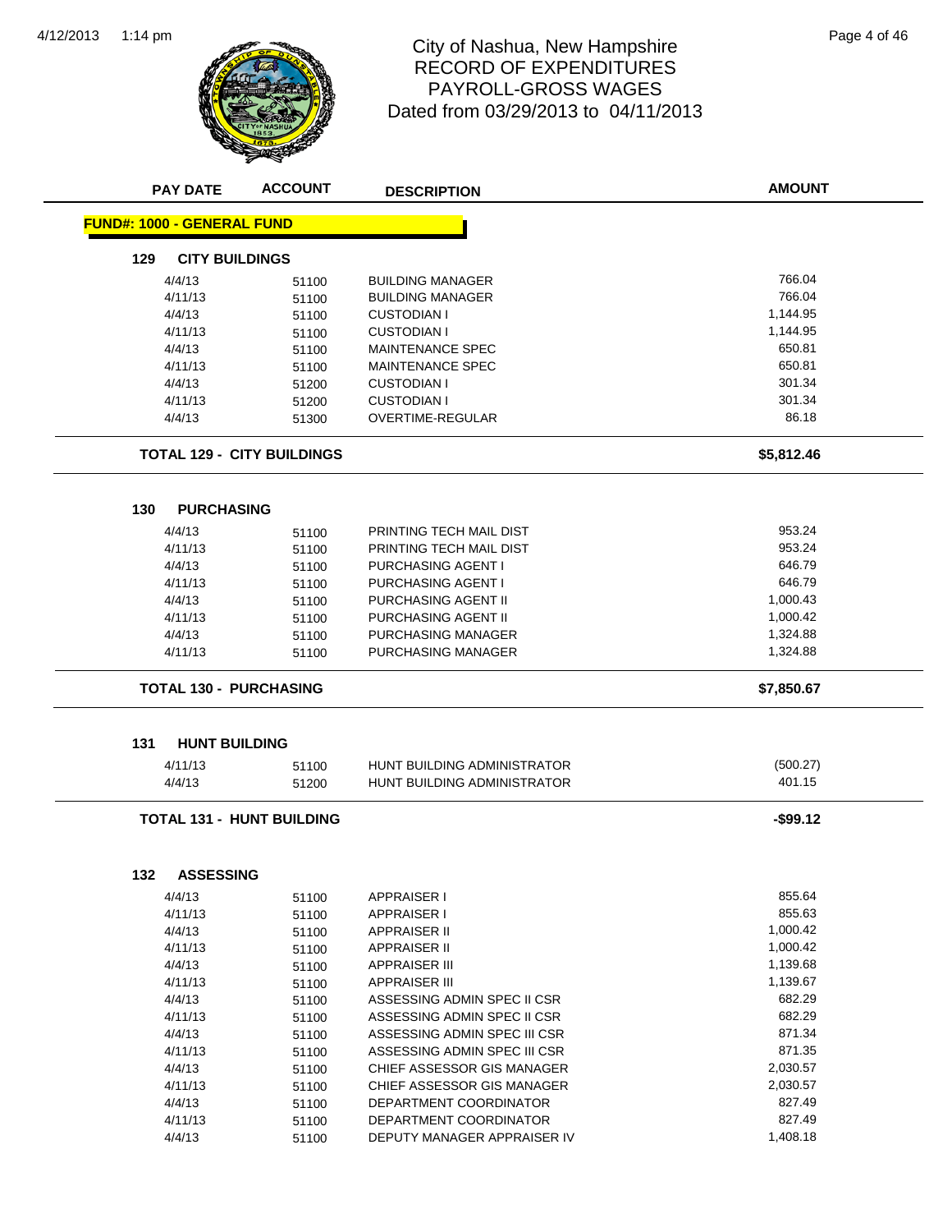# City of Nashua, New Hampshire
## RECORD OF EXPENDITURES
## PAYROLL-GROSS WAGES
## Dated from 03/29/2013 to 04/11/2013

**FUND#: 1000 - GENERAL FUND**

### 129 CITY BUILDINGS

| PAY DATE | ACCOUNT | DESCRIPTION | AMOUNT |
|---|---|---|---|
| 4/4/13 | 51100 | BUILDING MANAGER | 766.04 |
| 4/11/13 | 51100 | BUILDING MANAGER | 766.04 |
| 4/4/13 | 51100 | CUSTODIAN I | 1,144.95 |
| 4/11/13 | 51100 | CUSTODIAN I | 1,144.95 |
| 4/4/13 | 51100 | MAINTENANCE SPEC | 650.81 |
| 4/11/13 | 51100 | MAINTENANCE SPEC | 650.81 |
| 4/4/13 | 51200 | CUSTODIAN I | 301.34 |
| 4/11/13 | 51200 | CUSTODIAN I | 301.34 |
| 4/4/13 | 51300 | OVERTIME-REGULAR | 86.18 |
| **TOTAL 129 - CITY BUILDINGS** | | | **$5,812.46** |

### 130 PURCHASING

| PAY DATE | ACCOUNT | DESCRIPTION | AMOUNT |
|---|---|---|---|
| 4/4/13 | 51100 | PRINTING TECH MAIL DIST | 953.24 |
| 4/11/13 | 51100 | PRINTING TECH MAIL DIST | 953.24 |
| 4/4/13 | 51100 | PURCHASING AGENT I | 646.79 |
| 4/11/13 | 51100 | PURCHASING AGENT I | 646.79 |
| 4/4/13 | 51100 | PURCHASING AGENT II | 1,000.43 |
| 4/11/13 | 51100 | PURCHASING AGENT II | 1,000.42 |
| 4/4/13 | 51100 | PURCHASING MANAGER | 1,324.88 |
| 4/11/13 | 51100 | PURCHASING MANAGER | 1,324.88 |
| **TOTAL 130 - PURCHASING** | | | **$7,850.67** |

### 131 HUNT BUILDING

| PAY DATE | ACCOUNT | DESCRIPTION | AMOUNT |
|---|---|---|---|
| 4/11/13 | 51100 | HUNT BUILDING ADMINISTRATOR | (500.27) |
| 4/4/13 | 51200 | HUNT BUILDING ADMINISTRATOR | 401.15 |
| **TOTAL 131 - HUNT BUILDING** | | | **-$99.12** |

### 132 ASSESSING

| PAY DATE | ACCOUNT | DESCRIPTION | AMOUNT |
|---|---|---|---|
| 4/4/13 | 51100 | APPRAISER I | 855.64 |
| 4/11/13 | 51100 | APPRAISER I | 855.63 |
| 4/4/13 | 51100 | APPRAISER II | 1,000.42 |
| 4/11/13 | 51100 | APPRAISER II | 1,000.42 |
| 4/4/13 | 51100 | APPRAISER III | 1,139.68 |
| 4/11/13 | 51100 | APPRAISER III | 1,139.67 |
| 4/4/13 | 51100 | ASSESSING ADMIN SPEC II CSR | 682.29 |
| 4/11/13 | 51100 | ASSESSING ADMIN SPEC II CSR | 682.29 |
| 4/4/13 | 51100 | ASSESSING ADMIN SPEC III CSR | 871.34 |
| 4/11/13 | 51100 | ASSESSING ADMIN SPEC III CSR | 871.35 |
| 4/4/13 | 51100 | CHIEF ASSESSOR GIS MANAGER | 2,030.57 |
| 4/11/13 | 51100 | CHIEF ASSESSOR GIS MANAGER | 2,030.57 |
| 4/4/13 | 51100 | DEPARTMENT COORDINATOR | 827.49 |
| 4/11/13 | 51100 | DEPARTMENT COORDINATOR | 827.49 |
| 4/4/13 | 51100 | DEPUTY MANAGER APPRAISER IV | 1,408.18 |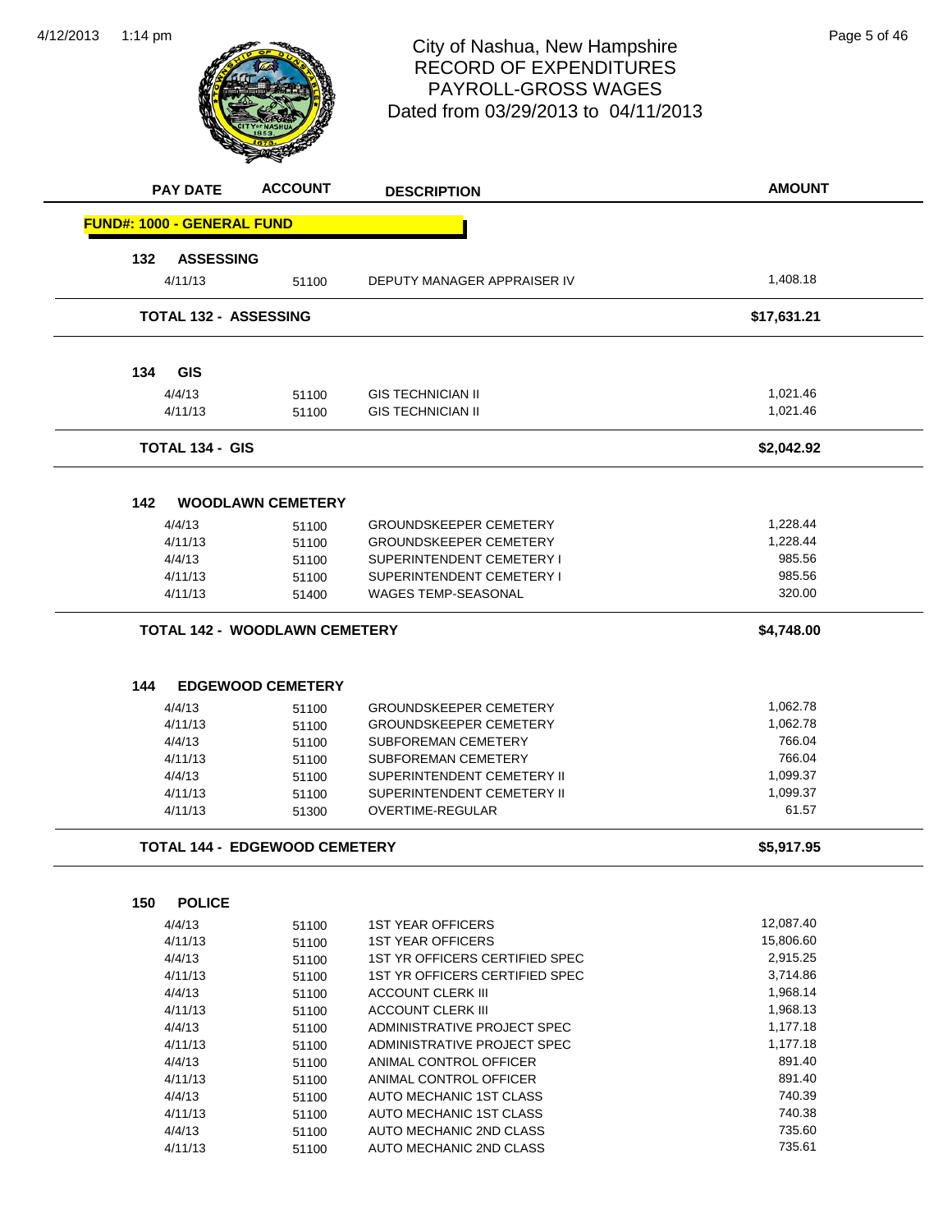# City of Nashua, New Hampshire
## RECORD OF EXPENDITURES
## PAYROLL-GROSS WAGES
### Dated from 03/29/2013 to 04/11/2013

| PAY DATE | ACCOUNT | DESCRIPTION | AMOUNT |
|---|---|---|---|
| **FUND#: 1000 - GENERAL FUND** | | | |
| **132 ASSESSING** | | | |
| 4/11/13 | 51100 | DEPUTY MANAGER APPRAISER IV | 1,408.18 |
| **TOTAL 132 - ASSESSING** | | | **$17,631.21** |
| **134 GIS** | | | |
| 4/4/13 | 51100 | GIS TECHNICIAN II | 1,021.46 |
| 4/11/13 | 51100 | GIS TECHNICIAN II | 1,021.46 |
| **TOTAL 134 - GIS** | | | **$2,042.92** |
| **142 WOODLAWN CEMETERY** | | | |
| 4/4/13 | 51100 | GROUNDSKEEPER CEMETERY | 1,228.44 |
| 4/11/13 | 51100 | GROUNDSKEEPER CEMETERY | 1,228.44 |
| 4/4/13 | 51100 | SUPERINTENDENT CEMETERY I | 985.56 |
| 4/11/13 | 51100 | SUPERINTENDENT CEMETERY I | 985.56 |
| 4/11/13 | 51400 | WAGES TEMP-SEASONAL | 320.00 |
| **TOTAL 142 - WOODLAWN CEMETERY** | | | **$4,748.00** |
| **144 EDGEWOOD CEMETERY** | | | |
| 4/4/13 | 51100 | GROUNDSKEEPER CEMETERY | 1,062.78 |
| 4/11/13 | 51100 | GROUNDSKEEPER CEMETERY | 1,062.78 |
| 4/4/13 | 51100 | SUBFOREMAN CEMETERY | 766.04 |
| 4/11/13 | 51100 | SUBFOREMAN CEMETERY | 766.04 |
| 4/4/13 | 51100 | SUPERINTENDENT CEMETERY II | 1,099.37 |
| 4/11/13 | 51100 | SUPERINTENDENT CEMETERY II | 1,099.37 |
| 4/11/13 | 51300 | OVERTIME-REGULAR | 61.57 |
| **TOTAL 144 - EDGEWOOD CEMETERY** | | | **$5,917.95** |
| **150 POLICE** | | | |
| 4/4/13 | 51100 | 1ST YEAR OFFICERS | 12,087.40 |
| 4/11/13 | 51100 | 1ST YEAR OFFICERS | 15,806.60 |
| 4/4/13 | 51100 | 1ST YR OFFICERS CERTIFIED SPEC | 2,915.25 |
| 4/11/13 | 51100 | 1ST YR OFFICERS CERTIFIED SPEC | 3,714.86 |
| 4/4/13 | 51100 | ACCOUNT CLERK III | 1,968.14 |
| 4/11/13 | 51100 | ACCOUNT CLERK III | 1,968.13 |
| 4/4/13 | 51100 | ADMINISTRATIVE PROJECT SPEC | 1,177.18 |
| 4/11/13 | 51100 | ADMINISTRATIVE PROJECT SPEC | 1,177.18 |
| 4/4/13 | 51100 | ANIMAL CONTROL OFFICER | 891.40 |
| 4/11/13 | 51100 | ANIMAL CONTROL OFFICER | 891.40 |
| 4/4/13 | 51100 | AUTO MECHANIC 1ST CLASS | 740.39 |
| 4/11/13 | 51100 | AUTO MECHANIC 1ST CLASS | 740.38 |
| 4/4/13 | 51100 | AUTO MECHANIC 2ND CLASS | 735.60 |
| 4/11/13 | 51100 | AUTO MECHANIC 2ND CLASS | 735.61 |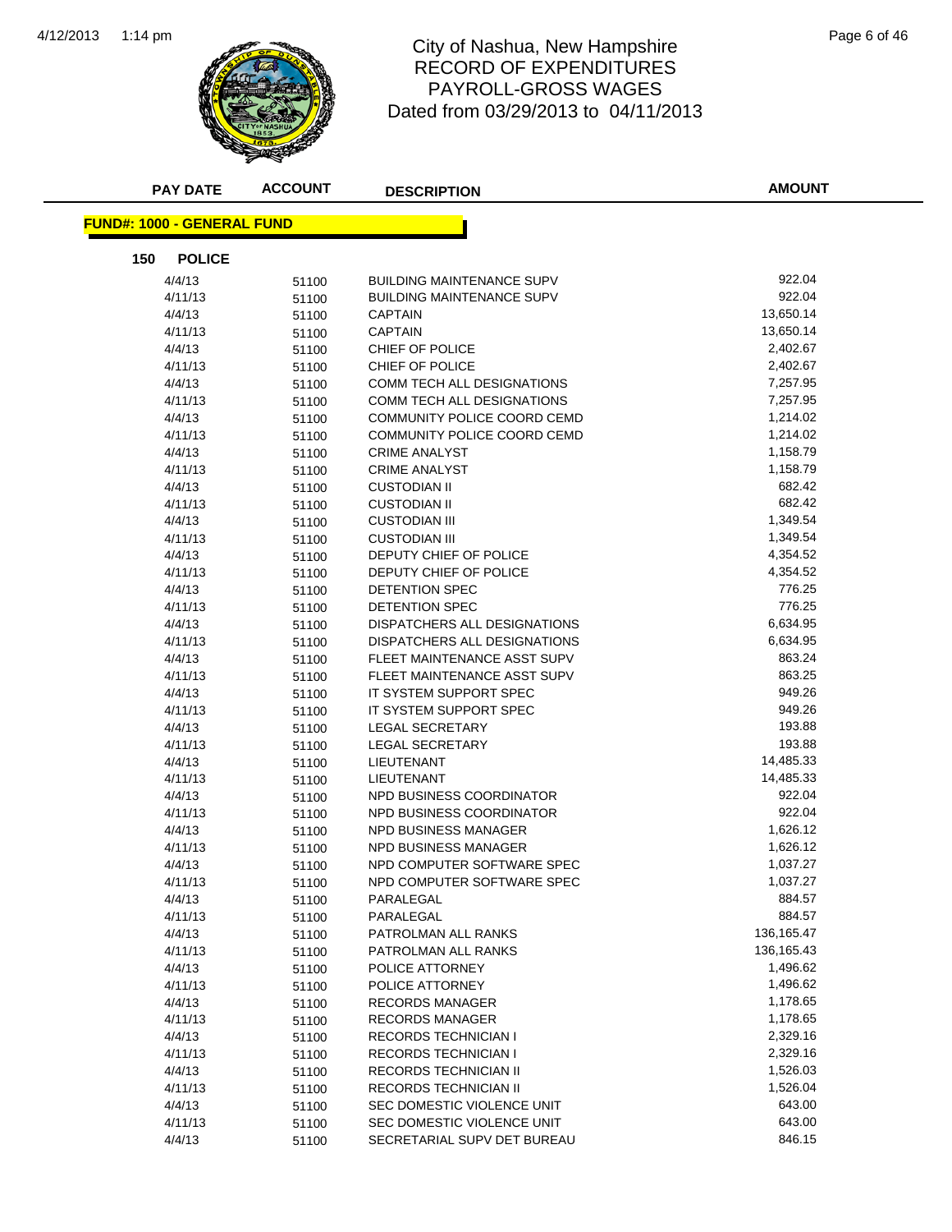# City of Nashua, New Hampshire
## RECORD OF EXPENDITURES
## PAYROLL-GROSS WAGES
Dated from 03/29/2013 to 04/11/2013

| PAY DATE | ACCOUNT | DESCRIPTION | AMOUNT |
|---|---|---|---|

**FUND#: 1000 - GENERAL FUND**

**150 POLICE**

| PAY DATE | ACCOUNT | DESCRIPTION | AMOUNT |
|---|---|---|---|
| 4/4/13 | 51100 | BUILDING MAINTENANCE SUPV | 922.04 |
| 4/11/13 | 51100 | BUILDING MAINTENANCE SUPV | 922.04 |
| 4/4/13 | 51100 | CAPTAIN | 13,650.14 |
| 4/11/13 | 51100 | CAPTAIN | 13,650.14 |
| 4/4/13 | 51100 | CHIEF OF POLICE | 2,402.67 |
| 4/11/13 | 51100 | CHIEF OF POLICE | 2,402.67 |
| 4/4/13 | 51100 | COMM TECH ALL DESIGNATIONS | 7,257.95 |
| 4/11/13 | 51100 | COMM TECH ALL DESIGNATIONS | 7,257.95 |
| 4/4/13 | 51100 | COMMUNITY POLICE COORD CEMD | 1,214.02 |
| 4/11/13 | 51100 | COMMUNITY POLICE COORD CEMD | 1,214.02 |
| 4/4/13 | 51100 | CRIME ANALYST | 1,158.79 |
| 4/11/13 | 51100 | CRIME ANALYST | 1,158.79 |
| 4/4/13 | 51100 | CUSTODIAN II | 682.42 |
| 4/11/13 | 51100 | CUSTODIAN II | 682.42 |
| 4/4/13 | 51100 | CUSTODIAN III | 1,349.54 |
| 4/11/13 | 51100 | CUSTODIAN III | 1,349.54 |
| 4/4/13 | 51100 | DEPUTY CHIEF OF POLICE | 4,354.52 |
| 4/11/13 | 51100 | DEPUTY CHIEF OF POLICE | 4,354.52 |
| 4/4/13 | 51100 | DETENTION SPEC | 776.25 |
| 4/11/13 | 51100 | DETENTION SPEC | 776.25 |
| 4/4/13 | 51100 | DISPATCHERS ALL DESIGNATIONS | 6,634.95 |
| 4/11/13 | 51100 | DISPATCHERS ALL DESIGNATIONS | 6,634.95 |
| 4/4/13 | 51100 | FLEET MAINTENANCE ASST SUPV | 863.24 |
| 4/11/13 | 51100 | FLEET MAINTENANCE ASST SUPV | 863.25 |
| 4/4/13 | 51100 | IT SYSTEM SUPPORT SPEC | 949.26 |
| 4/11/13 | 51100 | IT SYSTEM SUPPORT SPEC | 949.26 |
| 4/4/13 | 51100 | LEGAL SECRETARY | 193.88 |
| 4/11/13 | 51100 | LEGAL SECRETARY | 193.88 |
| 4/4/13 | 51100 | LIEUTENANT | 14,485.33 |
| 4/11/13 | 51100 | LIEUTENANT | 14,485.33 |
| 4/4/13 | 51100 | NPD BUSINESS COORDINATOR | 922.04 |
| 4/11/13 | 51100 | NPD BUSINESS COORDINATOR | 922.04 |
| 4/4/13 | 51100 | NPD BUSINESS MANAGER | 1,626.12 |
| 4/11/13 | 51100 | NPD BUSINESS MANAGER | 1,626.12 |
| 4/4/13 | 51100 | NPD COMPUTER SOFTWARE SPEC | 1,037.27 |
| 4/11/13 | 51100 | NPD COMPUTER SOFTWARE SPEC | 1,037.27 |
| 4/4/13 | 51100 | PARALEGAL | 884.57 |
| 4/11/13 | 51100 | PARALEGAL | 884.57 |
| 4/4/13 | 51100 | PATROLMAN ALL RANKS | 136,165.47 |
| 4/11/13 | 51100 | PATROLMAN ALL RANKS | 136,165.43 |
| 4/4/13 | 51100 | POLICE ATTORNEY | 1,496.62 |
| 4/11/13 | 51100 | POLICE ATTORNEY | 1,496.62 |
| 4/4/13 | 51100 | RECORDS MANAGER | 1,178.65 |
| 4/11/13 | 51100 | RECORDS MANAGER | 1,178.65 |
| 4/4/13 | 51100 | RECORDS TECHNICIAN I | 2,329.16 |
| 4/11/13 | 51100 | RECORDS TECHNICIAN I | 2,329.16 |
| 4/4/13 | 51100 | RECORDS TECHNICIAN II | 1,526.03 |
| 4/11/13 | 51100 | RECORDS TECHNICIAN II | 1,526.04 |
| 4/4/13 | 51100 | SEC DOMESTIC VIOLENCE UNIT | 643.00 |
| 4/11/13 | 51100 | SEC DOMESTIC VIOLENCE UNIT | 643.00 |
| 4/4/13 | 51100 | SECRETARIAL SUPV DET BUREAU | 846.15 |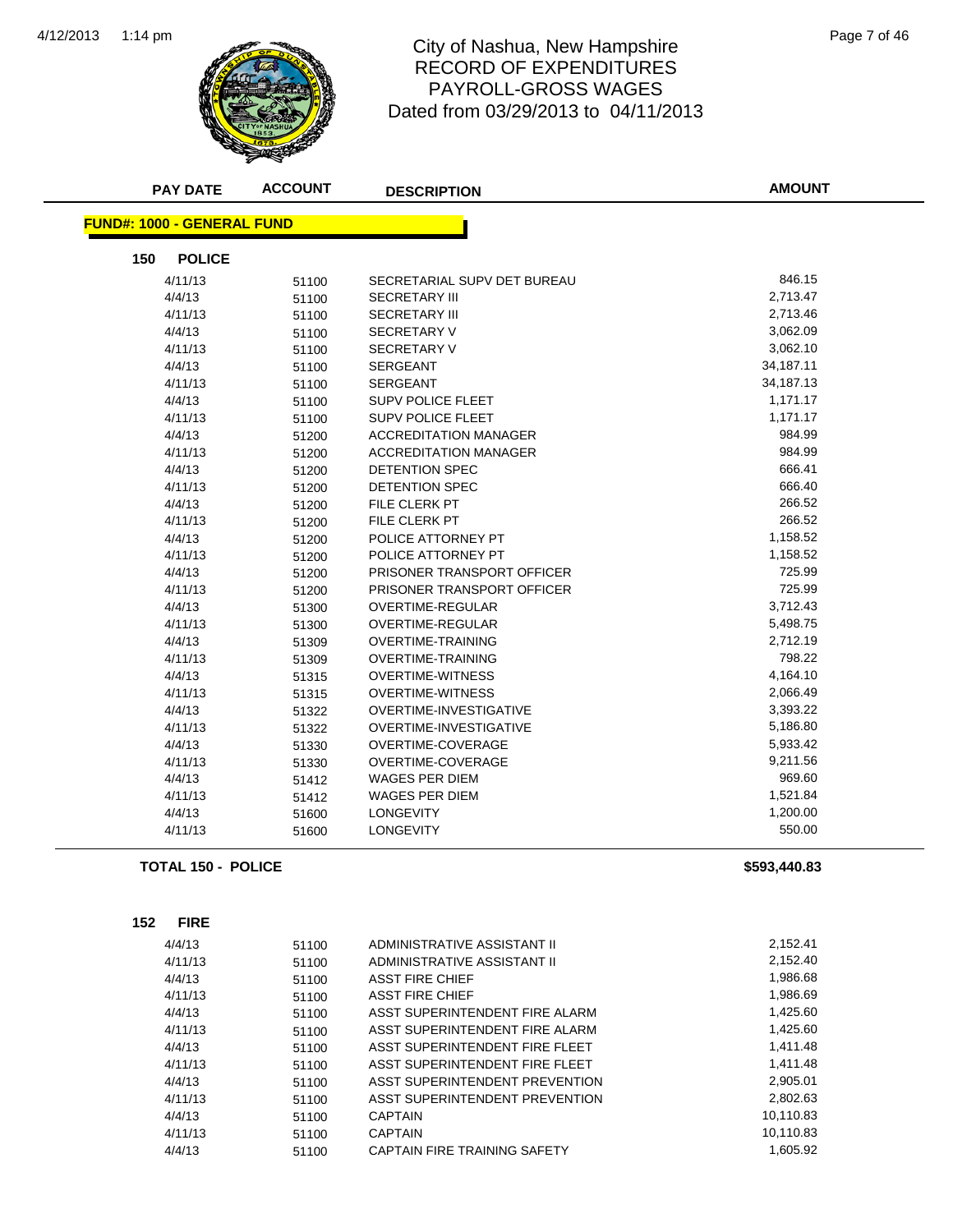# City of Nashua, New Hampshire
## RECORD OF EXPENDITURES
## PAYROLL-GROSS WAGES
## Dated from 03/29/2013 to 04/11/2013

**FUND#: 1000 - GENERAL FUND**

**150 POLICE**

| PAY DATE | ACCOUNT | DESCRIPTION | AMOUNT |
|---|---|---|---|
| 4/11/13 | 51100 | SECRETARIAL SUPV DET BUREAU | 846.15 |
| 4/4/13 | 51100 | SECRETARY III | 2,713.47 |
| 4/11/13 | 51100 | SECRETARY III | 2,713.46 |
| 4/4/13 | 51100 | SECRETARY V | 3,062.09 |
| 4/11/13 | 51100 | SECRETARY V | 3,062.10 |
| 4/4/13 | 51100 | SERGEANT | 34,187.11 |
| 4/11/13 | 51100 | SERGEANT | 34,187.13 |
| 4/4/13 | 51100 | SUPV POLICE FLEET | 1,171.17 |
| 4/11/13 | 51100 | SUPV POLICE FLEET | 1,171.17 |
| 4/4/13 | 51200 | ACCREDITATION MANAGER | 984.99 |
| 4/11/13 | 51200 | ACCREDITATION MANAGER | 984.99 |
| 4/4/13 | 51200 | DETENTION SPEC | 666.41 |
| 4/11/13 | 51200 | DETENTION SPEC | 666.40 |
| 4/4/13 | 51200 | FILE CLERK PT | 266.52 |
| 4/11/13 | 51200 | FILE CLERK PT | 266.52 |
| 4/4/13 | 51200 | POLICE ATTORNEY PT | 1,158.52 |
| 4/11/13 | 51200 | POLICE ATTORNEY PT | 1,158.52 |
| 4/4/13 | 51200 | PRISONER TRANSPORT OFFICER | 725.99 |
| 4/11/13 | 51200 | PRISONER TRANSPORT OFFICER | 725.99 |
| 4/4/13 | 51300 | OVERTIME-REGULAR | 3,712.43 |
| 4/11/13 | 51300 | OVERTIME-REGULAR | 5,498.75 |
| 4/4/13 | 51309 | OVERTIME-TRAINING | 2,712.19 |
| 4/11/13 | 51309 | OVERTIME-TRAINING | 798.22 |
| 4/4/13 | 51315 | OVERTIME-WITNESS | 4,164.10 |
| 4/11/13 | 51315 | OVERTIME-WITNESS | 2,066.49 |
| 4/4/13 | 51322 | OVERTIME-INVESTIGATIVE | 3,393.22 |
| 4/11/13 | 51322 | OVERTIME-INVESTIGATIVE | 5,186.80 |
| 4/4/13 | 51330 | OVERTIME-COVERAGE | 5,933.42 |
| 4/11/13 | 51330 | OVERTIME-COVERAGE | 9,211.56 |
| 4/4/13 | 51412 | WAGES PER DIEM | 969.60 |
| 4/11/13 | 51412 | WAGES PER DIEM | 1,521.84 |
| 4/4/13 | 51600 | LONGEVITY | 1,200.00 |
| 4/11/13 | 51600 | LONGEVITY | 550.00 |

**TOTAL 150 - POLICE** **$593,440.83**

**152 FIRE**

| PAY DATE | ACCOUNT | DESCRIPTION | AMOUNT |
|---|---|---|---|
| 4/4/13 | 51100 | ADMINISTRATIVE ASSISTANT II | 2,152.41 |
| 4/11/13 | 51100 | ADMINISTRATIVE ASSISTANT II | 2,152.40 |
| 4/4/13 | 51100 | ASST FIRE CHIEF | 1,986.68 |
| 4/11/13 | 51100 | ASST FIRE CHIEF | 1,986.69 |
| 4/4/13 | 51100 | ASST SUPERINTENDENT FIRE ALARM | 1,425.60 |
| 4/11/13 | 51100 | ASST SUPERINTENDENT FIRE ALARM | 1,425.60 |
| 4/4/13 | 51100 | ASST SUPERINTENDENT FIRE FLEET | 1,411.48 |
| 4/11/13 | 51100 | ASST SUPERINTENDENT FIRE FLEET | 1,411.48 |
| 4/4/13 | 51100 | ASST SUPERINTENDENT PREVENTION | 2,905.01 |
| 4/11/13 | 51100 | ASST SUPERINTENDENT PREVENTION | 2,802.63 |
| 4/4/13 | 51100 | CAPTAIN | 10,110.83 |
| 4/11/13 | 51100 | CAPTAIN | 10,110.83 |
| 4/4/13 | 51100 | CAPTAIN FIRE TRAINING SAFETY | 1,605.92 |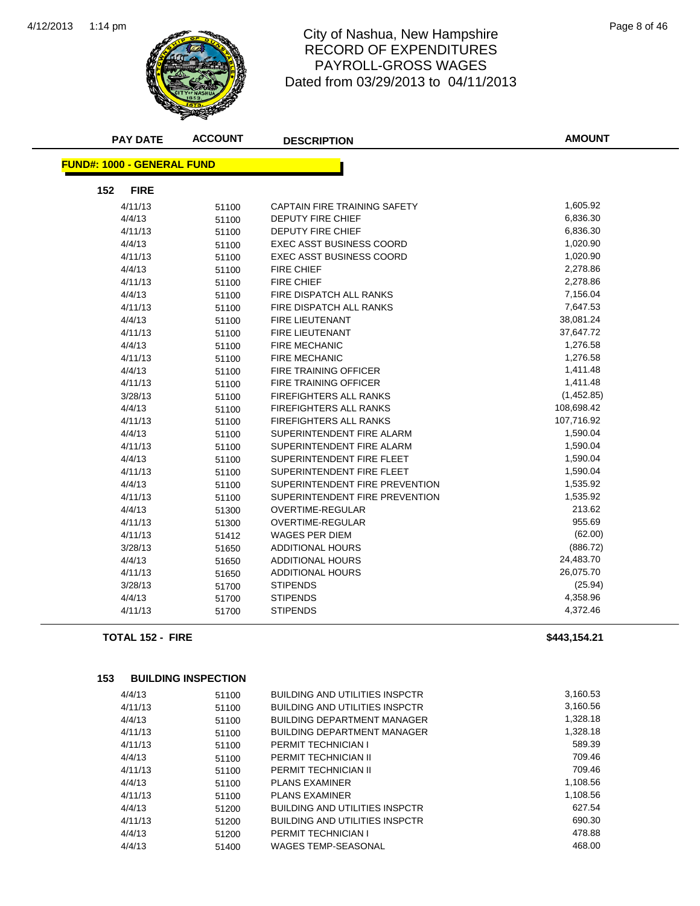# City of Nashua, New Hampshire
# RECORD OF EXPENDITURES
# PAYROLL-GROSS WAGES
## Dated from 03/29/2013 to 04/11/2013

**FUND#: 1000 - GENERAL FUND**

**152 FIRE**

| PAY DATE | ACCOUNT | DESCRIPTION | AMOUNT |
|---|---|---|---|
| 4/11/13 | 51100 | CAPTAIN FIRE TRAINING SAFETY | 1,605.92 |
| 4/4/13 | 51100 | DEPUTY FIRE CHIEF | 6,836.30 |
| 4/11/13 | 51100 | DEPUTY FIRE CHIEF | 6,836.30 |
| 4/4/13 | 51100 | EXEC ASST BUSINESS COORD | 1,020.90 |
| 4/11/13 | 51100 | EXEC ASST BUSINESS COORD | 1,020.90 |
| 4/4/13 | 51100 | FIRE CHIEF | 2,278.86 |
| 4/11/13 | 51100 | FIRE CHIEF | 2,278.86 |
| 4/4/13 | 51100 | FIRE DISPATCH ALL RANKS | 7,156.04 |
| 4/11/13 | 51100 | FIRE DISPATCH ALL RANKS | 7,647.53 |
| 4/4/13 | 51100 | FIRE LIEUTENANT | 38,081.24 |
| 4/11/13 | 51100 | FIRE LIEUTENANT | 37,647.72 |
| 4/4/13 | 51100 | FIRE MECHANIC | 1,276.58 |
| 4/11/13 | 51100 | FIRE MECHANIC | 1,276.58 |
| 4/4/13 | 51100 | FIRE TRAINING OFFICER | 1,411.48 |
| 4/11/13 | 51100 | FIRE TRAINING OFFICER | 1,411.48 |
| 3/28/13 | 51100 | FIREFIGHTERS ALL RANKS | (1,452.85) |
| 4/4/13 | 51100 | FIREFIGHTERS ALL RANKS | 108,698.42 |
| 4/11/13 | 51100 | FIREFIGHTERS ALL RANKS | 107,716.92 |
| 4/4/13 | 51100 | SUPERINTENDENT FIRE ALARM | 1,590.04 |
| 4/11/13 | 51100 | SUPERINTENDENT FIRE ALARM | 1,590.04 |
| 4/4/13 | 51100 | SUPERINTENDENT FIRE FLEET | 1,590.04 |
| 4/11/13 | 51100 | SUPERINTENDENT FIRE FLEET | 1,590.04 |
| 4/4/13 | 51100 | SUPERINTENDENT FIRE PREVENTION | 1,535.92 |
| 4/11/13 | 51100 | SUPERINTENDENT FIRE PREVENTION | 1,535.92 |
| 4/4/13 | 51300 | OVERTIME-REGULAR | 213.62 |
| 4/11/13 | 51300 | OVERTIME-REGULAR | 955.69 |
| 4/11/13 | 51412 | WAGES PER DIEM | (62.00) |
| 3/28/13 | 51650 | ADDITIONAL HOURS | (886.72) |
| 4/4/13 | 51650 | ADDITIONAL HOURS | 24,483.70 |
| 4/11/13 | 51650 | ADDITIONAL HOURS | 26,075.70 |
| 3/28/13 | 51700 | STIPENDS | (25.94) |
| 4/4/13 | 51700 | STIPENDS | 4,358.96 |
| 4/11/13 | 51700 | STIPENDS | 4,372.46 |

**TOTAL 152 - FIRE** **$443,154.21**

**153 BUILDING INSPECTION**

| PAY DATE | ACCOUNT | DESCRIPTION | AMOUNT |
|---|---|---|---|
| 4/4/13 | 51100 | BUILDING AND UTILITIES INSPCTR | 3,160.53 |
| 4/11/13 | 51100 | BUILDING AND UTILITIES INSPCTR | 3,160.56 |
| 4/4/13 | 51100 | BUILDING DEPARTMENT MANAGER | 1,328.18 |
| 4/11/13 | 51100 | BUILDING DEPARTMENT MANAGER | 1,328.18 |
| 4/11/13 | 51100 | PERMIT TECHNICIAN I | 589.39 |
| 4/4/13 | 51100 | PERMIT TECHNICIAN II | 709.46 |
| 4/11/13 | 51100 | PERMIT TECHNICIAN II | 709.46 |
| 4/4/13 | 51100 | PLANS EXAMINER | 1,108.56 |
| 4/11/13 | 51100 | PLANS EXAMINER | 1,108.56 |
| 4/4/13 | 51200 | BUILDING AND UTILITIES INSPCTR | 627.54 |
| 4/11/13 | 51200 | BUILDING AND UTILITIES INSPCTR | 690.30 |
| 4/4/13 | 51200 | PERMIT TECHNICIAN I | 478.88 |
| 4/4/13 | 51400 | WAGES TEMP-SEASONAL | 468.00 |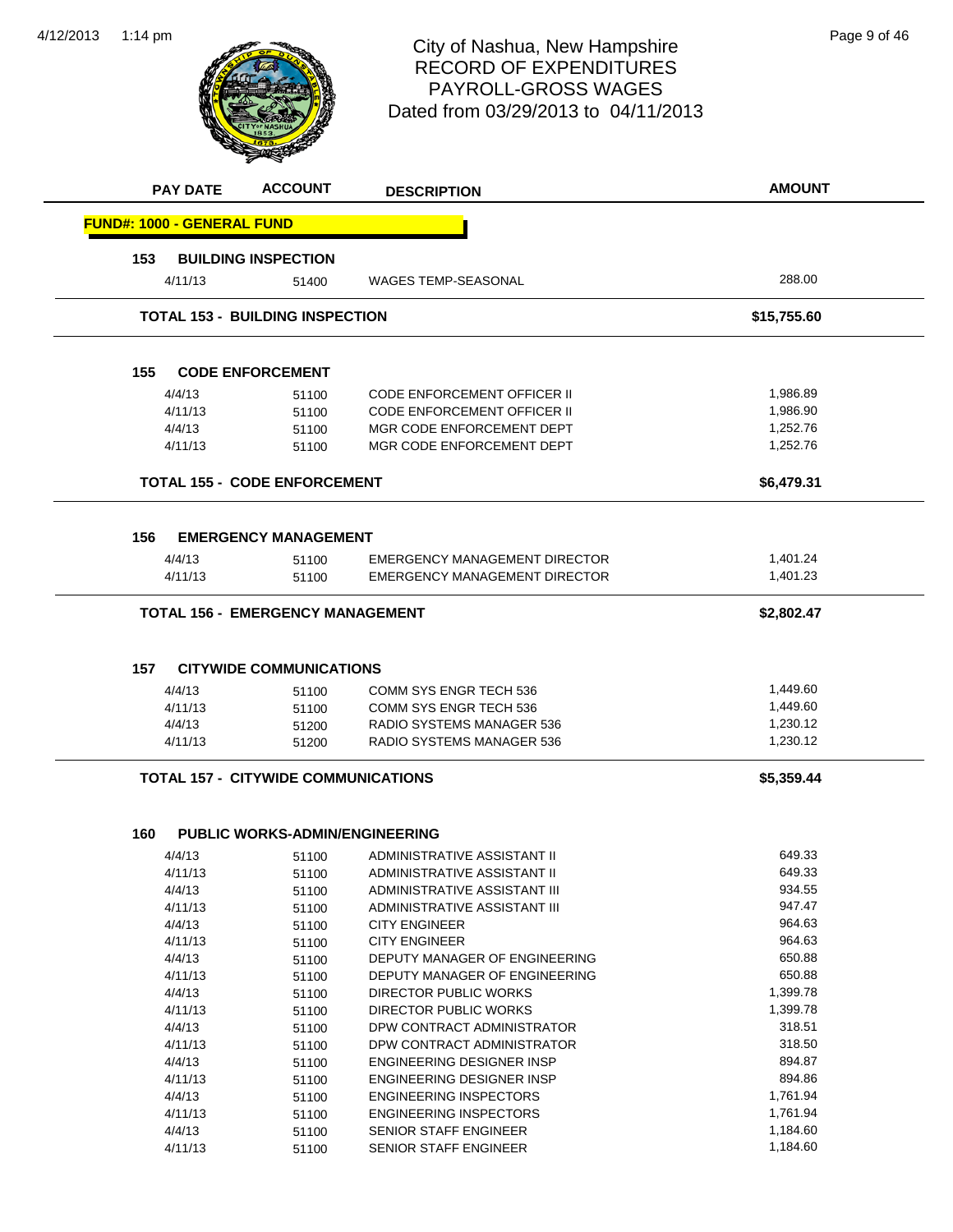# City of Nashua, New Hampshire
## RECORD OF EXPENDITURES
## PAYROLL-GROSS WAGES
## Dated from 03/29/2013 to 04/11/2013

| PAY DATE | ACCOUNT | DESCRIPTION | AMOUNT |
|---|---|---|---|
| **FUND#: 1000 - GENERAL FUND** | | | |
| **153 BUILDING INSPECTION** | | | |
| 4/11/13 | 51400 | WAGES TEMP-SEASONAL | 288.00 |
| **TOTAL 153 - BUILDING INSPECTION** | | | **$15,755.60** |
| **155 CODE ENFORCEMENT** | | | |
| 4/4/13 | 51100 | CODE ENFORCEMENT OFFICER II | 1,986.89 |
| 4/11/13 | 51100 | CODE ENFORCEMENT OFFICER II | 1,986.90 |
| 4/4/13 | 51100 | MGR CODE ENFORCEMENT DEPT | 1,252.76 |
| 4/11/13 | 51100 | MGR CODE ENFORCEMENT DEPT | 1,252.76 |
| **TOTAL 155 - CODE ENFORCEMENT** | | | **$6,479.31** |
| **156 EMERGENCY MANAGEMENT** | | | |
| 4/4/13 | 51100 | EMERGENCY MANAGEMENT DIRECTOR | 1,401.24 |
| 4/11/13 | 51100 | EMERGENCY MANAGEMENT DIRECTOR | 1,401.23 |
| **TOTAL 156 - EMERGENCY MANAGEMENT** | | | **$2,802.47** |
| **157 CITYWIDE COMMUNICATIONS** | | | |
| 4/4/13 | 51100 | COMM SYS ENGR TECH 536 | 1,449.60 |
| 4/11/13 | 51100 | COMM SYS ENGR TECH 536 | 1,449.60 |
| 4/4/13 | 51200 | RADIO SYSTEMS MANAGER 536 | 1,230.12 |
| 4/11/13 | 51200 | RADIO SYSTEMS MANAGER 536 | 1,230.12 |
| **TOTAL 157 - CITYWIDE COMMUNICATIONS** | | | **$5,359.44** |
| **160 PUBLIC WORKS-ADMIN/ENGINEERING** | | | |
| 4/4/13 | 51100 | ADMINISTRATIVE ASSISTANT II | 649.33 |
| 4/11/13 | 51100 | ADMINISTRATIVE ASSISTANT II | 649.33 |
| 4/4/13 | 51100 | ADMINISTRATIVE ASSISTANT III | 934.55 |
| 4/11/13 | 51100 | ADMINISTRATIVE ASSISTANT III | 947.47 |
| 4/4/13 | 51100 | CITY ENGINEER | 964.63 |
| 4/11/13 | 51100 | CITY ENGINEER | 964.63 |
| 4/4/13 | 51100 | DEPUTY MANAGER OF ENGINEERING | 650.88 |
| 4/11/13 | 51100 | DEPUTY MANAGER OF ENGINEERING | 650.88 |
| 4/4/13 | 51100 | DIRECTOR PUBLIC WORKS | 1,399.78 |
| 4/11/13 | 51100 | DIRECTOR PUBLIC WORKS | 1,399.78 |
| 4/4/13 | 51100 | DPW CONTRACT ADMINISTRATOR | 318.51 |
| 4/11/13 | 51100 | DPW CONTRACT ADMINISTRATOR | 318.50 |
| 4/4/13 | 51100 | ENGINEERING DESIGNER INSP | 894.87 |
| 4/11/13 | 51100 | ENGINEERING DESIGNER INSP | 894.86 |
| 4/4/13 | 51100 | ENGINEERING INSPECTORS | 1,761.94 |
| 4/11/13 | 51100 | ENGINEERING INSPECTORS | 1,761.94 |
| 4/4/13 | 51100 | SENIOR STAFF ENGINEER | 1,184.60 |
| 4/11/13 | 51100 | SENIOR STAFF ENGINEER | 1,184.60 |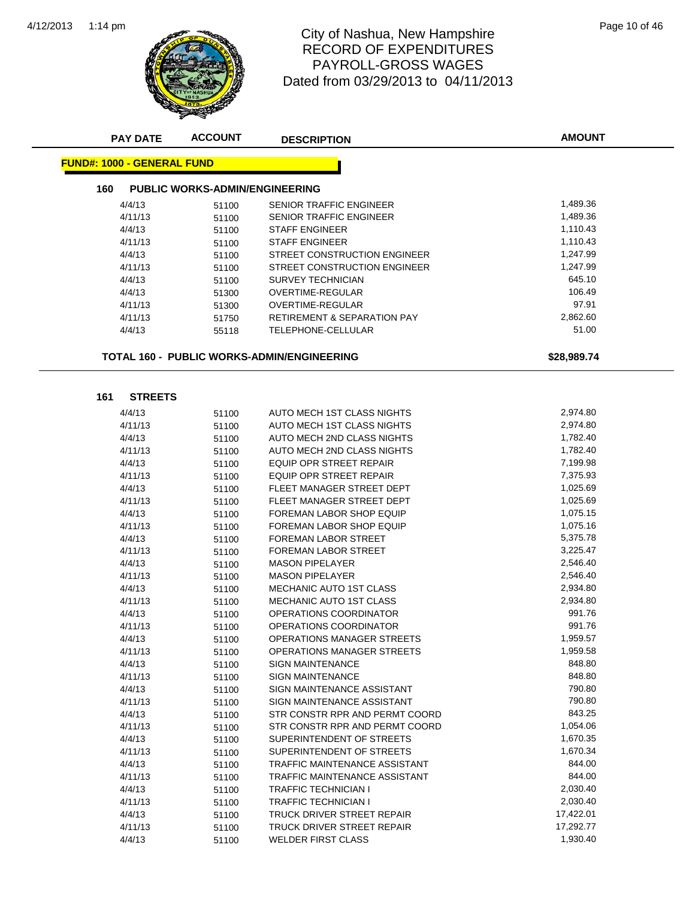# City of Nashua, New Hampshire
## RECORD OF EXPENDITURES
## PAYROLL-GROSS WAGES
Dated from 03/29/2013 to 04/11/2013

| PAY DATE | ACCOUNT | DESCRIPTION | AMOUNT |
|---|---|---|---|

**FUND#: 1000 - GENERAL FUND**

### 160 PUBLIC WORKS-ADMIN/ENGINEERING

| PAY DATE | ACCOUNT | DESCRIPTION | AMOUNT |
|---|---|---|---|
| 4/4/13 | 51100 | SENIOR TRAFFIC ENGINEER | 1,489.36 |
| 4/11/13 | 51100 | SENIOR TRAFFIC ENGINEER | 1,489.36 |
| 4/4/13 | 51100 | STAFF ENGINEER | 1,110.43 |
| 4/11/13 | 51100 | STAFF ENGINEER | 1,110.43 |
| 4/4/13 | 51100 | STREET CONSTRUCTION ENGINEER | 1,247.99 |
| 4/11/13 | 51100 | STREET CONSTRUCTION ENGINEER | 1,247.99 |
| 4/4/13 | 51100 | SURVEY TECHNICIAN | 645.10 |
| 4/4/13 | 51300 | OVERTIME-REGULAR | 106.49 |
| 4/11/13 | 51300 | OVERTIME-REGULAR | 97.91 |
| 4/11/13 | 51750 | RETIREMENT & SEPARATION PAY | 2,862.60 |
| 4/4/13 | 55118 | TELEPHONE-CELLULAR | 51.00 |

**TOTAL 160 - PUBLIC WORKS-ADMIN/ENGINEERING** **$28,989.74**

### 161 STREETS

| PAY DATE | ACCOUNT | DESCRIPTION | AMOUNT |
|---|---|---|---|
| 4/4/13 | 51100 | AUTO MECH 1ST CLASS NIGHTS | 2,974.80 |
| 4/11/13 | 51100 | AUTO MECH 1ST CLASS NIGHTS | 2,974.80 |
| 4/4/13 | 51100 | AUTO MECH 2ND CLASS NIGHTS | 1,782.40 |
| 4/11/13 | 51100 | AUTO MECH 2ND CLASS NIGHTS | 1,782.40 |
| 4/4/13 | 51100 | EQUIP OPR STREET REPAIR | 7,199.98 |
| 4/11/13 | 51100 | EQUIP OPR STREET REPAIR | 7,375.93 |
| 4/4/13 | 51100 | FLEET MANAGER STREET DEPT | 1,025.69 |
| 4/11/13 | 51100 | FLEET MANAGER STREET DEPT | 1,025.69 |
| 4/4/13 | 51100 | FOREMAN LABOR SHOP EQUIP | 1,075.15 |
| 4/11/13 | 51100 | FOREMAN LABOR SHOP EQUIP | 1,075.16 |
| 4/4/13 | 51100 | FOREMAN LABOR STREET | 5,375.78 |
| 4/11/13 | 51100 | FOREMAN LABOR STREET | 3,225.47 |
| 4/4/13 | 51100 | MASON PIPELAYER | 2,546.40 |
| 4/11/13 | 51100 | MASON PIPELAYER | 2,546.40 |
| 4/4/13 | 51100 | MECHANIC AUTO 1ST CLASS | 2,934.80 |
| 4/11/13 | 51100 | MECHANIC AUTO 1ST CLASS | 2,934.80 |
| 4/4/13 | 51100 | OPERATIONS COORDINATOR | 991.76 |
| 4/11/13 | 51100 | OPERATIONS COORDINATOR | 991.76 |
| 4/4/13 | 51100 | OPERATIONS MANAGER STREETS | 1,959.57 |
| 4/11/13 | 51100 | OPERATIONS MANAGER STREETS | 1,959.58 |
| 4/4/13 | 51100 | SIGN MAINTENANCE | 848.80 |
| 4/11/13 | 51100 | SIGN MAINTENANCE | 848.80 |
| 4/4/13 | 51100 | SIGN MAINTENANCE ASSISTANT | 790.80 |
| 4/11/13 | 51100 | SIGN MAINTENANCE ASSISTANT | 790.80 |
| 4/4/13 | 51100 | STR CONSTR RPR AND PERMT COORD | 843.25 |
| 4/11/13 | 51100 | STR CONSTR RPR AND PERMT COORD | 1,054.06 |
| 4/4/13 | 51100 | SUPERINTENDENT OF STREETS | 1,670.35 |
| 4/11/13 | 51100 | SUPERINTENDENT OF STREETS | 1,670.34 |
| 4/4/13 | 51100 | TRAFFIC MAINTENANCE ASSISTANT | 844.00 |
| 4/11/13 | 51100 | TRAFFIC MAINTENANCE ASSISTANT | 844.00 |
| 4/4/13 | 51100 | TRAFFIC TECHNICIAN I | 2,030.40 |
| 4/11/13 | 51100 | TRAFFIC TECHNICIAN I | 2,030.40 |
| 4/4/13 | 51100 | TRUCK DRIVER STREET REPAIR | 17,422.01 |
| 4/11/13 | 51100 | TRUCK DRIVER STREET REPAIR | 17,292.77 |
| 4/4/13 | 51100 | WELDER FIRST CLASS | 1,930.40 |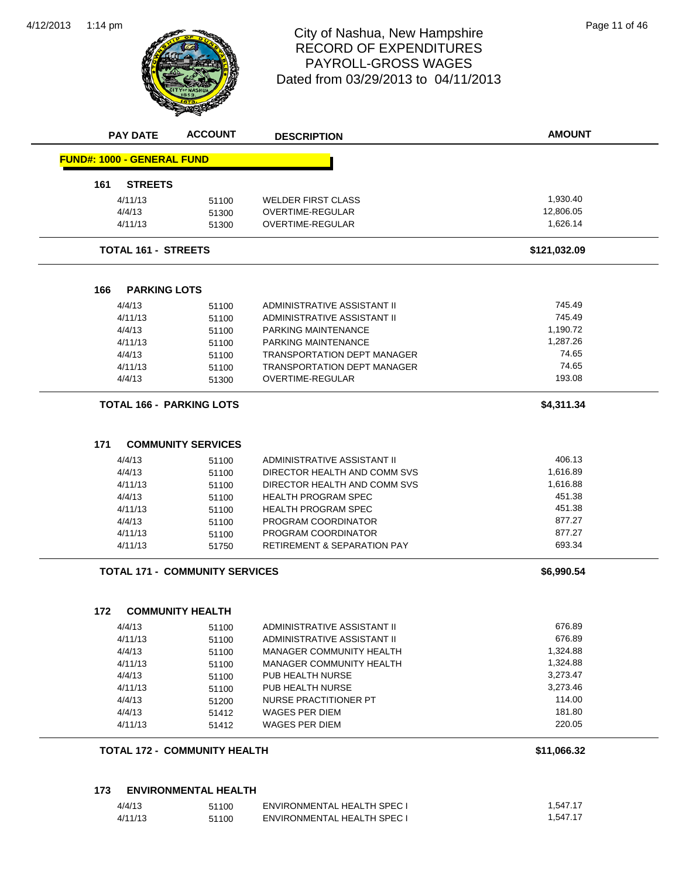# City of Nashua, New Hampshire
## RECORD OF EXPENDITURES
## PAYROLL-GROSS WAGES
## Dated from 03/29/2013 to 04/11/2013

| PAY DATE | ACCOUNT | DESCRIPTION | AMOUNT |
|---|---|---|---|
| **FUND#: 1000 - GENERAL FUND** | | | |
| **161 STREETS** | | | |
| 4/11/13 | 51100 | WELDER FIRST CLASS | 1,930.40 |
| 4/4/13 | 51300 | OVERTIME-REGULAR | 12,806.05 |
| 4/11/13 | 51300 | OVERTIME-REGULAR | 1,626.14 |
| **TOTAL 161 - STREETS** | | | **$121,032.09** |
| **166 PARKING LOTS** | | | |
| 4/4/13 | 51100 | ADMINISTRATIVE ASSISTANT II | 745.49 |
| 4/11/13 | 51100 | ADMINISTRATIVE ASSISTANT II | 745.49 |
| 4/4/13 | 51100 | PARKING MAINTENANCE | 1,190.72 |
| 4/11/13 | 51100 | PARKING MAINTENANCE | 1,287.26 |
| 4/4/13 | 51100 | TRANSPORTATION DEPT MANAGER | 74.65 |
| 4/11/13 | 51100 | TRANSPORTATION DEPT MANAGER | 74.65 |
| 4/4/13 | 51300 | OVERTIME-REGULAR | 193.08 |
| **TOTAL 166 - PARKING LOTS** | | | **$4,311.34** |
| **171 COMMUNITY SERVICES** | | | |
| 4/4/13 | 51100 | ADMINISTRATIVE ASSISTANT II | 406.13 |
| 4/4/13 | 51100 | DIRECTOR HEALTH AND COMM SVS | 1,616.89 |
| 4/11/13 | 51100 | DIRECTOR HEALTH AND COMM SVS | 1,616.88 |
| 4/4/13 | 51100 | HEALTH PROGRAM SPEC | 451.38 |
| 4/11/13 | 51100 | HEALTH PROGRAM SPEC | 451.38 |
| 4/4/13 | 51100 | PROGRAM COORDINATOR | 877.27 |
| 4/11/13 | 51100 | PROGRAM COORDINATOR | 877.27 |
| 4/11/13 | 51750 | RETIREMENT & SEPARATION PAY | 693.34 |
| **TOTAL 171 - COMMUNITY SERVICES** | | | **$6,990.54** |
| **172 COMMUNITY HEALTH** | | | |
| 4/4/13 | 51100 | ADMINISTRATIVE ASSISTANT II | 676.89 |
| 4/11/13 | 51100 | ADMINISTRATIVE ASSISTANT II | 676.89 |
| 4/4/13 | 51100 | MANAGER COMMUNITY HEALTH | 1,324.88 |
| 4/11/13 | 51100 | MANAGER COMMUNITY HEALTH | 1,324.88 |
| 4/4/13 | 51100 | PUB HEALTH NURSE | 3,273.47 |
| 4/11/13 | 51100 | PUB HEALTH NURSE | 3,273.46 |
| 4/4/13 | 51200 | NURSE PRACTITIONER PT | 114.00 |
| 4/4/13 | 51412 | WAGES PER DIEM | 181.80 |
| 4/11/13 | 51412 | WAGES PER DIEM | 220.05 |
| **TOTAL 172 - COMMUNITY HEALTH** | | | **$11,066.32** |
| **173 ENVIRONMENTAL HEALTH** | | | |
| 4/4/13 | 51100 | ENVIRONMENTAL HEALTH SPEC I | 1,547.17 |
| 4/11/13 | 51100 | ENVIRONMENTAL HEALTH SPEC I | 1,547.17 |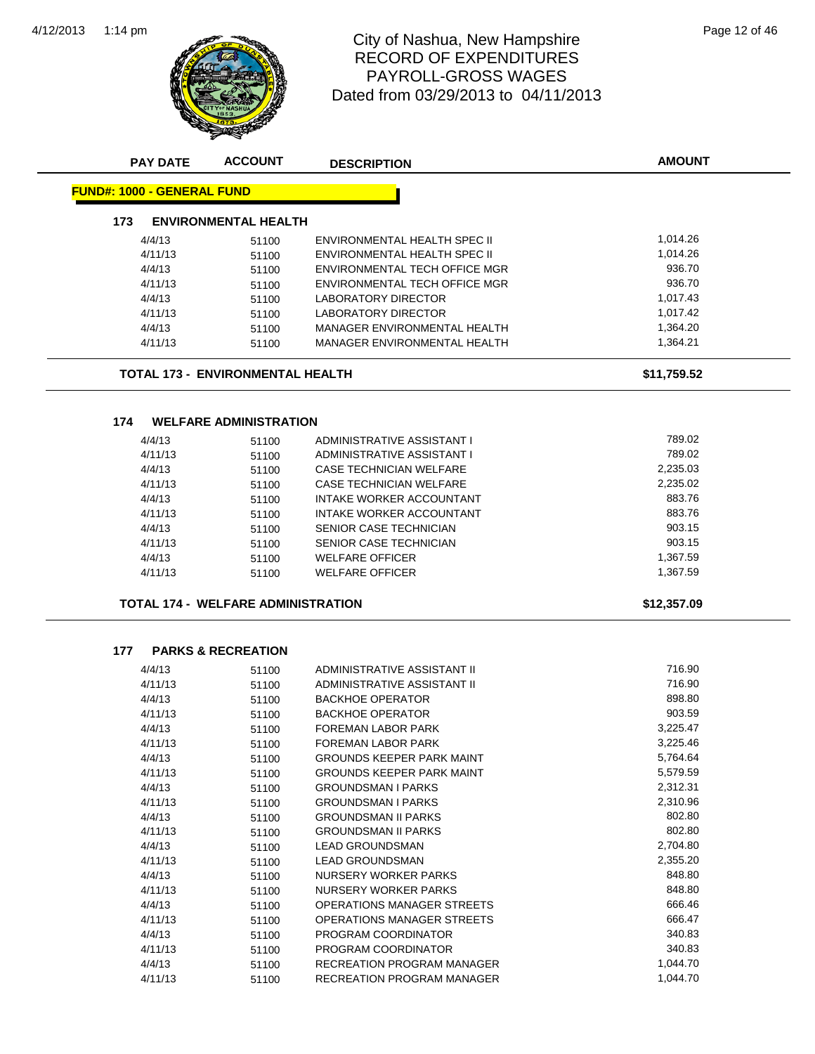# City of Nashua, New Hampshire
## RECORD OF EXPENDITURES
## PAYROLL-GROSS WAGES
## Dated from 03/29/2013 to 04/11/2013

**FUND#: 1000 - GENERAL FUND**

### 173 ENVIRONMENTAL HEALTH

| PAY DATE | ACCOUNT | DESCRIPTION | AMOUNT |
|---|---|---|---|
| 4/4/13 | 51100 | ENVIRONMENTAL HEALTH SPEC II | 1,014.26 |
| 4/11/13 | 51100 | ENVIRONMENTAL HEALTH SPEC II | 1,014.26 |
| 4/4/13 | 51100 | ENVIRONMENTAL TECH OFFICE MGR | 936.70 |
| 4/11/13 | 51100 | ENVIRONMENTAL TECH OFFICE MGR | 936.70 |
| 4/4/13 | 51100 | LABORATORY DIRECTOR | 1,017.43 |
| 4/11/13 | 51100 | LABORATORY DIRECTOR | 1,017.42 |
| 4/4/13 | 51100 | MANAGER ENVIRONMENTAL HEALTH | 1,364.20 |
| 4/11/13 | 51100 | MANAGER ENVIRONMENTAL HEALTH | 1,364.21 |

**TOTAL 173 - ENVIRONMENTAL HEALTH** **$11,759.52**

### 174 WELFARE ADMINISTRATION

| PAY DATE | ACCOUNT | DESCRIPTION | AMOUNT |
|---|---|---|---|
| 4/4/13 | 51100 | ADMINISTRATIVE ASSISTANT I | 789.02 |
| 4/11/13 | 51100 | ADMINISTRATIVE ASSISTANT I | 789.02 |
| 4/4/13 | 51100 | CASE TECHNICIAN WELFARE | 2,235.03 |
| 4/11/13 | 51100 | CASE TECHNICIAN WELFARE | 2,235.02 |
| 4/4/13 | 51100 | INTAKE WORKER ACCOUNTANT | 883.76 |
| 4/11/13 | 51100 | INTAKE WORKER ACCOUNTANT | 883.76 |
| 4/4/13 | 51100 | SENIOR CASE TECHNICIAN | 903.15 |
| 4/11/13 | 51100 | SENIOR CASE TECHNICIAN | 903.15 |
| 4/4/13 | 51100 | WELFARE OFFICER | 1,367.59 |
| 4/11/13 | 51100 | WELFARE OFFICER | 1,367.59 |

**TOTAL 174 - WELFARE ADMINISTRATION** **$12,357.09**

### 177 PARKS & RECREATION

| PAY DATE | ACCOUNT | DESCRIPTION | AMOUNT |
|---|---|---|---|
| 4/4/13 | 51100 | ADMINISTRATIVE ASSISTANT II | 716.90 |
| 4/11/13 | 51100 | ADMINISTRATIVE ASSISTANT II | 716.90 |
| 4/4/13 | 51100 | BACKHOE OPERATOR | 898.80 |
| 4/11/13 | 51100 | BACKHOE OPERATOR | 903.59 |
| 4/4/13 | 51100 | FOREMAN LABOR PARK | 3,225.47 |
| 4/11/13 | 51100 | FOREMAN LABOR PARK | 3,225.46 |
| 4/4/13 | 51100 | GROUNDS KEEPER PARK MAINT | 5,764.64 |
| 4/11/13 | 51100 | GROUNDS KEEPER PARK MAINT | 5,579.59 |
| 4/4/13 | 51100 | GROUNDSMAN I PARKS | 2,312.31 |
| 4/11/13 | 51100 | GROUNDSMAN I PARKS | 2,310.96 |
| 4/4/13 | 51100 | GROUNDSMAN II PARKS | 802.80 |
| 4/11/13 | 51100 | GROUNDSMAN II PARKS | 802.80 |
| 4/4/13 | 51100 | LEAD GROUNDSMAN | 2,704.80 |
| 4/11/13 | 51100 | LEAD GROUNDSMAN | 2,355.20 |
| 4/4/13 | 51100 | NURSERY WORKER PARKS | 848.80 |
| 4/11/13 | 51100 | NURSERY WORKER PARKS | 848.80 |
| 4/4/13 | 51100 | OPERATIONS MANAGER STREETS | 666.46 |
| 4/11/13 | 51100 | OPERATIONS MANAGER STREETS | 666.47 |
| 4/4/13 | 51100 | PROGRAM COORDINATOR | 340.83 |
| 4/11/13 | 51100 | PROGRAM COORDINATOR | 340.83 |
| 4/4/13 | 51100 | RECREATION PROGRAM MANAGER | 1,044.70 |
| 4/11/13 | 51100 | RECREATION PROGRAM MANAGER | 1,044.70 |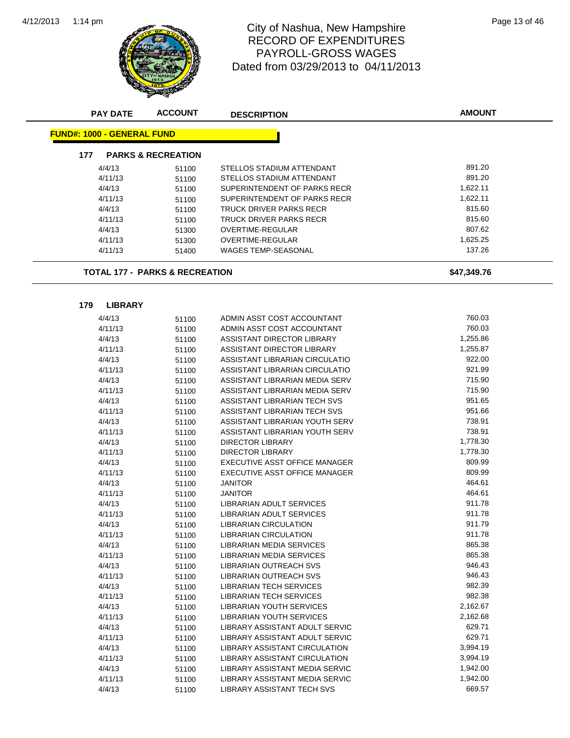# City of Nashua, New Hampshire
## RECORD OF EXPENDITURES
## PAYROLL-GROSS WAGES
## Dated from 03/29/2013 to 04/11/2013

| PAY DATE | ACCOUNT | DESCRIPTION | AMOUNT |
|---|---|---|---|

**FUND#: 1000 - GENERAL FUND**

**177 PARKS & RECREATION**

| PAY DATE | ACCOUNT | DESCRIPTION | AMOUNT |
|---|---|---|---|
| 4/4/13 | 51100 | STELLOS STADIUM ATTENDANT | 891.20 |
| 4/11/13 | 51100 | STELLOS STADIUM ATTENDANT | 891.20 |
| 4/4/13 | 51100 | SUPERINTENDENT OF PARKS RECR | 1,622.11 |
| 4/11/13 | 51100 | SUPERINTENDENT OF PARKS RECR | 1,622.11 |
| 4/4/13 | 51100 | TRUCK DRIVER PARKS RECR | 815.60 |
| 4/11/13 | 51100 | TRUCK DRIVER PARKS RECR | 815.60 |
| 4/4/13 | 51300 | OVERTIME-REGULAR | 807.62 |
| 4/11/13 | 51300 | OVERTIME-REGULAR | 1,625.25 |
| 4/11/13 | 51400 | WAGES TEMP-SEASONAL | 137.26 |

**TOTAL 177 - PARKS & RECREATION** **$47,349.76**

**179 LIBRARY**

| PAY DATE | ACCOUNT | DESCRIPTION | AMOUNT |
|---|---|---|---|
| 4/4/13 | 51100 | ADMIN ASST COST ACCOUNTANT | 760.03 |
| 4/11/13 | 51100 | ADMIN ASST COST ACCOUNTANT | 760.03 |
| 4/4/13 | 51100 | ASSISTANT DIRECTOR LIBRARY | 1,255.86 |
| 4/11/13 | 51100 | ASSISTANT DIRECTOR LIBRARY | 1,255.87 |
| 4/4/13 | 51100 | ASSISTANT LIBRARIAN CIRCULATIO | 922.00 |
| 4/11/13 | 51100 | ASSISTANT LIBRARIAN CIRCULATIO | 921.99 |
| 4/4/13 | 51100 | ASSISTANT LIBRARIAN MEDIA SERV | 715.90 |
| 4/11/13 | 51100 | ASSISTANT LIBRARIAN MEDIA SERV | 715.90 |
| 4/4/13 | 51100 | ASSISTANT LIBRARIAN TECH SVS | 951.65 |
| 4/11/13 | 51100 | ASSISTANT LIBRARIAN TECH SVS | 951.66 |
| 4/4/13 | 51100 | ASSISTANT LIBRARIAN YOUTH SERV | 738.91 |
| 4/11/13 | 51100 | ASSISTANT LIBRARIAN YOUTH SERV | 738.91 |
| 4/4/13 | 51100 | DIRECTOR LIBRARY | 1,778.30 |
| 4/11/13 | 51100 | DIRECTOR LIBRARY | 1,778.30 |
| 4/4/13 | 51100 | EXECUTIVE ASST OFFICE MANAGER | 809.99 |
| 4/11/13 | 51100 | EXECUTIVE ASST OFFICE MANAGER | 809.99 |
| 4/4/13 | 51100 | JANITOR | 464.61 |
| 4/11/13 | 51100 | JANITOR | 464.61 |
| 4/4/13 | 51100 | LIBRARIAN ADULT SERVICES | 911.78 |
| 4/11/13 | 51100 | LIBRARIAN ADULT SERVICES | 911.78 |
| 4/4/13 | 51100 | LIBRARIAN CIRCULATION | 911.79 |
| 4/11/13 | 51100 | LIBRARIAN CIRCULATION | 911.78 |
| 4/4/13 | 51100 | LIBRARIAN MEDIA SERVICES | 865.38 |
| 4/11/13 | 51100 | LIBRARIAN MEDIA SERVICES | 865.38 |
| 4/4/13 | 51100 | LIBRARIAN OUTREACH SVS | 946.43 |
| 4/11/13 | 51100 | LIBRARIAN OUTREACH SVS | 946.43 |
| 4/4/13 | 51100 | LIBRARIAN TECH SERVICES | 982.39 |
| 4/11/13 | 51100 | LIBRARIAN TECH SERVICES | 982.38 |
| 4/4/13 | 51100 | LIBRARIAN YOUTH SERVICES | 2,162.67 |
| 4/11/13 | 51100 | LIBRARIAN YOUTH SERVICES | 2,162.68 |
| 4/4/13 | 51100 | LIBRARY ASSISTANT ADULT SERVIC | 629.71 |
| 4/11/13 | 51100 | LIBRARY ASSISTANT ADULT SERVIC | 629.71 |
| 4/4/13 | 51100 | LIBRARY ASSISTANT CIRCULATION | 3,994.19 |
| 4/11/13 | 51100 | LIBRARY ASSISTANT CIRCULATION | 3,994.19 |
| 4/4/13 | 51100 | LIBRARY ASSISTANT MEDIA SERVIC | 1,942.00 |
| 4/11/13 | 51100 | LIBRARY ASSISTANT MEDIA SERVIC | 1,942.00 |
| 4/4/13 | 51100 | LIBRARY ASSISTANT TECH SVS | 669.57 |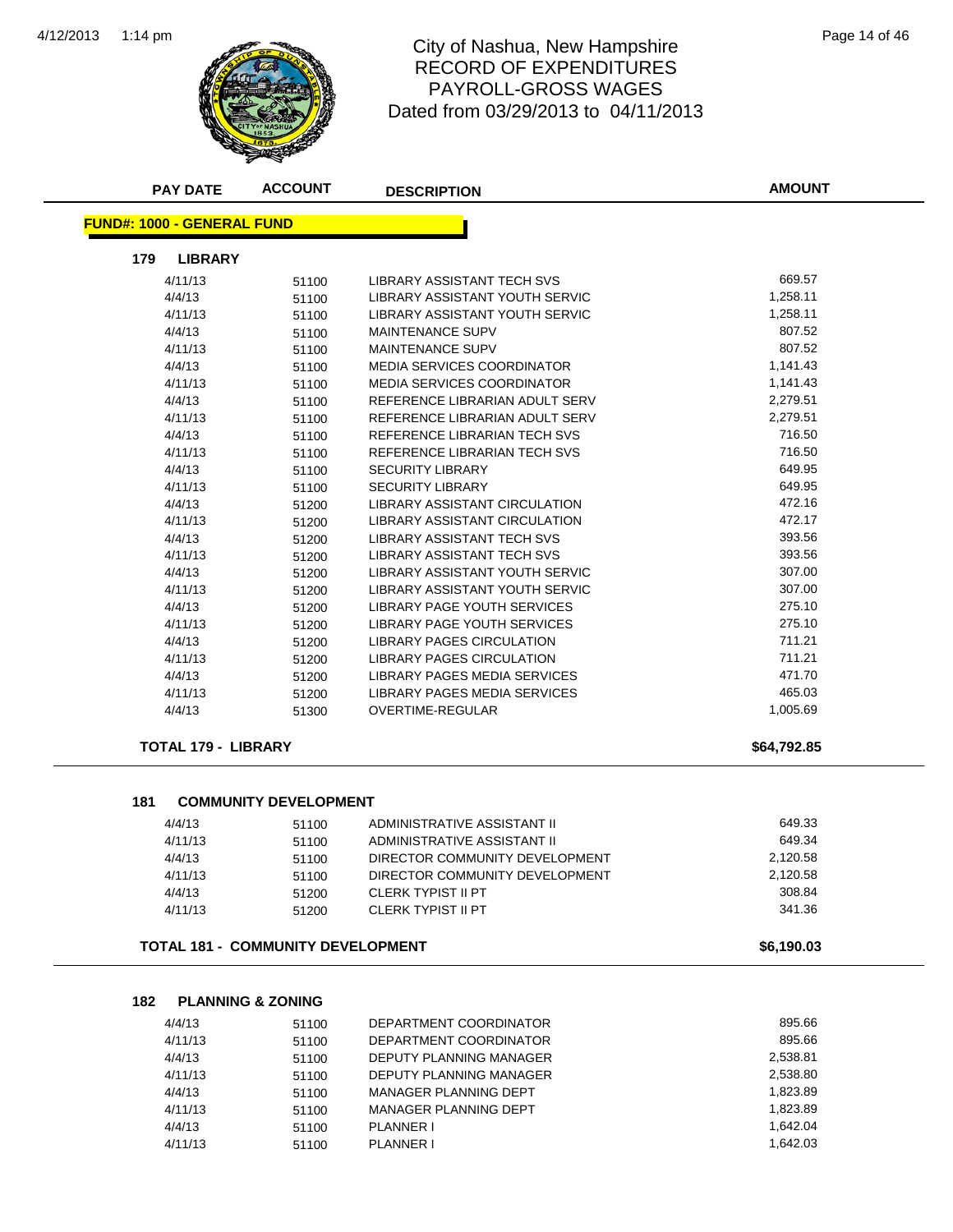City of Nashua, New Hampshire
RECORD OF EXPENDITURES
PAYROLL-GROSS WAGES
Dated from 03/29/2013 to 04/11/2013

**FUND#: 1000 - GENERAL FUND**

### 179 LIBRARY

| PAY DATE | ACCOUNT | DESCRIPTION | AMOUNT |
|---|---|---|---|
| 4/11/13 | 51100 | LIBRARY ASSISTANT TECH SVS | 669.57 |
| 4/4/13 | 51100 | LIBRARY ASSISTANT YOUTH SERVIC | 1,258.11 |
| 4/11/13 | 51100 | LIBRARY ASSISTANT YOUTH SERVIC | 1,258.11 |
| 4/4/13 | 51100 | MAINTENANCE SUPV | 807.52 |
| 4/11/13 | 51100 | MAINTENANCE SUPV | 807.52 |
| 4/4/13 | 51100 | MEDIA SERVICES COORDINATOR | 1,141.43 |
| 4/11/13 | 51100 | MEDIA SERVICES COORDINATOR | 1,141.43 |
| 4/4/13 | 51100 | REFERENCE LIBRARIAN ADULT SERV | 2,279.51 |
| 4/11/13 | 51100 | REFERENCE LIBRARIAN ADULT SERV | 2,279.51 |
| 4/4/13 | 51100 | REFERENCE LIBRARIAN TECH SVS | 716.50 |
| 4/11/13 | 51100 | REFERENCE LIBRARIAN TECH SVS | 716.50 |
| 4/4/13 | 51100 | SECURITY LIBRARY | 649.95 |
| 4/11/13 | 51100 | SECURITY LIBRARY | 649.95 |
| 4/4/13 | 51200 | LIBRARY ASSISTANT CIRCULATION | 472.16 |
| 4/11/13 | 51200 | LIBRARY ASSISTANT CIRCULATION | 472.17 |
| 4/4/13 | 51200 | LIBRARY ASSISTANT TECH SVS | 393.56 |
| 4/11/13 | 51200 | LIBRARY ASSISTANT TECH SVS | 393.56 |
| 4/4/13 | 51200 | LIBRARY ASSISTANT YOUTH SERVIC | 307.00 |
| 4/11/13 | 51200 | LIBRARY ASSISTANT YOUTH SERVIC | 307.00 |
| 4/4/13 | 51200 | LIBRARY PAGE YOUTH SERVICES | 275.10 |
| 4/11/13 | 51200 | LIBRARY PAGE YOUTH SERVICES | 275.10 |
| 4/4/13 | 51200 | LIBRARY PAGES CIRCULATION | 711.21 |
| 4/11/13 | 51200 | LIBRARY PAGES CIRCULATION | 711.21 |
| 4/4/13 | 51200 | LIBRARY PAGES MEDIA SERVICES | 471.70 |
| 4/11/13 | 51200 | LIBRARY PAGES MEDIA SERVICES | 465.03 |
| 4/4/13 | 51300 | OVERTIME-REGULAR | 1,005.69 |

**TOTAL 179 - LIBRARY** **$64,792.85**

### 181 COMMUNITY DEVELOPMENT

| PAY DATE | ACCOUNT | DESCRIPTION | AMOUNT |
|---|---|---|---|
| 4/4/13 | 51100 | ADMINISTRATIVE ASSISTANT II | 649.33 |
| 4/11/13 | 51100 | ADMINISTRATIVE ASSISTANT II | 649.34 |
| 4/4/13 | 51100 | DIRECTOR COMMUNITY DEVELOPMENT | 2,120.58 |
| 4/11/13 | 51100 | DIRECTOR COMMUNITY DEVELOPMENT | 2,120.58 |
| 4/4/13 | 51200 | CLERK TYPIST II PT | 308.84 |
| 4/11/13 | 51200 | CLERK TYPIST II PT | 341.36 |

**TOTAL 181 - COMMUNITY DEVELOPMENT** **$6,190.03**

### 182 PLANNING & ZONING

| PAY DATE | ACCOUNT | DESCRIPTION | AMOUNT |
|---|---|---|---|
| 4/4/13 | 51100 | DEPARTMENT COORDINATOR | 895.66 |
| 4/11/13 | 51100 | DEPARTMENT COORDINATOR | 895.66 |
| 4/4/13 | 51100 | DEPUTY PLANNING MANAGER | 2,538.81 |
| 4/11/13 | 51100 | DEPUTY PLANNING MANAGER | 2,538.80 |
| 4/4/13 | 51100 | MANAGER PLANNING DEPT | 1,823.89 |
| 4/11/13 | 51100 | MANAGER PLANNING DEPT | 1,823.89 |
| 4/4/13 | 51100 | PLANNER I | 1,642.04 |
| 4/11/13 | 51100 | PLANNER I | 1,642.03 |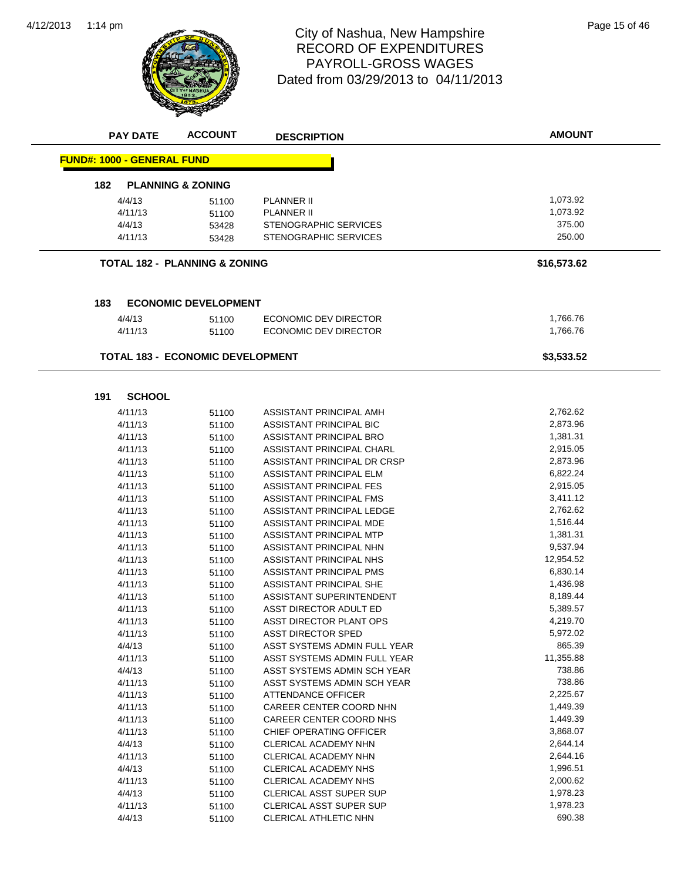# City of Nashua, New Hampshire
## RECORD OF EXPENDITURES
## PAYROLL-GROSS WAGES
Dated from 03/29/2013 to 04/11/2013

| PAY DATE | ACCOUNT | DESCRIPTION | AMOUNT |
|---|---|---|---|
| **FUND#: 1000 - GENERAL FUND** | | | |
| **182 PLANNING & ZONING** | | | |
| 4/4/13 | 51100 | PLANNER II | 1,073.92 |
| 4/11/13 | 51100 | PLANNER II | 1,073.92 |
| 4/4/13 | 53428 | STENOGRAPHIC SERVICES | 375.00 |
| 4/11/13 | 53428 | STENOGRAPHIC SERVICES | 250.00 |
| **TOTAL 182 - PLANNING & ZONING** | | | **$16,573.62** |
| **183 ECONOMIC DEVELOPMENT** | | | |
| 4/4/13 | 51100 | ECONOMIC DEV DIRECTOR | 1,766.76 |
| 4/11/13 | 51100 | ECONOMIC DEV DIRECTOR | 1,766.76 |
| **TOTAL 183 - ECONOMIC DEVELOPMENT** | | | **$3,533.52** |
| **191 SCHOOL** | | | |
| 4/11/13 | 51100 | ASSISTANT PRINCIPAL AMH | 2,762.62 |
| 4/11/13 | 51100 | ASSISTANT PRINCIPAL BIC | 2,873.96 |
| 4/11/13 | 51100 | ASSISTANT PRINCIPAL BRO | 1,381.31 |
| 4/11/13 | 51100 | ASSISTANT PRINCIPAL CHARL | 2,915.05 |
| 4/11/13 | 51100 | ASSISTANT PRINCIPAL DR CRSP | 2,873.96 |
| 4/11/13 | 51100 | ASSISTANT PRINCIPAL ELM | 6,822.24 |
| 4/11/13 | 51100 | ASSISTANT PRINCIPAL FES | 2,915.05 |
| 4/11/13 | 51100 | ASSISTANT PRINCIPAL FMS | 3,411.12 |
| 4/11/13 | 51100 | ASSISTANT PRINCIPAL LEDGE | 2,762.62 |
| 4/11/13 | 51100 | ASSISTANT PRINCIPAL MDE | 1,516.44 |
| 4/11/13 | 51100 | ASSISTANT PRINCIPAL MTP | 1,381.31 |
| 4/11/13 | 51100 | ASSISTANT PRINCIPAL NHN | 9,537.94 |
| 4/11/13 | 51100 | ASSISTANT PRINCIPAL NHS | 12,954.52 |
| 4/11/13 | 51100 | ASSISTANT PRINCIPAL PMS | 6,830.14 |
| 4/11/13 | 51100 | ASSISTANT PRINCIPAL SHE | 1,436.98 |
| 4/11/13 | 51100 | ASSISTANT SUPERINTENDENT | 8,189.44 |
| 4/11/13 | 51100 | ASST DIRECTOR ADULT ED | 5,389.57 |
| 4/11/13 | 51100 | ASST DIRECTOR PLANT OPS | 4,219.70 |
| 4/11/13 | 51100 | ASST DIRECTOR SPED | 5,972.02 |
| 4/4/13 | 51100 | ASST SYSTEMS ADMIN FULL YEAR | 865.39 |
| 4/11/13 | 51100 | ASST SYSTEMS ADMIN FULL YEAR | 11,355.88 |
| 4/4/13 | 51100 | ASST SYSTEMS ADMIN SCH YEAR | 738.86 |
| 4/11/13 | 51100 | ASST SYSTEMS ADMIN SCH YEAR | 738.86 |
| 4/11/13 | 51100 | ATTENDANCE OFFICER | 2,225.67 |
| 4/11/13 | 51100 | CAREER CENTER COORD NHN | 1,449.39 |
| 4/11/13 | 51100 | CAREER CENTER COORD NHS | 1,449.39 |
| 4/11/13 | 51100 | CHIEF OPERATING OFFICER | 3,868.07 |
| 4/4/13 | 51100 | CLERICAL ACADEMY NHN | 2,644.14 |
| 4/11/13 | 51100 | CLERICAL ACADEMY NHN | 2,644.16 |
| 4/4/13 | 51100 | CLERICAL ACADEMY NHS | 1,996.51 |
| 4/11/13 | 51100 | CLERICAL ACADEMY NHS | 2,000.62 |
| 4/4/13 | 51100 | CLERICAL ASST SUPER SUP | 1,978.23 |
| 4/11/13 | 51100 | CLERICAL ASST SUPER SUP | 1,978.23 |
| 4/4/13 | 51100 | CLERICAL ATHLETIC NHN | 690.38 |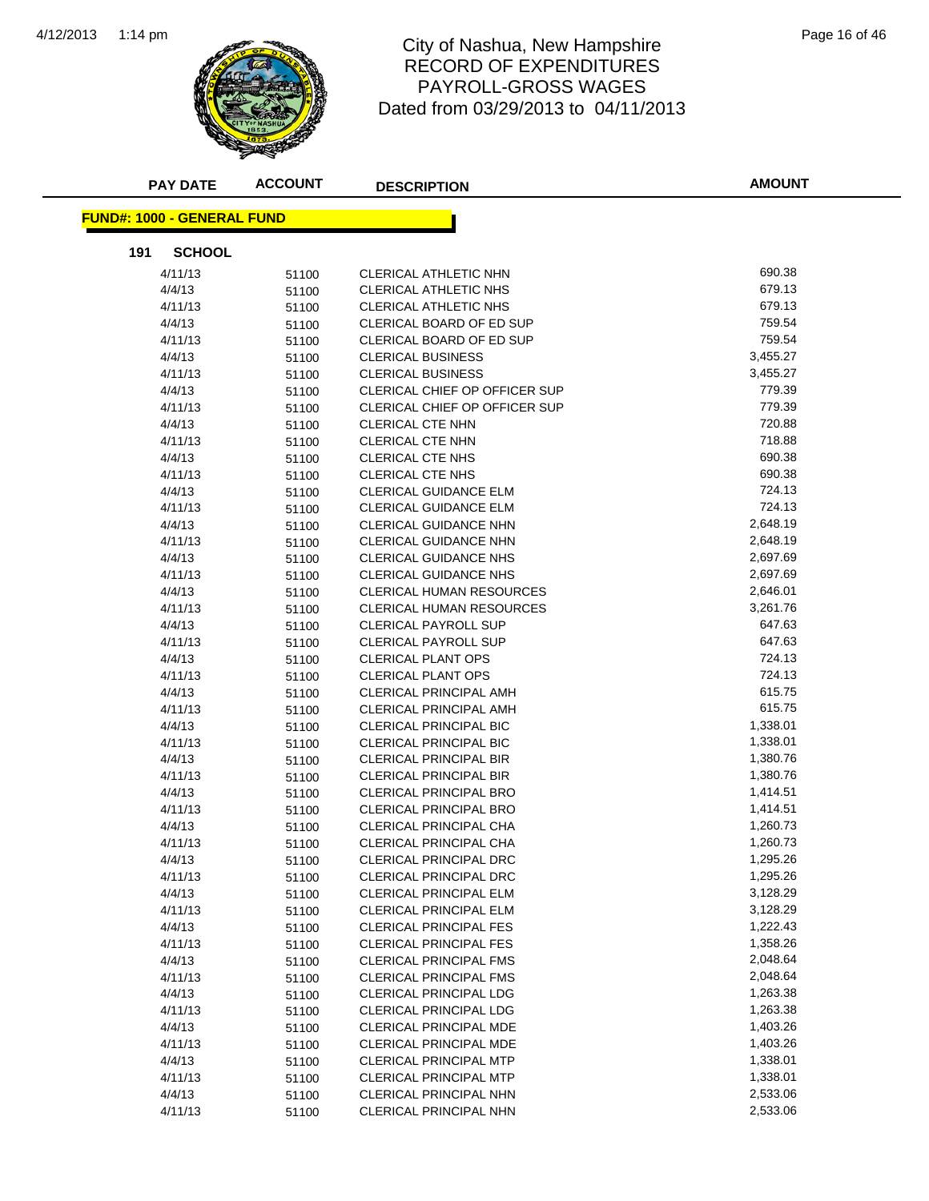# City of Nashua, New Hampshire
# RECORD OF EXPENDITURES
# PAYROLL-GROSS WAGES
Dated from 03/29/2013 to 04/11/2013

**FUND#: 1000 - GENERAL FUND**

**191 SCHOOL**

| PAY DATE | ACCOUNT | DESCRIPTION | AMOUNT |
|---|---|---|---|
| 4/11/13 | 51100 | CLERICAL ATHLETIC NHN | 690.38 |
| 4/4/13 | 51100 | CLERICAL ATHLETIC NHS | 679.13 |
| 4/11/13 | 51100 | CLERICAL ATHLETIC NHS | 679.13 |
| 4/4/13 | 51100 | CLERICAL BOARD OF ED SUP | 759.54 |
| 4/11/13 | 51100 | CLERICAL BOARD OF ED SUP | 759.54 |
| 4/4/13 | 51100 | CLERICAL BUSINESS | 3,455.27 |
| 4/11/13 | 51100 | CLERICAL BUSINESS | 3,455.27 |
| 4/4/13 | 51100 | CLERICAL CHIEF OP OFFICER SUP | 779.39 |
| 4/11/13 | 51100 | CLERICAL CHIEF OP OFFICER SUP | 779.39 |
| 4/4/13 | 51100 | CLERICAL CTE NHN | 720.88 |
| 4/11/13 | 51100 | CLERICAL CTE NHN | 718.88 |
| 4/4/13 | 51100 | CLERICAL CTE NHS | 690.38 |
| 4/11/13 | 51100 | CLERICAL CTE NHS | 690.38 |
| 4/4/13 | 51100 | CLERICAL GUIDANCE ELM | 724.13 |
| 4/11/13 | 51100 | CLERICAL GUIDANCE ELM | 724.13 |
| 4/4/13 | 51100 | CLERICAL GUIDANCE NHN | 2,648.19 |
| 4/11/13 | 51100 | CLERICAL GUIDANCE NHN | 2,648.19 |
| 4/4/13 | 51100 | CLERICAL GUIDANCE NHS | 2,697.69 |
| 4/11/13 | 51100 | CLERICAL GUIDANCE NHS | 2,697.69 |
| 4/4/13 | 51100 | CLERICAL HUMAN RESOURCES | 2,646.01 |
| 4/11/13 | 51100 | CLERICAL HUMAN RESOURCES | 3,261.76 |
| 4/4/13 | 51100 | CLERICAL PAYROLL SUP | 647.63 |
| 4/11/13 | 51100 | CLERICAL PAYROLL SUP | 647.63 |
| 4/4/13 | 51100 | CLERICAL PLANT OPS | 724.13 |
| 4/11/13 | 51100 | CLERICAL PLANT OPS | 724.13 |
| 4/4/13 | 51100 | CLERICAL PRINCIPAL AMH | 615.75 |
| 4/11/13 | 51100 | CLERICAL PRINCIPAL AMH | 615.75 |
| 4/4/13 | 51100 | CLERICAL PRINCIPAL BIC | 1,338.01 |
| 4/11/13 | 51100 | CLERICAL PRINCIPAL BIC | 1,338.01 |
| 4/4/13 | 51100 | CLERICAL PRINCIPAL BIR | 1,380.76 |
| 4/11/13 | 51100 | CLERICAL PRINCIPAL BIR | 1,380.76 |
| 4/4/13 | 51100 | CLERICAL PRINCIPAL BRO | 1,414.51 |
| 4/11/13 | 51100 | CLERICAL PRINCIPAL BRO | 1,414.51 |
| 4/4/13 | 51100 | CLERICAL PRINCIPAL CHA | 1,260.73 |
| 4/11/13 | 51100 | CLERICAL PRINCIPAL CHA | 1,260.73 |
| 4/4/13 | 51100 | CLERICAL PRINCIPAL DRC | 1,295.26 |
| 4/11/13 | 51100 | CLERICAL PRINCIPAL DRC | 1,295.26 |
| 4/4/13 | 51100 | CLERICAL PRINCIPAL ELM | 3,128.29 |
| 4/11/13 | 51100 | CLERICAL PRINCIPAL ELM | 3,128.29 |
| 4/4/13 | 51100 | CLERICAL PRINCIPAL FES | 1,222.43 |
| 4/11/13 | 51100 | CLERICAL PRINCIPAL FES | 1,358.26 |
| 4/4/13 | 51100 | CLERICAL PRINCIPAL FMS | 2,048.64 |
| 4/11/13 | 51100 | CLERICAL PRINCIPAL FMS | 2,048.64 |
| 4/4/13 | 51100 | CLERICAL PRINCIPAL LDG | 1,263.38 |
| 4/11/13 | 51100 | CLERICAL PRINCIPAL LDG | 1,263.38 |
| 4/4/13 | 51100 | CLERICAL PRINCIPAL MDE | 1,403.26 |
| 4/11/13 | 51100 | CLERICAL PRINCIPAL MDE | 1,403.26 |
| 4/4/13 | 51100 | CLERICAL PRINCIPAL MTP | 1,338.01 |
| 4/11/13 | 51100 | CLERICAL PRINCIPAL MTP | 1,338.01 |
| 4/4/13 | 51100 | CLERICAL PRINCIPAL NHN | 2,533.06 |
| 4/11/13 | 51100 | CLERICAL PRINCIPAL NHN | 2,533.06 |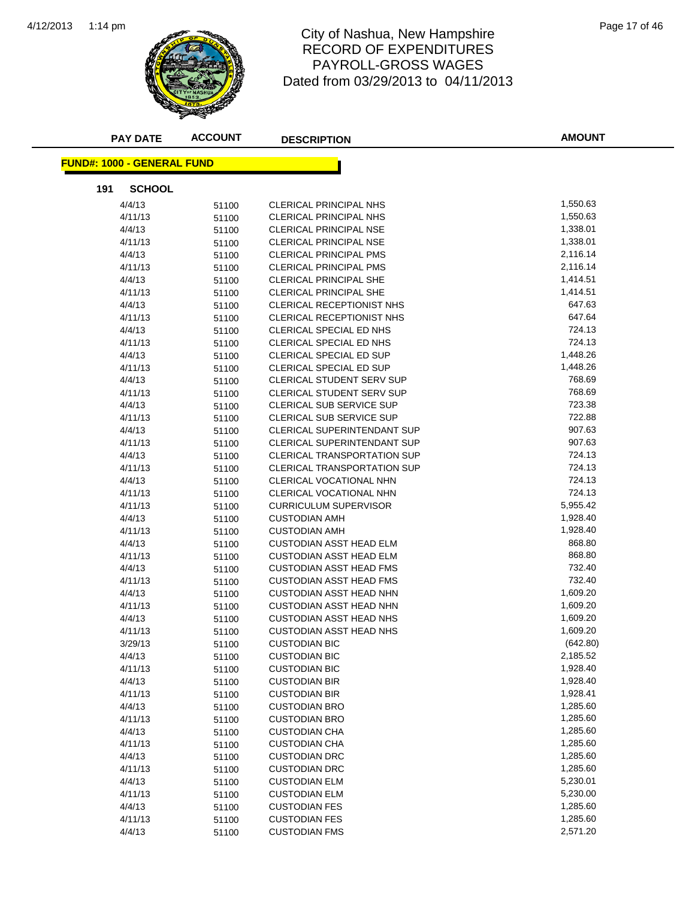# City of Nashua, New Hampshire
## RECORD OF EXPENDITURES
## PAYROLL-GROSS WAGES
### Dated from 03/29/2013 to 04/11/2013

**FUND#: 1000 - GENERAL FUND**

**191 SCHOOL**

| PAY DATE | ACCOUNT | DESCRIPTION | AMOUNT |
|---|---|---|---|
| 4/4/13 | 51100 | CLERICAL PRINCIPAL NHS | 1,550.63 |
| 4/11/13 | 51100 | CLERICAL PRINCIPAL NHS | 1,550.63 |
| 4/4/13 | 51100 | CLERICAL PRINCIPAL NSE | 1,338.01 |
| 4/11/13 | 51100 | CLERICAL PRINCIPAL NSE | 1,338.01 |
| 4/4/13 | 51100 | CLERICAL PRINCIPAL PMS | 2,116.14 |
| 4/11/13 | 51100 | CLERICAL PRINCIPAL PMS | 2,116.14 |
| 4/4/13 | 51100 | CLERICAL PRINCIPAL SHE | 1,414.51 |
| 4/11/13 | 51100 | CLERICAL PRINCIPAL SHE | 1,414.51 |
| 4/4/13 | 51100 | CLERICAL RECEPTIONIST NHS | 647.63 |
| 4/11/13 | 51100 | CLERICAL RECEPTIONIST NHS | 647.64 |
| 4/4/13 | 51100 | CLERICAL SPECIAL ED NHS | 724.13 |
| 4/11/13 | 51100 | CLERICAL SPECIAL ED NHS | 724.13 |
| 4/4/13 | 51100 | CLERICAL SPECIAL ED SUP | 1,448.26 |
| 4/11/13 | 51100 | CLERICAL SPECIAL ED SUP | 1,448.26 |
| 4/4/13 | 51100 | CLERICAL STUDENT SERV SUP | 768.69 |
| 4/11/13 | 51100 | CLERICAL STUDENT SERV SUP | 768.69 |
| 4/4/13 | 51100 | CLERICAL SUB SERVICE SUP | 723.38 |
| 4/11/13 | 51100 | CLERICAL SUB SERVICE SUP | 722.88 |
| 4/4/13 | 51100 | CLERICAL SUPERINTENDANT SUP | 907.63 |
| 4/11/13 | 51100 | CLERICAL SUPERINTENDANT SUP | 907.63 |
| 4/4/13 | 51100 | CLERICAL TRANSPORTATION SUP | 724.13 |
| 4/11/13 | 51100 | CLERICAL TRANSPORTATION SUP | 724.13 |
| 4/4/13 | 51100 | CLERICAL VOCATIONAL NHN | 724.13 |
| 4/11/13 | 51100 | CLERICAL VOCATIONAL NHN | 724.13 |
| 4/11/13 | 51100 | CURRICULUM SUPERVISOR | 5,955.42 |
| 4/4/13 | 51100 | CUSTODIAN AMH | 1,928.40 |
| 4/11/13 | 51100 | CUSTODIAN AMH | 1,928.40 |
| 4/4/13 | 51100 | CUSTODIAN ASST HEAD ELM | 868.80 |
| 4/11/13 | 51100 | CUSTODIAN ASST HEAD ELM | 868.80 |
| 4/4/13 | 51100 | CUSTODIAN ASST HEAD FMS | 732.40 |
| 4/11/13 | 51100 | CUSTODIAN ASST HEAD FMS | 732.40 |
| 4/4/13 | 51100 | CUSTODIAN ASST HEAD NHN | 1,609.20 |
| 4/11/13 | 51100 | CUSTODIAN ASST HEAD NHN | 1,609.20 |
| 4/4/13 | 51100 | CUSTODIAN ASST HEAD NHS | 1,609.20 |
| 4/11/13 | 51100 | CUSTODIAN ASST HEAD NHS | 1,609.20 |
| 3/29/13 | 51100 | CUSTODIAN BIC | (642.80) |
| 4/4/13 | 51100 | CUSTODIAN BIC | 2,185.52 |
| 4/11/13 | 51100 | CUSTODIAN BIC | 1,928.40 |
| 4/4/13 | 51100 | CUSTODIAN BIR | 1,928.40 |
| 4/11/13 | 51100 | CUSTODIAN BIR | 1,928.41 |
| 4/4/13 | 51100 | CUSTODIAN BRO | 1,285.60 |
| 4/11/13 | 51100 | CUSTODIAN BRO | 1,285.60 |
| 4/4/13 | 51100 | CUSTODIAN CHA | 1,285.60 |
| 4/11/13 | 51100 | CUSTODIAN CHA | 1,285.60 |
| 4/4/13 | 51100 | CUSTODIAN DRC | 1,285.60 |
| 4/11/13 | 51100 | CUSTODIAN DRC | 1,285.60 |
| 4/4/13 | 51100 | CUSTODIAN ELM | 5,230.01 |
| 4/11/13 | 51100 | CUSTODIAN ELM | 5,230.00 |
| 4/4/13 | 51100 | CUSTODIAN FES | 1,285.60 |
| 4/11/13 | 51100 | CUSTODIAN FES | 1,285.60 |
| 4/4/13 | 51100 | CUSTODIAN FMS | 2,571.20 |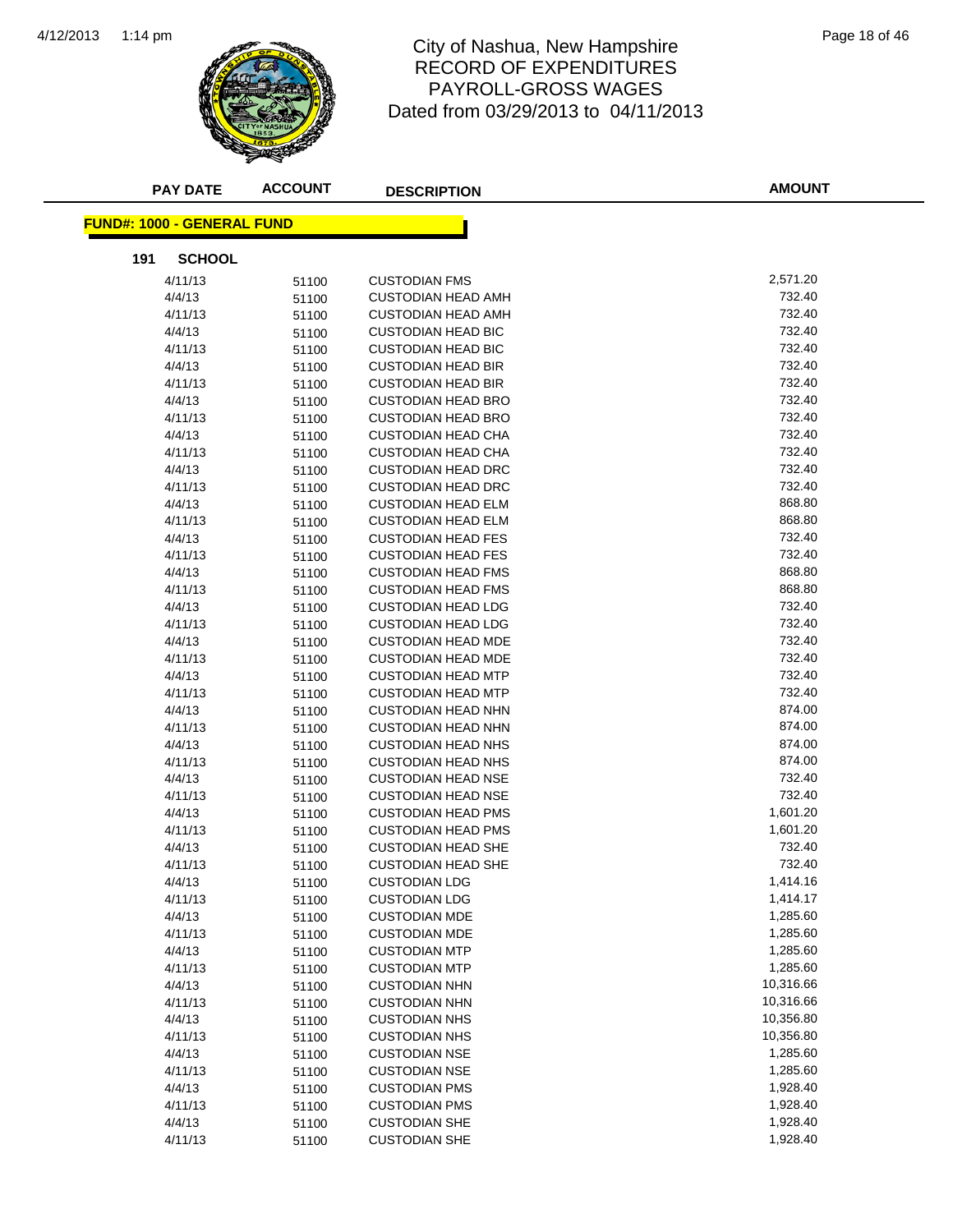# City of Nashua, New Hampshire
## RECORD OF EXPENDITURES
## PAYROLL-GROSS WAGES
### Dated from 03/29/2013 to 04/11/2013

**FUND#: 1000 - GENERAL FUND**

**191 SCHOOL**

| PAY DATE | ACCOUNT | DESCRIPTION | AMOUNT |
|---|---|---|---|
| 4/11/13 | 51100 | CUSTODIAN FMS | 2,571.20 |
| 4/4/13 | 51100 | CUSTODIAN HEAD AMH | 732.40 |
| 4/11/13 | 51100 | CUSTODIAN HEAD AMH | 732.40 |
| 4/4/13 | 51100 | CUSTODIAN HEAD BIC | 732.40 |
| 4/11/13 | 51100 | CUSTODIAN HEAD BIC | 732.40 |
| 4/4/13 | 51100 | CUSTODIAN HEAD BIR | 732.40 |
| 4/11/13 | 51100 | CUSTODIAN HEAD BIR | 732.40 |
| 4/4/13 | 51100 | CUSTODIAN HEAD BRO | 732.40 |
| 4/11/13 | 51100 | CUSTODIAN HEAD BRO | 732.40 |
| 4/4/13 | 51100 | CUSTODIAN HEAD CHA | 732.40 |
| 4/11/13 | 51100 | CUSTODIAN HEAD CHA | 732.40 |
| 4/4/13 | 51100 | CUSTODIAN HEAD DRC | 732.40 |
| 4/11/13 | 51100 | CUSTODIAN HEAD DRC | 732.40 |
| 4/4/13 | 51100 | CUSTODIAN HEAD ELM | 868.80 |
| 4/11/13 | 51100 | CUSTODIAN HEAD ELM | 868.80 |
| 4/4/13 | 51100 | CUSTODIAN HEAD FES | 732.40 |
| 4/11/13 | 51100 | CUSTODIAN HEAD FES | 732.40 |
| 4/4/13 | 51100 | CUSTODIAN HEAD FMS | 868.80 |
| 4/11/13 | 51100 | CUSTODIAN HEAD FMS | 868.80 |
| 4/4/13 | 51100 | CUSTODIAN HEAD LDG | 732.40 |
| 4/11/13 | 51100 | CUSTODIAN HEAD LDG | 732.40 |
| 4/4/13 | 51100 | CUSTODIAN HEAD MDE | 732.40 |
| 4/11/13 | 51100 | CUSTODIAN HEAD MDE | 732.40 |
| 4/4/13 | 51100 | CUSTODIAN HEAD MTP | 732.40 |
| 4/11/13 | 51100 | CUSTODIAN HEAD MTP | 732.40 |
| 4/4/13 | 51100 | CUSTODIAN HEAD NHN | 874.00 |
| 4/11/13 | 51100 | CUSTODIAN HEAD NHN | 874.00 |
| 4/4/13 | 51100 | CUSTODIAN HEAD NHS | 874.00 |
| 4/11/13 | 51100 | CUSTODIAN HEAD NHS | 874.00 |
| 4/4/13 | 51100 | CUSTODIAN HEAD NSE | 732.40 |
| 4/11/13 | 51100 | CUSTODIAN HEAD NSE | 732.40 |
| 4/4/13 | 51100 | CUSTODIAN HEAD PMS | 1,601.20 |
| 4/11/13 | 51100 | CUSTODIAN HEAD PMS | 1,601.20 |
| 4/4/13 | 51100 | CUSTODIAN HEAD SHE | 732.40 |
| 4/11/13 | 51100 | CUSTODIAN HEAD SHE | 732.40 |
| 4/4/13 | 51100 | CUSTODIAN LDG | 1,414.16 |
| 4/11/13 | 51100 | CUSTODIAN LDG | 1,414.17 |
| 4/4/13 | 51100 | CUSTODIAN MDE | 1,285.60 |
| 4/11/13 | 51100 | CUSTODIAN MDE | 1,285.60 |
| 4/4/13 | 51100 | CUSTODIAN MTP | 1,285.60 |
| 4/11/13 | 51100 | CUSTODIAN MTP | 1,285.60 |
| 4/4/13 | 51100 | CUSTODIAN NHN | 10,316.66 |
| 4/11/13 | 51100 | CUSTODIAN NHN | 10,316.66 |
| 4/4/13 | 51100 | CUSTODIAN NHS | 10,356.80 |
| 4/11/13 | 51100 | CUSTODIAN NHS | 10,356.80 |
| 4/4/13 | 51100 | CUSTODIAN NSE | 1,285.60 |
| 4/11/13 | 51100 | CUSTODIAN NSE | 1,285.60 |
| 4/4/13 | 51100 | CUSTODIAN PMS | 1,928.40 |
| 4/11/13 | 51100 | CUSTODIAN PMS | 1,928.40 |
| 4/4/13 | 51100 | CUSTODIAN SHE | 1,928.40 |
| 4/11/13 | 51100 | CUSTODIAN SHE | 1,928.40 |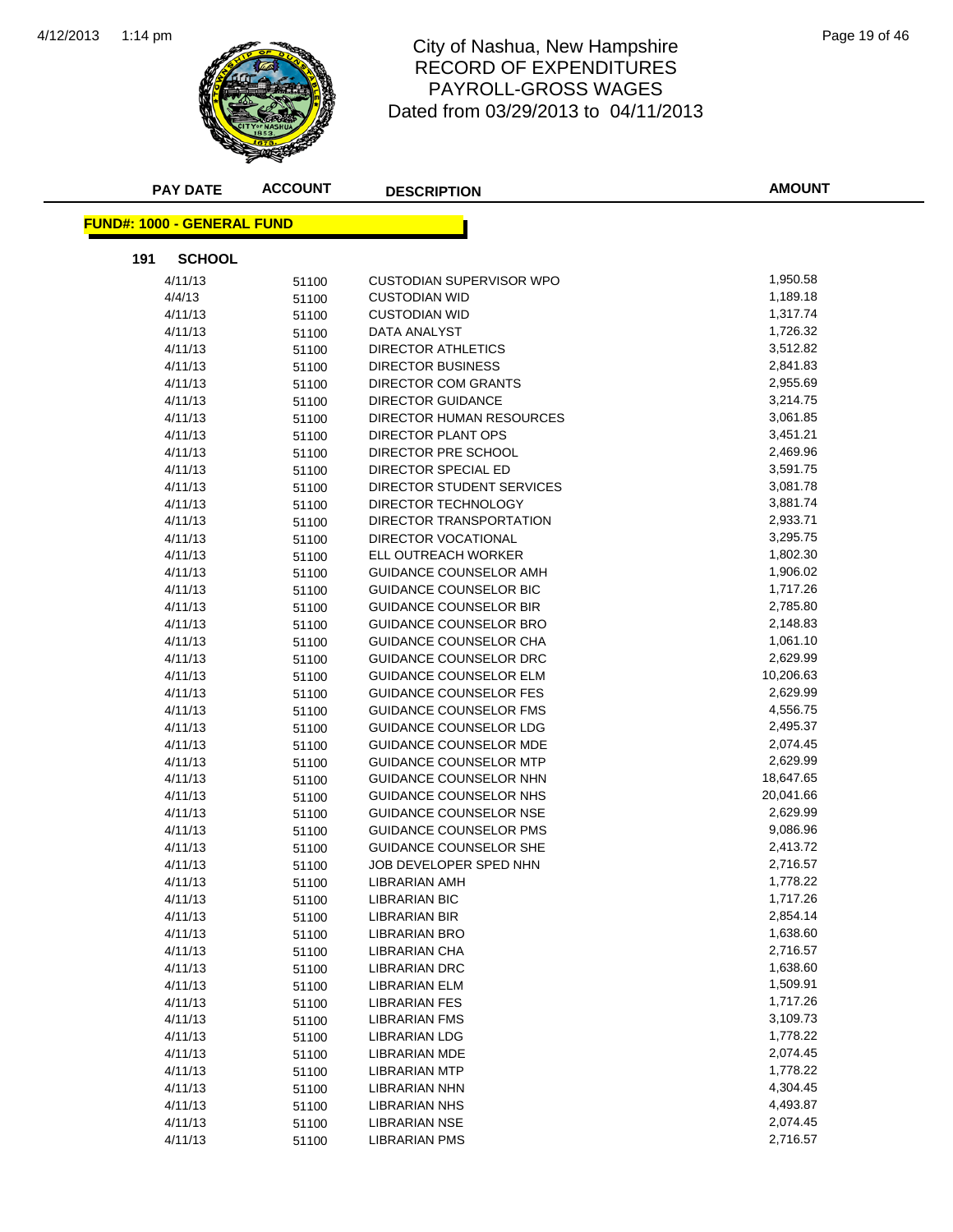# City of Nashua, New Hampshire
## RECORD OF EXPENDITURES
## PAYROLL-GROSS WAGES
## Dated from 03/29/2013 to 04/11/2013

**FUND#: 1000 - GENERAL FUND**

**191 SCHOOL**

| PAY DATE | ACCOUNT | DESCRIPTION | AMOUNT |
|---|---|---|---|
| 4/11/13 | 51100 | CUSTODIAN SUPERVISOR WPO | 1,950.58 |
| 4/4/13 | 51100 | CUSTODIAN WID | 1,189.18 |
| 4/11/13 | 51100 | CUSTODIAN WID | 1,317.74 |
| 4/11/13 | 51100 | DATA ANALYST | 1,726.32 |
| 4/11/13 | 51100 | DIRECTOR ATHLETICS | 3,512.82 |
| 4/11/13 | 51100 | DIRECTOR BUSINESS | 2,841.83 |
| 4/11/13 | 51100 | DIRECTOR COM GRANTS | 2,955.69 |
| 4/11/13 | 51100 | DIRECTOR GUIDANCE | 3,214.75 |
| 4/11/13 | 51100 | DIRECTOR HUMAN RESOURCES | 3,061.85 |
| 4/11/13 | 51100 | DIRECTOR PLANT OPS | 3,451.21 |
| 4/11/13 | 51100 | DIRECTOR PRE SCHOOL | 2,469.96 |
| 4/11/13 | 51100 | DIRECTOR SPECIAL ED | 3,591.75 |
| 4/11/13 | 51100 | DIRECTOR STUDENT SERVICES | 3,081.78 |
| 4/11/13 | 51100 | DIRECTOR TECHNOLOGY | 3,881.74 |
| 4/11/13 | 51100 | DIRECTOR TRANSPORTATION | 2,933.71 |
| 4/11/13 | 51100 | DIRECTOR VOCATIONAL | 3,295.75 |
| 4/11/13 | 51100 | ELL OUTREACH WORKER | 1,802.30 |
| 4/11/13 | 51100 | GUIDANCE COUNSELOR AMH | 1,906.02 |
| 4/11/13 | 51100 | GUIDANCE COUNSELOR BIC | 1,717.26 |
| 4/11/13 | 51100 | GUIDANCE COUNSELOR BIR | 2,785.80 |
| 4/11/13 | 51100 | GUIDANCE COUNSELOR BRO | 2,148.83 |
| 4/11/13 | 51100 | GUIDANCE COUNSELOR CHA | 1,061.10 |
| 4/11/13 | 51100 | GUIDANCE COUNSELOR DRC | 2,629.99 |
| 4/11/13 | 51100 | GUIDANCE COUNSELOR ELM | 10,206.63 |
| 4/11/13 | 51100 | GUIDANCE COUNSELOR FES | 2,629.99 |
| 4/11/13 | 51100 | GUIDANCE COUNSELOR FMS | 4,556.75 |
| 4/11/13 | 51100 | GUIDANCE COUNSELOR LDG | 2,495.37 |
| 4/11/13 | 51100 | GUIDANCE COUNSELOR MDE | 2,074.45 |
| 4/11/13 | 51100 | GUIDANCE COUNSELOR MTP | 2,629.99 |
| 4/11/13 | 51100 | GUIDANCE COUNSELOR NHN | 18,647.65 |
| 4/11/13 | 51100 | GUIDANCE COUNSELOR NHS | 20,041.66 |
| 4/11/13 | 51100 | GUIDANCE COUNSELOR NSE | 2,629.99 |
| 4/11/13 | 51100 | GUIDANCE COUNSELOR PMS | 9,086.96 |
| 4/11/13 | 51100 | GUIDANCE COUNSELOR SHE | 2,413.72 |
| 4/11/13 | 51100 | JOB DEVELOPER SPED NHN | 2,716.57 |
| 4/11/13 | 51100 | LIBRARIAN AMH | 1,778.22 |
| 4/11/13 | 51100 | LIBRARIAN BIC | 1,717.26 |
| 4/11/13 | 51100 | LIBRARIAN BIR | 2,854.14 |
| 4/11/13 | 51100 | LIBRARIAN BRO | 1,638.60 |
| 4/11/13 | 51100 | LIBRARIAN CHA | 2,716.57 |
| 4/11/13 | 51100 | LIBRARIAN DRC | 1,638.60 |
| 4/11/13 | 51100 | LIBRARIAN ELM | 1,509.91 |
| 4/11/13 | 51100 | LIBRARIAN FES | 1,717.26 |
| 4/11/13 | 51100 | LIBRARIAN FMS | 3,109.73 |
| 4/11/13 | 51100 | LIBRARIAN LDG | 1,778.22 |
| 4/11/13 | 51100 | LIBRARIAN MDE | 2,074.45 |
| 4/11/13 | 51100 | LIBRARIAN MTP | 1,778.22 |
| 4/11/13 | 51100 | LIBRARIAN NHN | 4,304.45 |
| 4/11/13 | 51100 | LIBRARIAN NHS | 4,493.87 |
| 4/11/13 | 51100 | LIBRARIAN NSE | 2,074.45 |
| 4/11/13 | 51100 | LIBRARIAN PMS | 2,716.57 |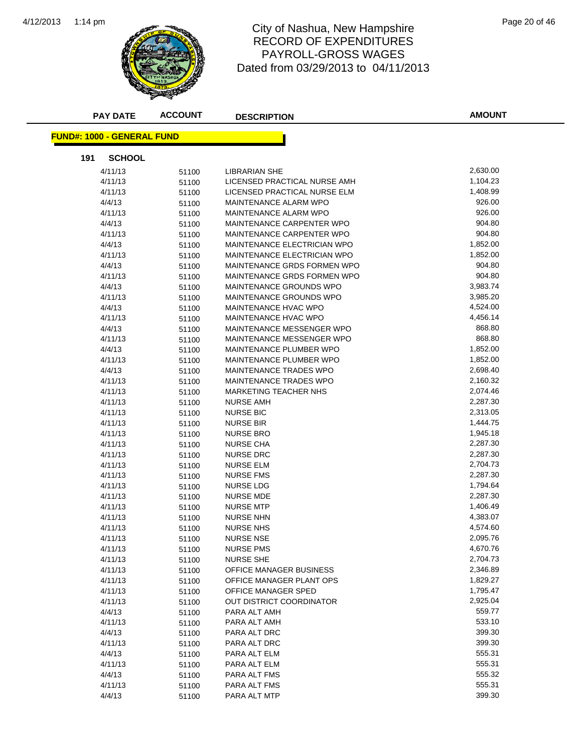# City of Nashua, New Hampshire
## RECORD OF EXPENDITURES
## PAYROLL-GROSS WAGES
## Dated from 03/29/2013 to 04/11/2013

| PAY DATE | ACCOUNT | DESCRIPTION | AMOUNT |
|---|---|---|---|

**FUND#: 1000 - GENERAL FUND**

**191 SCHOOL**

| PAY DATE | ACCOUNT | DESCRIPTION | AMOUNT |
|---|---|---|---|
| 4/11/13 | 51100 | LIBRARIAN SHE | 2,630.00 |
| 4/11/13 | 51100 | LICENSED PRACTICAL NURSE AMH | 1,104.23 |
| 4/11/13 | 51100 | LICENSED PRACTICAL NURSE ELM | 1,408.99 |
| 4/4/13 | 51100 | MAINTENANCE ALARM WPO | 926.00 |
| 4/11/13 | 51100 | MAINTENANCE ALARM WPO | 926.00 |
| 4/4/13 | 51100 | MAINTENANCE CARPENTER WPO | 904.80 |
| 4/11/13 | 51100 | MAINTENANCE CARPENTER WPO | 904.80 |
| 4/4/13 | 51100 | MAINTENANCE ELECTRICIAN WPO | 1,852.00 |
| 4/11/13 | 51100 | MAINTENANCE ELECTRICIAN WPO | 1,852.00 |
| 4/4/13 | 51100 | MAINTENANCE GRDS FORMEN WPO | 904.80 |
| 4/11/13 | 51100 | MAINTENANCE GRDS FORMEN WPO | 904.80 |
| 4/4/13 | 51100 | MAINTENANCE GROUNDS WPO | 3,983.74 |
| 4/11/13 | 51100 | MAINTENANCE GROUNDS WPO | 3,985.20 |
| 4/4/13 | 51100 | MAINTENANCE HVAC WPO | 4,524.00 |
| 4/11/13 | 51100 | MAINTENANCE HVAC WPO | 4,456.14 |
| 4/4/13 | 51100 | MAINTENANCE MESSENGER WPO | 868.80 |
| 4/11/13 | 51100 | MAINTENANCE MESSENGER WPO | 868.80 |
| 4/4/13 | 51100 | MAINTENANCE PLUMBER WPO | 1,852.00 |
| 4/11/13 | 51100 | MAINTENANCE PLUMBER WPO | 1,852.00 |
| 4/4/13 | 51100 | MAINTENANCE TRADES WPO | 2,698.40 |
| 4/11/13 | 51100 | MAINTENANCE TRADES WPO | 2,160.32 |
| 4/11/13 | 51100 | MARKETING TEACHER NHS | 2,074.46 |
| 4/11/13 | 51100 | NURSE AMH | 2,287.30 |
| 4/11/13 | 51100 | NURSE BIC | 2,313.05 |
| 4/11/13 | 51100 | NURSE BIR | 1,444.75 |
| 4/11/13 | 51100 | NURSE BRO | 1,945.18 |
| 4/11/13 | 51100 | NURSE CHA | 2,287.30 |
| 4/11/13 | 51100 | NURSE DRC | 2,287.30 |
| 4/11/13 | 51100 | NURSE ELM | 2,704.73 |
| 4/11/13 | 51100 | NURSE FMS | 2,287.30 |
| 4/11/13 | 51100 | NURSE LDG | 1,794.64 |
| 4/11/13 | 51100 | NURSE MDE | 2,287.30 |
| 4/11/13 | 51100 | NURSE MTP | 1,406.49 |
| 4/11/13 | 51100 | NURSE NHN | 4,383.07 |
| 4/11/13 | 51100 | NURSE NHS | 4,574.60 |
| 4/11/13 | 51100 | NURSE NSE | 2,095.76 |
| 4/11/13 | 51100 | NURSE PMS | 4,670.76 |
| 4/11/13 | 51100 | NURSE SHE | 2,704.73 |
| 4/11/13 | 51100 | OFFICE MANAGER BUSINESS | 2,346.89 |
| 4/11/13 | 51100 | OFFICE MANAGER PLANT OPS | 1,829.27 |
| 4/11/13 | 51100 | OFFICE MANAGER SPED | 1,795.47 |
| 4/11/13 | 51100 | OUT DISTRICT COORDINATOR | 2,925.04 |
| 4/4/13 | 51100 | PARA ALT AMH | 559.77 |
| 4/11/13 | 51100 | PARA ALT AMH | 533.10 |
| 4/4/13 | 51100 | PARA ALT DRC | 399.30 |
| 4/11/13 | 51100 | PARA ALT DRC | 399.30 |
| 4/4/13 | 51100 | PARA ALT ELM | 555.31 |
| 4/11/13 | 51100 | PARA ALT ELM | 555.31 |
| 4/4/13 | 51100 | PARA ALT FMS | 555.32 |
| 4/11/13 | 51100 | PARA ALT FMS | 555.31 |
| 4/4/13 | 51100 | PARA ALT MTP | 399.30 |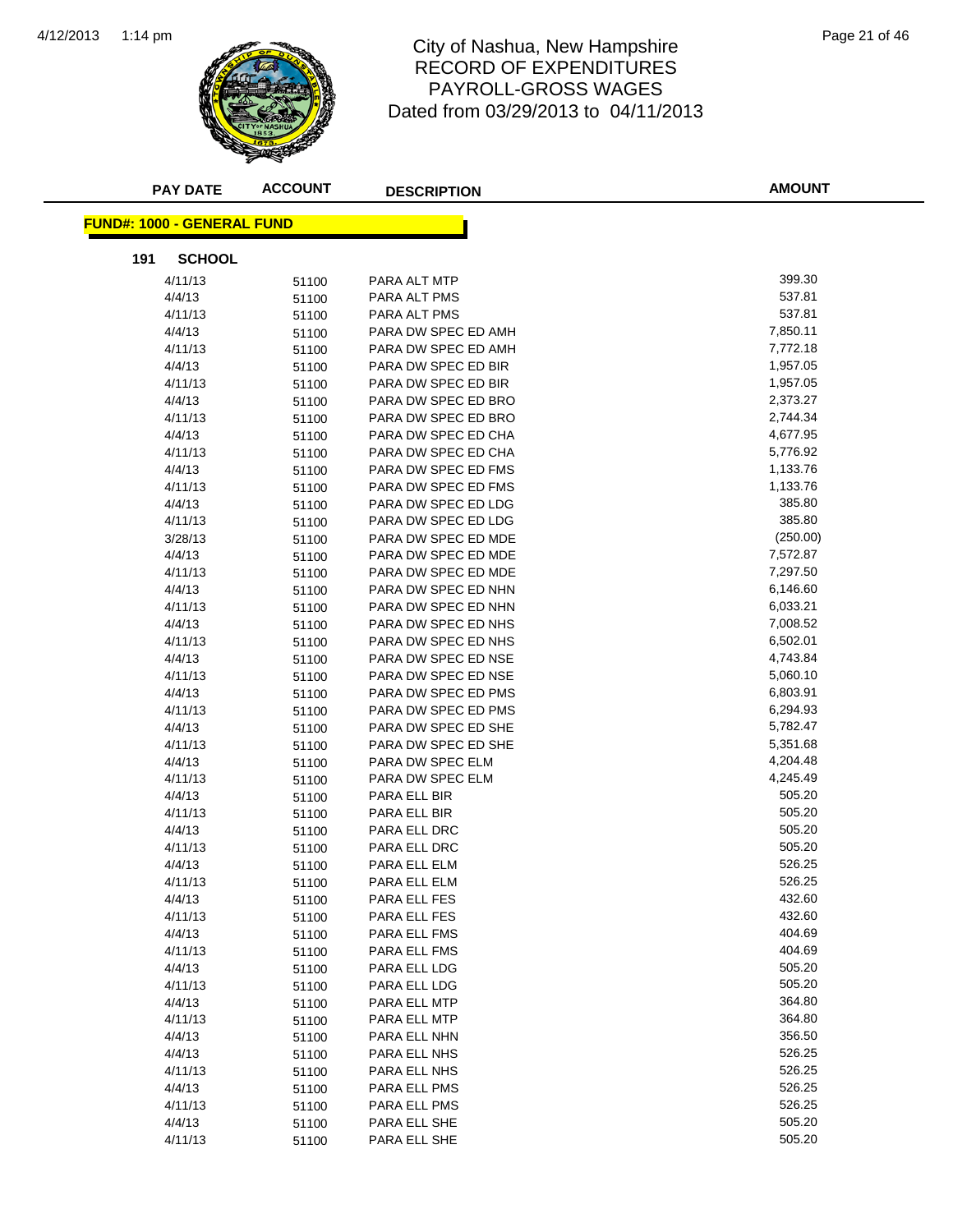# City of Nashua, New Hampshire
## RECORD OF EXPENDITURES
## PAYROLL-GROSS WAGES
Dated from 03/29/2013 to 04/11/2013

**FUND#: 1000 - GENERAL FUND**

**191 SCHOOL**

| PAY DATE | ACCOUNT | DESCRIPTION | AMOUNT |
|---|---|---|---|
| 4/11/13 | 51100 | PARA ALT MTP | 399.30 |
| 4/4/13 | 51100 | PARA ALT PMS | 537.81 |
| 4/11/13 | 51100 | PARA ALT PMS | 537.81 |
| 4/4/13 | 51100 | PARA DW SPEC ED AMH | 7,850.11 |
| 4/11/13 | 51100 | PARA DW SPEC ED AMH | 7,772.18 |
| 4/4/13 | 51100 | PARA DW SPEC ED BIR | 1,957.05 |
| 4/11/13 | 51100 | PARA DW SPEC ED BIR | 1,957.05 |
| 4/4/13 | 51100 | PARA DW SPEC ED BRO | 2,373.27 |
| 4/11/13 | 51100 | PARA DW SPEC ED BRO | 2,744.34 |
| 4/4/13 | 51100 | PARA DW SPEC ED CHA | 4,677.95 |
| 4/11/13 | 51100 | PARA DW SPEC ED CHA | 5,776.92 |
| 4/4/13 | 51100 | PARA DW SPEC ED FMS | 1,133.76 |
| 4/11/13 | 51100 | PARA DW SPEC ED FMS | 1,133.76 |
| 4/4/13 | 51100 | PARA DW SPEC ED LDG | 385.80 |
| 4/11/13 | 51100 | PARA DW SPEC ED LDG | 385.80 |
| 3/28/13 | 51100 | PARA DW SPEC ED MDE | (250.00) |
| 4/4/13 | 51100 | PARA DW SPEC ED MDE | 7,572.87 |
| 4/11/13 | 51100 | PARA DW SPEC ED MDE | 7,297.50 |
| 4/4/13 | 51100 | PARA DW SPEC ED NHN | 6,146.60 |
| 4/11/13 | 51100 | PARA DW SPEC ED NHN | 6,033.21 |
| 4/4/13 | 51100 | PARA DW SPEC ED NHS | 7,008.52 |
| 4/11/13 | 51100 | PARA DW SPEC ED NHS | 6,502.01 |
| 4/4/13 | 51100 | PARA DW SPEC ED NSE | 4,743.84 |
| 4/11/13 | 51100 | PARA DW SPEC ED NSE | 5,060.10 |
| 4/4/13 | 51100 | PARA DW SPEC ED PMS | 6,803.91 |
| 4/11/13 | 51100 | PARA DW SPEC ED PMS | 6,294.93 |
| 4/4/13 | 51100 | PARA DW SPEC ED SHE | 5,782.47 |
| 4/11/13 | 51100 | PARA DW SPEC ED SHE | 5,351.68 |
| 4/4/13 | 51100 | PARA DW SPEC ELM | 4,204.48 |
| 4/11/13 | 51100 | PARA DW SPEC ELM | 4,245.49 |
| 4/4/13 | 51100 | PARA ELL BIR | 505.20 |
| 4/11/13 | 51100 | PARA ELL BIR | 505.20 |
| 4/4/13 | 51100 | PARA ELL DRC | 505.20 |
| 4/11/13 | 51100 | PARA ELL DRC | 505.20 |
| 4/4/13 | 51100 | PARA ELL ELM | 526.25 |
| 4/11/13 | 51100 | PARA ELL ELM | 526.25 |
| 4/4/13 | 51100 | PARA ELL FES | 432.60 |
| 4/11/13 | 51100 | PARA ELL FES | 432.60 |
| 4/4/13 | 51100 | PARA ELL FMS | 404.69 |
| 4/11/13 | 51100 | PARA ELL FMS | 404.69 |
| 4/4/13 | 51100 | PARA ELL LDG | 505.20 |
| 4/11/13 | 51100 | PARA ELL LDG | 505.20 |
| 4/4/13 | 51100 | PARA ELL MTP | 364.80 |
| 4/11/13 | 51100 | PARA ELL MTP | 364.80 |
| 4/4/13 | 51100 | PARA ELL NHN | 356.50 |
| 4/4/13 | 51100 | PARA ELL NHS | 526.25 |
| 4/11/13 | 51100 | PARA ELL NHS | 526.25 |
| 4/4/13 | 51100 | PARA ELL PMS | 526.25 |
| 4/11/13 | 51100 | PARA ELL PMS | 526.25 |
| 4/4/13 | 51100 | PARA ELL SHE | 505.20 |
| 4/11/13 | 51100 | PARA ELL SHE | 505.20 |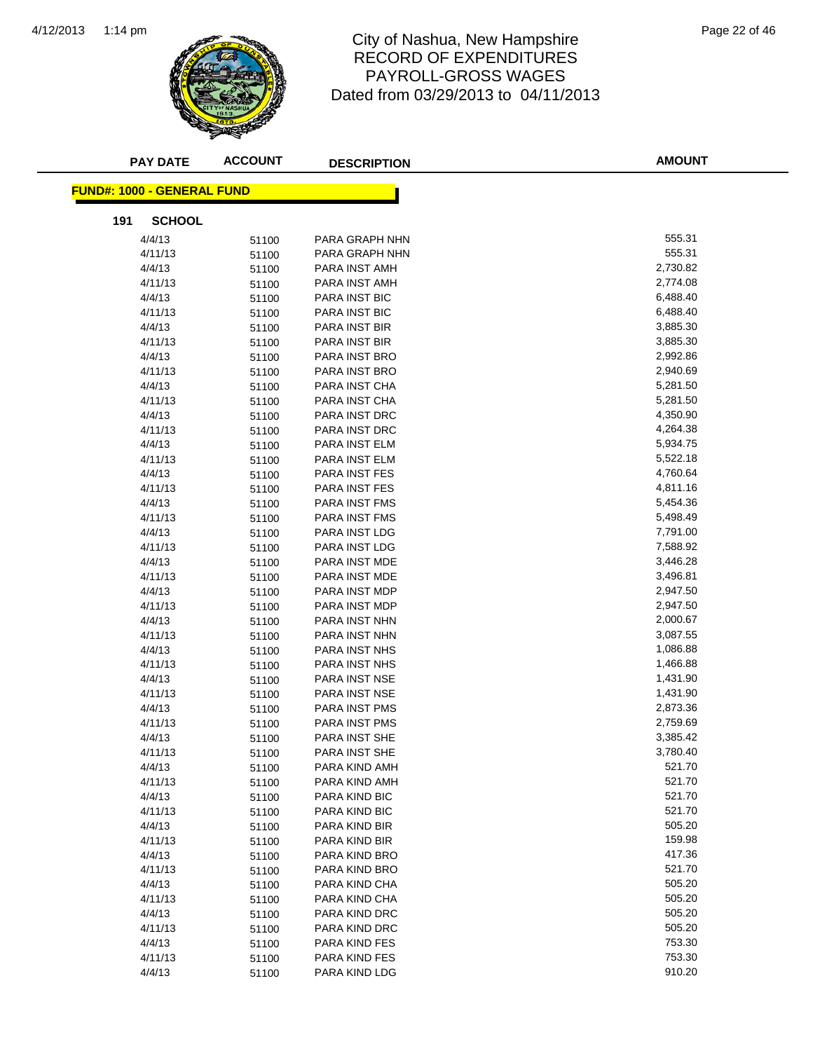# City of Nashua, New Hampshire
## RECORD OF EXPENDITURES
## PAYROLL-GROSS WAGES
## Dated from 03/29/2013 to 04/11/2013

| PAY DATE | ACCOUNT | DESCRIPTION | AMOUNT |
|---|---|---|---|

**FUND#: 1000 - GENERAL FUND**

**191 SCHOOL**

| PAY DATE | ACCOUNT | DESCRIPTION | AMOUNT |
|---|---|---|---|
| 4/4/13 | 51100 | PARA GRAPH NHN | 555.31 |
| 4/11/13 | 51100 | PARA GRAPH NHN | 555.31 |
| 4/4/13 | 51100 | PARA INST AMH | 2,730.82 |
| 4/11/13 | 51100 | PARA INST AMH | 2,774.08 |
| 4/4/13 | 51100 | PARA INST BIC | 6,488.40 |
| 4/11/13 | 51100 | PARA INST BIC | 6,488.40 |
| 4/4/13 | 51100 | PARA INST BIR | 3,885.30 |
| 4/11/13 | 51100 | PARA INST BIR | 3,885.30 |
| 4/4/13 | 51100 | PARA INST BRO | 2,992.86 |
| 4/11/13 | 51100 | PARA INST BRO | 2,940.69 |
| 4/4/13 | 51100 | PARA INST CHA | 5,281.50 |
| 4/11/13 | 51100 | PARA INST CHA | 5,281.50 |
| 4/4/13 | 51100 | PARA INST DRC | 4,350.90 |
| 4/11/13 | 51100 | PARA INST DRC | 4,264.38 |
| 4/4/13 | 51100 | PARA INST ELM | 5,934.75 |
| 4/11/13 | 51100 | PARA INST ELM | 5,522.18 |
| 4/4/13 | 51100 | PARA INST FES | 4,760.64 |
| 4/11/13 | 51100 | PARA INST FES | 4,811.16 |
| 4/4/13 | 51100 | PARA INST FMS | 5,454.36 |
| 4/11/13 | 51100 | PARA INST FMS | 5,498.49 |
| 4/4/13 | 51100 | PARA INST LDG | 7,791.00 |
| 4/11/13 | 51100 | PARA INST LDG | 7,588.92 |
| 4/4/13 | 51100 | PARA INST MDE | 3,446.28 |
| 4/11/13 | 51100 | PARA INST MDE | 3,496.81 |
| 4/4/13 | 51100 | PARA INST MDP | 2,947.50 |
| 4/11/13 | 51100 | PARA INST MDP | 2,947.50 |
| 4/4/13 | 51100 | PARA INST NHN | 2,000.67 |
| 4/11/13 | 51100 | PARA INST NHN | 3,087.55 |
| 4/4/13 | 51100 | PARA INST NHS | 1,086.88 |
| 4/11/13 | 51100 | PARA INST NHS | 1,466.88 |
| 4/4/13 | 51100 | PARA INST NSE | 1,431.90 |
| 4/11/13 | 51100 | PARA INST NSE | 1,431.90 |
| 4/4/13 | 51100 | PARA INST PMS | 2,873.36 |
| 4/11/13 | 51100 | PARA INST PMS | 2,759.69 |
| 4/4/13 | 51100 | PARA INST SHE | 3,385.42 |
| 4/11/13 | 51100 | PARA INST SHE | 3,780.40 |
| 4/4/13 | 51100 | PARA KIND AMH | 521.70 |
| 4/11/13 | 51100 | PARA KIND AMH | 521.70 |
| 4/4/13 | 51100 | PARA KIND BIC | 521.70 |
| 4/11/13 | 51100 | PARA KIND BIC | 521.70 |
| 4/4/13 | 51100 | PARA KIND BIR | 505.20 |
| 4/11/13 | 51100 | PARA KIND BIR | 159.98 |
| 4/4/13 | 51100 | PARA KIND BRO | 417.36 |
| 4/11/13 | 51100 | PARA KIND BRO | 521.70 |
| 4/4/13 | 51100 | PARA KIND CHA | 505.20 |
| 4/11/13 | 51100 | PARA KIND CHA | 505.20 |
| 4/4/13 | 51100 | PARA KIND DRC | 505.20 |
| 4/11/13 | 51100 | PARA KIND DRC | 505.20 |
| 4/4/13 | 51100 | PARA KIND FES | 753.30 |
| 4/11/13 | 51100 | PARA KIND FES | 753.30 |
| 4/4/13 | 51100 | PARA KIND LDG | 910.20 |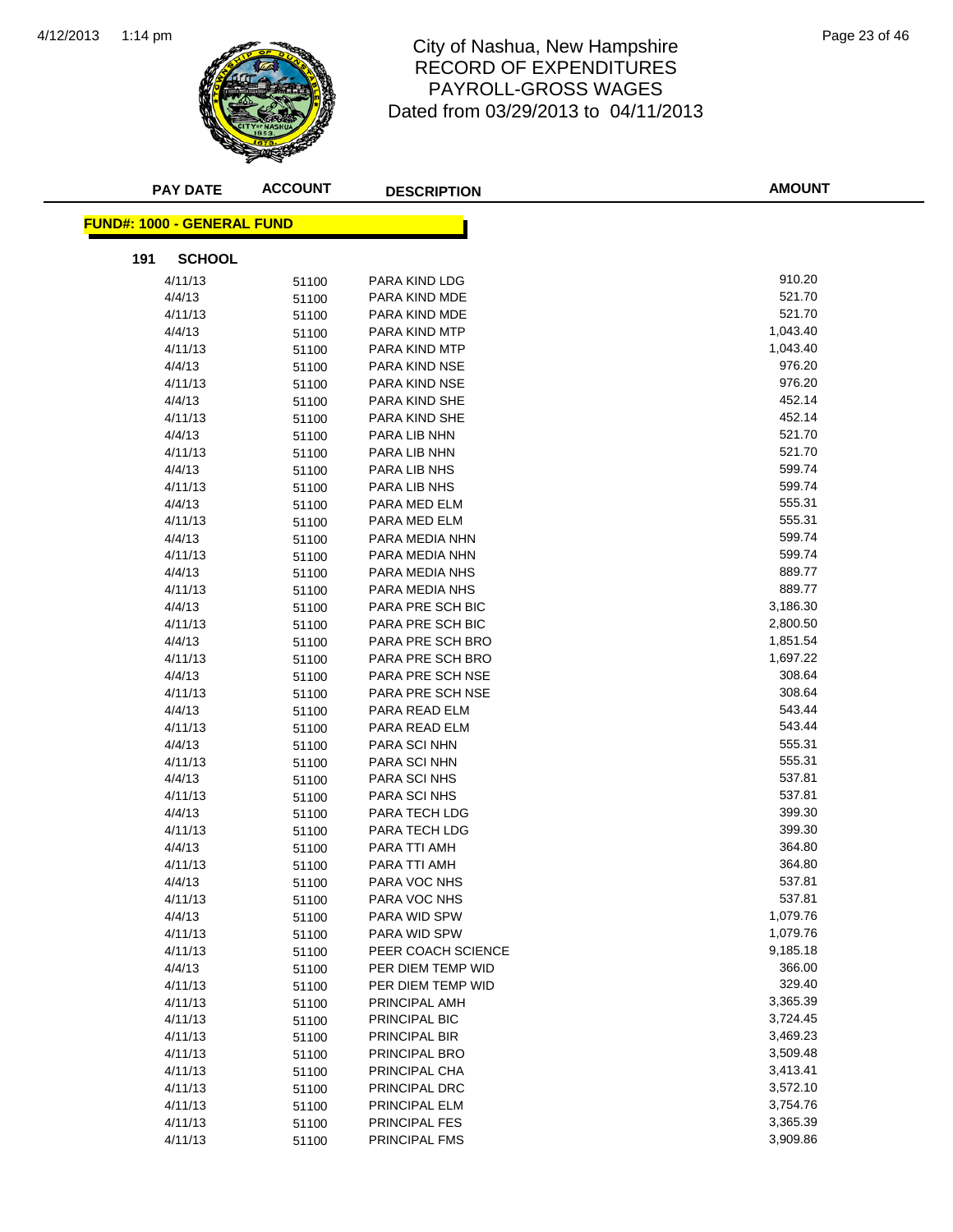# City of Nashua, New Hampshire
## RECORD OF EXPENDITURES
## PAYROLL-GROSS WAGES
### Dated from 03/29/2013 to 04/11/2013

**FUND#: 1000 - GENERAL FUND**

**191 SCHOOL**

| PAY DATE | ACCOUNT | DESCRIPTION | AMOUNT |
|---|---|---|---|
| 4/11/13 | 51100 | PARA KIND LDG | 910.20 |
| 4/4/13 | 51100 | PARA KIND MDE | 521.70 |
| 4/11/13 | 51100 | PARA KIND MDE | 521.70 |
| 4/4/13 | 51100 | PARA KIND MTP | 1,043.40 |
| 4/11/13 | 51100 | PARA KIND MTP | 1,043.40 |
| 4/4/13 | 51100 | PARA KIND NSE | 976.20 |
| 4/11/13 | 51100 | PARA KIND NSE | 976.20 |
| 4/4/13 | 51100 | PARA KIND SHE | 452.14 |
| 4/11/13 | 51100 | PARA KIND SHE | 452.14 |
| 4/4/13 | 51100 | PARA LIB NHN | 521.70 |
| 4/11/13 | 51100 | PARA LIB NHN | 521.70 |
| 4/4/13 | 51100 | PARA LIB NHS | 599.74 |
| 4/11/13 | 51100 | PARA LIB NHS | 599.74 |
| 4/4/13 | 51100 | PARA MED ELM | 555.31 |
| 4/11/13 | 51100 | PARA MED ELM | 555.31 |
| 4/4/13 | 51100 | PARA MEDIA NHN | 599.74 |
| 4/11/13 | 51100 | PARA MEDIA NHN | 599.74 |
| 4/4/13 | 51100 | PARA MEDIA NHS | 889.77 |
| 4/11/13 | 51100 | PARA MEDIA NHS | 889.77 |
| 4/4/13 | 51100 | PARA PRE SCH BIC | 3,186.30 |
| 4/11/13 | 51100 | PARA PRE SCH BIC | 2,800.50 |
| 4/4/13 | 51100 | PARA PRE SCH BRO | 1,851.54 |
| 4/11/13 | 51100 | PARA PRE SCH BRO | 1,697.22 |
| 4/4/13 | 51100 | PARA PRE SCH NSE | 308.64 |
| 4/11/13 | 51100 | PARA PRE SCH NSE | 308.64 |
| 4/4/13 | 51100 | PARA READ ELM | 543.44 |
| 4/11/13 | 51100 | PARA READ ELM | 543.44 |
| 4/4/13 | 51100 | PARA SCI NHN | 555.31 |
| 4/11/13 | 51100 | PARA SCI NHN | 555.31 |
| 4/4/13 | 51100 | PARA SCI NHS | 537.81 |
| 4/11/13 | 51100 | PARA SCI NHS | 537.81 |
| 4/4/13 | 51100 | PARA TECH LDG | 399.30 |
| 4/11/13 | 51100 | PARA TECH LDG | 399.30 |
| 4/4/13 | 51100 | PARA TTI AMH | 364.80 |
| 4/11/13 | 51100 | PARA TTI AMH | 364.80 |
| 4/4/13 | 51100 | PARA VOC NHS | 537.81 |
| 4/11/13 | 51100 | PARA VOC NHS | 537.81 |
| 4/4/13 | 51100 | PARA WID SPW | 1,079.76 |
| 4/11/13 | 51100 | PARA WID SPW | 1,079.76 |
| 4/11/13 | 51100 | PEER COACH SCIENCE | 9,185.18 |
| 4/4/13 | 51100 | PER DIEM TEMP WID | 366.00 |
| 4/11/13 | 51100 | PER DIEM TEMP WID | 329.40 |
| 4/11/13 | 51100 | PRINCIPAL AMH | 3,365.39 |
| 4/11/13 | 51100 | PRINCIPAL BIC | 3,724.45 |
| 4/11/13 | 51100 | PRINCIPAL BIR | 3,469.23 |
| 4/11/13 | 51100 | PRINCIPAL BRO | 3,509.48 |
| 4/11/13 | 51100 | PRINCIPAL CHA | 3,413.41 |
| 4/11/13 | 51100 | PRINCIPAL DRC | 3,572.10 |
| 4/11/13 | 51100 | PRINCIPAL ELM | 3,754.76 |
| 4/11/13 | 51100 | PRINCIPAL FES | 3,365.39 |
| 4/11/13 | 51100 | PRINCIPAL FMS | 3,909.86 |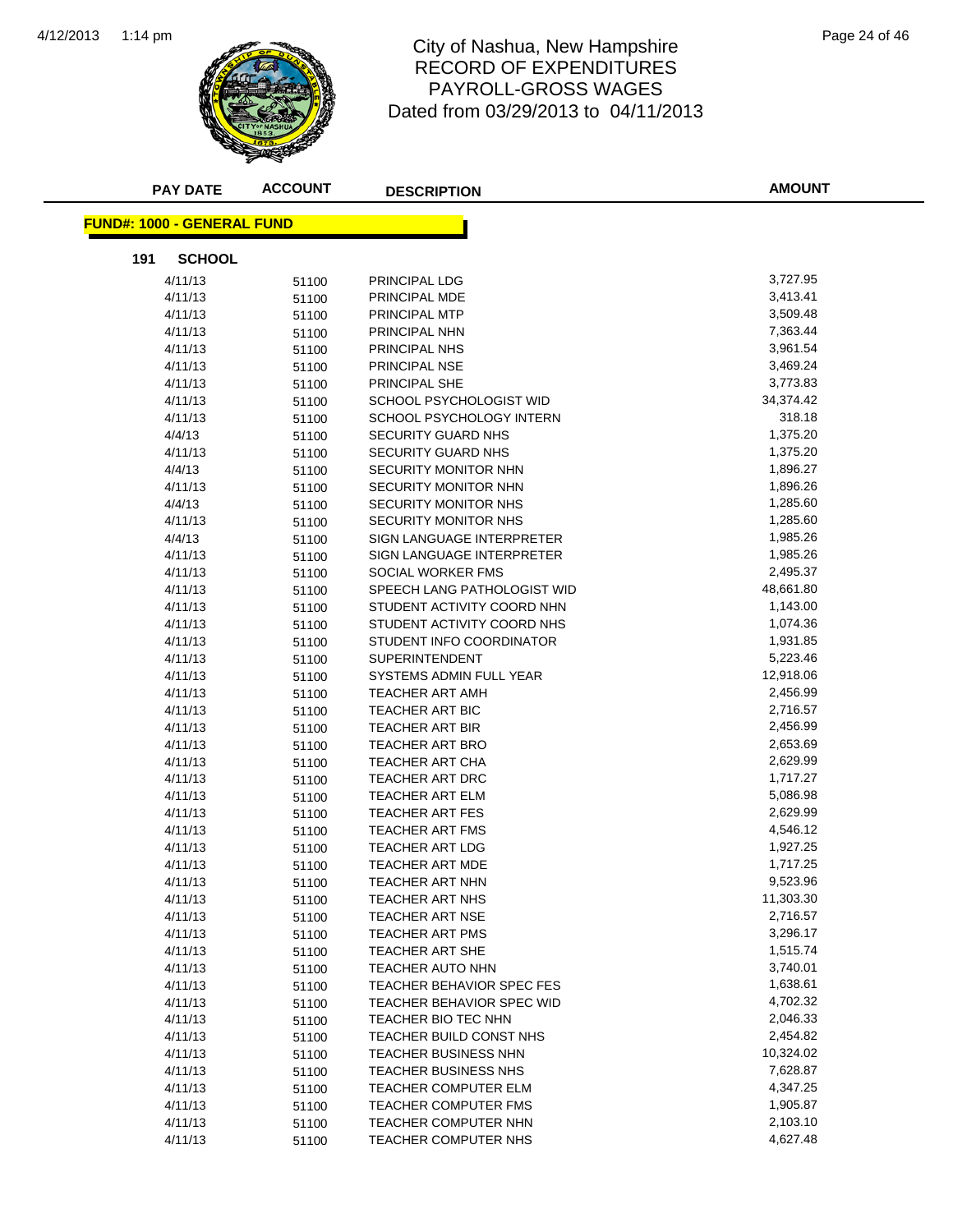# City of Nashua, New Hampshire
## RECORD OF EXPENDITURES
## PAYROLL-GROSS WAGES
## Dated from 03/29/2013 to 04/11/2013

**FUND#: 1000 - GENERAL FUND**

**191 SCHOOL**

| PAY DATE | ACCOUNT | DESCRIPTION | AMOUNT |
|---|---|---|---|
| 4/11/13 | 51100 | PRINCIPAL LDG | 3,727.95 |
| 4/11/13 | 51100 | PRINCIPAL MDE | 3,413.41 |
| 4/11/13 | 51100 | PRINCIPAL MTP | 3,509.48 |
| 4/11/13 | 51100 | PRINCIPAL NHN | 7,363.44 |
| 4/11/13 | 51100 | PRINCIPAL NHS | 3,961.54 |
| 4/11/13 | 51100 | PRINCIPAL NSE | 3,469.24 |
| 4/11/13 | 51100 | PRINCIPAL SHE | 3,773.83 |
| 4/11/13 | 51100 | SCHOOL PSYCHOLOGIST WID | 34,374.42 |
| 4/11/13 | 51100 | SCHOOL PSYCHOLOGY INTERN | 318.18 |
| 4/4/13 | 51100 | SECURITY GUARD NHS | 1,375.20 |
| 4/11/13 | 51100 | SECURITY GUARD NHS | 1,375.20 |
| 4/4/13 | 51100 | SECURITY MONITOR NHN | 1,896.27 |
| 4/11/13 | 51100 | SECURITY MONITOR NHN | 1,896.26 |
| 4/4/13 | 51100 | SECURITY MONITOR NHS | 1,285.60 |
| 4/11/13 | 51100 | SECURITY MONITOR NHS | 1,285.60 |
| 4/4/13 | 51100 | SIGN LANGUAGE INTERPRETER | 1,985.26 |
| 4/11/13 | 51100 | SIGN LANGUAGE INTERPRETER | 1,985.26 |
| 4/11/13 | 51100 | SOCIAL WORKER FMS | 2,495.37 |
| 4/11/13 | 51100 | SPEECH LANG PATHOLOGIST WID | 48,661.80 |
| 4/11/13 | 51100 | STUDENT ACTIVITY COORD NHN | 1,143.00 |
| 4/11/13 | 51100 | STUDENT ACTIVITY COORD NHS | 1,074.36 |
| 4/11/13 | 51100 | STUDENT INFO COORDINATOR | 1,931.85 |
| 4/11/13 | 51100 | SUPERINTENDENT | 5,223.46 |
| 4/11/13 | 51100 | SYSTEMS ADMIN FULL YEAR | 12,918.06 |
| 4/11/13 | 51100 | TEACHER ART AMH | 2,456.99 |
| 4/11/13 | 51100 | TEACHER ART BIC | 2,716.57 |
| 4/11/13 | 51100 | TEACHER ART BIR | 2,456.99 |
| 4/11/13 | 51100 | TEACHER ART BRO | 2,653.69 |
| 4/11/13 | 51100 | TEACHER ART CHA | 2,629.99 |
| 4/11/13 | 51100 | TEACHER ART DRC | 1,717.27 |
| 4/11/13 | 51100 | TEACHER ART ELM | 5,086.98 |
| 4/11/13 | 51100 | TEACHER ART FES | 2,629.99 |
| 4/11/13 | 51100 | TEACHER ART FMS | 4,546.12 |
| 4/11/13 | 51100 | TEACHER ART LDG | 1,927.25 |
| 4/11/13 | 51100 | TEACHER ART MDE | 1,717.25 |
| 4/11/13 | 51100 | TEACHER ART NHN | 9,523.96 |
| 4/11/13 | 51100 | TEACHER ART NHS | 11,303.30 |
| 4/11/13 | 51100 | TEACHER ART NSE | 2,716.57 |
| 4/11/13 | 51100 | TEACHER ART PMS | 3,296.17 |
| 4/11/13 | 51100 | TEACHER ART SHE | 1,515.74 |
| 4/11/13 | 51100 | TEACHER AUTO NHN | 3,740.01 |
| 4/11/13 | 51100 | TEACHER BEHAVIOR SPEC FES | 1,638.61 |
| 4/11/13 | 51100 | TEACHER BEHAVIOR SPEC WID | 4,702.32 |
| 4/11/13 | 51100 | TEACHER BIO TEC NHN | 2,046.33 |
| 4/11/13 | 51100 | TEACHER BUILD CONST NHS | 2,454.82 |
| 4/11/13 | 51100 | TEACHER BUSINESS NHN | 10,324.02 |
| 4/11/13 | 51100 | TEACHER BUSINESS NHS | 7,628.87 |
| 4/11/13 | 51100 | TEACHER COMPUTER ELM | 4,347.25 |
| 4/11/13 | 51100 | TEACHER COMPUTER FMS | 1,905.87 |
| 4/11/13 | 51100 | TEACHER COMPUTER NHN | 2,103.10 |
| 4/11/13 | 51100 | TEACHER COMPUTER NHS | 4,627.48 |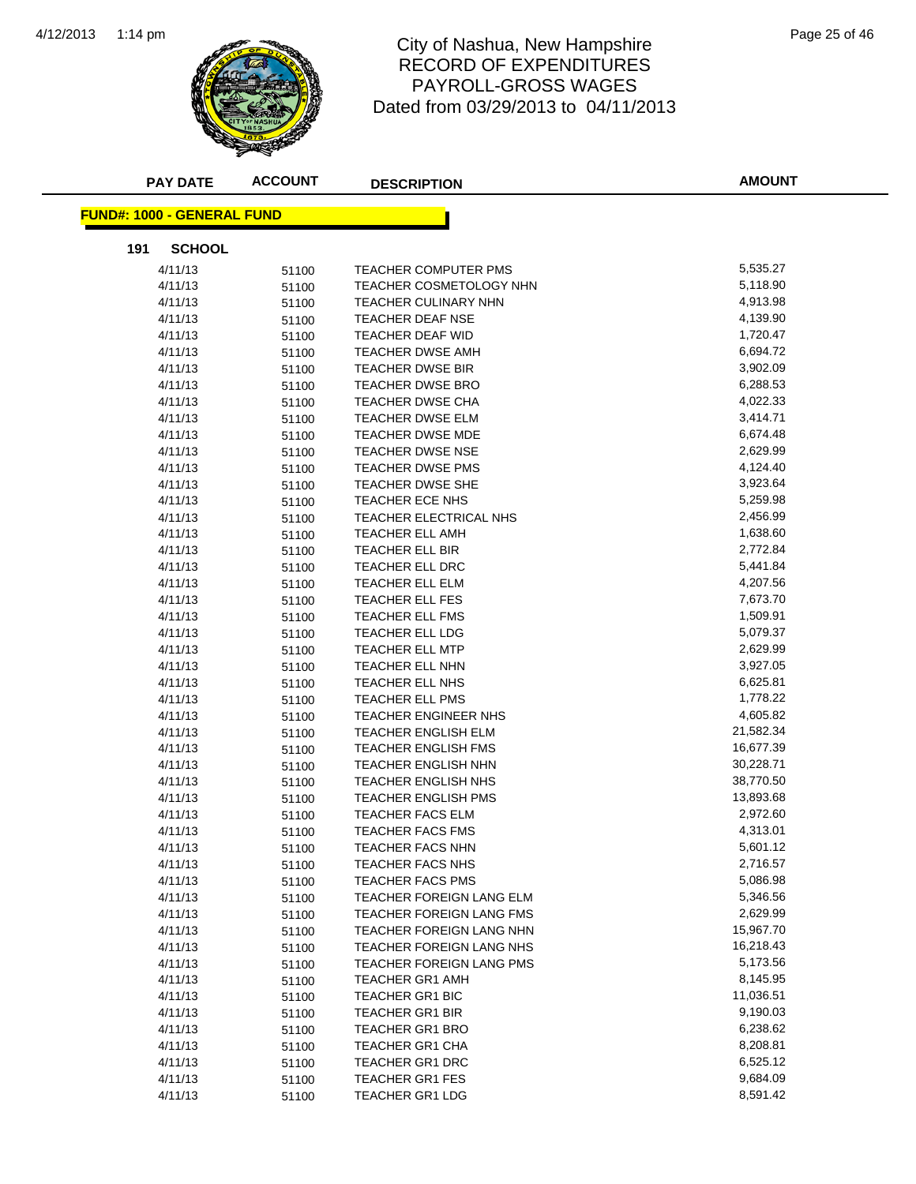# City of Nashua, New Hampshire
## RECORD OF EXPENDITURES
## PAYROLL-GROSS WAGES
## Dated from 03/29/2013 to 04/11/2013

**FUND#: 1000 - GENERAL FUND**

**191 SCHOOL**

| PAY DATE | ACCOUNT | DESCRIPTION | AMOUNT |
|---|---|---|---|
| 4/11/13 | 51100 | TEACHER COMPUTER PMS | 5,535.27 |
| 4/11/13 | 51100 | TEACHER COSMETOLOGY NHN | 5,118.90 |
| 4/11/13 | 51100 | TEACHER CULINARY NHN | 4,913.98 |
| 4/11/13 | 51100 | TEACHER DEAF NSE | 4,139.90 |
| 4/11/13 | 51100 | TEACHER DEAF WID | 1,720.47 |
| 4/11/13 | 51100 | TEACHER DWSE AMH | 6,694.72 |
| 4/11/13 | 51100 | TEACHER DWSE BIR | 3,902.09 |
| 4/11/13 | 51100 | TEACHER DWSE BRO | 6,288.53 |
| 4/11/13 | 51100 | TEACHER DWSE CHA | 4,022.33 |
| 4/11/13 | 51100 | TEACHER DWSE ELM | 3,414.71 |
| 4/11/13 | 51100 | TEACHER DWSE MDE | 6,674.48 |
| 4/11/13 | 51100 | TEACHER DWSE NSE | 2,629.99 |
| 4/11/13 | 51100 | TEACHER DWSE PMS | 4,124.40 |
| 4/11/13 | 51100 | TEACHER DWSE SHE | 3,923.64 |
| 4/11/13 | 51100 | TEACHER ECE NHS | 5,259.98 |
| 4/11/13 | 51100 | TEACHER ELECTRICAL NHS | 2,456.99 |
| 4/11/13 | 51100 | TEACHER ELL AMH | 1,638.60 |
| 4/11/13 | 51100 | TEACHER ELL BIR | 2,772.84 |
| 4/11/13 | 51100 | TEACHER ELL DRC | 5,441.84 |
| 4/11/13 | 51100 | TEACHER ELL ELM | 4,207.56 |
| 4/11/13 | 51100 | TEACHER ELL FES | 7,673.70 |
| 4/11/13 | 51100 | TEACHER ELL FMS | 1,509.91 |
| 4/11/13 | 51100 | TEACHER ELL LDG | 5,079.37 |
| 4/11/13 | 51100 | TEACHER ELL MTP | 2,629.99 |
| 4/11/13 | 51100 | TEACHER ELL NHN | 3,927.05 |
| 4/11/13 | 51100 | TEACHER ELL NHS | 6,625.81 |
| 4/11/13 | 51100 | TEACHER ELL PMS | 1,778.22 |
| 4/11/13 | 51100 | TEACHER ENGINEER NHS | 4,605.82 |
| 4/11/13 | 51100 | TEACHER ENGLISH ELM | 21,582.34 |
| 4/11/13 | 51100 | TEACHER ENGLISH FMS | 16,677.39 |
| 4/11/13 | 51100 | TEACHER ENGLISH NHN | 30,228.71 |
| 4/11/13 | 51100 | TEACHER ENGLISH NHS | 38,770.50 |
| 4/11/13 | 51100 | TEACHER ENGLISH PMS | 13,893.68 |
| 4/11/13 | 51100 | TEACHER FACS ELM | 2,972.60 |
| 4/11/13 | 51100 | TEACHER FACS FMS | 4,313.01 |
| 4/11/13 | 51100 | TEACHER FACS NHN | 5,601.12 |
| 4/11/13 | 51100 | TEACHER FACS NHS | 2,716.57 |
| 4/11/13 | 51100 | TEACHER FACS PMS | 5,086.98 |
| 4/11/13 | 51100 | TEACHER FOREIGN LANG ELM | 5,346.56 |
| 4/11/13 | 51100 | TEACHER FOREIGN LANG FMS | 2,629.99 |
| 4/11/13 | 51100 | TEACHER FOREIGN LANG NHN | 15,967.70 |
| 4/11/13 | 51100 | TEACHER FOREIGN LANG NHS | 16,218.43 |
| 4/11/13 | 51100 | TEACHER FOREIGN LANG PMS | 5,173.56 |
| 4/11/13 | 51100 | TEACHER GR1 AMH | 8,145.95 |
| 4/11/13 | 51100 | TEACHER GR1 BIC | 11,036.51 |
| 4/11/13 | 51100 | TEACHER GR1 BIR | 9,190.03 |
| 4/11/13 | 51100 | TEACHER GR1 BRO | 6,238.62 |
| 4/11/13 | 51100 | TEACHER GR1 CHA | 8,208.81 |
| 4/11/13 | 51100 | TEACHER GR1 DRC | 6,525.12 |
| 4/11/13 | 51100 | TEACHER GR1 FES | 9,684.09 |
| 4/11/13 | 51100 | TEACHER GR1 LDG | 8,591.42 |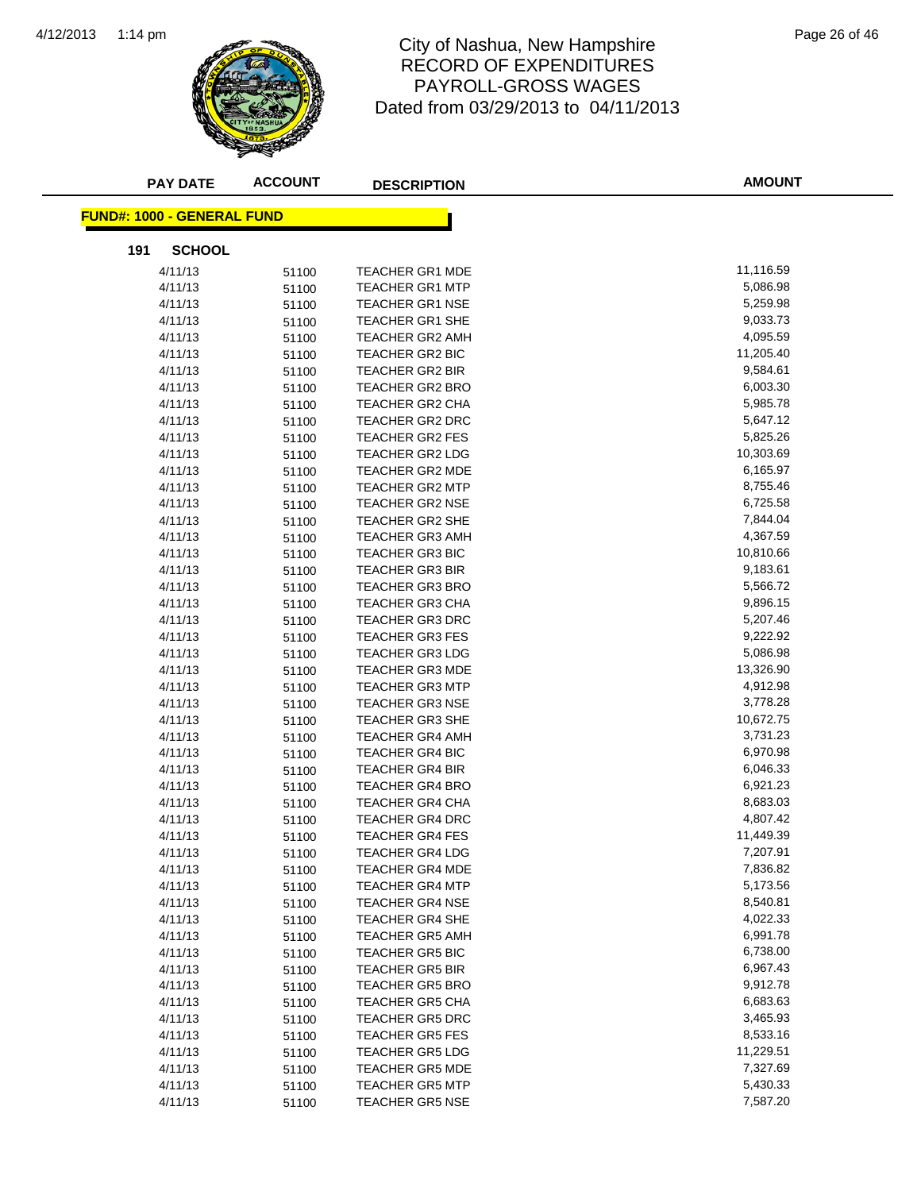# City of Nashua, New Hampshire
## RECORD OF EXPENDITURES
## PAYROLL-GROSS WAGES
### Dated from 03/29/2013 to 04/11/2013

**FUND#: 1000 - GENERAL FUND**

**191 SCHOOL**

| PAY DATE | ACCOUNT | DESCRIPTION | AMOUNT |
|---|---|---|---|
| 4/11/13 | 51100 | TEACHER GR1 MDE | 11,116.59 |
| 4/11/13 | 51100 | TEACHER GR1 MTP | 5,086.98 |
| 4/11/13 | 51100 | TEACHER GR1 NSE | 5,259.98 |
| 4/11/13 | 51100 | TEACHER GR1 SHE | 9,033.73 |
| 4/11/13 | 51100 | TEACHER GR2 AMH | 4,095.59 |
| 4/11/13 | 51100 | TEACHER GR2 BIC | 11,205.40 |
| 4/11/13 | 51100 | TEACHER GR2 BIR | 9,584.61 |
| 4/11/13 | 51100 | TEACHER GR2 BRO | 6,003.30 |
| 4/11/13 | 51100 | TEACHER GR2 CHA | 5,985.78 |
| 4/11/13 | 51100 | TEACHER GR2 DRC | 5,647.12 |
| 4/11/13 | 51100 | TEACHER GR2 FES | 5,825.26 |
| 4/11/13 | 51100 | TEACHER GR2 LDG | 10,303.69 |
| 4/11/13 | 51100 | TEACHER GR2 MDE | 6,165.97 |
| 4/11/13 | 51100 | TEACHER GR2 MTP | 8,755.46 |
| 4/11/13 | 51100 | TEACHER GR2 NSE | 6,725.58 |
| 4/11/13 | 51100 | TEACHER GR2 SHE | 7,844.04 |
| 4/11/13 | 51100 | TEACHER GR3 AMH | 4,367.59 |
| 4/11/13 | 51100 | TEACHER GR3 BIC | 10,810.66 |
| 4/11/13 | 51100 | TEACHER GR3 BIR | 9,183.61 |
| 4/11/13 | 51100 | TEACHER GR3 BRO | 5,566.72 |
| 4/11/13 | 51100 | TEACHER GR3 CHA | 9,896.15 |
| 4/11/13 | 51100 | TEACHER GR3 DRC | 5,207.46 |
| 4/11/13 | 51100 | TEACHER GR3 FES | 9,222.92 |
| 4/11/13 | 51100 | TEACHER GR3 LDG | 5,086.98 |
| 4/11/13 | 51100 | TEACHER GR3 MDE | 13,326.90 |
| 4/11/13 | 51100 | TEACHER GR3 MTP | 4,912.98 |
| 4/11/13 | 51100 | TEACHER GR3 NSE | 3,778.28 |
| 4/11/13 | 51100 | TEACHER GR3 SHE | 10,672.75 |
| 4/11/13 | 51100 | TEACHER GR4 AMH | 3,731.23 |
| 4/11/13 | 51100 | TEACHER GR4 BIC | 6,970.98 |
| 4/11/13 | 51100 | TEACHER GR4 BIR | 6,046.33 |
| 4/11/13 | 51100 | TEACHER GR4 BRO | 6,921.23 |
| 4/11/13 | 51100 | TEACHER GR4 CHA | 8,683.03 |
| 4/11/13 | 51100 | TEACHER GR4 DRC | 4,807.42 |
| 4/11/13 | 51100 | TEACHER GR4 FES | 11,449.39 |
| 4/11/13 | 51100 | TEACHER GR4 LDG | 7,207.91 |
| 4/11/13 | 51100 | TEACHER GR4 MDE | 7,836.82 |
| 4/11/13 | 51100 | TEACHER GR4 MTP | 5,173.56 |
| 4/11/13 | 51100 | TEACHER GR4 NSE | 8,540.81 |
| 4/11/13 | 51100 | TEACHER GR4 SHE | 4,022.33 |
| 4/11/13 | 51100 | TEACHER GR5 AMH | 6,991.78 |
| 4/11/13 | 51100 | TEACHER GR5 BIC | 6,738.00 |
| 4/11/13 | 51100 | TEACHER GR5 BIR | 6,967.43 |
| 4/11/13 | 51100 | TEACHER GR5 BRO | 9,912.78 |
| 4/11/13 | 51100 | TEACHER GR5 CHA | 6,683.63 |
| 4/11/13 | 51100 | TEACHER GR5 DRC | 3,465.93 |
| 4/11/13 | 51100 | TEACHER GR5 FES | 8,533.16 |
| 4/11/13 | 51100 | TEACHER GR5 LDG | 11,229.51 |
| 4/11/13 | 51100 | TEACHER GR5 MDE | 7,327.69 |
| 4/11/13 | 51100 | TEACHER GR5 MTP | 5,430.33 |
| 4/11/13 | 51100 | TEACHER GR5 NSE | 7,587.20 |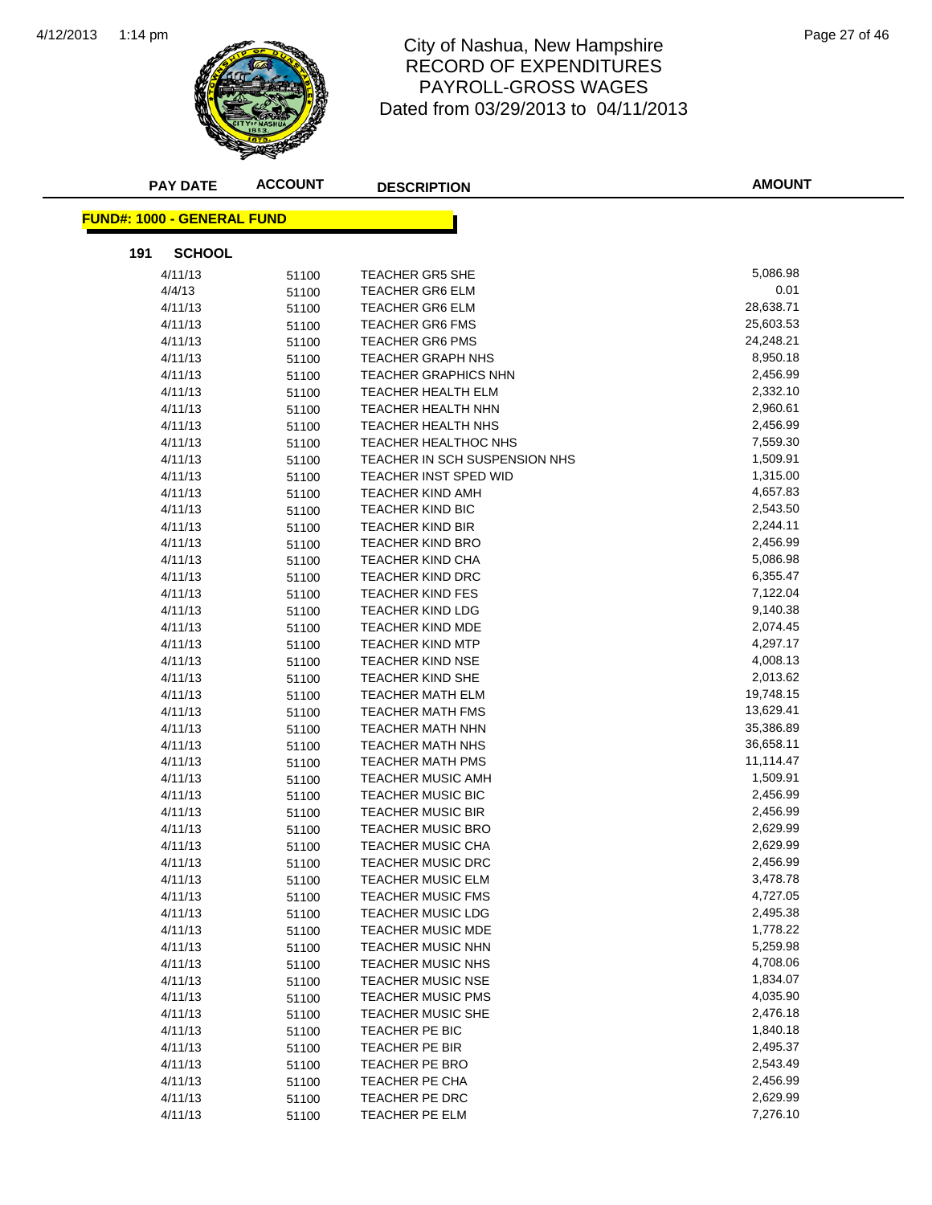# City of Nashua, New Hampshire
# RECORD OF EXPENDITURES
# PAYROLL-GROSS WAGES
# Dated from 03/29/2013 to 04/11/2013

4/12/2013 1:14 pm

| PAY DATE | ACCOUNT | DESCRIPTION | AMOUNT |
|---|---|---|---|

**FUND#: 1000 - GENERAL FUND**

**191 SCHOOL**

| PAY DATE | ACCOUNT | DESCRIPTION | AMOUNT |
|---|---|---|---|
| 4/11/13 | 51100 | TEACHER GR5 SHE | 5,086.98 |
| 4/4/13 | 51100 | TEACHER GR6 ELM | 0.01 |
| 4/11/13 | 51100 | TEACHER GR6 ELM | 28,638.71 |
| 4/11/13 | 51100 | TEACHER GR6 FMS | 25,603.53 |
| 4/11/13 | 51100 | TEACHER GR6 PMS | 24,248.21 |
| 4/11/13 | 51100 | TEACHER GRAPH NHS | 8,950.18 |
| 4/11/13 | 51100 | TEACHER GRAPHICS NHN | 2,456.99 |
| 4/11/13 | 51100 | TEACHER HEALTH ELM | 2,332.10 |
| 4/11/13 | 51100 | TEACHER HEALTH NHN | 2,960.61 |
| 4/11/13 | 51100 | TEACHER HEALTH NHS | 2,456.99 |
| 4/11/13 | 51100 | TEACHER HEALTHOC NHS | 7,559.30 |
| 4/11/13 | 51100 | TEACHER IN SCH SUSPENSION NHS | 1,509.91 |
| 4/11/13 | 51100 | TEACHER INST SPED WID | 1,315.00 |
| 4/11/13 | 51100 | TEACHER KIND AMH | 4,657.83 |
| 4/11/13 | 51100 | TEACHER KIND BIC | 2,543.50 |
| 4/11/13 | 51100 | TEACHER KIND BIR | 2,244.11 |
| 4/11/13 | 51100 | TEACHER KIND BRO | 2,456.99 |
| 4/11/13 | 51100 | TEACHER KIND CHA | 5,086.98 |
| 4/11/13 | 51100 | TEACHER KIND DRC | 6,355.47 |
| 4/11/13 | 51100 | TEACHER KIND FES | 7,122.04 |
| 4/11/13 | 51100 | TEACHER KIND LDG | 9,140.38 |
| 4/11/13 | 51100 | TEACHER KIND MDE | 2,074.45 |
| 4/11/13 | 51100 | TEACHER KIND MTP | 4,297.17 |
| 4/11/13 | 51100 | TEACHER KIND NSE | 4,008.13 |
| 4/11/13 | 51100 | TEACHER KIND SHE | 2,013.62 |
| 4/11/13 | 51100 | TEACHER MATH ELM | 19,748.15 |
| 4/11/13 | 51100 | TEACHER MATH FMS | 13,629.41 |
| 4/11/13 | 51100 | TEACHER MATH NHN | 35,386.89 |
| 4/11/13 | 51100 | TEACHER MATH NHS | 36,658.11 |
| 4/11/13 | 51100 | TEACHER MATH PMS | 11,114.47 |
| 4/11/13 | 51100 | TEACHER MUSIC AMH | 1,509.91 |
| 4/11/13 | 51100 | TEACHER MUSIC BIC | 2,456.99 |
| 4/11/13 | 51100 | TEACHER MUSIC BIR | 2,456.99 |
| 4/11/13 | 51100 | TEACHER MUSIC BRO | 2,629.99 |
| 4/11/13 | 51100 | TEACHER MUSIC CHA | 2,629.99 |
| 4/11/13 | 51100 | TEACHER MUSIC DRC | 2,456.99 |
| 4/11/13 | 51100 | TEACHER MUSIC ELM | 3,478.78 |
| 4/11/13 | 51100 | TEACHER MUSIC FMS | 4,727.05 |
| 4/11/13 | 51100 | TEACHER MUSIC LDG | 2,495.38 |
| 4/11/13 | 51100 | TEACHER MUSIC MDE | 1,778.22 |
| 4/11/13 | 51100 | TEACHER MUSIC NHN | 5,259.98 |
| 4/11/13 | 51100 | TEACHER MUSIC NHS | 4,708.06 |
| 4/11/13 | 51100 | TEACHER MUSIC NSE | 1,834.07 |
| 4/11/13 | 51100 | TEACHER MUSIC PMS | 4,035.90 |
| 4/11/13 | 51100 | TEACHER MUSIC SHE | 2,476.18 |
| 4/11/13 | 51100 | TEACHER PE BIC | 1,840.18 |
| 4/11/13 | 51100 | TEACHER PE BIR | 2,495.37 |
| 4/11/13 | 51100 | TEACHER PE BRO | 2,543.49 |
| 4/11/13 | 51100 | TEACHER PE CHA | 2,456.99 |
| 4/11/13 | 51100 | TEACHER PE DRC | 2,629.99 |
| 4/11/13 | 51100 | TEACHER PE ELM | 7,276.10 |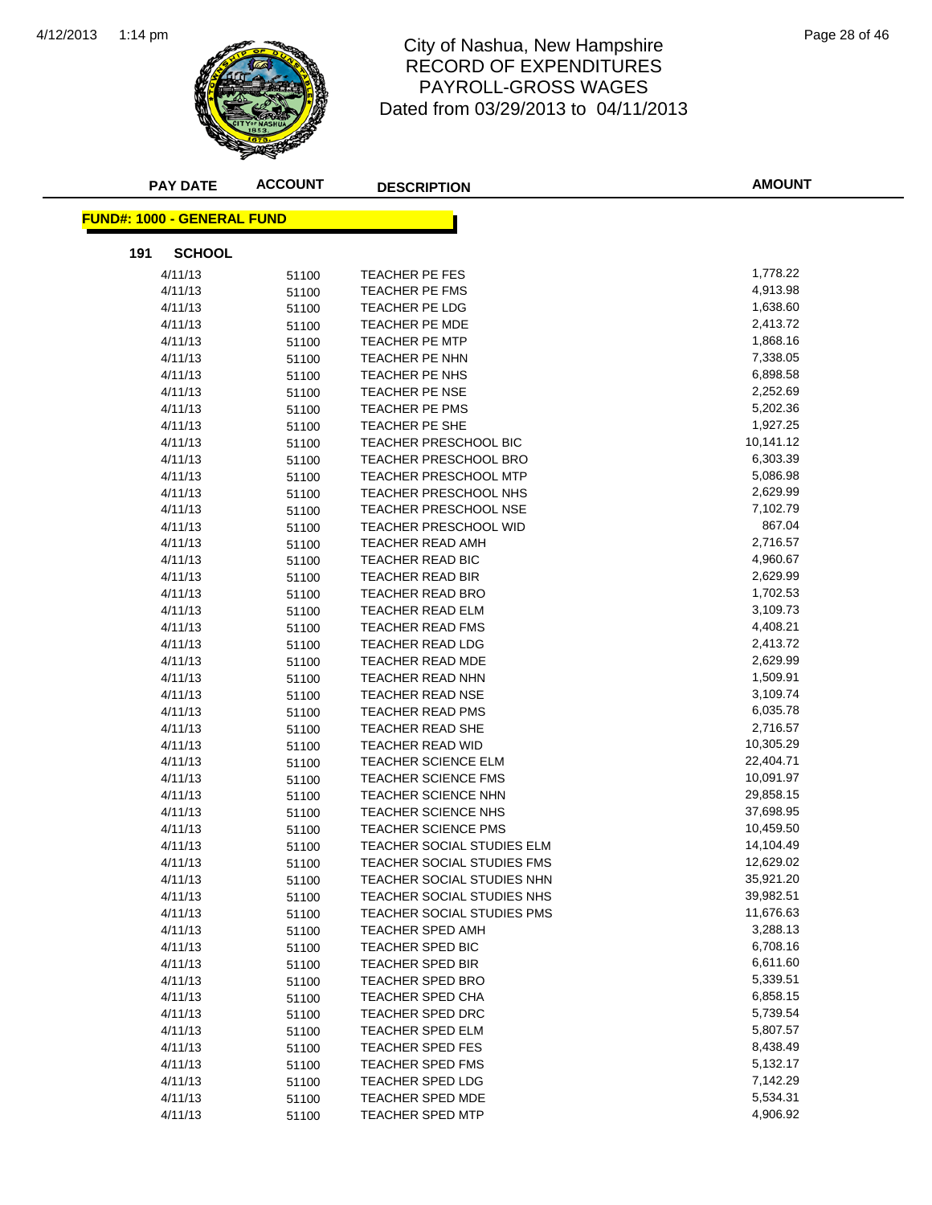# City of Nashua, New Hampshire
## RECORD OF EXPENDITURES
## PAYROLL-GROSS WAGES
## Dated from 03/29/2013 to 04/11/2013

**FUND#: 1000 - GENERAL FUND**

**191 SCHOOL**

| PAY DATE | ACCOUNT | DESCRIPTION | AMOUNT |
|---|---|---|---|
| 4/11/13 | 51100 | TEACHER PE FES | 1,778.22 |
| 4/11/13 | 51100 | TEACHER PE FMS | 4,913.98 |
| 4/11/13 | 51100 | TEACHER PE LDG | 1,638.60 |
| 4/11/13 | 51100 | TEACHER PE MDE | 2,413.72 |
| 4/11/13 | 51100 | TEACHER PE MTP | 1,868.16 |
| 4/11/13 | 51100 | TEACHER PE NHN | 7,338.05 |
| 4/11/13 | 51100 | TEACHER PE NHS | 6,898.58 |
| 4/11/13 | 51100 | TEACHER PE NSE | 2,252.69 |
| 4/11/13 | 51100 | TEACHER PE PMS | 5,202.36 |
| 4/11/13 | 51100 | TEACHER PE SHE | 1,927.25 |
| 4/11/13 | 51100 | TEACHER PRESCHOOL BIC | 10,141.12 |
| 4/11/13 | 51100 | TEACHER PRESCHOOL BRO | 6,303.39 |
| 4/11/13 | 51100 | TEACHER PRESCHOOL MTP | 5,086.98 |
| 4/11/13 | 51100 | TEACHER PRESCHOOL NHS | 2,629.99 |
| 4/11/13 | 51100 | TEACHER PRESCHOOL NSE | 7,102.79 |
| 4/11/13 | 51100 | TEACHER PRESCHOOL WID | 867.04 |
| 4/11/13 | 51100 | TEACHER READ AMH | 2,716.57 |
| 4/11/13 | 51100 | TEACHER READ BIC | 4,960.67 |
| 4/11/13 | 51100 | TEACHER READ BIR | 2,629.99 |
| 4/11/13 | 51100 | TEACHER READ BRO | 1,702.53 |
| 4/11/13 | 51100 | TEACHER READ ELM | 3,109.73 |
| 4/11/13 | 51100 | TEACHER READ FMS | 4,408.21 |
| 4/11/13 | 51100 | TEACHER READ LDG | 2,413.72 |
| 4/11/13 | 51100 | TEACHER READ MDE | 2,629.99 |
| 4/11/13 | 51100 | TEACHER READ NHN | 1,509.91 |
| 4/11/13 | 51100 | TEACHER READ NSE | 3,109.74 |
| 4/11/13 | 51100 | TEACHER READ PMS | 6,035.78 |
| 4/11/13 | 51100 | TEACHER READ SHE | 2,716.57 |
| 4/11/13 | 51100 | TEACHER READ WID | 10,305.29 |
| 4/11/13 | 51100 | TEACHER SCIENCE ELM | 22,404.71 |
| 4/11/13 | 51100 | TEACHER SCIENCE FMS | 10,091.97 |
| 4/11/13 | 51100 | TEACHER SCIENCE NHN | 29,858.15 |
| 4/11/13 | 51100 | TEACHER SCIENCE NHS | 37,698.95 |
| 4/11/13 | 51100 | TEACHER SCIENCE PMS | 10,459.50 |
| 4/11/13 | 51100 | TEACHER SOCIAL STUDIES ELM | 14,104.49 |
| 4/11/13 | 51100 | TEACHER SOCIAL STUDIES FMS | 12,629.02 |
| 4/11/13 | 51100 | TEACHER SOCIAL STUDIES NHN | 35,921.20 |
| 4/11/13 | 51100 | TEACHER SOCIAL STUDIES NHS | 39,982.51 |
| 4/11/13 | 51100 | TEACHER SOCIAL STUDIES PMS | 11,676.63 |
| 4/11/13 | 51100 | TEACHER SPED AMH | 3,288.13 |
| 4/11/13 | 51100 | TEACHER SPED BIC | 6,708.16 |
| 4/11/13 | 51100 | TEACHER SPED BIR | 6,611.60 |
| 4/11/13 | 51100 | TEACHER SPED BRO | 5,339.51 |
| 4/11/13 | 51100 | TEACHER SPED CHA | 6,858.15 |
| 4/11/13 | 51100 | TEACHER SPED DRC | 5,739.54 |
| 4/11/13 | 51100 | TEACHER SPED ELM | 5,807.57 |
| 4/11/13 | 51100 | TEACHER SPED FES | 8,438.49 |
| 4/11/13 | 51100 | TEACHER SPED FMS | 5,132.17 |
| 4/11/13 | 51100 | TEACHER SPED LDG | 7,142.29 |
| 4/11/13 | 51100 | TEACHER SPED MDE | 5,534.31 |
| 4/11/13 | 51100 | TEACHER SPED MTP | 4,906.92 |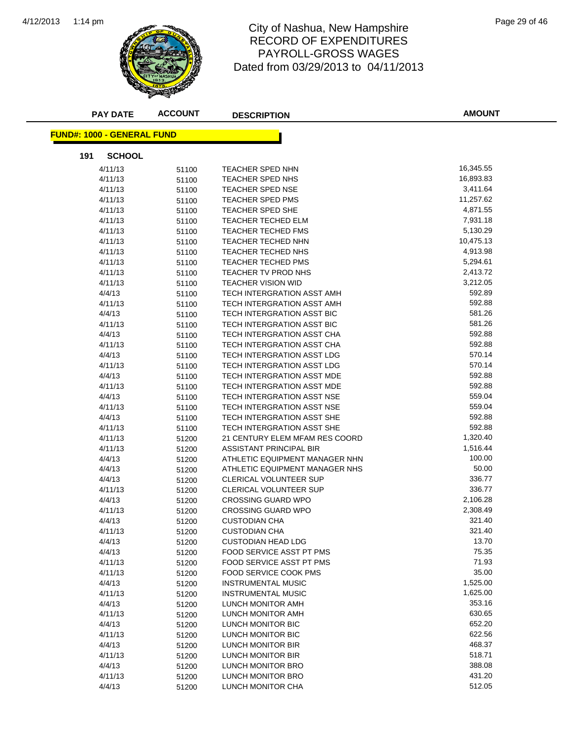# City of Nashua, New Hampshire
## RECORD OF EXPENDITURES
## PAYROLL-GROSS WAGES
## Dated from 03/29/2013 to 04/11/2013

| PAY DATE | ACCOUNT | DESCRIPTION | AMOUNT |
|---|---|---|---|

**FUND#: 1000 - GENERAL FUND**

**191 SCHOOL**

| PAY DATE | ACCOUNT | DESCRIPTION | AMOUNT |
|---|---|---|---|
| 4/11/13 | 51100 | TEACHER SPED NHN | 16,345.55 |
| 4/11/13 | 51100 | TEACHER SPED NHS | 16,893.83 |
| 4/11/13 | 51100 | TEACHER SPED NSE | 3,411.64 |
| 4/11/13 | 51100 | TEACHER SPED PMS | 11,257.62 |
| 4/11/13 | 51100 | TEACHER SPED SHE | 4,871.55 |
| 4/11/13 | 51100 | TEACHER TECHED ELM | 7,931.18 |
| 4/11/13 | 51100 | TEACHER TECHED FMS | 5,130.29 |
| 4/11/13 | 51100 | TEACHER TECHED NHN | 10,475.13 |
| 4/11/13 | 51100 | TEACHER TECHED NHS | 4,913.98 |
| 4/11/13 | 51100 | TEACHER TECHED PMS | 5,294.61 |
| 4/11/13 | 51100 | TEACHER TV PROD NHS | 2,413.72 |
| 4/11/13 | 51100 | TEACHER VISION WID | 3,212.05 |
| 4/4/13 | 51100 | TECH INTERGRATION ASST AMH | 592.89 |
| 4/11/13 | 51100 | TECH INTERGRATION ASST AMH | 592.88 |
| 4/4/13 | 51100 | TECH INTERGRATION ASST BIC | 581.26 |
| 4/11/13 | 51100 | TECH INTERGRATION ASST BIC | 581.26 |
| 4/4/13 | 51100 | TECH INTERGRATION ASST CHA | 592.88 |
| 4/11/13 | 51100 | TECH INTERGRATION ASST CHA | 592.88 |
| 4/4/13 | 51100 | TECH INTERGRATION ASST LDG | 570.14 |
| 4/11/13 | 51100 | TECH INTERGRATION ASST LDG | 570.14 |
| 4/4/13 | 51100 | TECH INTERGRATION ASST MDE | 592.88 |
| 4/11/13 | 51100 | TECH INTERGRATION ASST MDE | 592.88 |
| 4/4/13 | 51100 | TECH INTERGRATION ASST NSE | 559.04 |
| 4/11/13 | 51100 | TECH INTERGRATION ASST NSE | 559.04 |
| 4/4/13 | 51100 | TECH INTERGRATION ASST SHE | 592.88 |
| 4/11/13 | 51100 | TECH INTERGRATION ASST SHE | 592.88 |
| 4/11/13 | 51200 | 21 CENTURY ELEM MFAM RES COORD | 1,320.40 |
| 4/11/13 | 51200 | ASSISTANT PRINCIPAL BIR | 1,516.44 |
| 4/4/13 | 51200 | ATHLETIC EQUIPMENT MANAGER NHN | 100.00 |
| 4/4/13 | 51200 | ATHLETIC EQUIPMENT MANAGER NHS | 50.00 |
| 4/4/13 | 51200 | CLERICAL VOLUNTEER SUP | 336.77 |
| 4/11/13 | 51200 | CLERICAL VOLUNTEER SUP | 336.77 |
| 4/4/13 | 51200 | CROSSING GUARD WPO | 2,106.28 |
| 4/11/13 | 51200 | CROSSING GUARD WPO | 2,308.49 |
| 4/4/13 | 51200 | CUSTODIAN CHA | 321.40 |
| 4/11/13 | 51200 | CUSTODIAN CHA | 321.40 |
| 4/4/13 | 51200 | CUSTODIAN HEAD LDG | 13.70 |
| 4/4/13 | 51200 | FOOD SERVICE ASST PT PMS | 75.35 |
| 4/11/13 | 51200 | FOOD SERVICE ASST PT PMS | 71.93 |
| 4/11/13 | 51200 | FOOD SERVICE COOK PMS | 35.00 |
| 4/4/13 | 51200 | INSTRUMENTAL MUSIC | 1,525.00 |
| 4/11/13 | 51200 | INSTRUMENTAL MUSIC | 1,625.00 |
| 4/4/13 | 51200 | LUNCH MONITOR AMH | 353.16 |
| 4/11/13 | 51200 | LUNCH MONITOR AMH | 630.65 |
| 4/4/13 | 51200 | LUNCH MONITOR BIC | 652.20 |
| 4/11/13 | 51200 | LUNCH MONITOR BIC | 622.56 |
| 4/4/13 | 51200 | LUNCH MONITOR BIR | 468.37 |
| 4/11/13 | 51200 | LUNCH MONITOR BIR | 518.71 |
| 4/4/13 | 51200 | LUNCH MONITOR BRO | 388.08 |
| 4/11/13 | 51200 | LUNCH MONITOR BRO | 431.20 |
| 4/4/13 | 51200 | LUNCH MONITOR CHA | 512.05 |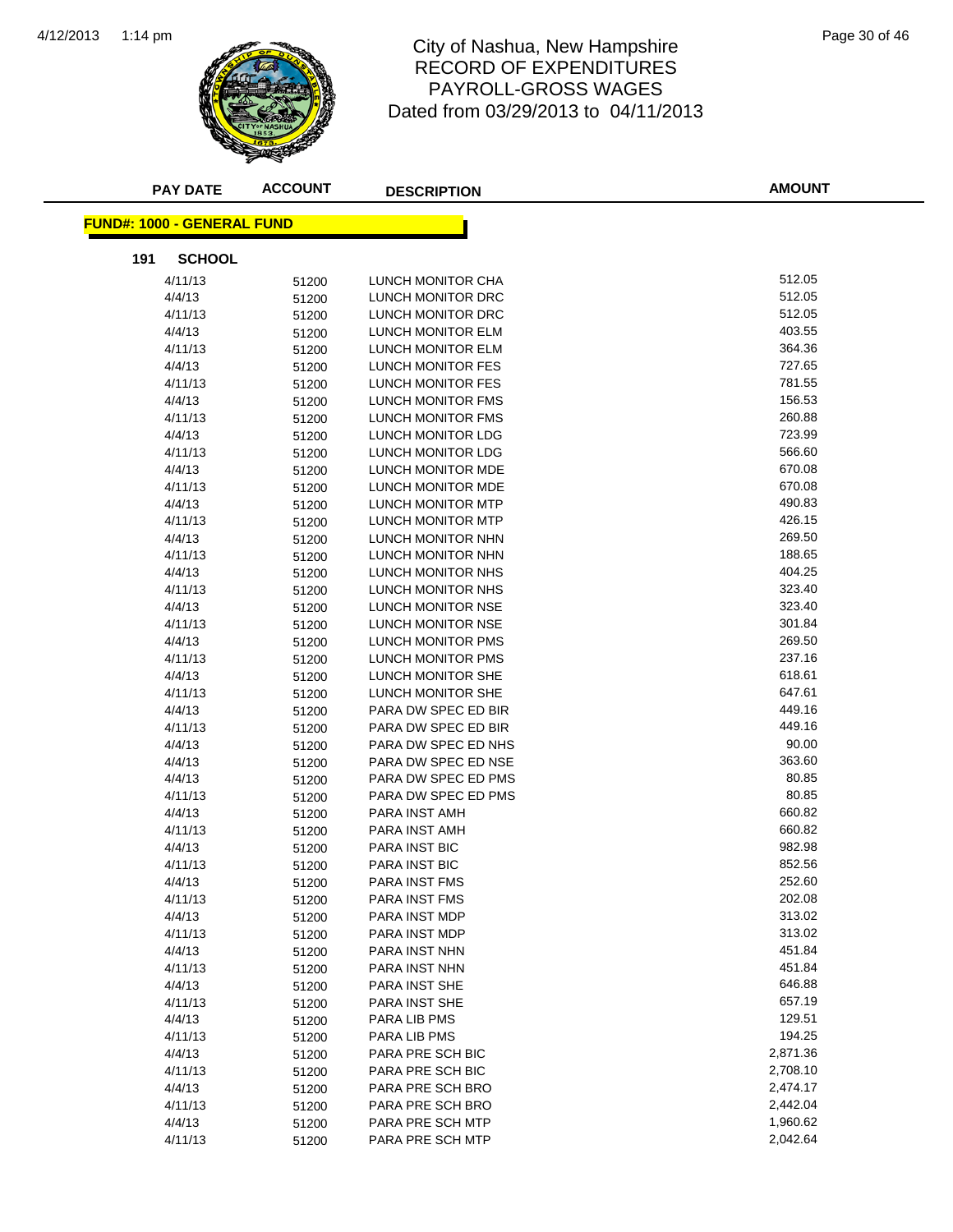# City of Nashua, New Hampshire
# RECORD OF EXPENDITURES
# PAYROLL-GROSS WAGES
# Dated from 03/29/2013 to 04/11/2013

**FUND#: 1000 - GENERAL FUND**

**191 SCHOOL**

| PAY DATE | ACCOUNT | DESCRIPTION | AMOUNT |
|---|---|---|---|
| 4/11/13 | 51200 | LUNCH MONITOR CHA | 512.05 |
| 4/4/13 | 51200 | LUNCH MONITOR DRC | 512.05 |
| 4/11/13 | 51200 | LUNCH MONITOR DRC | 512.05 |
| 4/4/13 | 51200 | LUNCH MONITOR ELM | 403.55 |
| 4/11/13 | 51200 | LUNCH MONITOR ELM | 364.36 |
| 4/4/13 | 51200 | LUNCH MONITOR FES | 727.65 |
| 4/11/13 | 51200 | LUNCH MONITOR FES | 781.55 |
| 4/4/13 | 51200 | LUNCH MONITOR FMS | 156.53 |
| 4/11/13 | 51200 | LUNCH MONITOR FMS | 260.88 |
| 4/4/13 | 51200 | LUNCH MONITOR LDG | 723.99 |
| 4/11/13 | 51200 | LUNCH MONITOR LDG | 566.60 |
| 4/4/13 | 51200 | LUNCH MONITOR MDE | 670.08 |
| 4/11/13 | 51200 | LUNCH MONITOR MDE | 670.08 |
| 4/4/13 | 51200 | LUNCH MONITOR MTP | 490.83 |
| 4/11/13 | 51200 | LUNCH MONITOR MTP | 426.15 |
| 4/4/13 | 51200 | LUNCH MONITOR NHN | 269.50 |
| 4/11/13 | 51200 | LUNCH MONITOR NHN | 188.65 |
| 4/4/13 | 51200 | LUNCH MONITOR NHS | 404.25 |
| 4/11/13 | 51200 | LUNCH MONITOR NHS | 323.40 |
| 4/4/13 | 51200 | LUNCH MONITOR NSE | 323.40 |
| 4/11/13 | 51200 | LUNCH MONITOR NSE | 301.84 |
| 4/4/13 | 51200 | LUNCH MONITOR PMS | 269.50 |
| 4/11/13 | 51200 | LUNCH MONITOR PMS | 237.16 |
| 4/4/13 | 51200 | LUNCH MONITOR SHE | 618.61 |
| 4/11/13 | 51200 | LUNCH MONITOR SHE | 647.61 |
| 4/4/13 | 51200 | PARA DW SPEC ED BIR | 449.16 |
| 4/11/13 | 51200 | PARA DW SPEC ED BIR | 449.16 |
| 4/4/13 | 51200 | PARA DW SPEC ED NHS | 90.00 |
| 4/4/13 | 51200 | PARA DW SPEC ED NSE | 363.60 |
| 4/4/13 | 51200 | PARA DW SPEC ED PMS | 80.85 |
| 4/11/13 | 51200 | PARA DW SPEC ED PMS | 80.85 |
| 4/4/13 | 51200 | PARA INST AMH | 660.82 |
| 4/11/13 | 51200 | PARA INST AMH | 660.82 |
| 4/4/13 | 51200 | PARA INST BIC | 982.98 |
| 4/11/13 | 51200 | PARA INST BIC | 852.56 |
| 4/4/13 | 51200 | PARA INST FMS | 252.60 |
| 4/11/13 | 51200 | PARA INST FMS | 202.08 |
| 4/4/13 | 51200 | PARA INST MDP | 313.02 |
| 4/11/13 | 51200 | PARA INST MDP | 313.02 |
| 4/4/13 | 51200 | PARA INST NHN | 451.84 |
| 4/11/13 | 51200 | PARA INST NHN | 451.84 |
| 4/4/13 | 51200 | PARA INST SHE | 646.88 |
| 4/11/13 | 51200 | PARA INST SHE | 657.19 |
| 4/4/13 | 51200 | PARA LIB PMS | 129.51 |
| 4/11/13 | 51200 | PARA LIB PMS | 194.25 |
| 4/4/13 | 51200 | PARA PRE SCH BIC | 2,871.36 |
| 4/11/13 | 51200 | PARA PRE SCH BIC | 2,708.10 |
| 4/4/13 | 51200 | PARA PRE SCH BRO | 2,474.17 |
| 4/11/13 | 51200 | PARA PRE SCH BRO | 2,442.04 |
| 4/4/13 | 51200 | PARA PRE SCH MTP | 1,960.62 |
| 4/11/13 | 51200 | PARA PRE SCH MTP | 2,042.64 |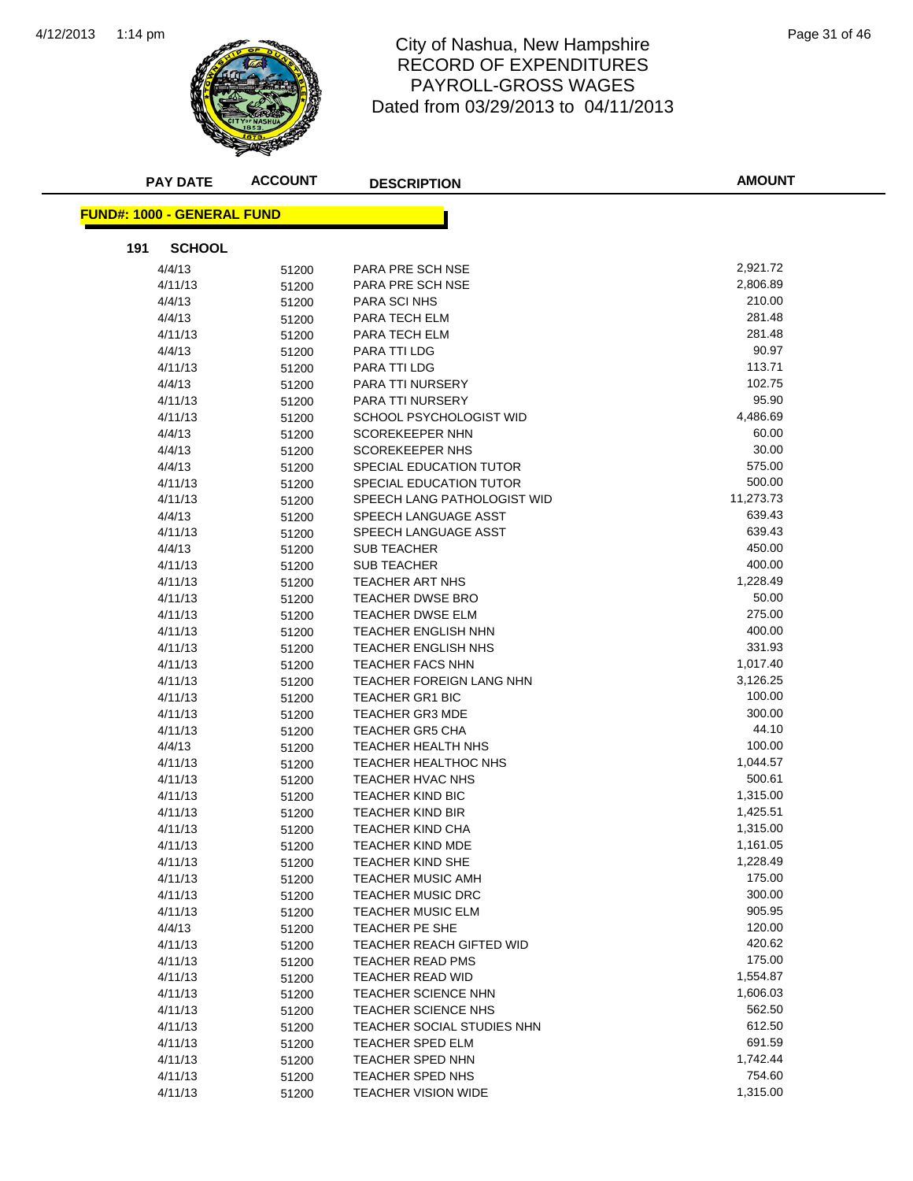# City of Nashua, New Hampshire
## RECORD OF EXPENDITURES
## PAYROLL-GROSS WAGES
### Dated from 03/29/2013 to 04/11/2013

**FUND#: 1000 - GENERAL FUND**

**191 SCHOOL**

| PAY DATE | ACCOUNT | DESCRIPTION | AMOUNT |
|---|---|---|---|
| 4/4/13 | 51200 | PARA PRE SCH NSE | 2,921.72 |
| 4/11/13 | 51200 | PARA PRE SCH NSE | 2,806.89 |
| 4/4/13 | 51200 | PARA SCI NHS | 210.00 |
| 4/4/13 | 51200 | PARA TECH ELM | 281.48 |
| 4/11/13 | 51200 | PARA TECH ELM | 281.48 |
| 4/4/13 | 51200 | PARA TTI LDG | 90.97 |
| 4/11/13 | 51200 | PARA TTI LDG | 113.71 |
| 4/4/13 | 51200 | PARA TTI NURSERY | 102.75 |
| 4/11/13 | 51200 | PARA TTI NURSERY | 95.90 |
| 4/11/13 | 51200 | SCHOOL PSYCHOLOGIST WID | 4,486.69 |
| 4/4/13 | 51200 | SCOREKEEPER NHN | 60.00 |
| 4/4/13 | 51200 | SCOREKEEPER NHS | 30.00 |
| 4/4/13 | 51200 | SPECIAL EDUCATION TUTOR | 575.00 |
| 4/11/13 | 51200 | SPECIAL EDUCATION TUTOR | 500.00 |
| 4/11/13 | 51200 | SPEECH LANG PATHOLOGIST WID | 11,273.73 |
| 4/4/13 | 51200 | SPEECH LANGUAGE ASST | 639.43 |
| 4/11/13 | 51200 | SPEECH LANGUAGE ASST | 639.43 |
| 4/4/13 | 51200 | SUB TEACHER | 450.00 |
| 4/11/13 | 51200 | SUB TEACHER | 400.00 |
| 4/11/13 | 51200 | TEACHER ART NHS | 1,228.49 |
| 4/11/13 | 51200 | TEACHER DWSE BRO | 50.00 |
| 4/11/13 | 51200 | TEACHER DWSE ELM | 275.00 |
| 4/11/13 | 51200 | TEACHER ENGLISH NHN | 400.00 |
| 4/11/13 | 51200 | TEACHER ENGLISH NHS | 331.93 |
| 4/11/13 | 51200 | TEACHER FACS NHN | 1,017.40 |
| 4/11/13 | 51200 | TEACHER FOREIGN LANG NHN | 3,126.25 |
| 4/11/13 | 51200 | TEACHER GR1 BIC | 100.00 |
| 4/11/13 | 51200 | TEACHER GR3 MDE | 300.00 |
| 4/11/13 | 51200 | TEACHER GR5 CHA | 44.10 |
| 4/4/13 | 51200 | TEACHER HEALTH NHS | 100.00 |
| 4/11/13 | 51200 | TEACHER HEALTHOC NHS | 1,044.57 |
| 4/11/13 | 51200 | TEACHER HVAC NHS | 500.61 |
| 4/11/13 | 51200 | TEACHER KIND BIC | 1,315.00 |
| 4/11/13 | 51200 | TEACHER KIND BIR | 1,425.51 |
| 4/11/13 | 51200 | TEACHER KIND CHA | 1,315.00 |
| 4/11/13 | 51200 | TEACHER KIND MDE | 1,161.05 |
| 4/11/13 | 51200 | TEACHER KIND SHE | 1,228.49 |
| 4/11/13 | 51200 | TEACHER MUSIC AMH | 175.00 |
| 4/11/13 | 51200 | TEACHER MUSIC DRC | 300.00 |
| 4/11/13 | 51200 | TEACHER MUSIC ELM | 905.95 |
| 4/4/13 | 51200 | TEACHER PE SHE | 120.00 |
| 4/11/13 | 51200 | TEACHER REACH GIFTED WID | 420.62 |
| 4/11/13 | 51200 | TEACHER READ PMS | 175.00 |
| 4/11/13 | 51200 | TEACHER READ WID | 1,554.87 |
| 4/11/13 | 51200 | TEACHER SCIENCE NHN | 1,606.03 |
| 4/11/13 | 51200 | TEACHER SCIENCE NHS | 562.50 |
| 4/11/13 | 51200 | TEACHER SOCIAL STUDIES NHN | 612.50 |
| 4/11/13 | 51200 | TEACHER SPED ELM | 691.59 |
| 4/11/13 | 51200 | TEACHER SPED NHN | 1,742.44 |
| 4/11/13 | 51200 | TEACHER SPED NHS | 754.60 |
| 4/11/13 | 51200 | TEACHER VISION WIDE | 1,315.00 |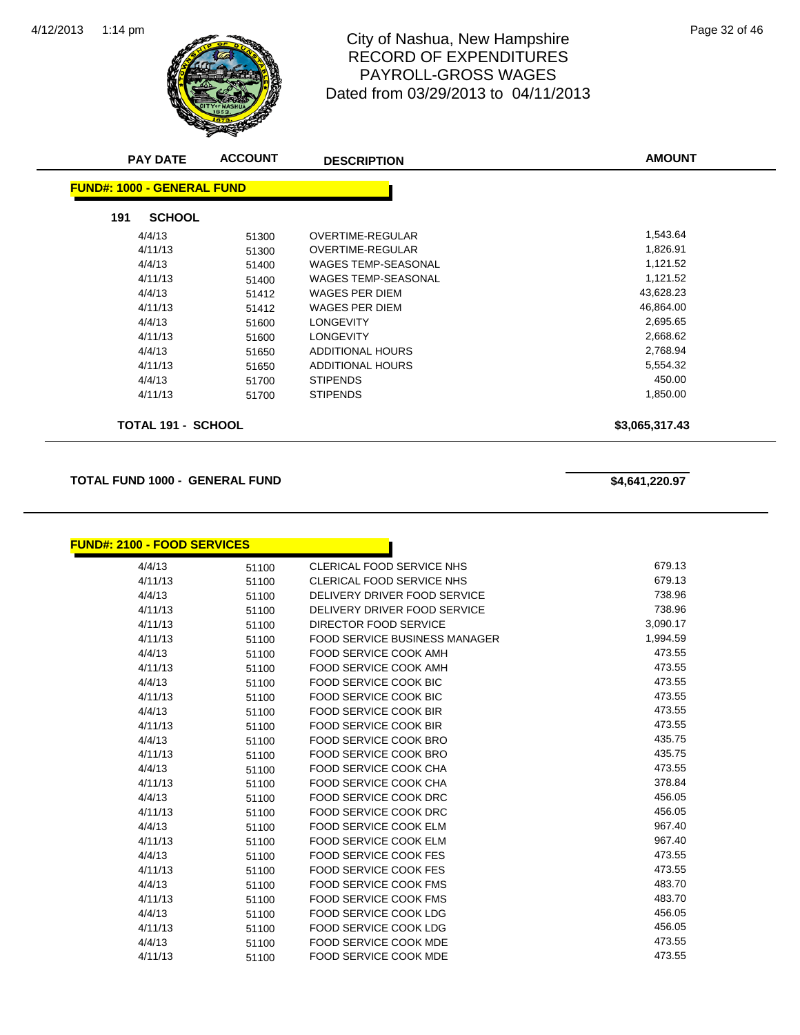# City of Nashua, New Hampshire
## RECORD OF EXPENDITURES
## PAYROLL-GROSS WAGES
### Dated from 03/29/2013 to 04/11/2013

| PAY DATE | ACCOUNT | DESCRIPTION | AMOUNT |
|---|---|---|---|
| **FUND#: 1000 - GENERAL FUND** | | | |
| **191 SCHOOL** | | | |
| 4/4/13 | 51300 | OVERTIME-REGULAR | 1,543.64 |
| 4/11/13 | 51300 | OVERTIME-REGULAR | 1,826.91 |
| 4/4/13 | 51400 | WAGES TEMP-SEASONAL | 1,121.52 |
| 4/11/13 | 51400 | WAGES TEMP-SEASONAL | 1,121.52 |
| 4/4/13 | 51412 | WAGES PER DIEM | 43,628.23 |
| 4/11/13 | 51412 | WAGES PER DIEM | 46,864.00 |
| 4/4/13 | 51600 | LONGEVITY | 2,695.65 |
| 4/11/13 | 51600 | LONGEVITY | 2,668.62 |
| 4/4/13 | 51650 | ADDITIONAL HOURS | 2,768.94 |
| 4/11/13 | 51650 | ADDITIONAL HOURS | 5,554.32 |
| 4/4/13 | 51700 | STIPENDS | 450.00 |
| 4/11/13 | 51700 | STIPENDS | 1,850.00 |
| **TOTAL 191 - SCHOOL** | | | **$3,065,317.43** |
| **TOTAL FUND 1000 - GENERAL FUND** | | | **$4,641,220.97** |

| PAY DATE | ACCOUNT | DESCRIPTION | AMOUNT |
|---|---|---|---|
| **FUND#: 2100 - FOOD SERVICES** | | | |
| 4/4/13 | 51100 | CLERICAL FOOD SERVICE NHS | 679.13 |
| 4/11/13 | 51100 | CLERICAL FOOD SERVICE NHS | 679.13 |
| 4/4/13 | 51100 | DELIVERY DRIVER FOOD SERVICE | 738.96 |
| 4/11/13 | 51100 | DELIVERY DRIVER FOOD SERVICE | 738.96 |
| 4/11/13 | 51100 | DIRECTOR FOOD SERVICE | 3,090.17 |
| 4/11/13 | 51100 | FOOD SERVICE BUSINESS MANAGER | 1,994.59 |
| 4/4/13 | 51100 | FOOD SERVICE COOK AMH | 473.55 |
| 4/11/13 | 51100 | FOOD SERVICE COOK AMH | 473.55 |
| 4/4/13 | 51100 | FOOD SERVICE COOK BIC | 473.55 |
| 4/11/13 | 51100 | FOOD SERVICE COOK BIC | 473.55 |
| 4/4/13 | 51100 | FOOD SERVICE COOK BIR | 473.55 |
| 4/11/13 | 51100 | FOOD SERVICE COOK BIR | 473.55 |
| 4/4/13 | 51100 | FOOD SERVICE COOK BRO | 435.75 |
| 4/11/13 | 51100 | FOOD SERVICE COOK BRO | 435.75 |
| 4/4/13 | 51100 | FOOD SERVICE COOK CHA | 473.55 |
| 4/11/13 | 51100 | FOOD SERVICE COOK CHA | 378.84 |
| 4/4/13 | 51100 | FOOD SERVICE COOK DRC | 456.05 |
| 4/11/13 | 51100 | FOOD SERVICE COOK DRC | 456.05 |
| 4/4/13 | 51100 | FOOD SERVICE COOK ELM | 967.40 |
| 4/11/13 | 51100 | FOOD SERVICE COOK ELM | 967.40 |
| 4/4/13 | 51100 | FOOD SERVICE COOK FES | 473.55 |
| 4/11/13 | 51100 | FOOD SERVICE COOK FES | 473.55 |
| 4/4/13 | 51100 | FOOD SERVICE COOK FMS | 483.70 |
| 4/11/13 | 51100 | FOOD SERVICE COOK FMS | 483.70 |
| 4/4/13 | 51100 | FOOD SERVICE COOK LDG | 456.05 |
| 4/11/13 | 51100 | FOOD SERVICE COOK LDG | 456.05 |
| 4/4/13 | 51100 | FOOD SERVICE COOK MDE | 473.55 |
| 4/11/13 | 51100 | FOOD SERVICE COOK MDE | 473.55 |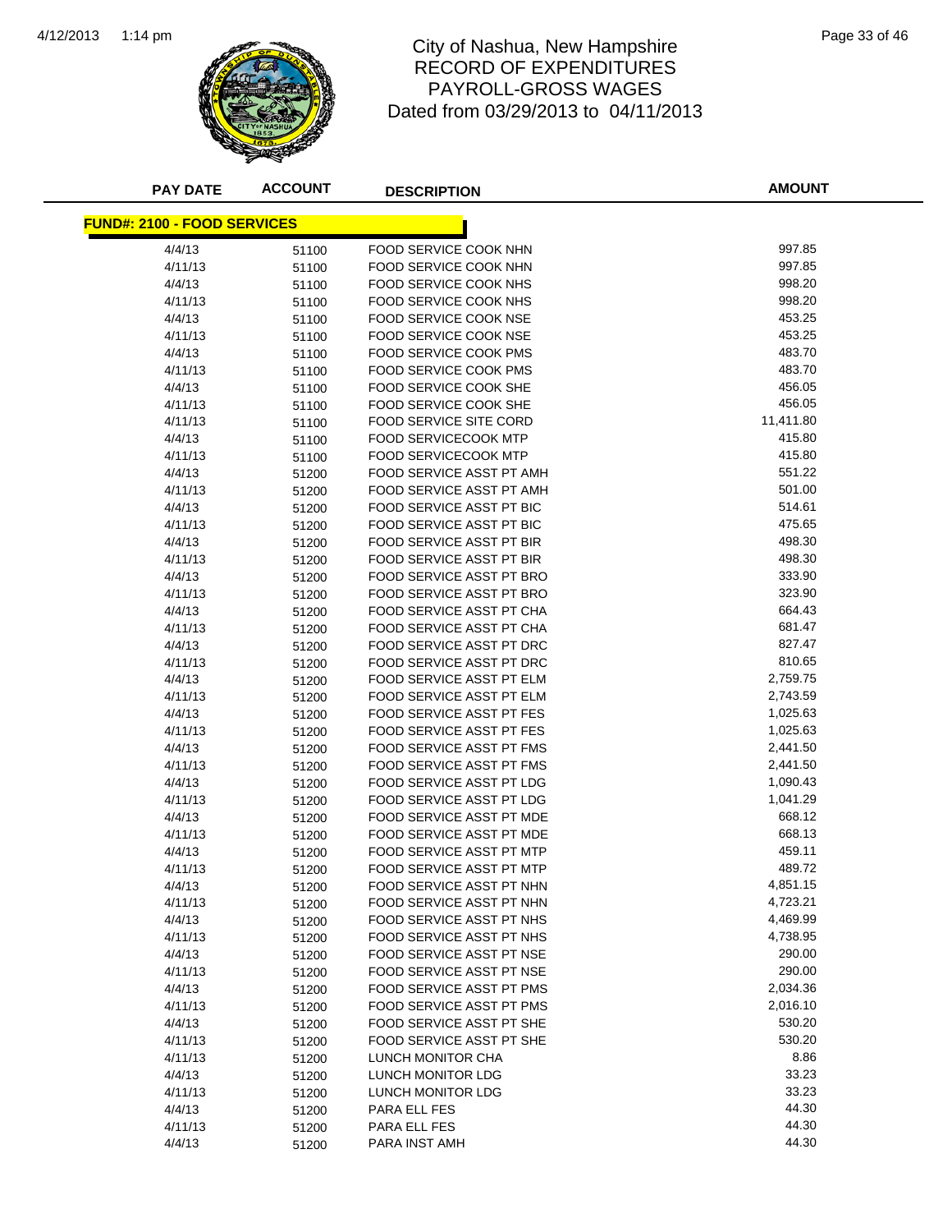# City of Nashua, New Hampshire
## RECORD OF EXPENDITURES
## PAYROLL-GROSS WAGES
## Dated from 03/29/2013 to 04/11/2013

| PAY DATE | ACCOUNT | DESCRIPTION | AMOUNT |
|---|---|---|---|
| **FUND#: 2100 - FOOD SERVICES** | | | |
| 4/4/13 | 51100 | FOOD SERVICE COOK NHN | 997.85 |
| 4/11/13 | 51100 | FOOD SERVICE COOK NHN | 997.85 |
| 4/4/13 | 51100 | FOOD SERVICE COOK NHS | 998.20 |
| 4/11/13 | 51100 | FOOD SERVICE COOK NHS | 998.20 |
| 4/4/13 | 51100 | FOOD SERVICE COOK NSE | 453.25 |
| 4/11/13 | 51100 | FOOD SERVICE COOK NSE | 453.25 |
| 4/4/13 | 51100 | FOOD SERVICE COOK PMS | 483.70 |
| 4/11/13 | 51100 | FOOD SERVICE COOK PMS | 483.70 |
| 4/4/13 | 51100 | FOOD SERVICE COOK SHE | 456.05 |
| 4/11/13 | 51100 | FOOD SERVICE COOK SHE | 456.05 |
| 4/11/13 | 51100 | FOOD SERVICE SITE CORD | 11,411.80 |
| 4/4/13 | 51100 | FOOD SERVICECOOK MTP | 415.80 |
| 4/11/13 | 51100 | FOOD SERVICECOOK MTP | 415.80 |
| 4/4/13 | 51200 | FOOD SERVICE ASST PT AMH | 551.22 |
| 4/11/13 | 51200 | FOOD SERVICE ASST PT AMH | 501.00 |
| 4/4/13 | 51200 | FOOD SERVICE ASST PT BIC | 514.61 |
| 4/11/13 | 51200 | FOOD SERVICE ASST PT BIC | 475.65 |
| 4/4/13 | 51200 | FOOD SERVICE ASST PT BIR | 498.30 |
| 4/11/13 | 51200 | FOOD SERVICE ASST PT BIR | 498.30 |
| 4/4/13 | 51200 | FOOD SERVICE ASST PT BRO | 333.90 |
| 4/11/13 | 51200 | FOOD SERVICE ASST PT BRO | 323.90 |
| 4/4/13 | 51200 | FOOD SERVICE ASST PT CHA | 664.43 |
| 4/11/13 | 51200 | FOOD SERVICE ASST PT CHA | 681.47 |
| 4/4/13 | 51200 | FOOD SERVICE ASST PT DRC | 827.47 |
| 4/11/13 | 51200 | FOOD SERVICE ASST PT DRC | 810.65 |
| 4/4/13 | 51200 | FOOD SERVICE ASST PT ELM | 2,759.75 |
| 4/11/13 | 51200 | FOOD SERVICE ASST PT ELM | 2,743.59 |
| 4/4/13 | 51200 | FOOD SERVICE ASST PT FES | 1,025.63 |
| 4/11/13 | 51200 | FOOD SERVICE ASST PT FES | 1,025.63 |
| 4/4/13 | 51200 | FOOD SERVICE ASST PT FMS | 2,441.50 |
| 4/11/13 | 51200 | FOOD SERVICE ASST PT FMS | 2,441.50 |
| 4/4/13 | 51200 | FOOD SERVICE ASST PT LDG | 1,090.43 |
| 4/11/13 | 51200 | FOOD SERVICE ASST PT LDG | 1,041.29 |
| 4/4/13 | 51200 | FOOD SERVICE ASST PT MDE | 668.12 |
| 4/11/13 | 51200 | FOOD SERVICE ASST PT MDE | 668.13 |
| 4/4/13 | 51200 | FOOD SERVICE ASST PT MTP | 459.11 |
| 4/11/13 | 51200 | FOOD SERVICE ASST PT MTP | 489.72 |
| 4/4/13 | 51200 | FOOD SERVICE ASST PT NHN | 4,851.15 |
| 4/11/13 | 51200 | FOOD SERVICE ASST PT NHN | 4,723.21 |
| 4/4/13 | 51200 | FOOD SERVICE ASST PT NHS | 4,469.99 |
| 4/11/13 | 51200 | FOOD SERVICE ASST PT NHS | 4,738.95 |
| 4/4/13 | 51200 | FOOD SERVICE ASST PT NSE | 290.00 |
| 4/11/13 | 51200 | FOOD SERVICE ASST PT NSE | 290.00 |
| 4/4/13 | 51200 | FOOD SERVICE ASST PT PMS | 2,034.36 |
| 4/11/13 | 51200 | FOOD SERVICE ASST PT PMS | 2,016.10 |
| 4/4/13 | 51200 | FOOD SERVICE ASST PT SHE | 530.20 |
| 4/11/13 | 51200 | FOOD SERVICE ASST PT SHE | 530.20 |
| 4/11/13 | 51200 | LUNCH MONITOR CHA | 8.86 |
| 4/4/13 | 51200 | LUNCH MONITOR LDG | 33.23 |
| 4/11/13 | 51200 | LUNCH MONITOR LDG | 33.23 |
| 4/4/13 | 51200 | PARA ELL FES | 44.30 |
| 4/11/13 | 51200 | PARA ELL FES | 44.30 |
| 4/4/13 | 51200 | PARA INST AMH | 44.30 |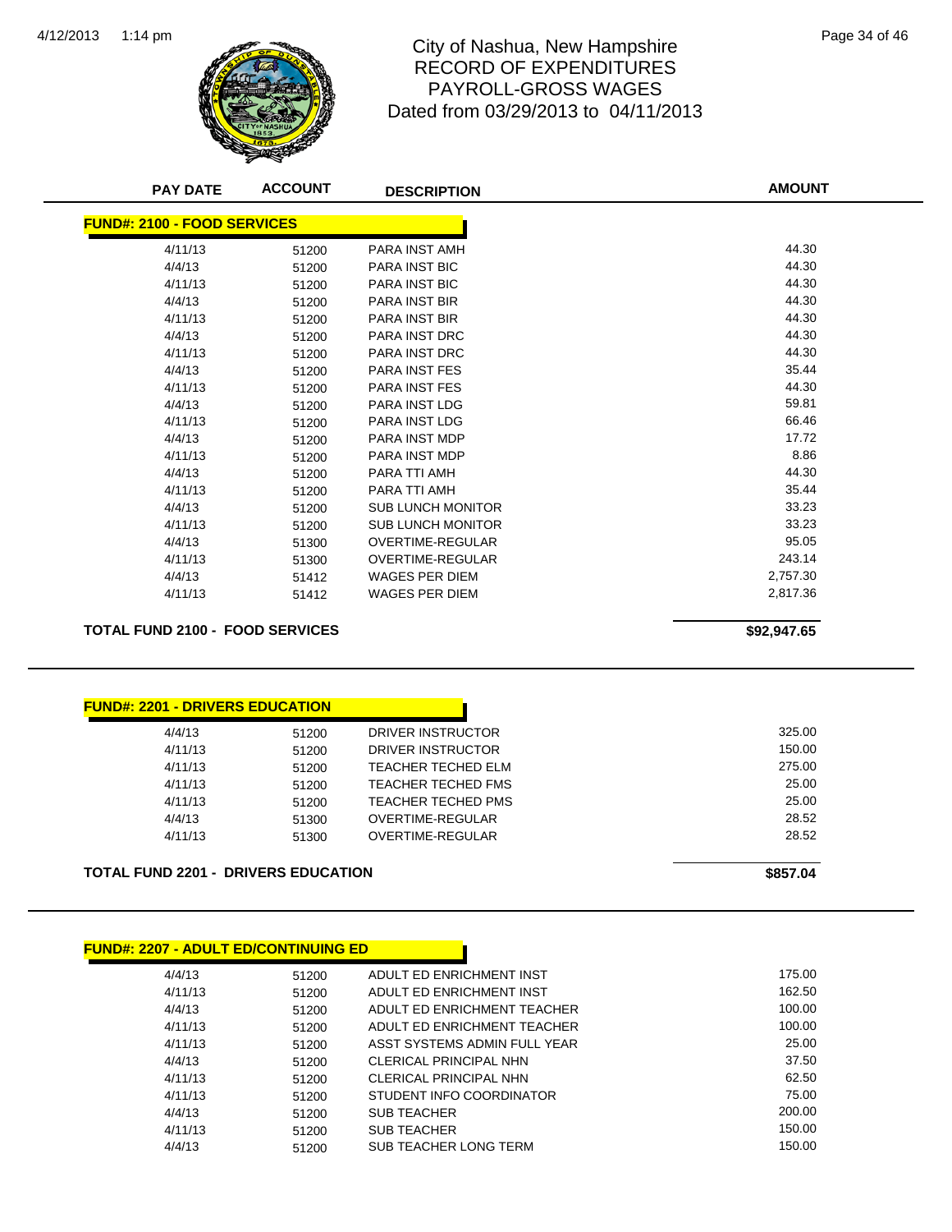# City of Nashua, New Hampshire
## RECORD OF EXPENDITURES
## PAYROLL-GROSS WAGES
## Dated from 03/29/2013 to 04/11/2013

**FUND#: 2100 - FOOD SERVICES**

| PAY DATE | ACCOUNT | DESCRIPTION | AMOUNT |
|---|---|---|---|
| 4/11/13 | 51200 | PARA INST AMH | 44.30 |
| 4/4/13 | 51200 | PARA INST BIC | 44.30 |
| 4/11/13 | 51200 | PARA INST BIC | 44.30 |
| 4/4/13 | 51200 | PARA INST BIR | 44.30 |
| 4/11/13 | 51200 | PARA INST BIR | 44.30 |
| 4/4/13 | 51200 | PARA INST DRC | 44.30 |
| 4/11/13 | 51200 | PARA INST DRC | 44.30 |
| 4/4/13 | 51200 | PARA INST FES | 35.44 |
| 4/11/13 | 51200 | PARA INST FES | 44.30 |
| 4/4/13 | 51200 | PARA INST LDG | 59.81 |
| 4/11/13 | 51200 | PARA INST LDG | 66.46 |
| 4/4/13 | 51200 | PARA INST MDP | 17.72 |
| 4/11/13 | 51200 | PARA INST MDP | 8.86 |
| 4/4/13 | 51200 | PARA TTI AMH | 44.30 |
| 4/11/13 | 51200 | PARA TTI AMH | 35.44 |
| 4/4/13 | 51200 | SUB LUNCH MONITOR | 33.23 |
| 4/11/13 | 51200 | SUB LUNCH MONITOR | 33.23 |
| 4/4/13 | 51300 | OVERTIME-REGULAR | 95.05 |
| 4/11/13 | 51300 | OVERTIME-REGULAR | 243.14 |
| 4/4/13 | 51412 | WAGES PER DIEM | 2,757.30 |
| 4/11/13 | 51412 | WAGES PER DIEM | 2,817.36 |

**TOTAL FUND 2100 - FOOD SERVICES** **$92,947.65**

**FUND#: 2201 - DRIVERS EDUCATION**

| PAY DATE | ACCOUNT | DESCRIPTION | AMOUNT |
|---|---|---|---|
| 4/4/13 | 51200 | DRIVER INSTRUCTOR | 325.00 |
| 4/11/13 | 51200 | DRIVER INSTRUCTOR | 150.00 |
| 4/11/13 | 51200 | TEACHER TECHED ELM | 275.00 |
| 4/11/13 | 51200 | TEACHER TECHED FMS | 25.00 |
| 4/11/13 | 51200 | TEACHER TECHED PMS | 25.00 |
| 4/4/13 | 51300 | OVERTIME-REGULAR | 28.52 |
| 4/11/13 | 51300 | OVERTIME-REGULAR | 28.52 |

**TOTAL FUND 2201 - DRIVERS EDUCATION** **$857.04**

**FUND#: 2207 - ADULT ED/CONTINUING ED**

| PAY DATE | ACCOUNT | DESCRIPTION | AMOUNT |
|---|---|---|---|
| 4/4/13 | 51200 | ADULT ED ENRICHMENT INST | 175.00 |
| 4/11/13 | 51200 | ADULT ED ENRICHMENT INST | 162.50 |
| 4/4/13 | 51200 | ADULT ED ENRICHMENT TEACHER | 100.00 |
| 4/11/13 | 51200 | ADULT ED ENRICHMENT TEACHER | 100.00 |
| 4/11/13 | 51200 | ASST SYSTEMS ADMIN FULL YEAR | 25.00 |
| 4/4/13 | 51200 | CLERICAL PRINCIPAL NHN | 37.50 |
| 4/11/13 | 51200 | CLERICAL PRINCIPAL NHN | 62.50 |
| 4/11/13 | 51200 | STUDENT INFO COORDINATOR | 75.00 |
| 4/4/13 | 51200 | SUB TEACHER | 200.00 |
| 4/11/13 | 51200 | SUB TEACHER | 150.00 |
| 4/4/13 | 51200 | SUB TEACHER LONG TERM | 150.00 |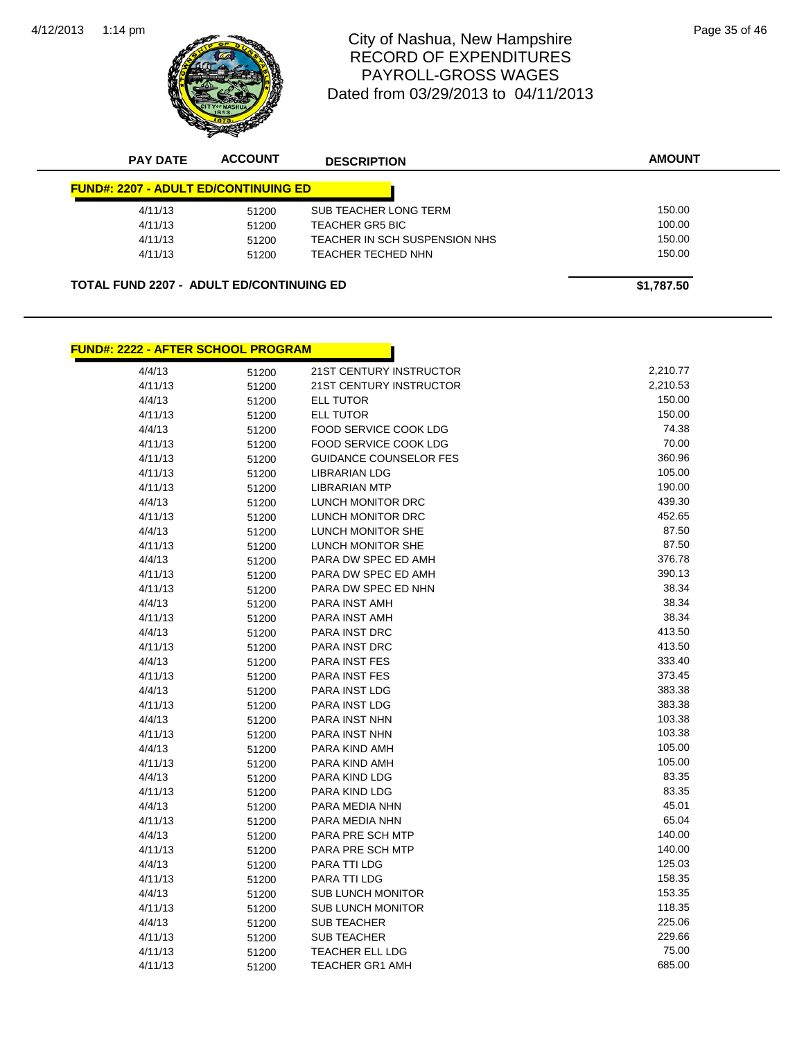# City of Nashua, New Hampshire
## RECORD OF EXPENDITURES
## PAYROLL-GROSS WAGES
## Dated from 03/29/2013 to 04/11/2013

| PAY DATE | ACCOUNT | DESCRIPTION | AMOUNT |
|---|---|---|---|
| **FUND#: 2207 - ADULT ED/CONTINUING ED** | | | |
| 4/11/13 | 51200 | SUB TEACHER LONG TERM | 150.00 |
| 4/11/13 | 51200 | TEACHER GR5 BIC | 100.00 |
| 4/11/13 | 51200 | TEACHER IN SCH SUSPENSION NHS | 150.00 |
| 4/11/13 | 51200 | TEACHER TECHED NHN | 150.00 |
| **TOTAL FUND 2207 - ADULT ED/CONTINUING ED** | | | **$1,787.50** |

| PAY DATE | ACCOUNT | DESCRIPTION | AMOUNT |
|---|---|---|---|
| **FUND#: 2222 - AFTER SCHOOL PROGRAM** | | | |
| 4/4/13 | 51200 | 21ST CENTURY INSTRUCTOR | 2,210.77 |
| 4/11/13 | 51200 | 21ST CENTURY INSTRUCTOR | 2,210.53 |
| 4/4/13 | 51200 | ELL TUTOR | 150.00 |
| 4/11/13 | 51200 | ELL TUTOR | 150.00 |
| 4/4/13 | 51200 | FOOD SERVICE COOK LDG | 74.38 |
| 4/11/13 | 51200 | FOOD SERVICE COOK LDG | 70.00 |
| 4/11/13 | 51200 | GUIDANCE COUNSELOR FES | 360.96 |
| 4/11/13 | 51200 | LIBRARIAN LDG | 105.00 |
| 4/11/13 | 51200 | LIBRARIAN MTP | 190.00 |
| 4/4/13 | 51200 | LUNCH MONITOR DRC | 439.30 |
| 4/11/13 | 51200 | LUNCH MONITOR DRC | 452.65 |
| 4/4/13 | 51200 | LUNCH MONITOR SHE | 87.50 |
| 4/11/13 | 51200 | LUNCH MONITOR SHE | 87.50 |
| 4/4/13 | 51200 | PARA DW SPEC ED AMH | 376.78 |
| 4/11/13 | 51200 | PARA DW SPEC ED AMH | 390.13 |
| 4/11/13 | 51200 | PARA DW SPEC ED NHN | 38.34 |
| 4/4/13 | 51200 | PARA INST AMH | 38.34 |
| 4/11/13 | 51200 | PARA INST AMH | 38.34 |
| 4/4/13 | 51200 | PARA INST DRC | 413.50 |
| 4/11/13 | 51200 | PARA INST DRC | 413.50 |
| 4/4/13 | 51200 | PARA INST FES | 333.40 |
| 4/11/13 | 51200 | PARA INST FES | 373.45 |
| 4/4/13 | 51200 | PARA INST LDG | 383.38 |
| 4/11/13 | 51200 | PARA INST LDG | 383.38 |
| 4/4/13 | 51200 | PARA INST NHN | 103.38 |
| 4/11/13 | 51200 | PARA INST NHN | 103.38 |
| 4/4/13 | 51200 | PARA KIND AMH | 105.00 |
| 4/11/13 | 51200 | PARA KIND AMH | 105.00 |
| 4/4/13 | 51200 | PARA KIND LDG | 83.35 |
| 4/11/13 | 51200 | PARA KIND LDG | 83.35 |
| 4/4/13 | 51200 | PARA MEDIA NHN | 45.01 |
| 4/11/13 | 51200 | PARA MEDIA NHN | 65.04 |
| 4/4/13 | 51200 | PARA PRE SCH MTP | 140.00 |
| 4/11/13 | 51200 | PARA PRE SCH MTP | 140.00 |
| 4/4/13 | 51200 | PARA TTI LDG | 125.03 |
| 4/11/13 | 51200 | PARA TTI LDG | 158.35 |
| 4/4/13 | 51200 | SUB LUNCH MONITOR | 153.35 |
| 4/11/13 | 51200 | SUB LUNCH MONITOR | 118.35 |
| 4/4/13 | 51200 | SUB TEACHER | 225.06 |
| 4/11/13 | 51200 | SUB TEACHER | 229.66 |
| 4/11/13 | 51200 | TEACHER ELL LDG | 75.00 |
| 4/11/13 | 51200 | TEACHER GR1 AMH | 685.00 |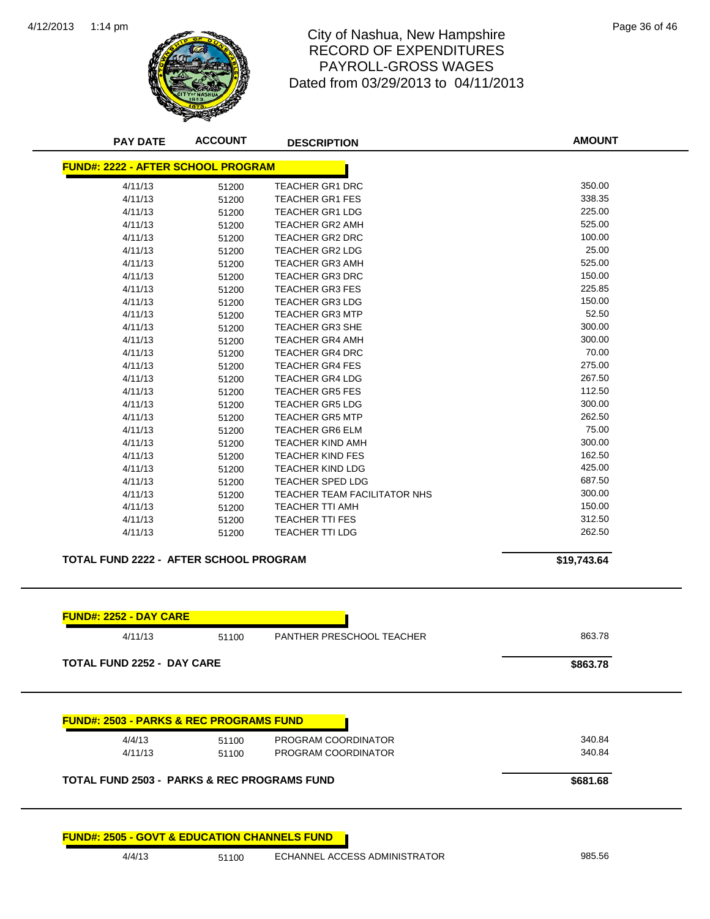# City of Nashua, New Hampshire
## RECORD OF EXPENDITURES
## PAYROLL-GROSS WAGES
### Dated from 03/29/2013 to 04/11/2013

| PAY DATE | ACCOUNT | DESCRIPTION | AMOUNT |
|---|---|---|---|
| **FUND#: 2222 - AFTER SCHOOL PROGRAM** | | | |
| 4/11/13 | 51200 | TEACHER GR1 DRC | 350.00 |
| 4/11/13 | 51200 | TEACHER GR1 FES | 338.35 |
| 4/11/13 | 51200 | TEACHER GR1 LDG | 225.00 |
| 4/11/13 | 51200 | TEACHER GR2 AMH | 525.00 |
| 4/11/13 | 51200 | TEACHER GR2 DRC | 100.00 |
| 4/11/13 | 51200 | TEACHER GR2 LDG | 25.00 |
| 4/11/13 | 51200 | TEACHER GR3 AMH | 525.00 |
| 4/11/13 | 51200 | TEACHER GR3 DRC | 150.00 |
| 4/11/13 | 51200 | TEACHER GR3 FES | 225.85 |
| 4/11/13 | 51200 | TEACHER GR3 LDG | 150.00 |
| 4/11/13 | 51200 | TEACHER GR3 MTP | 52.50 |
| 4/11/13 | 51200 | TEACHER GR3 SHE | 300.00 |
| 4/11/13 | 51200 | TEACHER GR4 AMH | 300.00 |
| 4/11/13 | 51200 | TEACHER GR4 DRC | 70.00 |
| 4/11/13 | 51200 | TEACHER GR4 FES | 275.00 |
| 4/11/13 | 51200 | TEACHER GR4 LDG | 267.50 |
| 4/11/13 | 51200 | TEACHER GR5 FES | 112.50 |
| 4/11/13 | 51200 | TEACHER GR5 LDG | 300.00 |
| 4/11/13 | 51200 | TEACHER GR5 MTP | 262.50 |
| 4/11/13 | 51200 | TEACHER GR6 ELM | 75.00 |
| 4/11/13 | 51200 | TEACHER KIND AMH | 300.00 |
| 4/11/13 | 51200 | TEACHER KIND FES | 162.50 |
| 4/11/13 | 51200 | TEACHER KIND LDG | 425.00 |
| 4/11/13 | 51200 | TEACHER SPED LDG | 687.50 |
| 4/11/13 | 51200 | TEACHER TEAM FACILITATOR NHS | 300.00 |
| 4/11/13 | 51200 | TEACHER TTI AMH | 150.00 |
| 4/11/13 | 51200 | TEACHER TTI FES | 312.50 |
| 4/11/13 | 51200 | TEACHER TTI LDG | 262.50 |
| **TOTAL FUND 2222 - AFTER SCHOOL PROGRAM** | | | **$19,743.64** |
| **FUND#: 2252 - DAY CARE** | | | |
| 4/11/13 | 51100 | PANTHER PRESCHOOL TEACHER | 863.78 |
| **TOTAL FUND 2252 - DAY CARE** | | | **$863.78** |
| **FUND#: 2503 - PARKS & REC PROGRAMS FUND** | | | |
| 4/4/13 | 51100 | PROGRAM COORDINATOR | 340.84 |
| 4/11/13 | 51100 | PROGRAM COORDINATOR | 340.84 |
| **TOTAL FUND 2503 - PARKS & REC PROGRAMS FUND** | | | **$681.68** |
| **FUND#: 2505 - GOVT & EDUCATION CHANNELS FUND** | | | |
| 4/4/13 | 51100 | ECHANNEL ACCESS ADMINISTRATOR | 985.56 |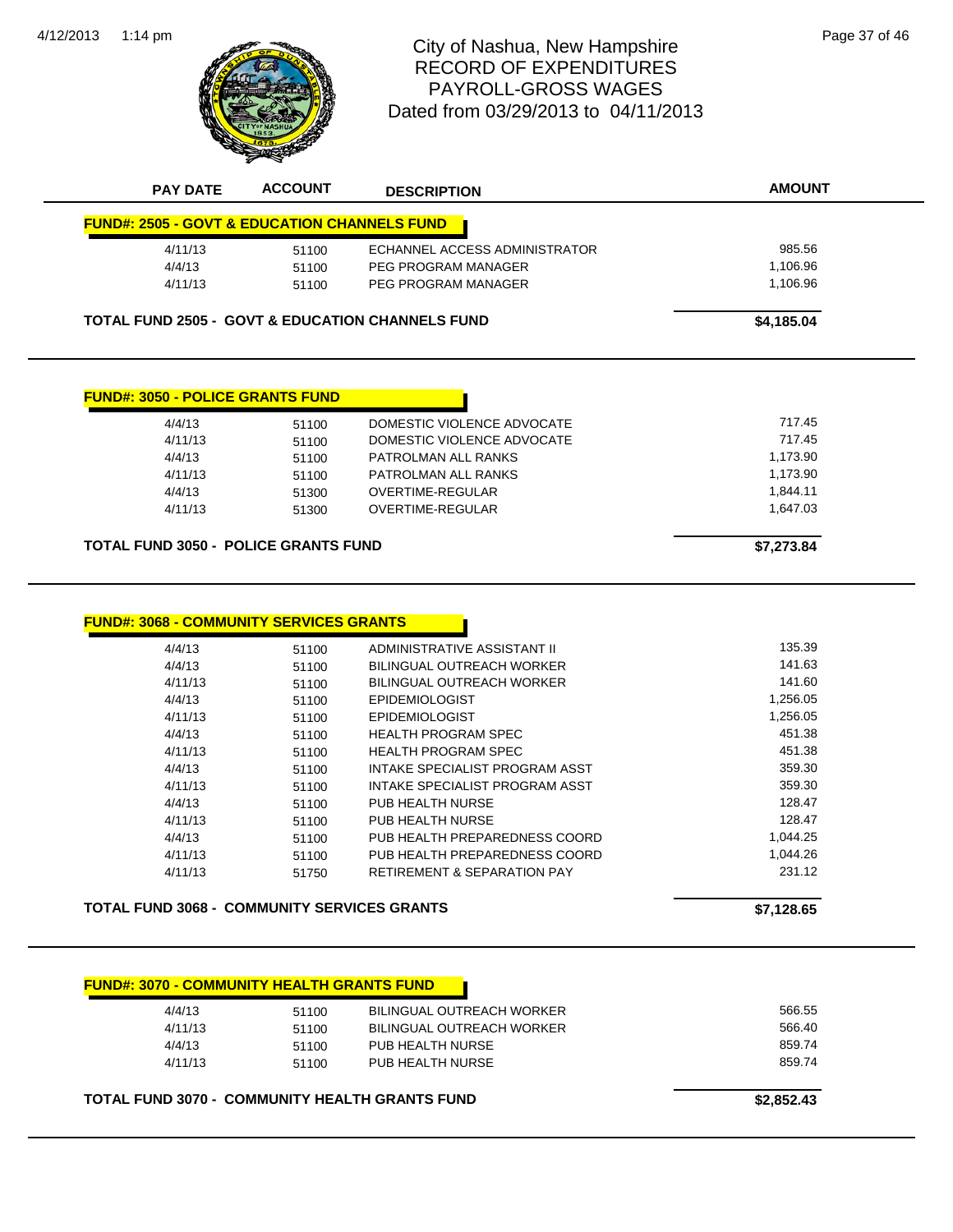# City of Nashua, New Hampshire
## RECORD OF EXPENDITURES
## PAYROLL-GROSS WAGES
## Dated from 03/29/2013 to 04/11/2013

| PAY DATE | ACCOUNT | DESCRIPTION | AMOUNT |
|---|---|---|---|
| **FUND#: 2505 - GOVT & EDUCATION CHANNELS FUND** | | | |
| 4/11/13 | 51100 | ECHANNEL ACCESS ADMINISTRATOR | 985.56 |
| 4/4/13 | 51100 | PEG PROGRAM MANAGER | 1,106.96 |
| 4/11/13 | 51100 | PEG PROGRAM MANAGER | 1,106.96 |
| **TOTAL FUND 2505 - GOVT & EDUCATION CHANNELS FUND** | | | **$4,185.04** |

| PAY DATE | ACCOUNT | DESCRIPTION | AMOUNT |
|---|---|---|---|
| **FUND#: 3050 - POLICE GRANTS FUND** | | | |
| 4/4/13 | 51100 | DOMESTIC VIOLENCE ADVOCATE | 717.45 |
| 4/11/13 | 51100 | DOMESTIC VIOLENCE ADVOCATE | 717.45 |
| 4/4/13 | 51100 | PATROLMAN ALL RANKS | 1,173.90 |
| 4/11/13 | 51100 | PATROLMAN ALL RANKS | 1,173.90 |
| 4/4/13 | 51300 | OVERTIME-REGULAR | 1,844.11 |
| 4/11/13 | 51300 | OVERTIME-REGULAR | 1,647.03 |
| **TOTAL FUND 3050 - POLICE GRANTS FUND** | | | **$7,273.84** |

| PAY DATE | ACCOUNT | DESCRIPTION | AMOUNT |
|---|---|---|---|
| **FUND#: 3068 - COMMUNITY SERVICES GRANTS** | | | |
| 4/4/13 | 51100 | ADMINISTRATIVE ASSISTANT II | 135.39 |
| 4/4/13 | 51100 | BILINGUAL OUTREACH WORKER | 141.63 |
| 4/11/13 | 51100 | BILINGUAL OUTREACH WORKER | 141.60 |
| 4/4/13 | 51100 | EPIDEMIOLOGIST | 1,256.05 |
| 4/11/13 | 51100 | EPIDEMIOLOGIST | 1,256.05 |
| 4/4/13 | 51100 | HEALTH PROGRAM SPEC | 451.38 |
| 4/11/13 | 51100 | HEALTH PROGRAM SPEC | 451.38 |
| 4/4/13 | 51100 | INTAKE SPECIALIST PROGRAM ASST | 359.30 |
| 4/11/13 | 51100 | INTAKE SPECIALIST PROGRAM ASST | 359.30 |
| 4/4/13 | 51100 | PUB HEALTH NURSE | 128.47 |
| 4/11/13 | 51100 | PUB HEALTH NURSE | 128.47 |
| 4/4/13 | 51100 | PUB HEALTH PREPAREDNESS COORD | 1,044.25 |
| 4/11/13 | 51100 | PUB HEALTH PREPAREDNESS COORD | 1,044.26 |
| 4/11/13 | 51750 | RETIREMENT & SEPARATION PAY | 231.12 |
| **TOTAL FUND 3068 - COMMUNITY SERVICES GRANTS** | | | **$7,128.65** |

| PAY DATE | ACCOUNT | DESCRIPTION | AMOUNT |
|---|---|---|---|
| **FUND#: 3070 - COMMUNITY HEALTH GRANTS FUND** | | | |
| 4/4/13 | 51100 | BILINGUAL OUTREACH WORKER | 566.55 |
| 4/11/13 | 51100 | BILINGUAL OUTREACH WORKER | 566.40 |
| 4/4/13 | 51100 | PUB HEALTH NURSE | 859.74 |
| 4/11/13 | 51100 | PUB HEALTH NURSE | 859.74 |
| **TOTAL FUND 3070 - COMMUNITY HEALTH GRANTS FUND** | | | **$2,852.43** |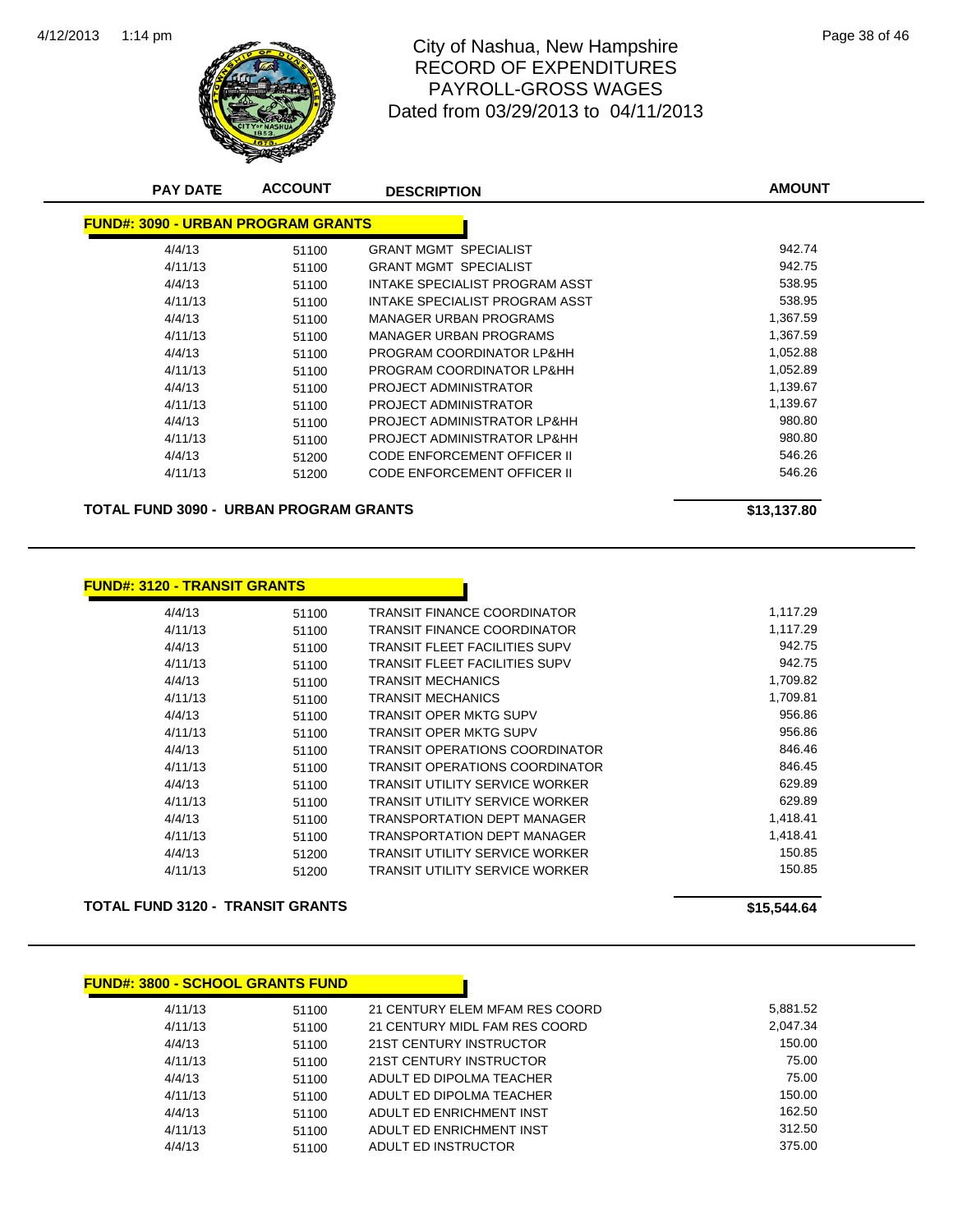# City of Nashua, New Hampshire
## RECORD OF EXPENDITURES
## PAYROLL-GROSS WAGES
## Dated from 03/29/2013 to 04/11/2013

| PAY DATE | ACCOUNT | DESCRIPTION | AMOUNT |
|---|---|---|---|
| **FUND#: 3090 - URBAN PROGRAM GRANTS** | | | |
| 4/4/13 | 51100 | GRANT MGMT SPECIALIST | 942.74 |
| 4/11/13 | 51100 | GRANT MGMT SPECIALIST | 942.75 |
| 4/4/13 | 51100 | INTAKE SPECIALIST PROGRAM ASST | 538.95 |
| 4/11/13 | 51100 | INTAKE SPECIALIST PROGRAM ASST | 538.95 |
| 4/4/13 | 51100 | MANAGER URBAN PROGRAMS | 1,367.59 |
| 4/11/13 | 51100 | MANAGER URBAN PROGRAMS | 1,367.59 |
| 4/4/13 | 51100 | PROGRAM COORDINATOR LP&HH | 1,052.88 |
| 4/11/13 | 51100 | PROGRAM COORDINATOR LP&HH | 1,052.89 |
| 4/4/13 | 51100 | PROJECT ADMINISTRATOR | 1,139.67 |
| 4/11/13 | 51100 | PROJECT ADMINISTRATOR | 1,139.67 |
| 4/4/13 | 51100 | PROJECT ADMINISTRATOR LP&HH | 980.80 |
| 4/11/13 | 51100 | PROJECT ADMINISTRATOR LP&HH | 980.80 |
| 4/4/13 | 51200 | CODE ENFORCEMENT OFFICER II | 546.26 |
| 4/11/13 | 51200 | CODE ENFORCEMENT OFFICER II | 546.26 |
| **TOTAL FUND 3090 - URBAN PROGRAM GRANTS** | | | **$13,137.80** |

| PAY DATE | ACCOUNT | DESCRIPTION | AMOUNT |
|---|---|---|---|
| **FUND#: 3120 - TRANSIT GRANTS** | | | |
| 4/4/13 | 51100 | TRANSIT FINANCE COORDINATOR | 1,117.29 |
| 4/11/13 | 51100 | TRANSIT FINANCE COORDINATOR | 1,117.29 |
| 4/4/13 | 51100 | TRANSIT FLEET FACILITIES SUPV | 942.75 |
| 4/11/13 | 51100 | TRANSIT FLEET FACILITIES SUPV | 942.75 |
| 4/4/13 | 51100 | TRANSIT MECHANICS | 1,709.82 |
| 4/11/13 | 51100 | TRANSIT MECHANICS | 1,709.81 |
| 4/4/13 | 51100 | TRANSIT OPER MKTG SUPV | 956.86 |
| 4/11/13 | 51100 | TRANSIT OPER MKTG SUPV | 956.86 |
| 4/4/13 | 51100 | TRANSIT OPERATIONS COORDINATOR | 846.46 |
| 4/11/13 | 51100 | TRANSIT OPERATIONS COORDINATOR | 846.45 |
| 4/4/13 | 51100 | TRANSIT UTILITY SERVICE WORKER | 629.89 |
| 4/11/13 | 51100 | TRANSIT UTILITY SERVICE WORKER | 629.89 |
| 4/4/13 | 51100 | TRANSPORTATION DEPT MANAGER | 1,418.41 |
| 4/11/13 | 51100 | TRANSPORTATION DEPT MANAGER | 1,418.41 |
| 4/4/13 | 51200 | TRANSIT UTILITY SERVICE WORKER | 150.85 |
| 4/11/13 | 51200 | TRANSIT UTILITY SERVICE WORKER | 150.85 |
| **TOTAL FUND 3120 - TRANSIT GRANTS** | | | **$15,544.64** |

| PAY DATE | ACCOUNT | DESCRIPTION | AMOUNT |
|---|---|---|---|
| **FUND#: 3800 - SCHOOL GRANTS FUND** | | | |
| 4/11/13 | 51100 | 21 CENTURY ELEM MFAM RES COORD | 5,881.52 |
| 4/11/13 | 51100 | 21 CENTURY MIDL FAM RES COORD | 2,047.34 |
| 4/4/13 | 51100 | 21ST CENTURY INSTRUCTOR | 150.00 |
| 4/11/13 | 51100 | 21ST CENTURY INSTRUCTOR | 75.00 |
| 4/4/13 | 51100 | ADULT ED DIPOLMA TEACHER | 75.00 |
| 4/11/13 | 51100 | ADULT ED DIPOLMA TEACHER | 150.00 |
| 4/4/13 | 51100 | ADULT ED ENRICHMENT INST | 162.50 |
| 4/11/13 | 51100 | ADULT ED ENRICHMENT INST | 312.50 |
| 4/4/13 | 51100 | ADULT ED INSTRUCTOR | 375.00 |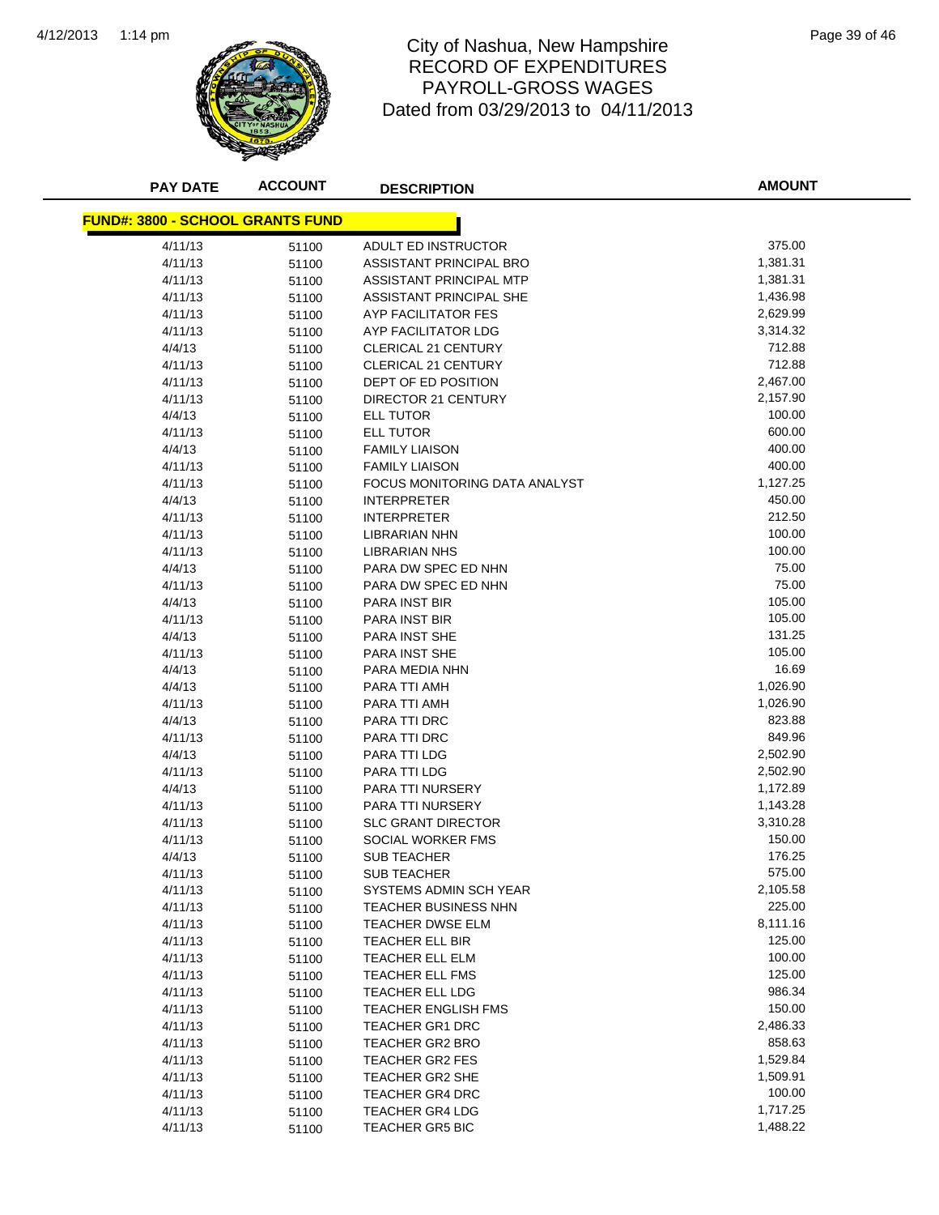# City of Nashua, New Hampshire
## RECORD OF EXPENDITURES
## PAYROLL-GROSS WAGES
## Dated from 03/29/2013 to 04/11/2013

**FUND#: 3800 - SCHOOL GRANTS FUND**

| PAY DATE | ACCOUNT | DESCRIPTION | AMOUNT |
|---|---|---|---|
| 4/11/13 | 51100 | ADULT ED INSTRUCTOR | 375.00 |
| 4/11/13 | 51100 | ASSISTANT PRINCIPAL BRO | 1,381.31 |
| 4/11/13 | 51100 | ASSISTANT PRINCIPAL MTP | 1,381.31 |
| 4/11/13 | 51100 | ASSISTANT PRINCIPAL SHE | 1,436.98 |
| 4/11/13 | 51100 | AYP FACILITATOR FES | 2,629.99 |
| 4/11/13 | 51100 | AYP FACILITATOR LDG | 3,314.32 |
| 4/4/13 | 51100 | CLERICAL 21 CENTURY | 712.88 |
| 4/11/13 | 51100 | CLERICAL 21 CENTURY | 712.88 |
| 4/11/13 | 51100 | DEPT OF ED POSITION | 2,467.00 |
| 4/11/13 | 51100 | DIRECTOR 21 CENTURY | 2,157.90 |
| 4/4/13 | 51100 | ELL TUTOR | 100.00 |
| 4/11/13 | 51100 | ELL TUTOR | 600.00 |
| 4/4/13 | 51100 | FAMILY LIAISON | 400.00 |
| 4/11/13 | 51100 | FAMILY LIAISON | 400.00 |
| 4/11/13 | 51100 | FOCUS MONITORING DATA ANALYST | 1,127.25 |
| 4/4/13 | 51100 | INTERPRETER | 450.00 |
| 4/11/13 | 51100 | INTERPRETER | 212.50 |
| 4/11/13 | 51100 | LIBRARIAN NHN | 100.00 |
| 4/11/13 | 51100 | LIBRARIAN NHS | 100.00 |
| 4/4/13 | 51100 | PARA DW SPEC ED NHN | 75.00 |
| 4/11/13 | 51100 | PARA DW SPEC ED NHN | 75.00 |
| 4/4/13 | 51100 | PARA INST BIR | 105.00 |
| 4/11/13 | 51100 | PARA INST BIR | 105.00 |
| 4/4/13 | 51100 | PARA INST SHE | 131.25 |
| 4/11/13 | 51100 | PARA INST SHE | 105.00 |
| 4/4/13 | 51100 | PARA MEDIA NHN | 16.69 |
| 4/4/13 | 51100 | PARA TTI AMH | 1,026.90 |
| 4/11/13 | 51100 | PARA TTI AMH | 1,026.90 |
| 4/4/13 | 51100 | PARA TTI DRC | 823.88 |
| 4/11/13 | 51100 | PARA TTI DRC | 849.96 |
| 4/4/13 | 51100 | PARA TTI LDG | 2,502.90 |
| 4/11/13 | 51100 | PARA TTI LDG | 2,502.90 |
| 4/4/13 | 51100 | PARA TTI NURSERY | 1,172.89 |
| 4/11/13 | 51100 | PARA TTI NURSERY | 1,143.28 |
| 4/11/13 | 51100 | SLC GRANT DIRECTOR | 3,310.28 |
| 4/11/13 | 51100 | SOCIAL WORKER FMS | 150.00 |
| 4/4/13 | 51100 | SUB TEACHER | 176.25 |
| 4/11/13 | 51100 | SUB TEACHER | 575.00 |
| 4/11/13 | 51100 | SYSTEMS ADMIN SCH YEAR | 2,105.58 |
| 4/11/13 | 51100 | TEACHER BUSINESS NHN | 225.00 |
| 4/11/13 | 51100 | TEACHER DWSE ELM | 8,111.16 |
| 4/11/13 | 51100 | TEACHER ELL BIR | 125.00 |
| 4/11/13 | 51100 | TEACHER ELL ELM | 100.00 |
| 4/11/13 | 51100 | TEACHER ELL FMS | 125.00 |
| 4/11/13 | 51100 | TEACHER ELL LDG | 986.34 |
| 4/11/13 | 51100 | TEACHER ENGLISH FMS | 150.00 |
| 4/11/13 | 51100 | TEACHER GR1 DRC | 2,486.33 |
| 4/11/13 | 51100 | TEACHER GR2 BRO | 858.63 |
| 4/11/13 | 51100 | TEACHER GR2 FES | 1,529.84 |
| 4/11/13 | 51100 | TEACHER GR2 SHE | 1,509.91 |
| 4/11/13 | 51100 | TEACHER GR4 DRC | 100.00 |
| 4/11/13 | 51100 | TEACHER GR4 LDG | 1,717.25 |
| 4/11/13 | 51100 | TEACHER GR5 BIC | 1,488.22 |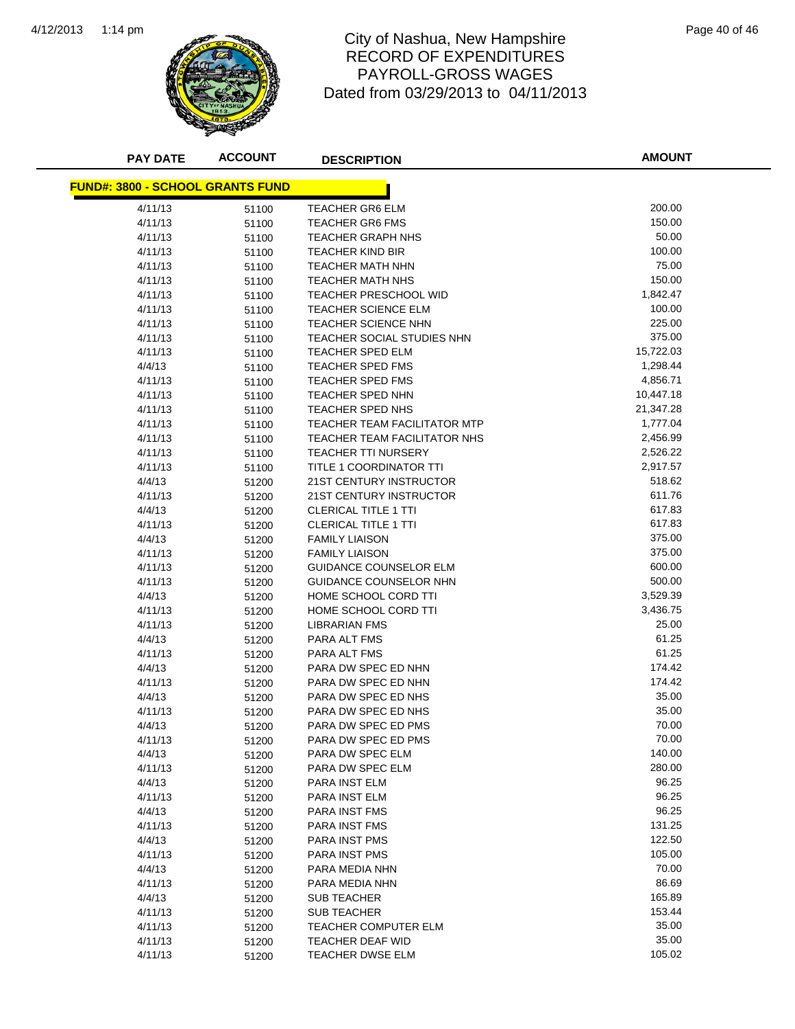# City of Nashua, New Hampshire
# RECORD OF EXPENDITURES
# PAYROLL-GROSS WAGES
# Dated from 03/29/2013 to 04/11/2013

| PAY DATE | ACCOUNT | DESCRIPTION | AMOUNT |
|---|---|---|---|
| **FUND#: 3800 - SCHOOL GRANTS FUND** | | | |
| 4/11/13 | 51100 | TEACHER GR6 ELM | 200.00 |
| 4/11/13 | 51100 | TEACHER GR6 FMS | 150.00 |
| 4/11/13 | 51100 | TEACHER GRAPH NHS | 50.00 |
| 4/11/13 | 51100 | TEACHER KIND BIR | 100.00 |
| 4/11/13 | 51100 | TEACHER MATH NHN | 75.00 |
| 4/11/13 | 51100 | TEACHER MATH NHS | 150.00 |
| 4/11/13 | 51100 | TEACHER PRESCHOOL WID | 1,842.47 |
| 4/11/13 | 51100 | TEACHER SCIENCE ELM | 100.00 |
| 4/11/13 | 51100 | TEACHER SCIENCE NHN | 225.00 |
| 4/11/13 | 51100 | TEACHER SOCIAL STUDIES NHN | 375.00 |
| 4/11/13 | 51100 | TEACHER SPED ELM | 15,722.03 |
| 4/4/13 | 51100 | TEACHER SPED FMS | 1,298.44 |
| 4/11/13 | 51100 | TEACHER SPED FMS | 4,856.71 |
| 4/11/13 | 51100 | TEACHER SPED NHN | 10,447.18 |
| 4/11/13 | 51100 | TEACHER SPED NHS | 21,347.28 |
| 4/11/13 | 51100 | TEACHER TEAM FACILITATOR MTP | 1,777.04 |
| 4/11/13 | 51100 | TEACHER TEAM FACILITATOR NHS | 2,456.99 |
| 4/11/13 | 51100 | TEACHER TTI NURSERY | 2,526.22 |
| 4/11/13 | 51100 | TITLE 1 COORDINATOR TTI | 2,917.57 |
| 4/4/13 | 51200 | 21ST CENTURY INSTRUCTOR | 518.62 |
| 4/11/13 | 51200 | 21ST CENTURY INSTRUCTOR | 611.76 |
| 4/4/13 | 51200 | CLERICAL TITLE 1 TTI | 617.83 |
| 4/11/13 | 51200 | CLERICAL TITLE 1 TTI | 617.83 |
| 4/4/13 | 51200 | FAMILY LIAISON | 375.00 |
| 4/11/13 | 51200 | FAMILY LIAISON | 375.00 |
| 4/11/13 | 51200 | GUIDANCE COUNSELOR ELM | 600.00 |
| 4/11/13 | 51200 | GUIDANCE COUNSELOR NHN | 500.00 |
| 4/4/13 | 51200 | HOME SCHOOL CORD TTI | 3,529.39 |
| 4/11/13 | 51200 | HOME SCHOOL CORD TTI | 3,436.75 |
| 4/11/13 | 51200 | LIBRARIAN FMS | 25.00 |
| 4/4/13 | 51200 | PARA ALT FMS | 61.25 |
| 4/11/13 | 51200 | PARA ALT FMS | 61.25 |
| 4/4/13 | 51200 | PARA DW SPEC ED NHN | 174.42 |
| 4/11/13 | 51200 | PARA DW SPEC ED NHN | 174.42 |
| 4/4/13 | 51200 | PARA DW SPEC ED NHS | 35.00 |
| 4/11/13 | 51200 | PARA DW SPEC ED NHS | 35.00 |
| 4/4/13 | 51200 | PARA DW SPEC ED PMS | 70.00 |
| 4/11/13 | 51200 | PARA DW SPEC ED PMS | 70.00 |
| 4/4/13 | 51200 | PARA DW SPEC ELM | 140.00 |
| 4/11/13 | 51200 | PARA DW SPEC ELM | 280.00 |
| 4/4/13 | 51200 | PARA INST ELM | 96.25 |
| 4/11/13 | 51200 | PARA INST ELM | 96.25 |
| 4/4/13 | 51200 | PARA INST FMS | 96.25 |
| 4/11/13 | 51200 | PARA INST FMS | 131.25 |
| 4/4/13 | 51200 | PARA INST PMS | 122.50 |
| 4/11/13 | 51200 | PARA INST PMS | 105.00 |
| 4/4/13 | 51200 | PARA MEDIA NHN | 70.00 |
| 4/11/13 | 51200 | PARA MEDIA NHN | 86.69 |
| 4/4/13 | 51200 | SUB TEACHER | 165.89 |
| 4/11/13 | 51200 | SUB TEACHER | 153.44 |
| 4/11/13 | 51200 | TEACHER COMPUTER ELM | 35.00 |
| 4/11/13 | 51200 | TEACHER DEAF WID | 35.00 |
| 4/11/13 | 51200 | TEACHER DWSE ELM | 105.02 |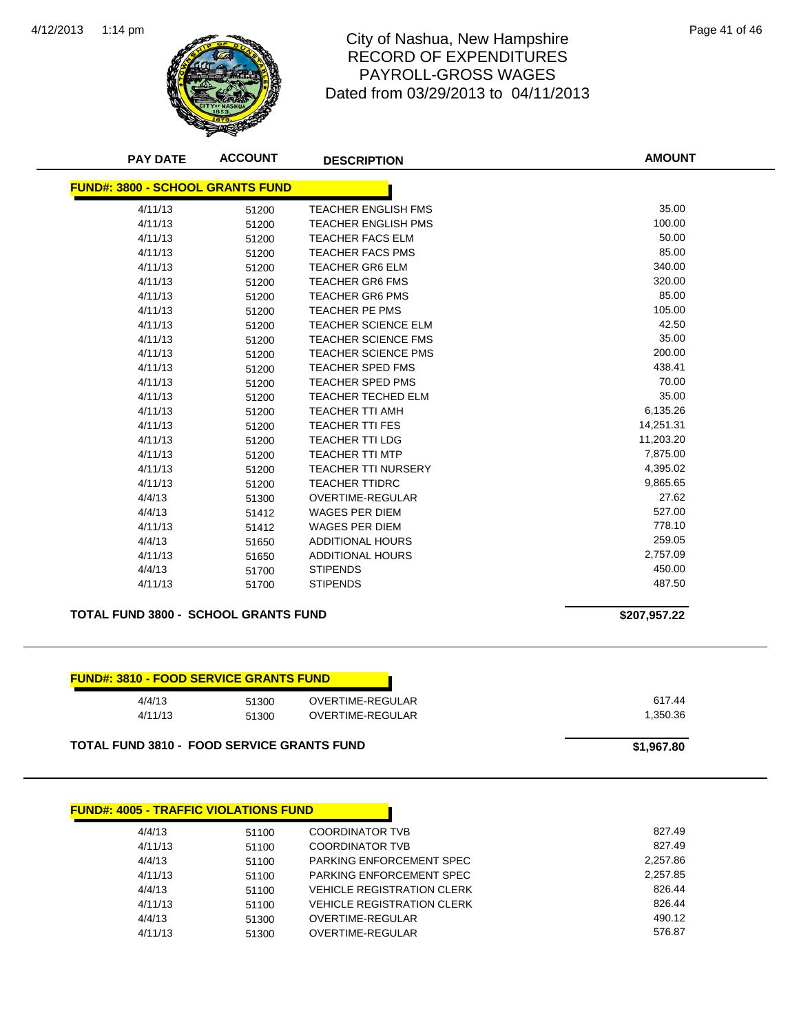# City of Nashua, New Hampshire
## RECORD OF EXPENDITURES
## PAYROLL-GROSS WAGES
## Dated from 03/29/2013 to 04/11/2013

| PAY DATE | ACCOUNT | DESCRIPTION | AMOUNT |
|---|---|---|---|
| **FUND#: 3800 - SCHOOL GRANTS FUND** | | | |
| 4/11/13 | 51200 | TEACHER ENGLISH FMS | 35.00 |
| 4/11/13 | 51200 | TEACHER ENGLISH PMS | 100.00 |
| 4/11/13 | 51200 | TEACHER FACS ELM | 50.00 |
| 4/11/13 | 51200 | TEACHER FACS PMS | 85.00 |
| 4/11/13 | 51200 | TEACHER GR6 ELM | 340.00 |
| 4/11/13 | 51200 | TEACHER GR6 FMS | 320.00 |
| 4/11/13 | 51200 | TEACHER GR6 PMS | 85.00 |
| 4/11/13 | 51200 | TEACHER PE PMS | 105.00 |
| 4/11/13 | 51200 | TEACHER SCIENCE ELM | 42.50 |
| 4/11/13 | 51200 | TEACHER SCIENCE FMS | 35.00 |
| 4/11/13 | 51200 | TEACHER SCIENCE PMS | 200.00 |
| 4/11/13 | 51200 | TEACHER SPED FMS | 438.41 |
| 4/11/13 | 51200 | TEACHER SPED PMS | 70.00 |
| 4/11/13 | 51200 | TEACHER TECHED ELM | 35.00 |
| 4/11/13 | 51200 | TEACHER TTI AMH | 6,135.26 |
| 4/11/13 | 51200 | TEACHER TTI FES | 14,251.31 |
| 4/11/13 | 51200 | TEACHER TTI LDG | 11,203.20 |
| 4/11/13 | 51200 | TEACHER TTI MTP | 7,875.00 |
| 4/11/13 | 51200 | TEACHER TTI NURSERY | 4,395.02 |
| 4/11/13 | 51200 | TEACHER TTIDRC | 9,865.65 |
| 4/4/13 | 51300 | OVERTIME-REGULAR | 27.62 |
| 4/4/13 | 51412 | WAGES PER DIEM | 527.00 |
| 4/11/13 | 51412 | WAGES PER DIEM | 778.10 |
| 4/4/13 | 51650 | ADDITIONAL HOURS | 259.05 |
| 4/11/13 | 51650 | ADDITIONAL HOURS | 2,757.09 |
| 4/4/13 | 51700 | STIPENDS | 450.00 |
| 4/11/13 | 51700 | STIPENDS | 487.50 |
| **TOTAL FUND 3800 - SCHOOL GRANTS FUND** | | | **$207,957.22** |

| PAY DATE | ACCOUNT | DESCRIPTION | AMOUNT |
|---|---|---|---|
| **FUND#: 3810 - FOOD SERVICE GRANTS FUND** | | | |
| 4/4/13 | 51300 | OVERTIME-REGULAR | 617.44 |
| 4/11/13 | 51300 | OVERTIME-REGULAR | 1,350.36 |
| **TOTAL FUND 3810 - FOOD SERVICE GRANTS FUND** | | | **$1,967.80** |

| PAY DATE | ACCOUNT | DESCRIPTION | AMOUNT |
|---|---|---|---|
| **FUND#: 4005 - TRAFFIC VIOLATIONS FUND** | | | |
| 4/4/13 | 51100 | COORDINATOR TVB | 827.49 |
| 4/11/13 | 51100 | COORDINATOR TVB | 827.49 |
| 4/4/13 | 51100 | PARKING ENFORCEMENT SPEC | 2,257.86 |
| 4/11/13 | 51100 | PARKING ENFORCEMENT SPEC | 2,257.85 |
| 4/4/13 | 51100 | VEHICLE REGISTRATION CLERK | 826.44 |
| 4/11/13 | 51100 | VEHICLE REGISTRATION CLERK | 826.44 |
| 4/4/13 | 51300 | OVERTIME-REGULAR | 490.12 |
| 4/11/13 | 51300 | OVERTIME-REGULAR | 576.87 |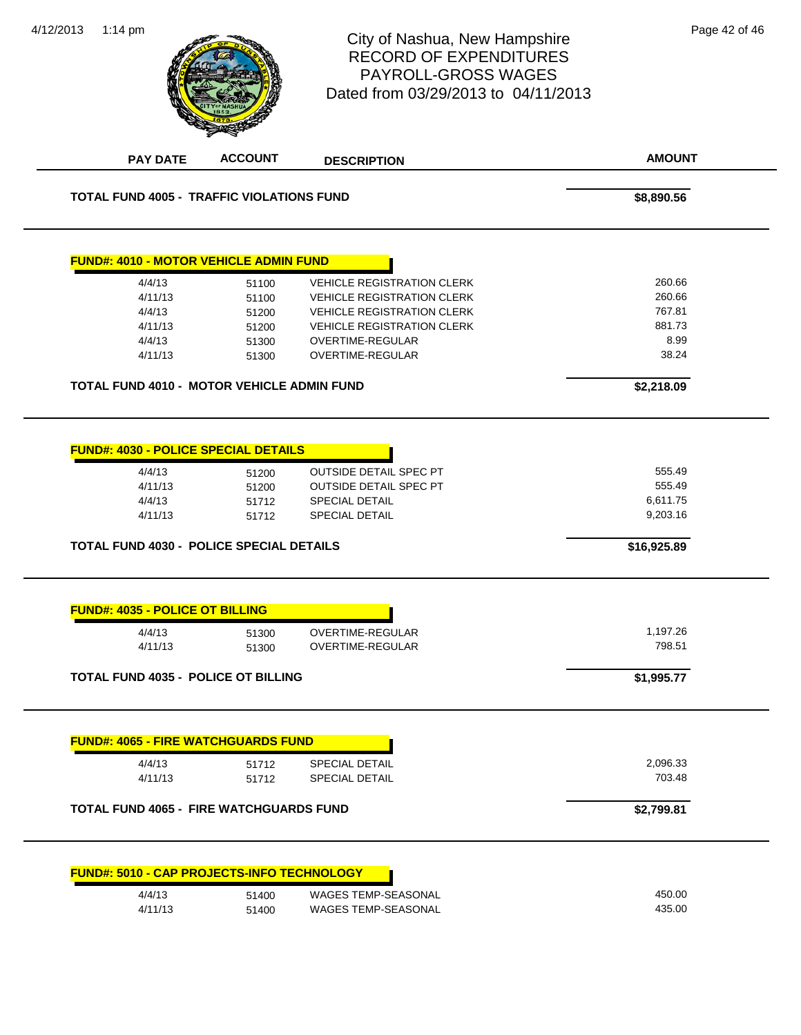# City of Nashua, New Hampshire
## RECORD OF EXPENDITURES
## PAYROLL-GROSS WAGES
## Dated from 03/29/2013 to 04/11/2013

| PAY DATE | ACCOUNT | DESCRIPTION | AMOUNT |
|---|---|---|---|
| **TOTAL FUND 4005 - TRAFFIC VIOLATIONS FUND** | | | **$8,890.56** |

**FUND#: 4010 - MOTOR VEHICLE ADMIN FUND**

| PAY DATE | ACCOUNT | DESCRIPTION | AMOUNT |
|---|---|---|---|
| 4/4/13 | 51100 | VEHICLE REGISTRATION CLERK | 260.66 |
| 4/11/13 | 51100 | VEHICLE REGISTRATION CLERK | 260.66 |
| 4/4/13 | 51200 | VEHICLE REGISTRATION CLERK | 767.81 |
| 4/11/13 | 51200 | VEHICLE REGISTRATION CLERK | 881.73 |
| 4/4/13 | 51300 | OVERTIME-REGULAR | 8.99 |
| 4/11/13 | 51300 | OVERTIME-REGULAR | 38.24 |
| **TOTAL FUND 4010 - MOTOR VEHICLE ADMIN FUND** | | | **$2,218.09** |

**FUND#: 4030 - POLICE SPECIAL DETAILS**

| PAY DATE | ACCOUNT | DESCRIPTION | AMOUNT |
|---|---|---|---|
| 4/4/13 | 51200 | OUTSIDE DETAIL SPEC PT | 555.49 |
| 4/11/13 | 51200 | OUTSIDE DETAIL SPEC PT | 555.49 |
| 4/4/13 | 51712 | SPECIAL DETAIL | 6,611.75 |
| 4/11/13 | 51712 | SPECIAL DETAIL | 9,203.16 |
| **TOTAL FUND 4030 - POLICE SPECIAL DETAILS** | | | **$16,925.89** |

**FUND#: 4035 - POLICE OT BILLING**

| PAY DATE | ACCOUNT | DESCRIPTION | AMOUNT |
|---|---|---|---|
| 4/4/13 | 51300 | OVERTIME-REGULAR | 1,197.26 |
| 4/11/13 | 51300 | OVERTIME-REGULAR | 798.51 |
| **TOTAL FUND 4035 - POLICE OT BILLING** | | | **$1,995.77** |

**FUND#: 4065 - FIRE WATCHGUARDS FUND**

| PAY DATE | ACCOUNT | DESCRIPTION | AMOUNT |
|---|---|---|---|
| 4/4/13 | 51712 | SPECIAL DETAIL | 2,096.33 |
| 4/11/13 | 51712 | SPECIAL DETAIL | 703.48 |
| **TOTAL FUND 4065 - FIRE WATCHGUARDS FUND** | | | **$2,799.81** |

**FUND#: 5010 - CAP PROJECTS-INFO TECHNOLOGY**

| PAY DATE | ACCOUNT | DESCRIPTION | AMOUNT |
|---|---|---|---|
| 4/4/13 | 51400 | WAGES TEMP-SEASONAL | 450.00 |
| 4/11/13 | 51400 | WAGES TEMP-SEASONAL | 435.00 |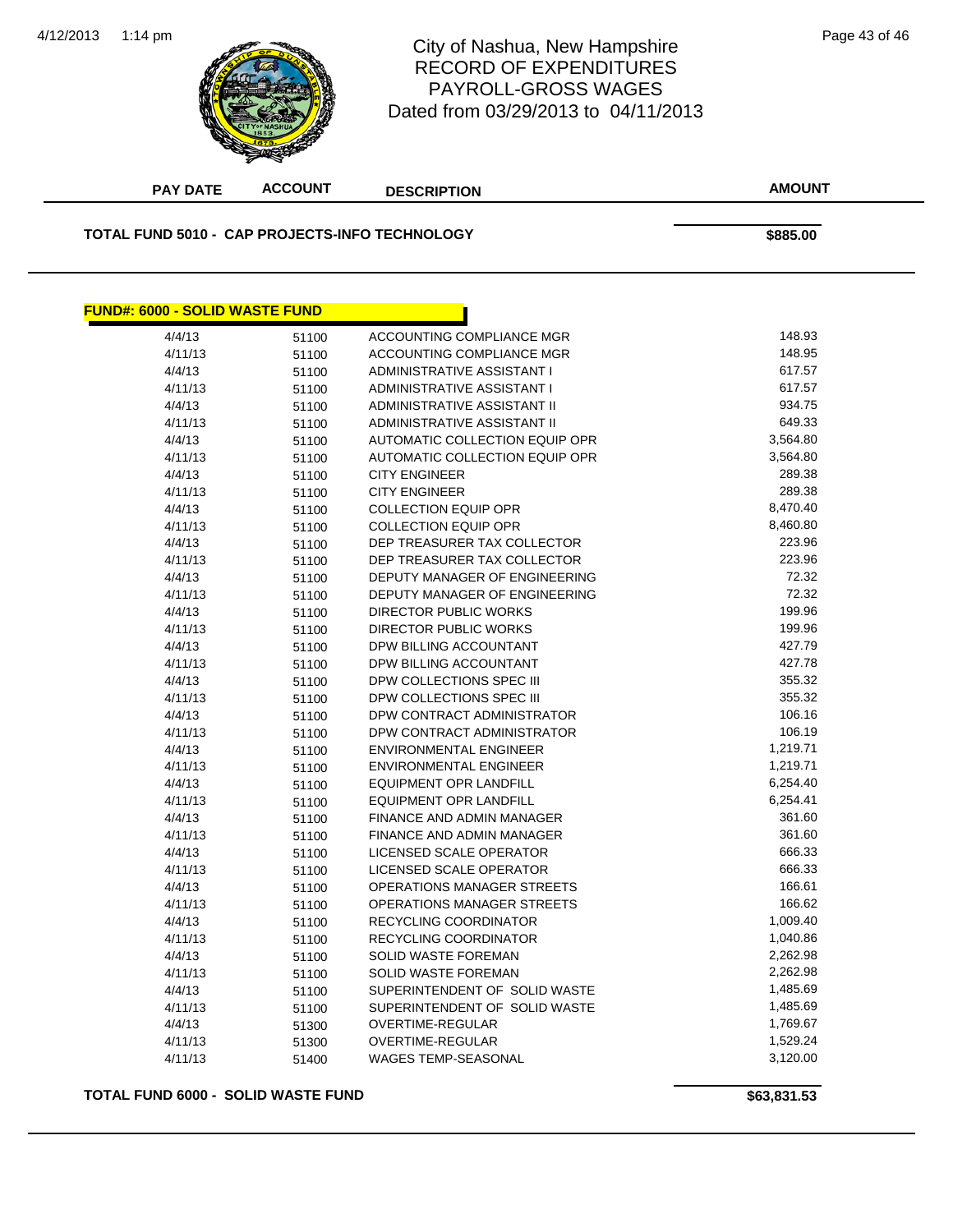# City of Nashua, New Hampshire
## RECORD OF EXPENDITURES
## PAYROLL-GROSS WAGES
## Dated from 03/29/2013 to 04/11/2013

| PAY DATE | ACCOUNT | DESCRIPTION | AMOUNT |
|---|---|---|---|

**TOTAL FUND 5010 - CAP PROJECTS-INFO TECHNOLOGY** **$885.00**

**FUND#: 6000 - SOLID WASTE FUND**

| PAY DATE | ACCOUNT | DESCRIPTION | AMOUNT |
|---|---|---|---|
| 4/4/13 | 51100 | ACCOUNTING COMPLIANCE MGR | 148.93 |
| 4/11/13 | 51100 | ACCOUNTING COMPLIANCE MGR | 148.95 |
| 4/4/13 | 51100 | ADMINISTRATIVE ASSISTANT I | 617.57 |
| 4/11/13 | 51100 | ADMINISTRATIVE ASSISTANT I | 617.57 |
| 4/4/13 | 51100 | ADMINISTRATIVE ASSISTANT II | 934.75 |
| 4/11/13 | 51100 | ADMINISTRATIVE ASSISTANT II | 649.33 |
| 4/4/13 | 51100 | AUTOMATIC COLLECTION EQUIP OPR | 3,564.80 |
| 4/11/13 | 51100 | AUTOMATIC COLLECTION EQUIP OPR | 3,564.80 |
| 4/4/13 | 51100 | CITY ENGINEER | 289.38 |
| 4/11/13 | 51100 | CITY ENGINEER | 289.38 |
| 4/4/13 | 51100 | COLLECTION EQUIP OPR | 8,470.40 |
| 4/11/13 | 51100 | COLLECTION EQUIP OPR | 8,460.80 |
| 4/4/13 | 51100 | DEP TREASURER TAX COLLECTOR | 223.96 |
| 4/11/13 | 51100 | DEP TREASURER TAX COLLECTOR | 223.96 |
| 4/4/13 | 51100 | DEPUTY MANAGER OF ENGINEERING | 72.32 |
| 4/11/13 | 51100 | DEPUTY MANAGER OF ENGINEERING | 72.32 |
| 4/4/13 | 51100 | DIRECTOR PUBLIC WORKS | 199.96 |
| 4/11/13 | 51100 | DIRECTOR PUBLIC WORKS | 199.96 |
| 4/4/13 | 51100 | DPW BILLING ACCOUNTANT | 427.79 |
| 4/11/13 | 51100 | DPW BILLING ACCOUNTANT | 427.78 |
| 4/4/13 | 51100 | DPW COLLECTIONS SPEC III | 355.32 |
| 4/11/13 | 51100 | DPW COLLECTIONS SPEC III | 355.32 |
| 4/4/13 | 51100 | DPW CONTRACT ADMINISTRATOR | 106.16 |
| 4/11/13 | 51100 | DPW CONTRACT ADMINISTRATOR | 106.19 |
| 4/4/13 | 51100 | ENVIRONMENTAL ENGINEER | 1,219.71 |
| 4/11/13 | 51100 | ENVIRONMENTAL ENGINEER | 1,219.71 |
| 4/4/13 | 51100 | EQUIPMENT OPR LANDFILL | 6,254.40 |
| 4/11/13 | 51100 | EQUIPMENT OPR LANDFILL | 6,254.41 |
| 4/4/13 | 51100 | FINANCE AND ADMIN MANAGER | 361.60 |
| 4/11/13 | 51100 | FINANCE AND ADMIN MANAGER | 361.60 |
| 4/4/13 | 51100 | LICENSED SCALE OPERATOR | 666.33 |
| 4/11/13 | 51100 | LICENSED SCALE OPERATOR | 666.33 |
| 4/4/13 | 51100 | OPERATIONS MANAGER STREETS | 166.61 |
| 4/11/13 | 51100 | OPERATIONS MANAGER STREETS | 166.62 |
| 4/4/13 | 51100 | RECYCLING COORDINATOR | 1,009.40 |
| 4/11/13 | 51100 | RECYCLING COORDINATOR | 1,040.86 |
| 4/4/13 | 51100 | SOLID WASTE FOREMAN | 2,262.98 |
| 4/11/13 | 51100 | SOLID WASTE FOREMAN | 2,262.98 |
| 4/4/13 | 51100 | SUPERINTENDENT OF SOLID WASTE | 1,485.69 |
| 4/11/13 | 51100 | SUPERINTENDENT OF SOLID WASTE | 1,485.69 |
| 4/4/13 | 51300 | OVERTIME-REGULAR | 1,769.67 |
| 4/11/13 | 51300 | OVERTIME-REGULAR | 1,529.24 |
| 4/11/13 | 51400 | WAGES TEMP-SEASONAL | 3,120.00 |

**TOTAL FUND 6000 - SOLID WASTE FUND** **$63,831.53**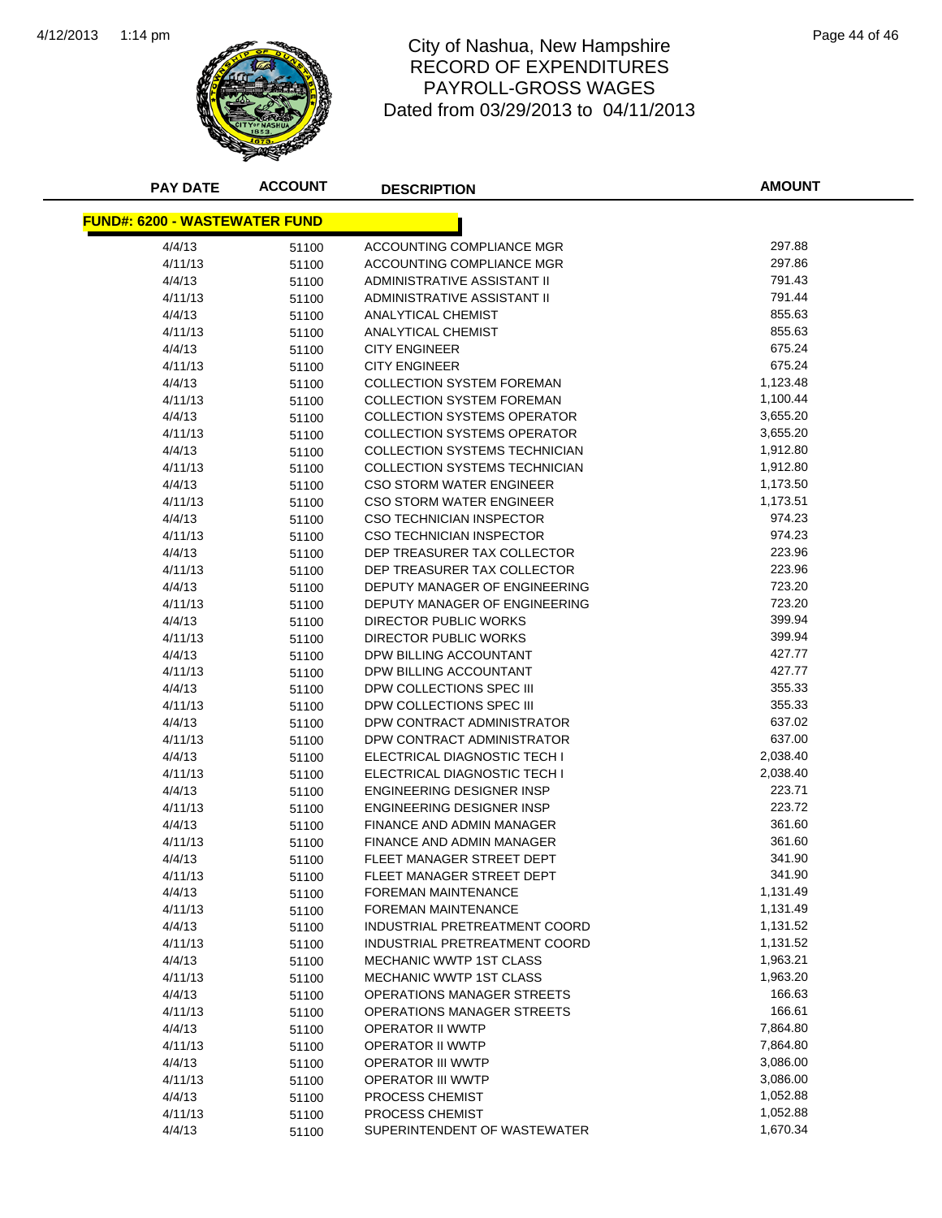# City of Nashua, New Hampshire
## RECORD OF EXPENDITURES
## PAYROLL-GROSS WAGES
## Dated from 03/29/2013 to 04/11/2013

| PAY DATE | ACCOUNT | DESCRIPTION | AMOUNT |
|---|---|---|---|
| **FUND#: 6200 - WASTEWATER FUND** | | | |
| 4/4/13 | 51100 | ACCOUNTING COMPLIANCE MGR | 297.88 |
| 4/11/13 | 51100 | ACCOUNTING COMPLIANCE MGR | 297.86 |
| 4/4/13 | 51100 | ADMINISTRATIVE ASSISTANT II | 791.43 |
| 4/11/13 | 51100 | ADMINISTRATIVE ASSISTANT II | 791.44 |
| 4/4/13 | 51100 | ANALYTICAL CHEMIST | 855.63 |
| 4/11/13 | 51100 | ANALYTICAL CHEMIST | 855.63 |
| 4/4/13 | 51100 | CITY ENGINEER | 675.24 |
| 4/11/13 | 51100 | CITY ENGINEER | 675.24 |
| 4/4/13 | 51100 | COLLECTION SYSTEM FOREMAN | 1,123.48 |
| 4/11/13 | 51100 | COLLECTION SYSTEM FOREMAN | 1,100.44 |
| 4/4/13 | 51100 | COLLECTION SYSTEMS OPERATOR | 3,655.20 |
| 4/11/13 | 51100 | COLLECTION SYSTEMS OPERATOR | 3,655.20 |
| 4/4/13 | 51100 | COLLECTION SYSTEMS TECHNICIAN | 1,912.80 |
| 4/11/13 | 51100 | COLLECTION SYSTEMS TECHNICIAN | 1,912.80 |
| 4/4/13 | 51100 | CSO STORM WATER ENGINEER | 1,173.50 |
| 4/11/13 | 51100 | CSO STORM WATER ENGINEER | 1,173.51 |
| 4/4/13 | 51100 | CSO TECHNICIAN INSPECTOR | 974.23 |
| 4/11/13 | 51100 | CSO TECHNICIAN INSPECTOR | 974.23 |
| 4/4/13 | 51100 | DEP TREASURER TAX COLLECTOR | 223.96 |
| 4/11/13 | 51100 | DEP TREASURER TAX COLLECTOR | 223.96 |
| 4/4/13 | 51100 | DEPUTY MANAGER OF ENGINEERING | 723.20 |
| 4/11/13 | 51100 | DEPUTY MANAGER OF ENGINEERING | 723.20 |
| 4/4/13 | 51100 | DIRECTOR PUBLIC WORKS | 399.94 |
| 4/11/13 | 51100 | DIRECTOR PUBLIC WORKS | 399.94 |
| 4/4/13 | 51100 | DPW BILLING ACCOUNTANT | 427.77 |
| 4/11/13 | 51100 | DPW BILLING ACCOUNTANT | 427.77 |
| 4/4/13 | 51100 | DPW COLLECTIONS SPEC III | 355.33 |
| 4/11/13 | 51100 | DPW COLLECTIONS SPEC III | 355.33 |
| 4/4/13 | 51100 | DPW CONTRACT ADMINISTRATOR | 637.02 |
| 4/11/13 | 51100 | DPW CONTRACT ADMINISTRATOR | 637.00 |
| 4/4/13 | 51100 | ELECTRICAL DIAGNOSTIC TECH I | 2,038.40 |
| 4/11/13 | 51100 | ELECTRICAL DIAGNOSTIC TECH I | 2,038.40 |
| 4/4/13 | 51100 | ENGINEERING DESIGNER INSP | 223.71 |
| 4/11/13 | 51100 | ENGINEERING DESIGNER INSP | 223.72 |
| 4/4/13 | 51100 | FINANCE AND ADMIN MANAGER | 361.60 |
| 4/11/13 | 51100 | FINANCE AND ADMIN MANAGER | 361.60 |
| 4/4/13 | 51100 | FLEET MANAGER STREET DEPT | 341.90 |
| 4/11/13 | 51100 | FLEET MANAGER STREET DEPT | 341.90 |
| 4/4/13 | 51100 | FOREMAN MAINTENANCE | 1,131.49 |
| 4/11/13 | 51100 | FOREMAN MAINTENANCE | 1,131.49 |
| 4/4/13 | 51100 | INDUSTRIAL PRETREATMENT COORD | 1,131.52 |
| 4/11/13 | 51100 | INDUSTRIAL PRETREATMENT COORD | 1,131.52 |
| 4/4/13 | 51100 | MECHANIC WWTP 1ST CLASS | 1,963.21 |
| 4/11/13 | 51100 | MECHANIC WWTP 1ST CLASS | 1,963.20 |
| 4/4/13 | 51100 | OPERATIONS MANAGER STREETS | 166.63 |
| 4/11/13 | 51100 | OPERATIONS MANAGER STREETS | 166.61 |
| 4/4/13 | 51100 | OPERATOR II WWTP | 7,864.80 |
| 4/11/13 | 51100 | OPERATOR II WWTP | 7,864.80 |
| 4/4/13 | 51100 | OPERATOR III WWTP | 3,086.00 |
| 4/11/13 | 51100 | OPERATOR III WWTP | 3,086.00 |
| 4/4/13 | 51100 | PROCESS CHEMIST | 1,052.88 |
| 4/11/13 | 51100 | PROCESS CHEMIST | 1,052.88 |
| 4/4/13 | 51100 | SUPERINTENDENT OF WASTEWATER | 1,670.34 |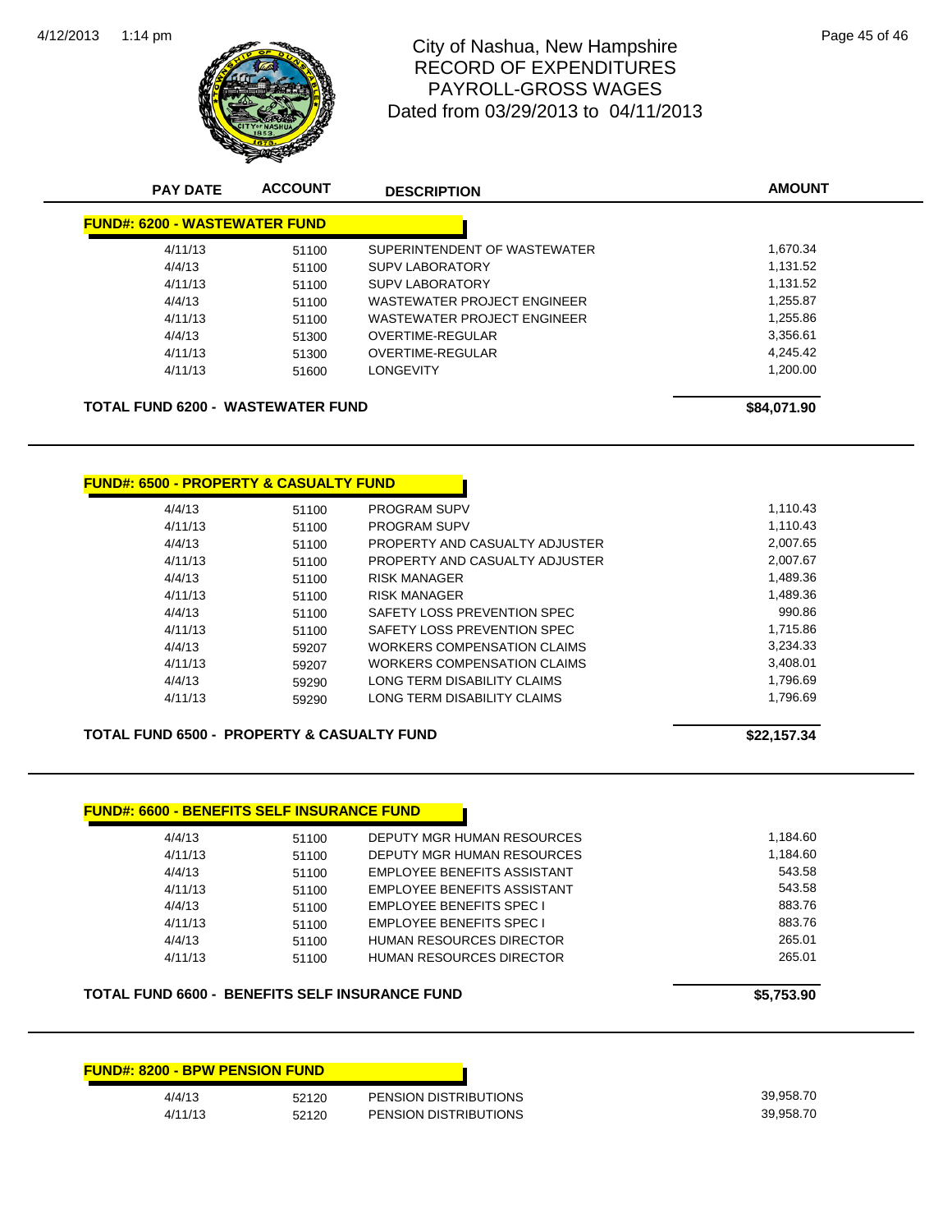# City of Nashua, New Hampshire
# RECORD OF EXPENDITURES
# PAYROLL-GROSS WAGES
# Dated from 03/29/2013 to 04/11/2013

| PAY DATE | ACCOUNT | DESCRIPTION | AMOUNT |
|---|---|---|---|
| **FUND#: 6200 - WASTEWATER FUND** | | | |
| 4/11/13 | 51100 | SUPERINTENDENT OF WASTEWATER | 1,670.34 |
| 4/4/13 | 51100 | SUPV LABORATORY | 1,131.52 |
| 4/11/13 | 51100 | SUPV LABORATORY | 1,131.52 |
| 4/4/13 | 51100 | WASTEWATER PROJECT ENGINEER | 1,255.87 |
| 4/11/13 | 51100 | WASTEWATER PROJECT ENGINEER | 1,255.86 |
| 4/4/13 | 51300 | OVERTIME-REGULAR | 3,356.61 |
| 4/11/13 | 51300 | OVERTIME-REGULAR | 4,245.42 |
| 4/11/13 | 51600 | LONGEVITY | 1,200.00 |
| **TOTAL FUND 6200 - WASTEWATER FUND** | | | **$84,071.90** |

| PAY DATE | ACCOUNT | DESCRIPTION | AMOUNT |
|---|---|---|---|
| **FUND#: 6500 - PROPERTY & CASUALTY FUND** | | | |
| 4/4/13 | 51100 | PROGRAM SUPV | 1,110.43 |
| 4/11/13 | 51100 | PROGRAM SUPV | 1,110.43 |
| 4/4/13 | 51100 | PROPERTY AND CASUALTY ADJUSTER | 2,007.65 |
| 4/11/13 | 51100 | PROPERTY AND CASUALTY ADJUSTER | 2,007.67 |
| 4/4/13 | 51100 | RISK MANAGER | 1,489.36 |
| 4/11/13 | 51100 | RISK MANAGER | 1,489.36 |
| 4/4/13 | 51100 | SAFETY LOSS PREVENTION SPEC | 990.86 |
| 4/11/13 | 51100 | SAFETY LOSS PREVENTION SPEC | 1,715.86 |
| 4/4/13 | 59207 | WORKERS COMPENSATION CLAIMS | 3,234.33 |
| 4/11/13 | 59207 | WORKERS COMPENSATION CLAIMS | 3,408.01 |
| 4/4/13 | 59290 | LONG TERM DISABILITY CLAIMS | 1,796.69 |
| 4/11/13 | 59290 | LONG TERM DISABILITY CLAIMS | 1,796.69 |
| **TOTAL FUND 6500 - PROPERTY & CASUALTY FUND** | | | **$22,157.34** |

| PAY DATE | ACCOUNT | DESCRIPTION | AMOUNT |
|---|---|---|---|
| **FUND#: 6600 - BENEFITS SELF INSURANCE FUND** | | | |
| 4/4/13 | 51100 | DEPUTY MGR HUMAN RESOURCES | 1,184.60 |
| 4/11/13 | 51100 | DEPUTY MGR HUMAN RESOURCES | 1,184.60 |
| 4/4/13 | 51100 | EMPLOYEE BENEFITS ASSISTANT | 543.58 |
| 4/11/13 | 51100 | EMPLOYEE BENEFITS ASSISTANT | 543.58 |
| 4/4/13 | 51100 | EMPLOYEE BENEFITS SPEC I | 883.76 |
| 4/11/13 | 51100 | EMPLOYEE BENEFITS SPEC I | 883.76 |
| 4/4/13 | 51100 | HUMAN RESOURCES DIRECTOR | 265.01 |
| 4/11/13 | 51100 | HUMAN RESOURCES DIRECTOR | 265.01 |
| **TOTAL FUND 6600 - BENEFITS SELF INSURANCE FUND** | | | **$5,753.90** |

| PAY DATE | ACCOUNT | DESCRIPTION | AMOUNT |
|---|---|---|---|
| **FUND#: 8200 - BPW PENSION FUND** | | | |
| 4/4/13 | 52120 | PENSION DISTRIBUTIONS | 39,958.70 |
| 4/11/13 | 52120 | PENSION DISTRIBUTIONS | 39,958.70 |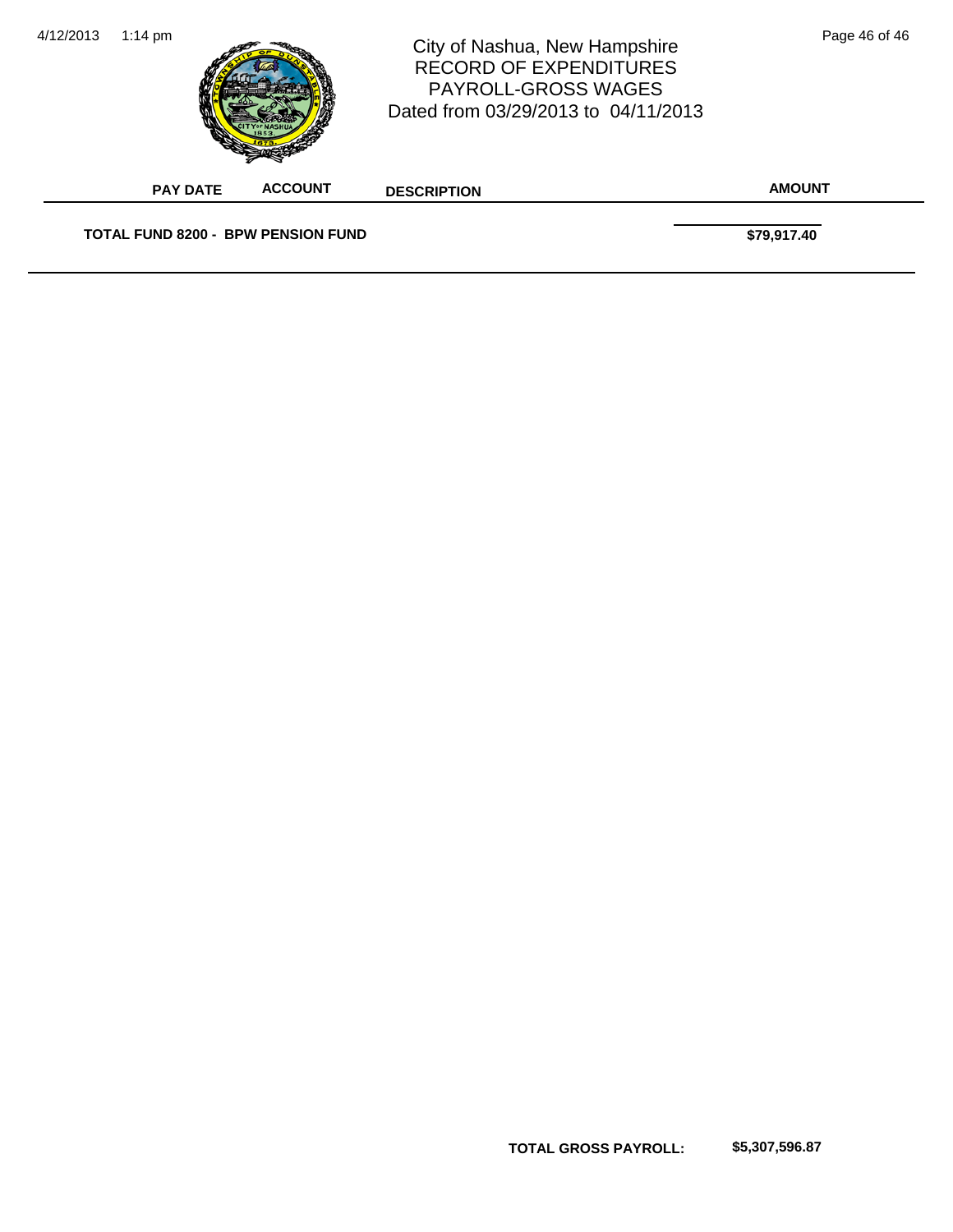City of Nashua, New Hampshire
RECORD OF EXPENDITURES
PAYROLL-GROSS WAGES
Dated from 03/29/2013 to 04/11/2013

| PAY DATE | ACCOUNT | DESCRIPTION | AMOUNT |
|---|---|---|---|
| **TOTAL FUND 8200 - BPW PENSION FUND** | | | **$79,917.40** |

**TOTAL GROSS PAYROLL:** **$5,307,596.87**